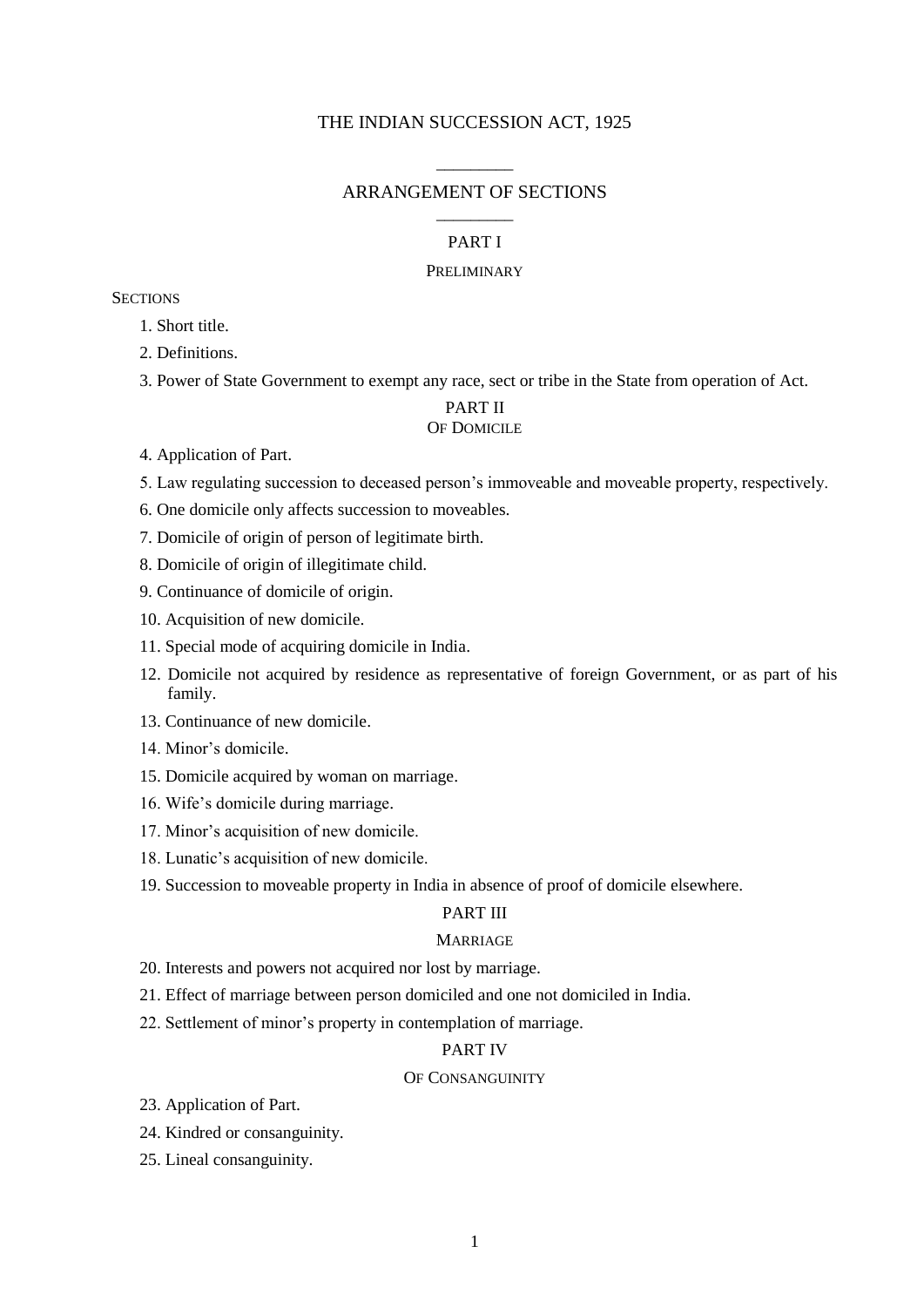# THE INDIAN SUCCESSION ACT, 1925

## ARRANGEMENT OF SECTIONS

## PART I

### PRELIMINARY

SECTIONS

1. Short title.
2. Definitions.
3. Power of State Government to exempt any race, sect or tribe in the State from operation of Act.

## PART II

### OF DOMICILE

4. Application of Part.
5. Law regulating succession to deceased person's immoveable and moveable property, respectively.
6. One domicile only affects succession to moveables.
7. Domicile of origin of person of legitimate birth.
8. Domicile of origin of illegitimate child.
9. Continuance of domicile of origin.
10. Acquisition of new domicile.
11. Special mode of acquiring domicile in India.
12. Domicile not acquired by residence as representative of foreign Government, or as part of his family.
13. Continuance of new domicile.
14. Minor's domicile.
15. Domicile acquired by woman on marriage.
16. Wife's domicile during marriage.
17. Minor's acquisition of new domicile.
18. Lunatic's acquisition of new domicile.
19. Succession to moveable property in India in absence of proof of domicile elsewhere.

## PART III

### MARRIAGE

20. Interests and powers not acquired nor lost by marriage.
21. Effect of marriage between person domiciled and one not domiciled in India.
22. Settlement of minor's property in contemplation of marriage.

## PART IV

### OF CONSANGUINITY

23. Application of Part.
24. Kindred or consanguinity.
25. Lineal consanguinity.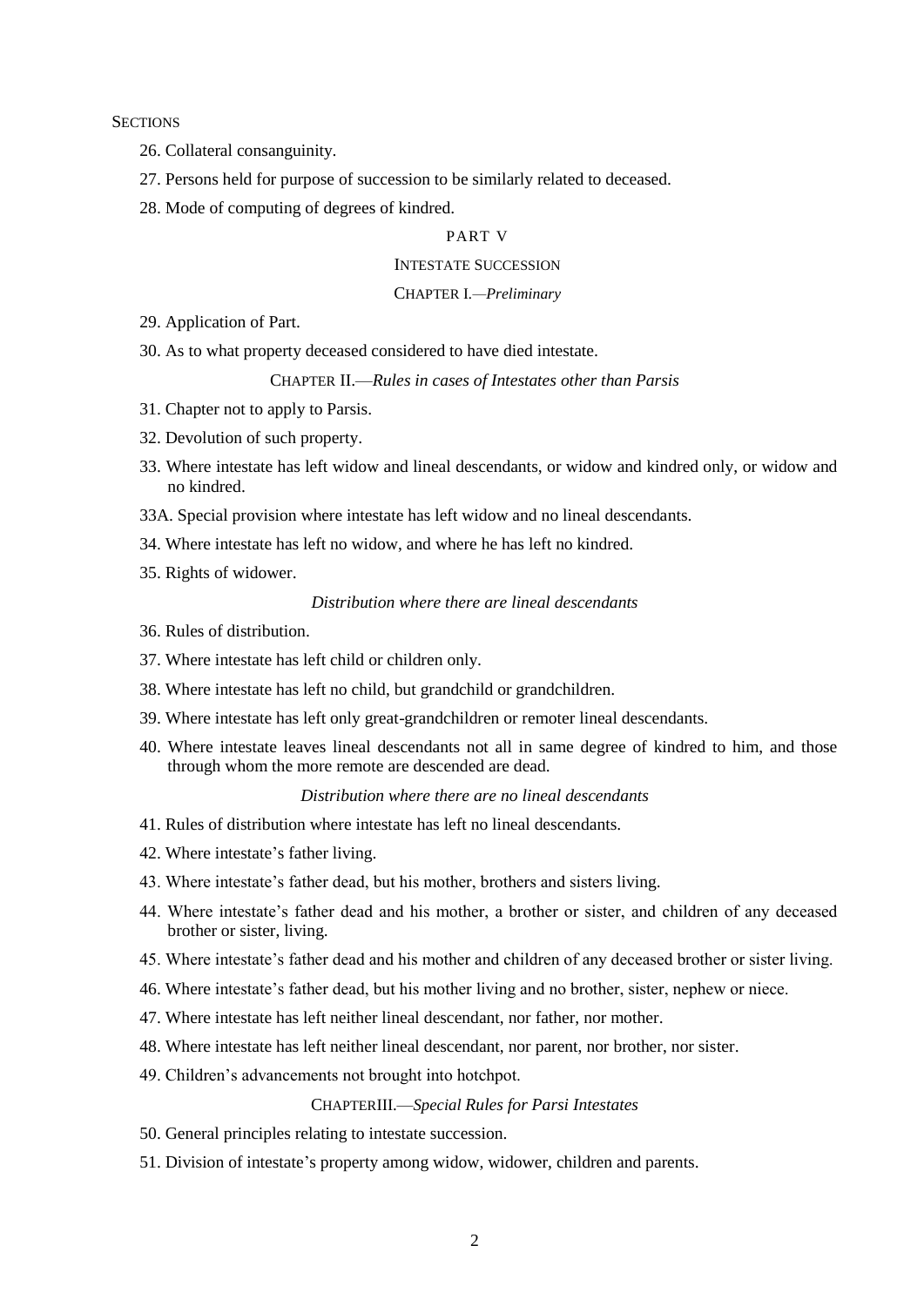SECTIONS

26. Collateral consanguinity.

27. Persons held for purpose of succession to be similarly related to deceased.

28. Mode of computing of degrees of kindred.

PART V

INTESTATE SUCCESSION

CHAPTER I.—*Preliminary*

29. Application of Part.

30. As to what property deceased considered to have died intestate.

CHAPTER II.—*Rules in cases of Intestates other than Parsis*

31. Chapter not to apply to Parsis.

32. Devolution of such property.

33. Where intestate has left widow and lineal descendants, or widow and kindred only, or widow and no kindred.

33A. Special provision where intestate has left widow and no lineal descendants.

34. Where intestate has left no widow, and where he has left no kindred.

35. Rights of widower.

*Distribution where there are lineal descendants*

36. Rules of distribution.

37. Where intestate has left child or children only.

38. Where intestate has left no child, but grandchild or grandchildren.

39. Where intestate has left only great-grandchildren or remoter lineal descendants.

40. Where intestate leaves lineal descendants not all in same degree of kindred to him, and those through whom the more remote are descended are dead.

*Distribution where there are no lineal descendants*

41. Rules of distribution where intestate has left no lineal descendants.

42. Where intestate's father living.

43. Where intestate's father dead, but his mother, brothers and sisters living.

44. Where intestate's father dead and his mother, a brother or sister, and children of any deceased brother or sister, living.

45. Where intestate's father dead and his mother and children of any deceased brother or sister living.

46. Where intestate's father dead, but his mother living and no brother, sister, nephew or niece.

47. Where intestate has left neither lineal descendant, nor father, nor mother.

48. Where intestate has left neither lineal descendant, nor parent, nor brother, nor sister.

49. Children's advancements not brought into hotchpot.

CHAPTERIII.—*Special Rules for Parsi Intestates*

50. General principles relating to intestate succession.

51. Division of intestate's property among widow, widower, children and parents.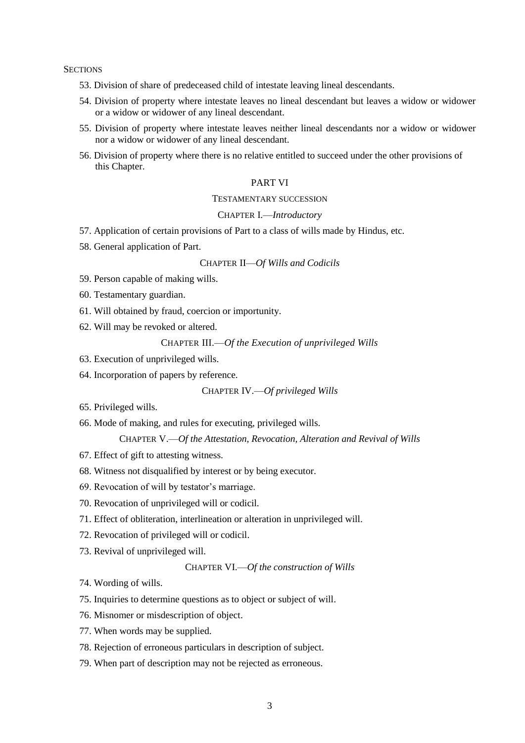SECTIONS

53. Division of share of predeceased child of intestate leaving lineal descendants.

54. Division of property where intestate leaves no lineal descendant but leaves a widow or widower or a widow or widower of any lineal descendant.

55. Division of property where intestate leaves neither lineal descendants nor a widow or widower nor a widow or widower of any lineal descendant.

56. Division of property where there is no relative entitled to succeed under the other provisions of this Chapter.

## PART VI

### TESTAMENTARY SUCCESSION

#### CHAPTER I.—*Introductory*

57. Application of certain provisions of Part to a class of wills made by Hindus, etc.

58. General application of Part.

#### CHAPTER II—*Of Wills and Codicils*

59. Person capable of making wills.

60. Testamentary guardian.

61. Will obtained by fraud, coercion or importunity.

62. Will may be revoked or altered.

#### CHAPTER III.—*Of the Execution of unprivileged Wills*

63. Execution of unprivileged wills.

64. Incorporation of papers by reference.

#### CHAPTER IV.—*Of privileged Wills*

65. Privileged wills.

66. Mode of making, and rules for executing, privileged wills.

#### CHAPTER V.—*Of the Attestation, Revocation, Alteration and Revival of Wills*

67. Effect of gift to attesting witness.

68. Witness not disqualified by interest or by being executor.

69. Revocation of will by testator's marriage.

70. Revocation of unprivileged will or codicil.

71. Effect of obliteration, interlineation or alteration in unprivileged will.

72. Revocation of privileged will or codicil.

73. Revival of unprivileged will.

#### CHAPTER VI.—*Of the construction of Wills*

74. Wording of wills.

75. Inquiries to determine questions as to object or subject of will.

76. Misnomer or misdescription of object.

77. When words may be supplied.

78. Rejection of erroneous particulars in description of subject.

79. When part of description may not be rejected as erroneous.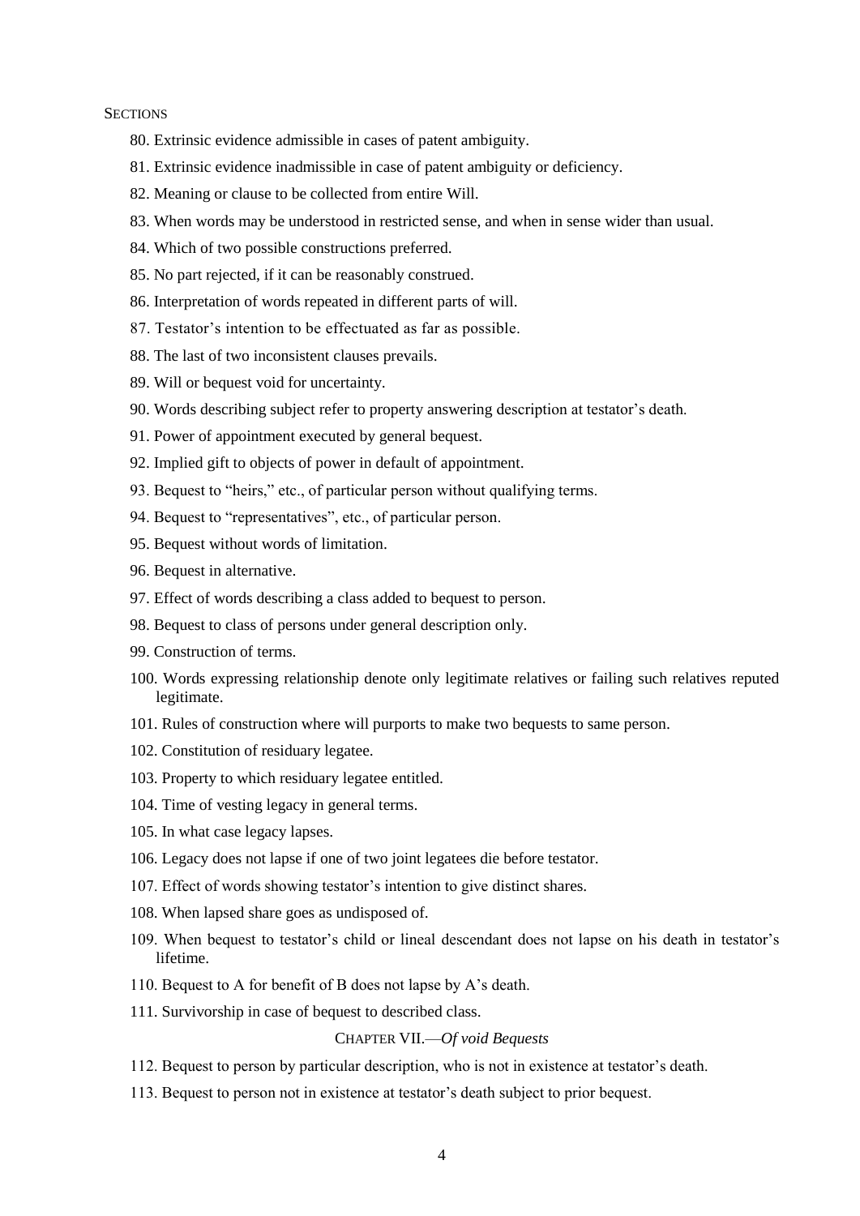SECTIONS

80. Extrinsic evidence admissible in cases of patent ambiguity.

81. Extrinsic evidence inadmissible in case of patent ambiguity or deficiency.

82. Meaning or clause to be collected from entire Will.

83. When words may be understood in restricted sense, and when in sense wider than usual.

84. Which of two possible constructions preferred.

85. No part rejected, if it can be reasonably construed.

86. Interpretation of words repeated in different parts of will.

87. Testator's intention to be effectuated as far as possible.

88. The last of two inconsistent clauses prevails.

89. Will or bequest void for uncertainty.

90. Words describing subject refer to property answering description at testator's death.

91. Power of appointment executed by general bequest.

92. Implied gift to objects of power in default of appointment.

93. Bequest to "heirs," etc., of particular person without qualifying terms.

94. Bequest to "representatives", etc., of particular person.

95. Bequest without words of limitation.

96. Bequest in alternative.

97. Effect of words describing a class added to bequest to person.

98. Bequest to class of persons under general description only.

99. Construction of terms.

100. Words expressing relationship denote only legitimate relatives or failing such relatives reputed legitimate.

101. Rules of construction where will purports to make two bequests to same person.

102. Constitution of residuary legatee.

103. Property to which residuary legatee entitled.

104. Time of vesting legacy in general terms.

105. In what case legacy lapses.

106. Legacy does not lapse if one of two joint legatees die before testator.

107. Effect of words showing testator's intention to give distinct shares.

108. When lapsed share goes as undisposed of.

109. When bequest to testator's child or lineal descendant does not lapse on his death in testator's lifetime.

110. Bequest to A for benefit of B does not lapse by A's death.

111. Survivorship in case of bequest to described class.

CHAPTER VII.—*Of void Bequests*

112. Bequest to person by particular description, who is not in existence at testator's death.

113. Bequest to person not in existence at testator's death subject to prior bequest.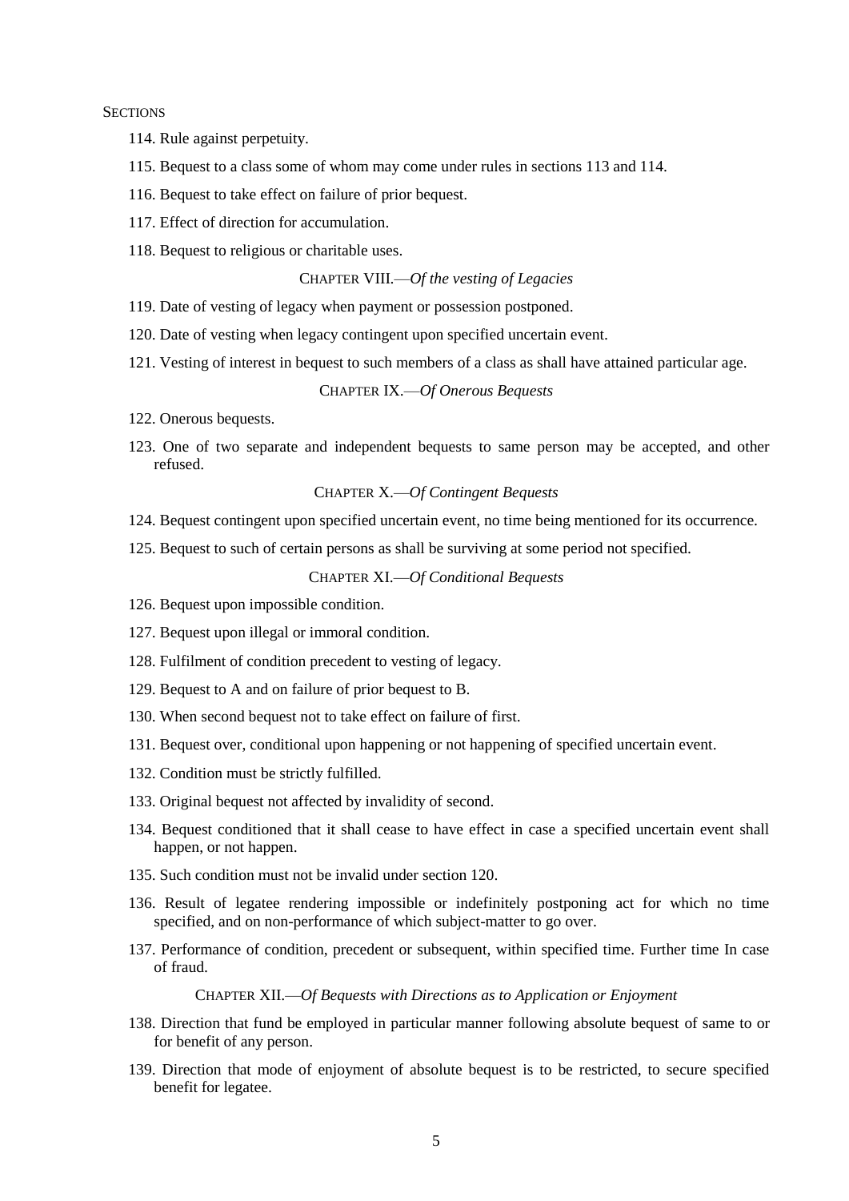SECTIONS

114. Rule against perpetuity.

115. Bequest to a class some of whom may come under rules in sections 113 and 114.

116. Bequest to take effect on failure of prior bequest.

117. Effect of direction for accumulation.

118. Bequest to religious or charitable uses.

CHAPTER VIII.—*Of the vesting of Legacies*

119. Date of vesting of legacy when payment or possession postponed.

120. Date of vesting when legacy contingent upon specified uncertain event.

121. Vesting of interest in bequest to such members of a class as shall have attained particular age.

CHAPTER IX.—*Of Onerous Bequests*

122. Onerous bequests.

123. One of two separate and independent bequests to same person may be accepted, and other refused.

CHAPTER X.—*Of Contingent Bequests*

124. Bequest contingent upon specified uncertain event, no time being mentioned for its occurrence.

125. Bequest to such of certain persons as shall be surviving at some period not specified.

CHAPTER XI.—*Of Conditional Bequests*

126. Bequest upon impossible condition.

127. Bequest upon illegal or immoral condition.

128. Fulfilment of condition precedent to vesting of legacy.

129. Bequest to A and on failure of prior bequest to B.

130. When second bequest not to take effect on failure of first.

131. Bequest over, conditional upon happening or not happening of specified uncertain event.

132. Condition must be strictly fulfilled.

133. Original bequest not affected by invalidity of second.

134. Bequest conditioned that it shall cease to have effect in case a specified uncertain event shall happen, or not happen.

135. Such condition must not be invalid under section 120.

136. Result of legatee rendering impossible or indefinitely postponing act for which no time specified, and on non-performance of which subject-matter to go over.

137. Performance of condition, precedent or subsequent, within specified time. Further time In case of fraud.

CHAPTER XII.—*Of Bequests with Directions as to Application or Enjoyment*

138. Direction that fund be employed in particular manner following absolute bequest of same to or for benefit of any person.

139. Direction that mode of enjoyment of absolute bequest is to be restricted, to secure specified benefit for legatee.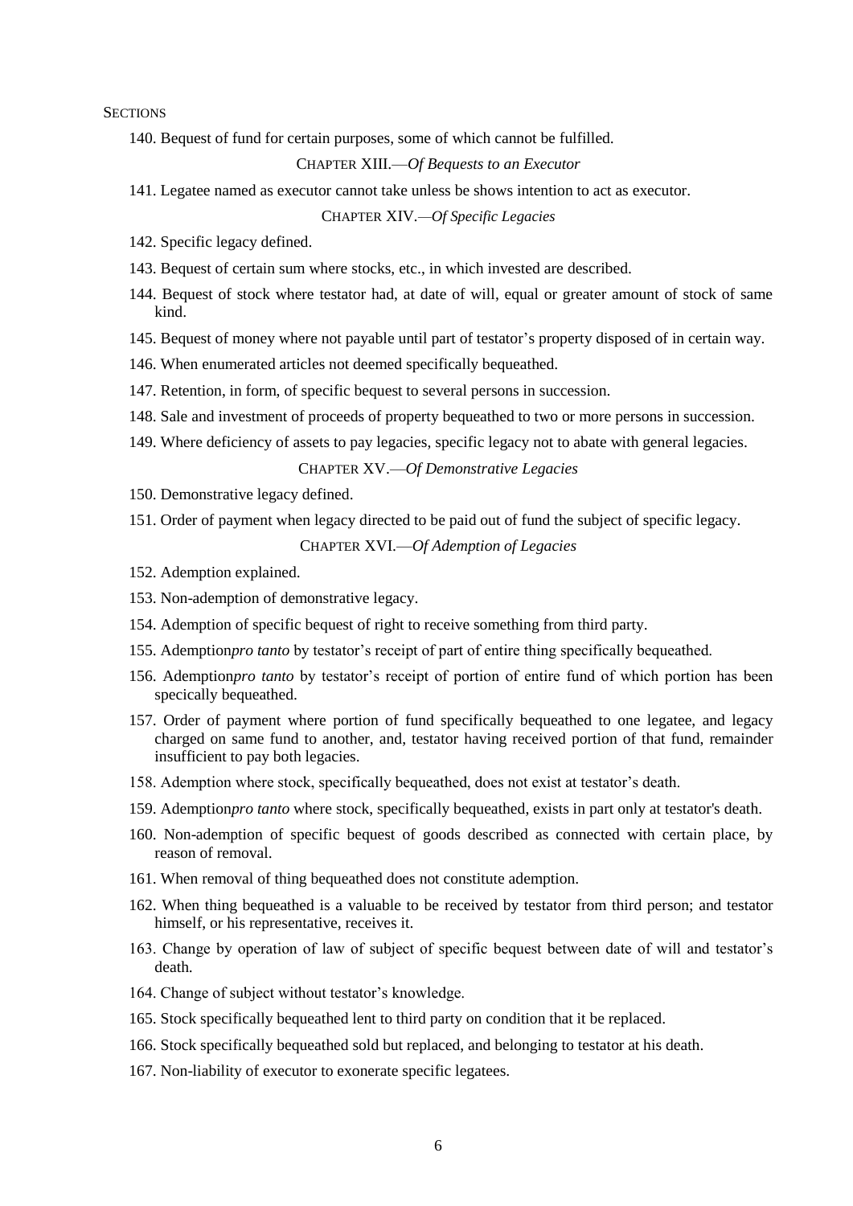SECTIONS

140. Bequest of fund for certain purposes, some of which cannot be fulfilled.

CHAPTER XIII.—*Of Bequests to an Executor*

141. Legatee named as executor cannot take unless be shows intention to act as executor.

CHAPTER XIV.—*Of Specific Legacies*

142. Specific legacy defined.

143. Bequest of certain sum where stocks, etc., in which invested are described.

144. Bequest of stock where testator had, at date of will, equal or greater amount of stock of same kind.

145. Bequest of money where not payable until part of testator's property disposed of in certain way.

146. When enumerated articles not deemed specifically bequeathed.

147. Retention, in form, of specific bequest to several persons in succession.

148. Sale and investment of proceeds of property bequeathed to two or more persons in succession.

149. Where deficiency of assets to pay legacies, specific legacy not to abate with general legacies.

CHAPTER XV.—*Of Demonstrative Legacies*

150. Demonstrative legacy defined.

151. Order of payment when legacy directed to be paid out of fund the subject of specific legacy.

CHAPTER XVI.—*Of Ademption of Legacies*

152. Ademption explained.

153. Non-ademption of demonstrative legacy.

154. Ademption of specific bequest of right to receive something from third party.

155. Ademption*pro tanto* by testator's receipt of part of entire thing specifically bequeathed.

156. Ademption*pro tanto* by testator's receipt of portion of entire fund of which portion has been specically bequeathed.

157. Order of payment where portion of fund specifically bequeathed to one legatee, and legacy charged on same fund to another, and, testator having received portion of that fund, remainder insufficient to pay both legacies.

158. Ademption where stock, specifically bequeathed, does not exist at testator's death.

159. Ademption*pro tanto* where stock, specifically bequeathed, exists in part only at testator's death.

160. Non-ademption of specific bequest of goods described as connected with certain place, by reason of removal.

161. When removal of thing bequeathed does not constitute ademption.

162. When thing bequeathed is a valuable to be received by testator from third person; and testator himself, or his representative, receives it.

163. Change by operation of law of subject of specific bequest between date of will and testator's death.

164. Change of subject without testator's knowledge.

165. Stock specifically bequeathed lent to third party on condition that it be replaced.

166. Stock specifically bequeathed sold but replaced, and belonging to testator at his death.

167. Non-liability of executor to exonerate specific legatees.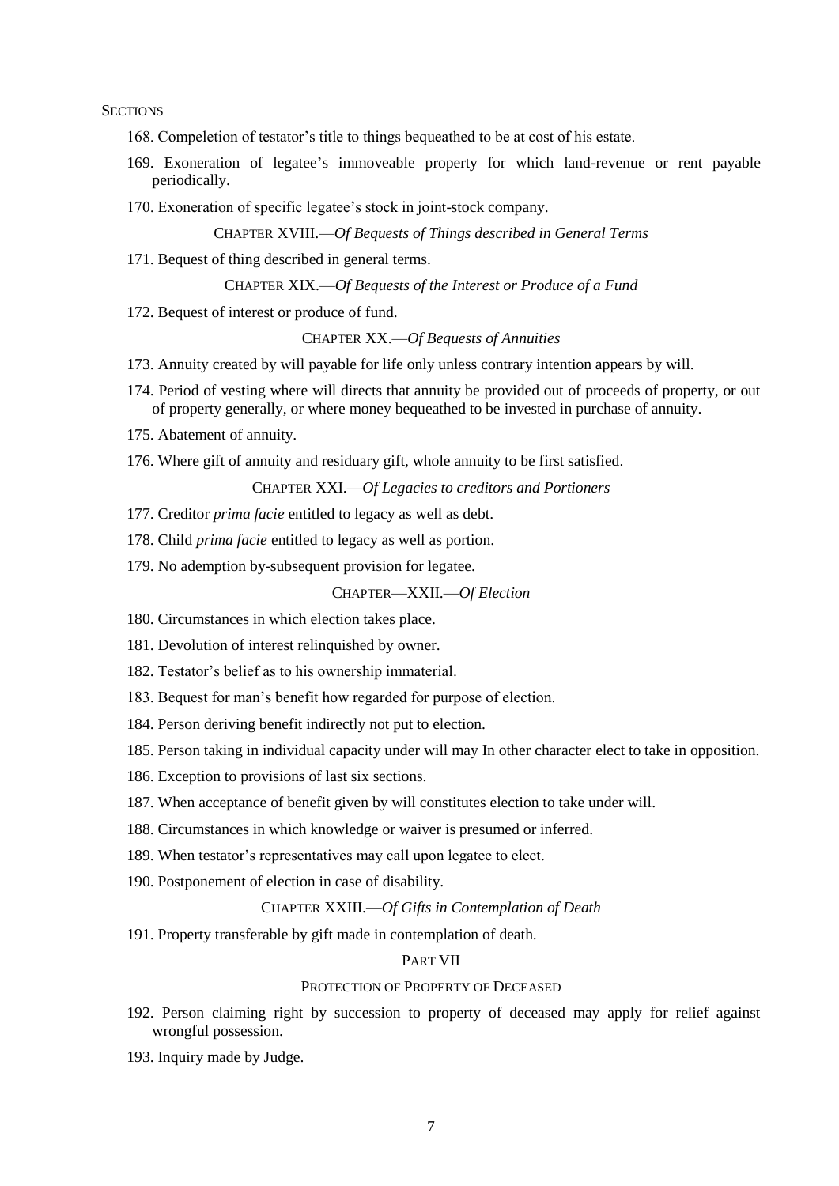SECTIONS

168. Compeletion of testator's title to things bequeathed to be at cost of his estate.

169. Exoneration of legatee's immoveable property for which land-revenue or rent payable periodically.

170. Exoneration of specific legatee's stock in joint-stock company.

CHAPTER XVIII.—*Of Bequests of Things described in General Terms*

171. Bequest of thing described in general terms.

CHAPTER XIX.—*Of Bequests of the Interest or Produce of a Fund*

172. Bequest of interest or produce of fund.

CHAPTER XX.—*Of Bequests of Annuities*

173. Annuity created by will payable for life only unless contrary intention appears by will.

174. Period of vesting where will directs that annuity be provided out of proceeds of property, or out of property generally, or where money bequeathed to be invested in purchase of annuity.

175. Abatement of annuity.

176. Where gift of annuity and residuary gift, whole annuity to be first satisfied.

CHAPTER XXI.—*Of Legacies to creditors and Portioners*

177. Creditor *prima facie* entitled to legacy as well as debt.

178. Child *prima facie* entitled to legacy as well as portion.

179. No ademption by-subsequent provision for legatee.

CHAPTER—XXII.—*Of Election*

180. Circumstances in which election takes place.

181. Devolution of interest relinquished by owner.

182. Testator's belief as to his ownership immaterial.

183. Bequest for man's benefit how regarded for purpose of election.

184. Person deriving benefit indirectly not put to election.

185. Person taking in individual capacity under will may In other character elect to take in opposition.

186. Exception to provisions of last six sections.

187. When acceptance of benefit given by will constitutes election to take under will.

188. Circumstances in which knowledge or waiver is presumed or inferred.

189. When testator's representatives may call upon legatee to elect.

190. Postponement of election in case of disability.

CHAPTER XXIII.—*Of Gifts in Contemplation of Death*

191. Property transferable by gift made in contemplation of death.

PART VII

PROTECTION OF PROPERTY OF DECEASED

192. Person claiming right by succession to property of deceased may apply for relief against wrongful possession.

193. Inquiry made by Judge.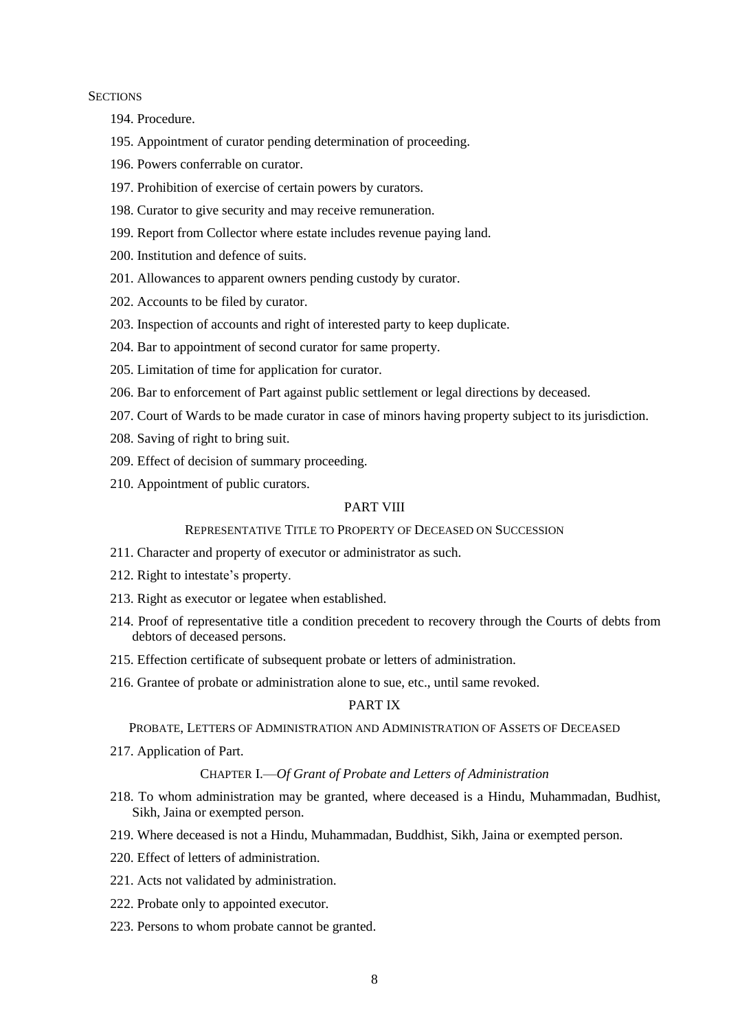SECTIONS

194. Procedure.

195. Appointment of curator pending determination of proceeding.

196. Powers conferrable on curator.

197. Prohibition of exercise of certain powers by curators.

198. Curator to give security and may receive remuneration.

199. Report from Collector where estate includes revenue paying land.

200. Institution and defence of suits.

201. Allowances to apparent owners pending custody by curator.

202. Accounts to be filed by curator.

203. Inspection of accounts and right of interested party to keep duplicate.

204. Bar to appointment of second curator for same property.

205. Limitation of time for application for curator.

206. Bar to enforcement of Part against public settlement or legal directions by deceased.

207. Court of Wards to be made curator in case of minors having property subject to its jurisdiction.

208. Saving of right to bring suit.

209. Effect of decision of summary proceeding.

210. Appointment of public curators.

## PART VIII

### REPRESENTATIVE TITLE TO PROPERTY OF DECEASED ON SUCCESSION

211. Character and property of executor or administrator as such.

212. Right to intestate's property.

213. Right as executor or legatee when established.

214. Proof of representative title a condition precedent to recovery through the Courts of debts from debtors of deceased persons.

215. Effection certificate of subsequent probate or letters of administration.

216. Grantee of probate or administration alone to sue, etc., until same revoked.

## PART IX

### PROBATE, LETTERS OF ADMINISTRATION AND ADMINISTRATION OF ASSETS OF DECEASED

217. Application of Part.

### CHAPTER I.—*Of Grant of Probate and Letters of Administration*

218. To whom administration may be granted, where deceased is a Hindu, Muhammadan, Budhist, Sikh, Jaina or exempted person.

219. Where deceased is not a Hindu, Muhammadan, Buddhist, Sikh, Jaina or exempted person.

220. Effect of letters of administration.

221. Acts not validated by administration.

222. Probate only to appointed executor.

223. Persons to whom probate cannot be granted.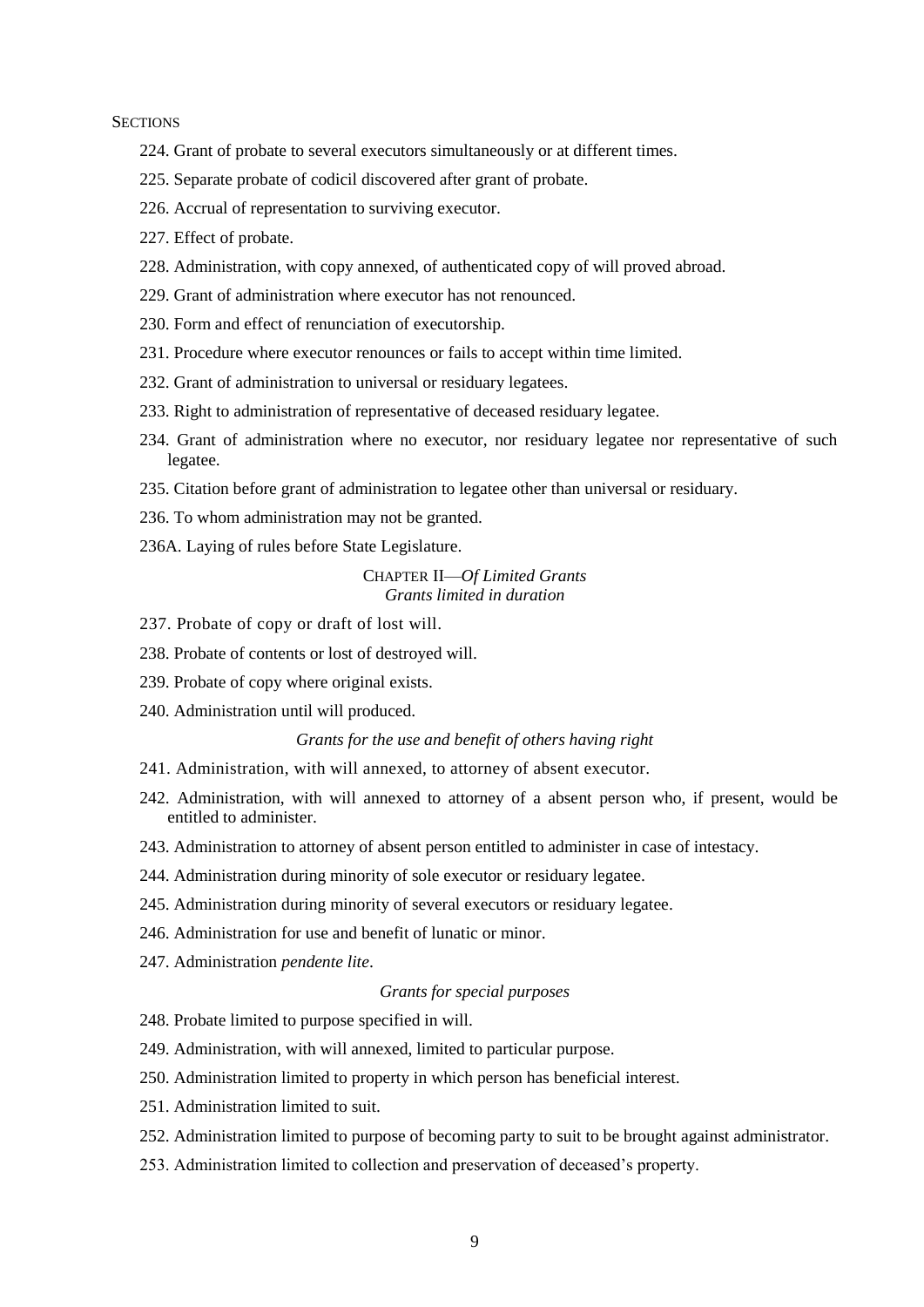SECTIONS

224. Grant of probate to several executors simultaneously or at different times.

225. Separate probate of codicil discovered after grant of probate.

226. Accrual of representation to surviving executor.

227. Effect of probate.

228. Administration, with copy annexed, of authenticated copy of will proved abroad.

229. Grant of administration where executor has not renounced.

230. Form and effect of renunciation of executorship.

231. Procedure where executor renounces or fails to accept within time limited.

232. Grant of administration to universal or residuary legatees.

233. Right to administration of representative of deceased residuary legatee.

234. Grant of administration where no executor, nor residuary legatee nor representative of such legatee.

235. Citation before grant of administration to legatee other than universal or residuary.

236. To whom administration may not be granted.

236A. Laying of rules before State Legislature.

CHAPTER II—*Of Limited Grants*
*Grants limited in duration*

237. Probate of copy or draft of lost will.

238. Probate of contents or lost of destroyed will.

239. Probate of copy where original exists.

240. Administration until will produced.

*Grants for the use and benefit of others having right*

241. Administration, with will annexed, to attorney of absent executor.

242. Administration, with will annexed to attorney of a absent person who, if present, would be entitled to administer.

243. Administration to attorney of absent person entitled to administer in case of intestacy.

244. Administration during minority of sole executor or residuary legatee.

245. Administration during minority of several executors or residuary legatee.

246. Administration for use and benefit of lunatic or minor.

247. Administration *pendente lite*.

*Grants for special purposes*

248. Probate limited to purpose specified in will.

249. Administration, with will annexed, limited to particular purpose.

250. Administration limited to property in which person has beneficial interest.

251. Administration limited to suit.

252. Administration limited to purpose of becoming party to suit to be brought against administrator.

253. Administration limited to collection and preservation of deceased's property.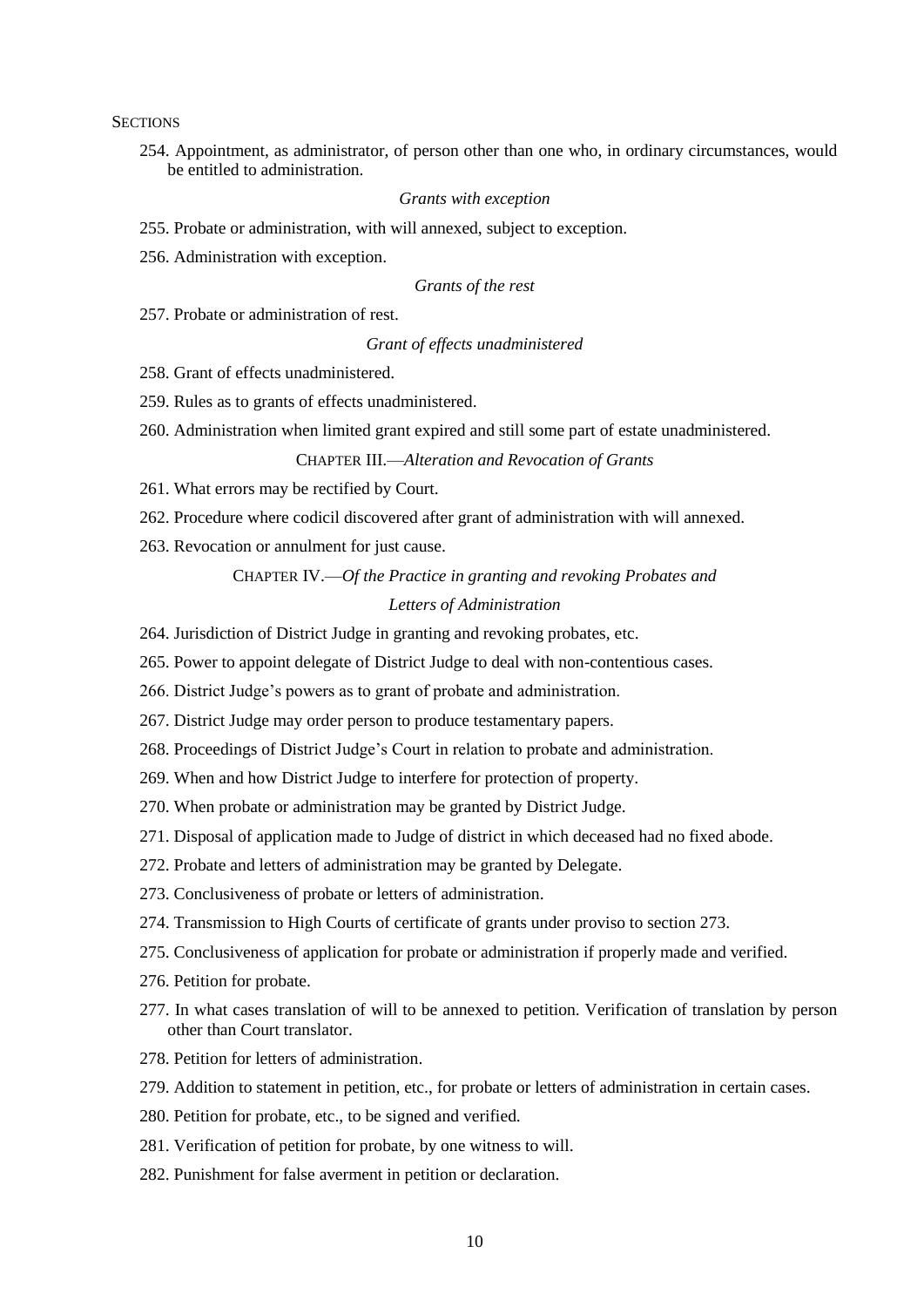SECTIONS

254. Appointment, as administrator, of person other than one who, in ordinary circumstances, would be entitled to administration.

*Grants with exception*

255. Probate or administration, with will annexed, subject to exception.

256. Administration with exception.

*Grants of the rest*

257. Probate or administration of rest.

*Grant of effects unadministered*

258. Grant of effects unadministered.

259. Rules as to grants of effects unadministered.

260. Administration when limited grant expired and still some part of estate unadministered.

CHAPTER III.—*Alteration and Revocation of Grants*

261. What errors may be rectified by Court.

262. Procedure where codicil discovered after grant of administration with will annexed.

263. Revocation or annulment for just cause.

CHAPTER IV.—*Of the Practice in granting and revoking Probates and Letters of Administration*

264. Jurisdiction of District Judge in granting and revoking probates, etc.

265. Power to appoint delegate of District Judge to deal with non-contentious cases.

266. District Judge's powers as to grant of probate and administration.

267. District Judge may order person to produce testamentary papers.

268. Proceedings of District Judge's Court in relation to probate and administration.

269. When and how District Judge to interfere for protection of property.

270. When probate or administration may be granted by District Judge.

271. Disposal of application made to Judge of district in which deceased had no fixed abode.

272. Probate and letters of administration may be granted by Delegate.

273. Conclusiveness of probate or letters of administration.

274. Transmission to High Courts of certificate of grants under proviso to section 273.

275. Conclusiveness of application for probate or administration if properly made and verified.

276. Petition for probate.

277. In what cases translation of will to be annexed to petition. Verification of translation by person other than Court translator.

278. Petition for letters of administration.

279. Addition to statement in petition, etc., for probate or letters of administration in certain cases.

280. Petition for probate, etc., to be signed and verified.

281. Verification of petition for probate, by one witness to will.

282. Punishment for false averment in petition or declaration.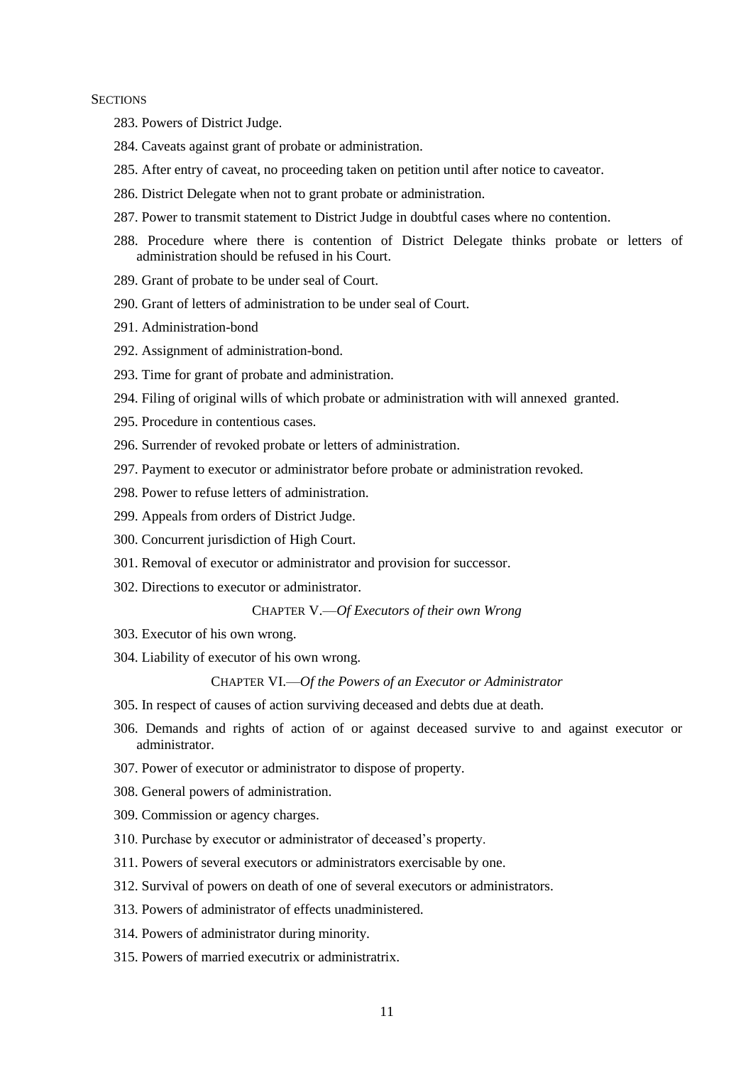SECTIONS

283. Powers of District Judge.

284. Caveats against grant of probate or administration.

285. After entry of caveat, no proceeding taken on petition until after notice to caveator.

286. District Delegate when not to grant probate or administration.

287. Power to transmit statement to District Judge in doubtful cases where no contention.

288. Procedure where there is contention of District Delegate thinks probate or letters of administration should be refused in his Court.

289. Grant of probate to be under seal of Court.

290. Grant of letters of administration to be under seal of Court.

291. Administration-bond

292. Assignment of administration-bond.

293. Time for grant of probate and administration.

294. Filing of original wills of which probate or administration with will annexed granted.

295. Procedure in contentious cases.

296. Surrender of revoked probate or letters of administration.

297. Payment to executor or administrator before probate or administration revoked.

298. Power to refuse letters of administration.

299. Appeals from orders of District Judge.

300. Concurrent jurisdiction of High Court.

301. Removal of executor or administrator and provision for successor.

302. Directions to executor or administrator.

CHAPTER V.—*Of Executors of their own Wrong*

303. Executor of his own wrong.

304. Liability of executor of his own wrong.

CHAPTER VI.—*Of the Powers of an Executor or Administrator*

305. In respect of causes of action surviving deceased and debts due at death.

306. Demands and rights of action of or against deceased survive to and against executor or administrator.

307. Power of executor or administrator to dispose of property.

308. General powers of administration.

309. Commission or agency charges.

310. Purchase by executor or administrator of deceased's property.

311. Powers of several executors or administrators exercisable by one.

312. Survival of powers on death of one of several executors or administrators.

313. Powers of administrator of effects unadministered.

314. Powers of administrator during minority.

315. Powers of married executrix or administratrix.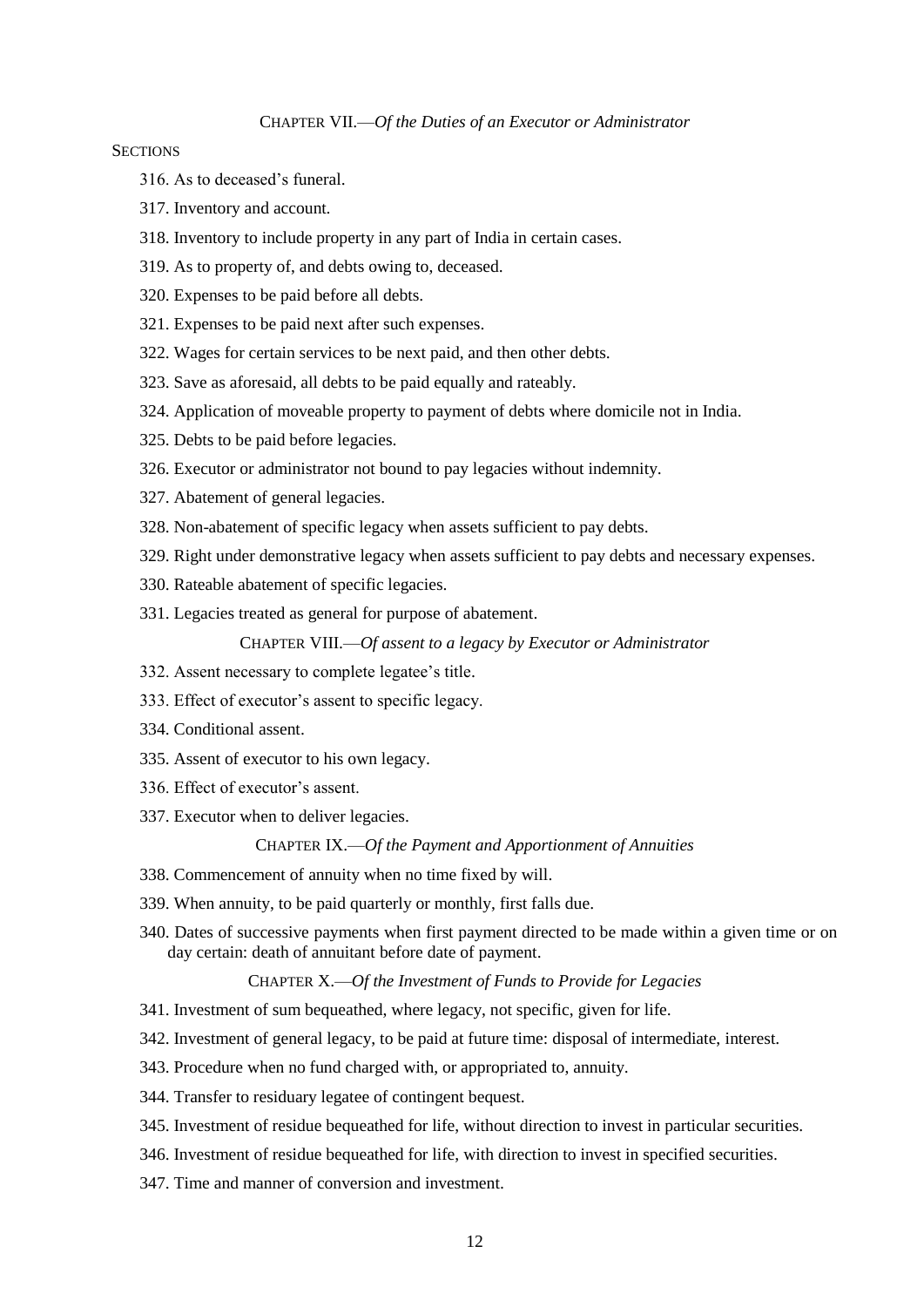CHAPTER VII.—*Of the Duties of an Executor or Administrator*

SECTIONS

316. As to deceased's funeral.
317. Inventory and account.
318. Inventory to include property in any part of India in certain cases.
319. As to property of, and debts owing to, deceased.
320. Expenses to be paid before all debts.
321. Expenses to be paid next after such expenses.
322. Wages for certain services to be next paid, and then other debts.
323. Save as aforesaid, all debts to be paid equally and rateably.
324. Application of moveable property to payment of debts where domicile not in India.
325. Debts to be paid before legacies.
326. Executor or administrator not bound to pay legacies without indemnity.
327. Abatement of general legacies.
328. Non-abatement of specific legacy when assets sufficient to pay debts.
329. Right under demonstrative legacy when assets sufficient to pay debts and necessary expenses.
330. Rateable abatement of specific legacies.
331. Legacies treated as general for purpose of abatement.

CHAPTER VIII.—*Of assent to a legacy by Executor or Administrator*

332. Assent necessary to complete legatee's title.
333. Effect of executor's assent to specific legacy.
334. Conditional assent.
335. Assent of executor to his own legacy.
336. Effect of executor's assent.
337. Executor when to deliver legacies.

CHAPTER IX.—*Of the Payment and Apportionment of Annuities*

338. Commencement of annuity when no time fixed by will.
339. When annuity, to be paid quarterly or monthly, first falls due.
340. Dates of successive payments when first payment directed to be made within a given time or on day certain: death of annuitant before date of payment.

CHAPTER X.—*Of the Investment of Funds to Provide for Legacies*

341. Investment of sum bequeathed, where legacy, not specific, given for life.
342. Investment of general legacy, to be paid at future time: disposal of intermediate, interest.
343. Procedure when no fund charged with, or appropriated to, annuity.
344. Transfer to residuary legatee of contingent bequest.
345. Investment of residue bequeathed for life, without direction to invest in particular securities.
346. Investment of residue bequeathed for life, with direction to invest in specified securities.
347. Time and manner of conversion and investment.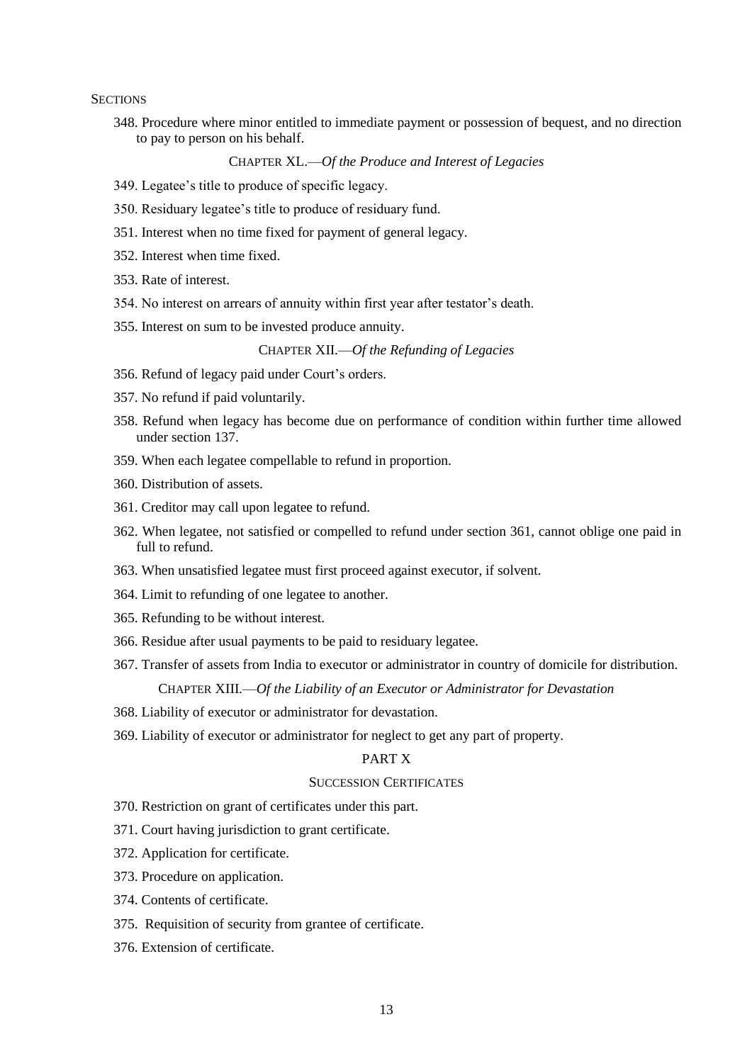SECTIONS

348. Procedure where minor entitled to immediate payment or possession of bequest, and no direction to pay to person on his behalf.

CHAPTER XL.—*Of the Produce and Interest of Legacies*

349. Legatee's title to produce of specific legacy.

350. Residuary legatee's title to produce of residuary fund.

351. Interest when no time fixed for payment of general legacy.

352. Interest when time fixed.

353. Rate of interest.

354. No interest on arrears of annuity within first year after testator's death.

355. Interest on sum to be invested produce annuity.

CHAPTER XII.—*Of the Refunding of Legacies*

356. Refund of legacy paid under Court's orders.

357. No refund if paid voluntarily.

358. Refund when legacy has become due on performance of condition within further time allowed under section 137.

359. When each legatee compellable to refund in proportion.

360. Distribution of assets.

361. Creditor may call upon legatee to refund.

362. When legatee, not satisfied or compelled to refund under section 361, cannot oblige one paid in full to refund.

363. When unsatisfied legatee must first proceed against executor, if solvent.

364. Limit to refunding of one legatee to another.

365. Refunding to be without interest.

366. Residue after usual payments to be paid to residuary legatee.

367. Transfer of assets from India to executor or administrator in country of domicile for distribution.

CHAPTER XIII.—*Of the Liability of an Executor or Administrator for Devastation*

368. Liability of executor or administrator for devastation.

369. Liability of executor or administrator for neglect to get any part of property.

PART X

SUCCESSION CERTIFICATES

370. Restriction on grant of certificates under this part.

371. Court having jurisdiction to grant certificate.

372. Application for certificate.

373. Procedure on application.

374. Contents of certificate.

375. Requisition of security from grantee of certificate.

376. Extension of certificate.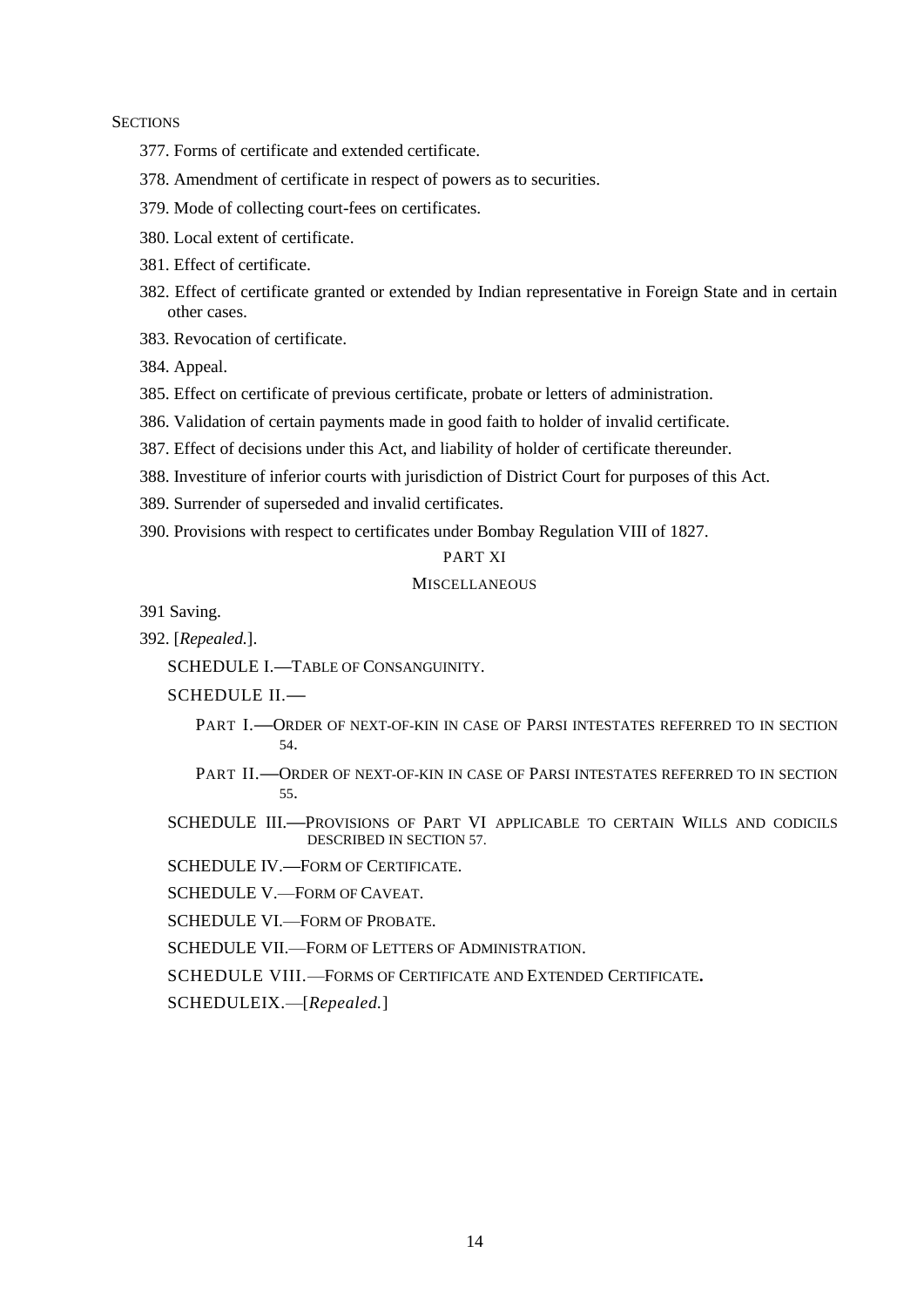SECTIONS

377. Forms of certificate and extended certificate.

378. Amendment of certificate in respect of powers as to securities.

379. Mode of collecting court-fees on certificates.

380. Local extent of certificate.

381. Effect of certificate.

382. Effect of certificate granted or extended by Indian representative in Foreign State and in certain other cases.

383. Revocation of certificate.

384. Appeal.

385. Effect on certificate of previous certificate, probate or letters of administration.

386. Validation of certain payments made in good faith to holder of invalid certificate.

387. Effect of decisions under this Act, and liability of holder of certificate thereunder.

388. Investiture of inferior courts with jurisdiction of District Court for purposes of this Act.

389. Surrender of superseded and invalid certificates.

390. Provisions with respect to certificates under Bombay Regulation VIII of 1827.

PART XI

MISCELLANEOUS

391 Saving.

392. [*Repealed.*].

SCHEDULE I.—TABLE OF CONSANGUINITY.

SCHEDULE II.—

PART I.—ORDER OF NEXT-OF-KIN IN CASE OF PARSI INTESTATES REFERRED TO IN SECTION 54.

PART II.—ORDER OF NEXT-OF-KIN IN CASE OF PARSI INTESTATES REFERRED TO IN SECTION 55.

SCHEDULE III.—PROVISIONS OF PART VI APPLICABLE TO CERTAIN WILLS AND CODICILS DESCRIBED IN SECTION 57.

SCHEDULE IV.—FORM OF CERTIFICATE.

SCHEDULE V.—FORM OF CAVEAT.

SCHEDULE VI.—FORM OF PROBATE.

SCHEDULE VII.—FORM OF LETTERS OF ADMINISTRATION.

SCHEDULE VIII.—FORMS OF CERTIFICATE AND EXTENDED CERTIFICATE.

SCHEDULEIX.—[*Repealed.*]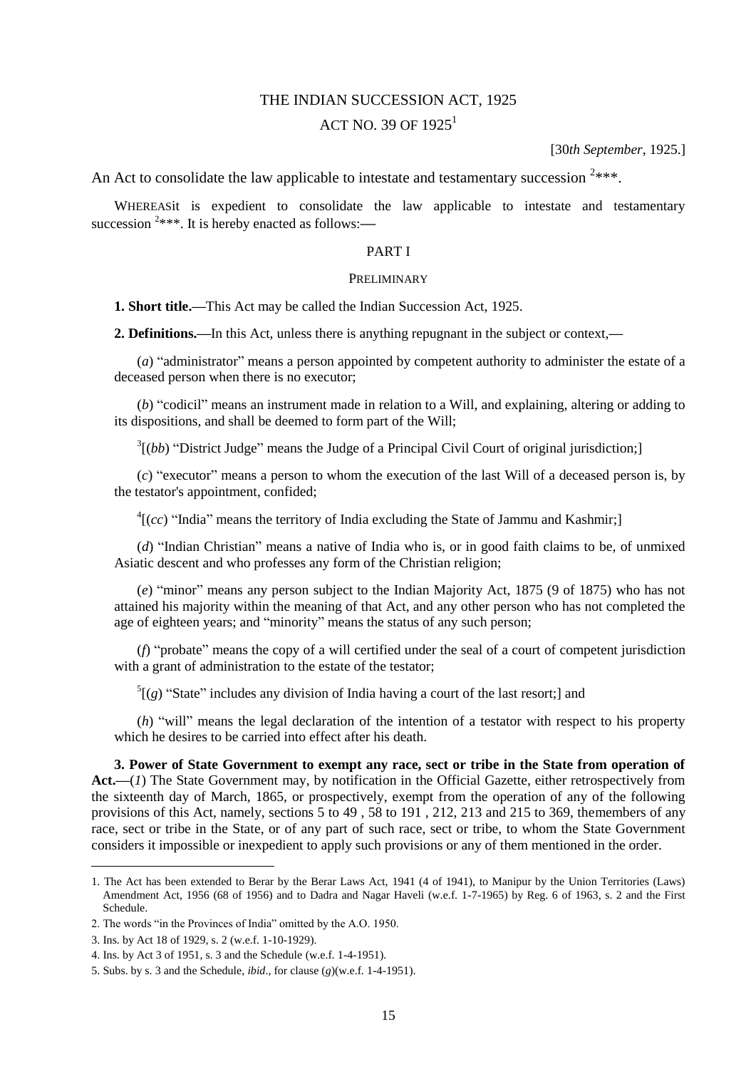# THE INDIAN SUCCESSION ACT, 1925

## ACT NO. 39 OF 1925[1]

[30*th September*, 1925.]

An Act to consolidate the law applicable to intestate and testamentary succession [2]***.

WHEREASit is expedient to consolidate the law applicable to intestate and testamentary succession [2]***. It is hereby enacted as follows:—

## PART I

### PRELIMINARY

**1. Short title.—**This Act may be called the Indian Succession Act, 1925.

**2. Definitions.—**In this Act, unless there is anything repugnant in the subject or context,—

(*a*) "administrator" means a person appointed by competent authority to administer the estate of a deceased person when there is no executor;

(*b*) "codicil" means an instrument made in relation to a Will, and explaining, altering or adding to its dispositions, and shall be deemed to form part of the Will;

[3][(*bb*) "District Judge" means the Judge of a Principal Civil Court of original jurisdiction;]

(*c*) "executor" means a person to whom the execution of the last Will of a deceased person is, by the testator's appointment, confided;

[4][(*cc*) "India" means the territory of India excluding the State of Jammu and Kashmir;]

(*d*) "Indian Christian" means a native of India who is, or in good faith claims to be, of unmixed Asiatic descent and who professes any form of the Christian religion;

(*e*) "minor" means any person subject to the Indian Majority Act, 1875 (9 of 1875) who has not attained his majority within the meaning of that Act, and any other person who has not completed the age of eighteen years; and "minority" means the status of any such person;

(*f*) "probate" means the copy of a will certified under the seal of a court of competent jurisdiction with a grant of administration to the estate of the testator;

[5][(*g*) "State" includes any division of India having a court of the last resort;] and

(*h*) "will" means the legal declaration of the intention of a testator with respect to his property which he desires to be carried into effect after his death.

**3. Power of State Government to exempt any race, sect or tribe in the State from operation of Act.—**(*1*) The State Government may, by notification in the Official Gazette, either retrospectively from the sixteenth day of March, 1865, or prospectively, exempt from the operation of any of the following provisions of this Act, namely, sections 5 to 49 , 58 to 191 , 212, 213 and 215 to 369, themembers of any race, sect or tribe in the State, or of any part of such race, sect or tribe, to whom the State Government considers it impossible or inexpedient to apply such provisions or any of them mentioned in the order.

---

1. The Act has been extended to Berar by the Berar Laws Act, 1941 (4 of 1941), to Manipur by the Union Territories (Laws) Amendment Act, 1956 (68 of 1956) and to Dadra and Nagar Haveli (w.e.f. 1-7-1965) by Reg. 6 of 1963, s. 2 and the First Schedule.

2. The words "in the Provinces of India" omitted by the A.O. 1950.

3. Ins. by Act 18 of 1929, s. 2 (w.e.f. 1-10-1929).

4. Ins. by Act 3 of 1951, s. 3 and the Schedule (w.e.f. 1-4-1951).

5. Subs. by s. 3 and the Schedule, *ibid*., for clause (*g*)(w.e.f. 1-4-1951).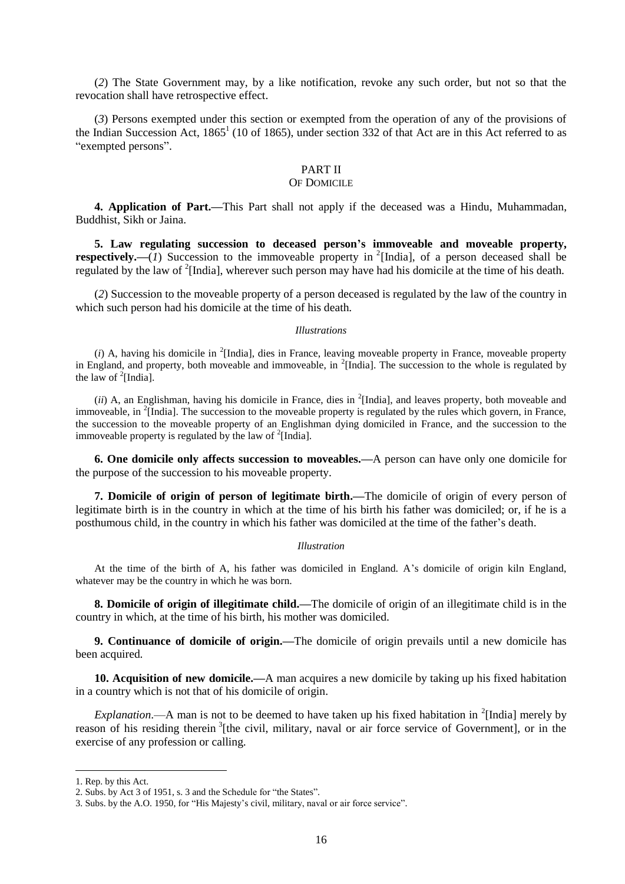(*2*) The State Government may, by a like notification, revoke any such order, but not so that the revocation shall have retrospective effect.

(*3*) Persons exempted under this section or exempted from the operation of any of the provisions of the Indian Succession Act, 1865[1] (10 of 1865), under section 332 of that Act are in this Act referred to as "exempted persons".

## PART II
### OF DOMICILE

**4. Application of Part.—**This Part shall not apply if the deceased was a Hindu, Muhammadan, Buddhist, Sikh or Jaina.

**5. Law regulating succession to deceased person's immoveable and moveable property, respectively.—**(*1*) Succession to the immoveable property in [2][India], of a person deceased shall be regulated by the law of [2][India], wherever such person may have had his domicile at the time of his death.

(*2*) Succession to the moveable property of a person deceased is regulated by the law of the country in which such person had his domicile at the time of his death.

*Illustrations*

(*i*) A, having his domicile in [2][India], dies in France, leaving moveable property in France, moveable property in England, and property, both moveable and immoveable, in [2][India]. The succession to the whole is regulated by the law of [2][India].

(*ii*) A, an Englishman, having his domicile in France, dies in [2][India], and leaves property, both moveable and immoveable, in [2][India]. The succession to the moveable property is regulated by the rules which govern, in France, the succession to the moveable property of an Englishman dying domiciled in France, and the succession to the immoveable property is regulated by the law of [2][India].

**6. One domicile only affects succession to moveables.—**A person can have only one domicile for the purpose of the succession to his moveable property.

**7. Domicile of origin of person of legitimate birth.—**The domicile of origin of every person of legitimate birth is in the country in which at the time of his birth his father was domiciled; or, if he is a posthumous child, in the country in which his father was domiciled at the time of the father's death.

*Illustration*

At the time of the birth of A, his father was domiciled in England. A's domicile of origin kiln England, whatever may be the country in which he was born.

**8. Domicile of origin of illegitimate child.—**The domicile of origin of an illegitimate child is in the country in which, at the time of his birth, his mother was domiciled.

**9. Continuance of domicile of origin.—**The domicile of origin prevails until a new domicile has been acquired.

**10. Acquisition of new domicile.—**A man acquires a new domicile by taking up his fixed habitation in a country which is not that of his domicile of origin.

*Explanation*.—A man is not to be deemed to have taken up his fixed habitation in [2][India] merely by reason of his residing therein [3][the civil, military, naval or air force service of Government], or in the exercise of any profession or calling.

---

1. Rep. by this Act.
2. Subs. by Act 3 of 1951, s. 3 and the Schedule for "the States".
3. Subs. by the A.O. 1950, for "His Majesty's civil, military, naval or air force service".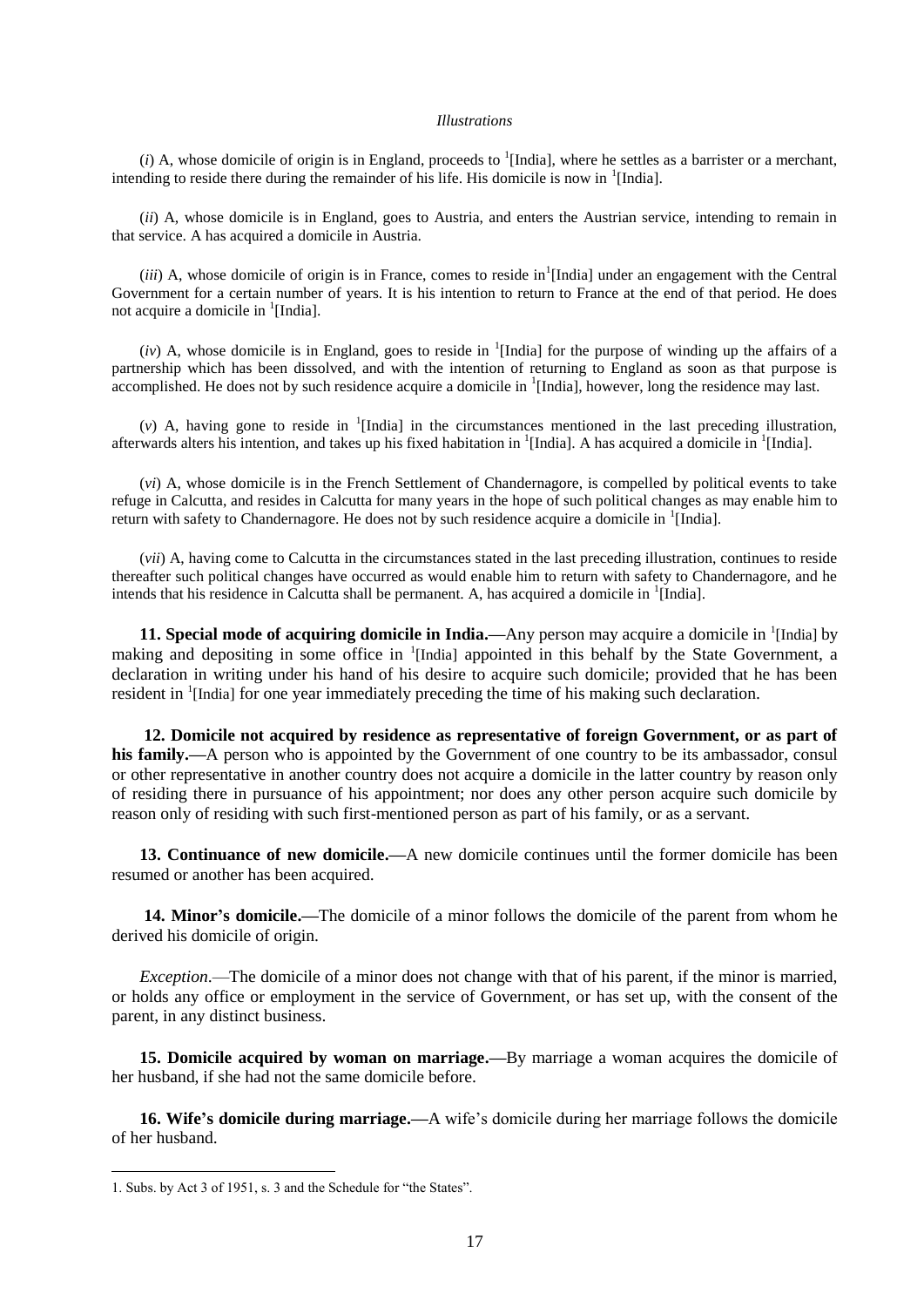*Illustrations*

(*i*) A, whose domicile of origin is in England, proceeds to [1][India], where he settles as a barrister or a merchant, intending to reside there during the remainder of his life. His domicile is now in [1][India].

(*ii*) A, whose domicile is in England, goes to Austria, and enters the Austrian service, intending to remain in that service. A has acquired a domicile in Austria.

(*iii*) A, whose domicile of origin is in France, comes to reside in[1][India] under an engagement with the Central Government for a certain number of years. It is his intention to return to France at the end of that period. He does not acquire a domicile in [1][India].

(*iv*) A, whose domicile is in England, goes to reside in [1][India] for the purpose of winding up the affairs of a partnership which has been dissolved, and with the intention of returning to England as soon as that purpose is accomplished. He does not by such residence acquire a domicile in [1][India], however, long the residence may last.

(*v*) A, having gone to reside in [1][India] in the circumstances mentioned in the last preceding illustration, afterwards alters his intention, and takes up his fixed habitation in [1][India]. A has acquired a domicile in [1][India].

(*vi*) A, whose domicile is in the French Settlement of Chandernagore, is compelled by political events to take refuge in Calcutta, and resides in Calcutta for many years in the hope of such political changes as may enable him to return with safety to Chandernagore. He does not by such residence acquire a domicile in [1][India].

(*vii*) A, having come to Calcutta in the circumstances stated in the last preceding illustration, continues to reside thereafter such political changes have occurred as would enable him to return with safety to Chandernagore, and he intends that his residence in Calcutta shall be permanent. A, has acquired a domicile in [1][India].

**11. Special mode of acquiring domicile in India.—**Any person may acquire a domicile in [1][India] by making and depositing in some office in [1][India] appointed in this behalf by the State Government, a declaration in writing under his hand of his desire to acquire such domicile; provided that he has been resident in [1][India] for one year immediately preceding the time of his making such declaration.

**12. Domicile not acquired by residence as representative of foreign Government, or as part of his family.—**A person who is appointed by the Government of one country to be its ambassador, consul or other representative in another country does not acquire a domicile in the latter country by reason only of residing there in pursuance of his appointment; nor does any other person acquire such domicile by reason only of residing with such first-mentioned person as part of his family, or as a servant.

**13. Continuance of new domicile.—**A new domicile continues until the former domicile has been resumed or another has been acquired.

**14. Minor's domicile.—**The domicile of a minor follows the domicile of the parent from whom he derived his domicile of origin.

*Exception*.—The domicile of a minor does not change with that of his parent, if the minor is married, or holds any office or employment in the service of Government, or has set up, with the consent of the parent, in any distinct business.

**15. Domicile acquired by woman on marriage.—**By marriage a woman acquires the domicile of her husband, if she had not the same domicile before.

**16. Wife's domicile during marriage.—**A wife's domicile during her marriage follows the domicile of her husband.

---

1. Subs. by Act 3 of 1951, s. 3 and the Schedule for "the States".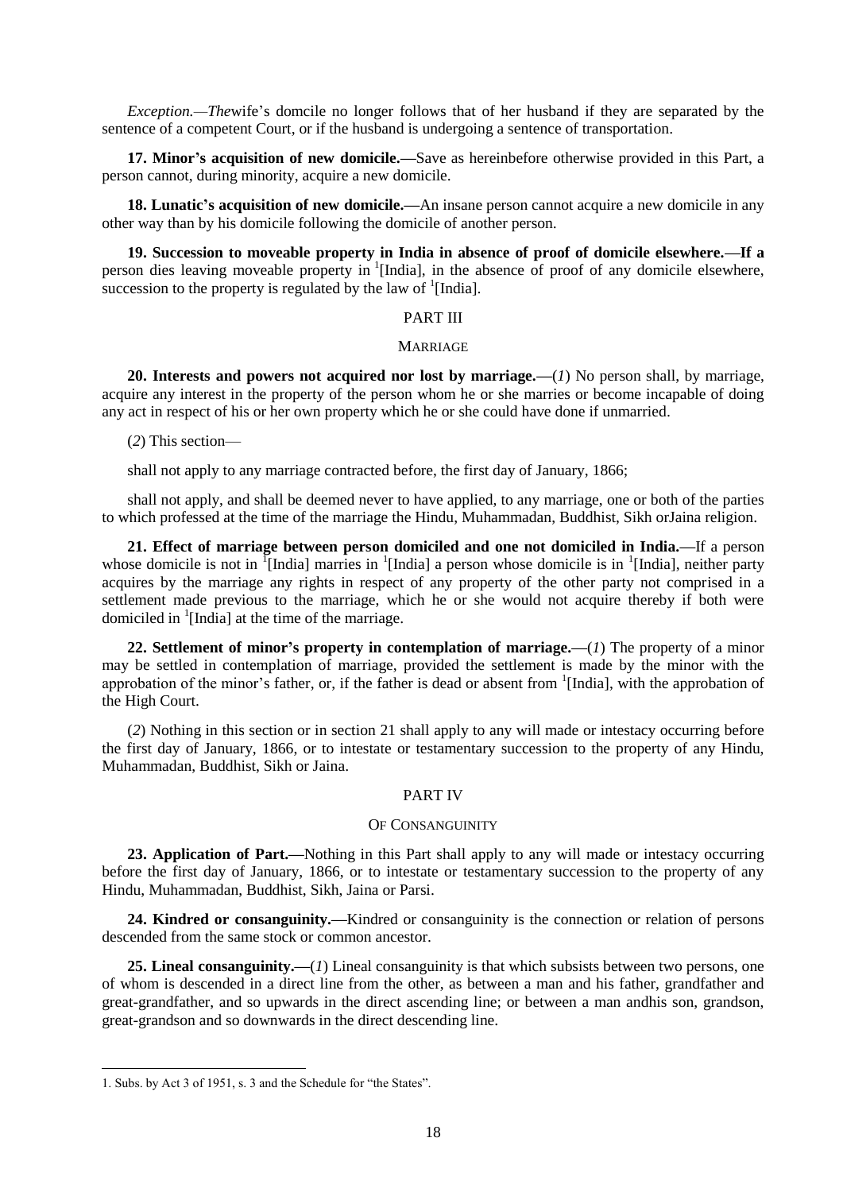*Exception.—The*wife's domcile no longer follows that of her husband if they are separated by the sentence of a competent Court, or if the husband is undergoing a sentence of transportation.

**17. Minor's acquisition of new domicile.—**Save as hereinbefore otherwise provided in this Part, a person cannot, during minority, acquire a new domicile.

**18. Lunatic's acquisition of new domicile.—**An insane person cannot acquire a new domicile in any other way than by his domicile following the domicile of another person.

**19. Succession to moveable property in India in absence of proof of domicile elsewhere.—If a** person dies leaving moveable property in [1][India], in the absence of proof of any domicile elsewhere, succession to the property is regulated by the law of [1][India].

## PART III

### MARRIAGE

**20. Interests and powers not acquired nor lost by marriage.—**(*1*) No person shall, by marriage, acquire any interest in the property of the person whom he or she marries or become incapable of doing any act in respect of his or her own property which he or she could have done if unmarried.

(*2*) This section—

shall not apply to any marriage contracted before, the first day of January, 1866;

shall not apply, and shall be deemed never to have applied, to any marriage, one or both of the parties to which professed at the time of the marriage the Hindu, Muhammadan, Buddhist, Sikh orJaina religion.

**21. Effect of marriage between person domiciled and one not domiciled in India.—**If a person whose domicile is not in [1][India] marries in [1][India] a person whose domicile is in [1][India], neither party acquires by the marriage any rights in respect of any property of the other party not comprised in a settlement made previous to the marriage, which he or she would not acquire thereby if both were domiciled in [1][India] at the time of the marriage.

**22. Settlement of minor's property in contemplation of marriage.—**(*1*) The property of a minor may be settled in contemplation of marriage, provided the settlement is made by the minor with the approbation of the minor's father, or, if the father is dead or absent from [1][India], with the approbation of the High Court.

(*2*) Nothing in this section or in section 21 shall apply to any will made or intestacy occurring before the first day of January, 1866, or to intestate or testamentary succession to the property of any Hindu, Muhammadan, Buddhist, Sikh or Jaina.

## PART IV

### OF CONSANGUINITY

**23. Application of Part.—**Nothing in this Part shall apply to any will made or intestacy occurring before the first day of January, 1866, or to intestate or testamentary succession to the property of any Hindu, Muhammadan, Buddhist, Sikh, Jaina or Parsi.

**24. Kindred or consanguinity.—**Kindred or consanguinity is the connection or relation of persons descended from the same stock or common ancestor.

**25. Lineal consanguinity.—**(*1*) Lineal consanguinity is that which subsists between two persons, one of whom is descended in a direct line from the other, as between a man and his father, grandfather and great-grandfather, and so upwards in the direct ascending line; or between a man andhis son, grandson, great-grandson and so downwards in the direct descending line.

---

1. Subs. by Act 3 of 1951, s. 3 and the Schedule for "the States".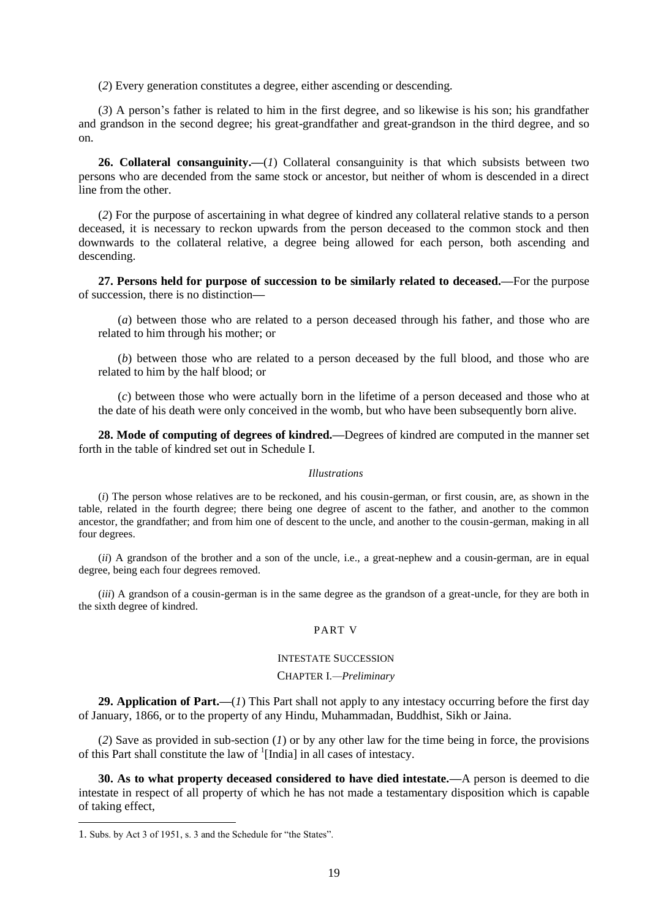(*2*) Every generation constitutes a degree, either ascending or descending.

(*3*) A person's father is related to him in the first degree, and so likewise is his son; his grandfather and grandson in the second degree; his great-grandfather and great-grandson in the third degree, and so on.

**26. Collateral consanguinity.—**(*1*) Collateral consanguinity is that which subsists between two persons who are decended from the same stock or ancestor, but neither of whom is descended in a direct line from the other.

(*2*) For the purpose of ascertaining in what degree of kindred any collateral relative stands to a person deceased, it is necessary to reckon upwards from the person deceased to the common stock and then downwards to the collateral relative, a degree being allowed for each person, both ascending and descending.

**27. Persons held for purpose of succession to be similarly related to deceased.—**For the purpose of succession, there is no distinction**—**

(*a*) between those who are related to a person deceased through his father, and those who are related to him through his mother; or

(*b*) between those who are related to a person deceased by the full blood, and those who are related to him by the half blood; or

(*c*) between those who were actually born in the lifetime of a person deceased and those who at the date of his death were only conceived in the womb, but who have been subsequently born alive.

**28. Mode of computing of degrees of kindred.—**Degrees of kindred are computed in the manner set forth in the table of kindred set out in Schedule I.

*Illustrations*

(*i*) The person whose relatives are to be reckoned, and his cousin-german, or first cousin, are, as shown in the table, related in the fourth degree; there being one degree of ascent to the father, and another to the common ancestor, the grandfather; and from him one of descent to the uncle, and another to the cousin-german, making in all four degrees.

(*ii*) A grandson of the brother and a son of the uncle, i.e., a great-nephew and a cousin-german, are in equal degree, being each four degrees removed.

(*iii*) A grandson of a cousin-german is in the same degree as the grandson of a great-uncle, for they are both in the sixth degree of kindred.

## PART V

### INTESTATE SUCCESSION

#### CHAPTER I.—*Preliminary*

**29. Application of Part.—**(*1*) This Part shall not apply to any intestacy occurring before the first day of January, 1866, or to the property of any Hindu, Muhammadan, Buddhist, Sikh or Jaina.

(*2*) Save as provided in sub-section (*1*) or by any other law for the time being in force, the provisions of this Part shall constitute the law of [1][India] in all cases of intestacy.

**30. As to what property deceased considered to have died intestate.—**A person is deemed to die intestate in respect of all property of which he has not made a testamentary disposition which is capable of taking effect,

1. Subs. by Act 3 of 1951, s. 3 and the Schedule for "the States".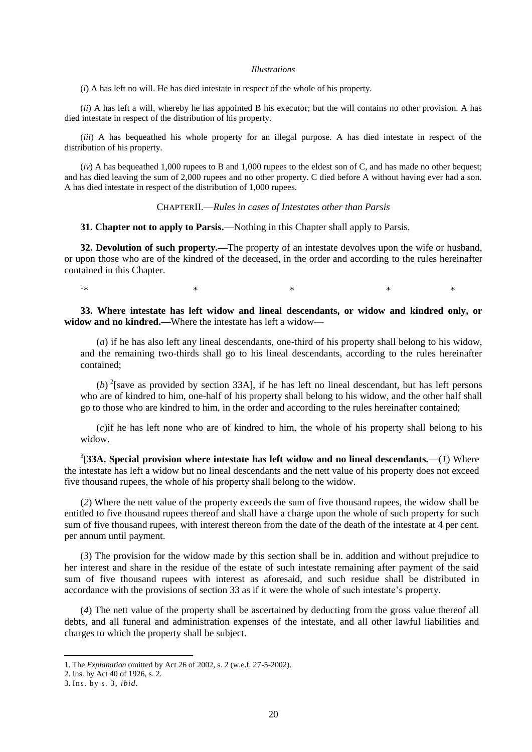*Illustrations*

(*i*) A has left no will. He has died intestate in respect of the whole of his property.

(*ii*) A has left a will, whereby he has appointed B his executor; but the will contains no other provision. A has died intestate in respect of the distribution of his property.

(*iii*) A has bequeathed his whole property for an illegal purpose. A has died intestate in respect of the distribution of his property.

(*iv*) A has bequeathed 1,000 rupees to B and 1,000 rupees to the eldest son of C, and has made no other bequest; and has died leaving the sum of 2,000 rupees and no other property. C died before A without having ever had a son. A has died intestate in respect of the distribution of 1,000 rupees.

CHAPTER II.—*Rules in cases of Intestates other than Parsis*

**31. Chapter not to apply to Parsis.—**Nothing in this Chapter shall apply to Parsis.

**32. Devolution of such property.—**The property of an intestate devolves upon the wife or husband, or upon those who are of the kindred of the deceased, in the order and according to the rules hereinafter contained in this Chapter.

[1]* * * * *

**33. Where intestate has left widow and lineal descendants, or widow and kindred only, or widow and no kindred.—**Where the intestate has left a widow—

(*a*) if he has also left any lineal descendants, one-third of his property shall belong to his widow, and the remaining two-thirds shall go to his lineal descendants, according to the rules hereinafter contained;

(*b*) [2][save as provided by section 33A], if he has left no lineal descendant, but has left persons who are of kindred to him, one-half of his property shall belong to his widow, and the other half shall go to those who are kindred to him, in the order and according to the rules hereinafter contained;

(*c*) if he has left none who are of kindred to him, the whole of his property shall belong to his widow.

[3][**33A. Special provision where intestate has left widow and no lineal descendants.—**(*1*) Where the intestate has left a widow but no lineal descendants and the nett value of his property does not exceed five thousand rupees, the whole of his property shall belong to the widow.

(*2*) Where the nett value of the property exceeds the sum of five thousand rupees, the widow shall be entitled to five thousand rupees thereof and shall have a charge upon the whole of such property for such sum of five thousand rupees, with interest thereon from the date of the death of the intestate at 4 per cent. per annum until payment.

(*3*) The provision for the widow made by this section shall be in. addition and without prejudice to her interest and share in the residue of the estate of such intestate remaining after payment of the said sum of five thousand rupees with interest as aforesaid, and such residue shall be distributed in accordance with the provisions of section 33 as if it were the whole of such intestate's property.

(*4*) The nett value of the property shall be ascertained by deducting from the gross value thereof all debts, and all funeral and administration expenses of the intestate, and all other lawful liabilities and charges to which the property shall be subject.

---

1. The *Explanation* omitted by Act 26 of 2002, s. 2 (w.e.f. 27-5-2002).
2. Ins. by Act 40 of 1926, s. 2.
3. Ins. by s. 3, *ibid*.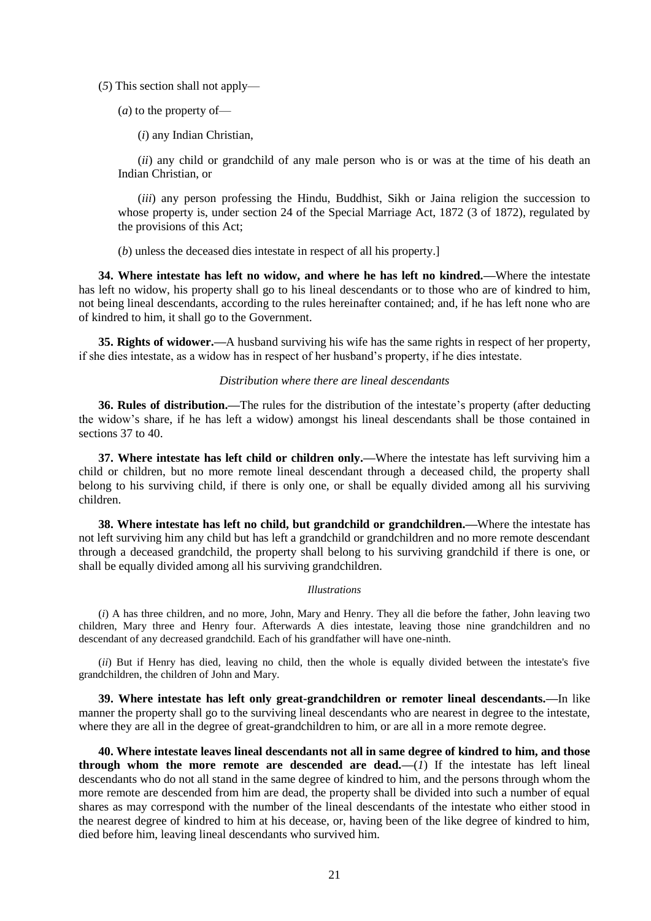(*5*) This section shall not apply—

(*a*) to the property of—

(*i*) any Indian Christian,

(*ii*) any child or grandchild of any male person who is or was at the time of his death an Indian Christian, or

(*iii*) any person professing the Hindu, Buddhist, Sikh or Jaina religion the succession to whose property is, under section 24 of the Special Marriage Act, 1872 (3 of 1872), regulated by the provisions of this Act;

(*b*) unless the deceased dies intestate in respect of all his property.]

**34. Where intestate has left no widow, and where he has left no kindred.—**Where the intestate has left no widow, his property shall go to his lineal descendants or to those who are of kindred to him, not being lineal descendants, according to the rules hereinafter contained; and, if he has left none who are of kindred to him, it shall go to the Government.

**35. Rights of widower.—**A husband surviving his wife has the same rights in respect of her property, if she dies intestate, as a widow has in respect of her husband's property, if he dies intestate.

*Distribution where there are lineal descendants*

**36. Rules of distribution.—**The rules for the distribution of the intestate's property (after deducting the widow's share, if he has left a widow) amongst his lineal descendants shall be those contained in sections 37 to 40.

**37. Where intestate has left child or children only.—**Where the intestate has left surviving him a child or children, but no more remote lineal descendant through a deceased child, the property shall belong to his surviving child, if there is only one, or shall be equally divided among all his surviving children.

**38. Where intestate has left no child, but grandchild or grandchildren.—**Where the intestate has not left surviving him any child but has left a grandchild or grandchildren and no more remote descendant through a deceased grandchild, the property shall belong to his surviving grandchild if there is one, or shall be equally divided among all his surviving grandchildren.

*Illustrations*

(*i*) A has three children, and no more, John, Mary and Henry. They all die before the father, John leaving two children, Mary three and Henry four. Afterwards A dies intestate, leaving those nine grandchildren and no descendant of any decreased grandchild. Each of his grandfather will have one-ninth.

(*ii*) But if Henry has died, leaving no child, then the whole is equally divided between the intestate's five grandchildren, the children of John and Mary.

**39. Where intestate has left only great-grandchildren or remoter lineal descendants.—**In like manner the property shall go to the surviving lineal descendants who are nearest in degree to the intestate, where they are all in the degree of great-grandchildren to him, or are all in a more remote degree.

**40. Where intestate leaves lineal descendants not all in same degree of kindred to him, and those through whom the more remote are descended are dead.—**(*1*) If the intestate has left lineal descendants who do not all stand in the same degree of kindred to him, and the persons through whom the more remote are descended from him are dead, the property shall be divided into such a number of equal shares as may correspond with the number of the lineal descendants of the intestate who either stood in the nearest degree of kindred to him at his decease, or, having been of the like degree of kindred to him, died before him, leaving lineal descendants who survived him.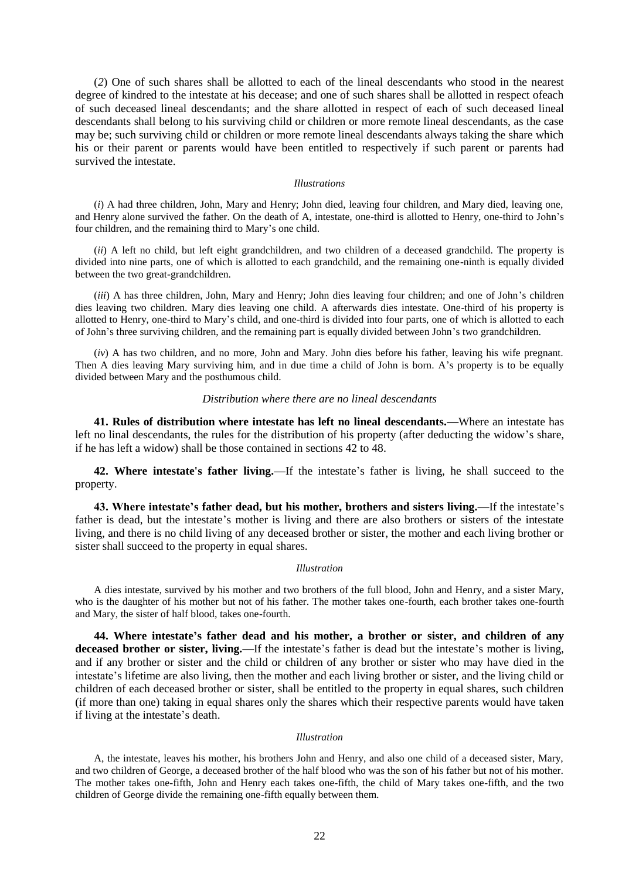(*2*) One of such shares shall be allotted to each of the lineal descendants who stood in the nearest degree of kindred to the intestate at his decease; and one of such shares shall be allotted in respect ofeach of such deceased lineal descendants; and the share allotted in respect of each of such deceased lineal descendants shall belong to his surviving child or children or more remote lineal descendants, as the case may be; such surviving child or children or more remote lineal descendants always taking the share which his or their parent or parents would have been entitled to respectively if such parent or parents had survived the intestate.

*Illustrations*

(*i*) A had three children, John, Mary and Henry; John died, leaving four children, and Mary died, leaving one, and Henry alone survived the father. On the death of A, intestate, one-third is allotted to Henry, one-third to John's four children, and the remaining third to Mary's one child.

(*ii*) A left no child, but left eight grandchildren, and two children of a deceased grandchild. The property is divided into nine parts, one of which is allotted to each grandchild, and the remaining one-ninth is equally divided between the two great-grandchildren.

(*iii*) A has three children, John, Mary and Henry; John dies leaving four children; and one of John's children dies leaving two children. Mary dies leaving one child. A afterwards dies intestate. One-third of his property is allotted to Henry, one-third to Mary's child, and one-third is divided into four parts, one of which is allotted to each of John's three surviving children, and the remaining part is equally divided between John's two grandchildren.

(*iv*) A has two children, and no more, John and Mary. John dies before his father, leaving his wife pregnant. Then A dies leaving Mary surviving him, and in due time a child of John is born. A's property is to be equally divided between Mary and the posthumous child.

*Distribution where there are no lineal descendants*

**41. Rules of distribution where intestate has left no lineal descendants.—**Where an intestate has left no linal descendants, the rules for the distribution of his property (after deducting the widow's share, if he has left a widow) shall be those contained in sections 42 to 48.

**42. Where intestate's father living.—**If the intestate's father is living, he shall succeed to the property.

**43. Where intestate's father dead, but his mother, brothers and sisters living.—**If the intestate's father is dead, but the intestate's mother is living and there are also brothers or sisters of the intestate living, and there is no child living of any deceased brother or sister, the mother and each living brother or sister shall succeed to the property in equal shares.

*Illustration*

A dies intestate, survived by his mother and two brothers of the full blood, John and Henry, and a sister Mary, who is the daughter of his mother but not of his father. The mother takes one-fourth, each brother takes one-fourth and Mary, the sister of half blood, takes one-fourth.

**44. Where intestate's father dead and his mother, a brother or sister, and children of any deceased brother or sister, living.—**If the intestate's father is dead but the intestate's mother is living, and if any brother or sister and the child or children of any brother or sister who may have died in the intestate's lifetime are also living, then the mother and each living brother or sister, and the living child or children of each deceased brother or sister, shall be entitled to the property in equal shares, such children (if more than one) taking in equal shares only the shares which their respective parents would have taken if living at the intestate's death.

*Illustration*

A, the intestate, leaves his mother, his brothers John and Henry, and also one child of a deceased sister, Mary, and two children of George, a deceased brother of the half blood who was the son of his father but not of his mother. The mother takes one-fifth, John and Henry each takes one-fifth, the child of Mary takes one-fifth, and the two children of George divide the remaining one-fifth equally between them.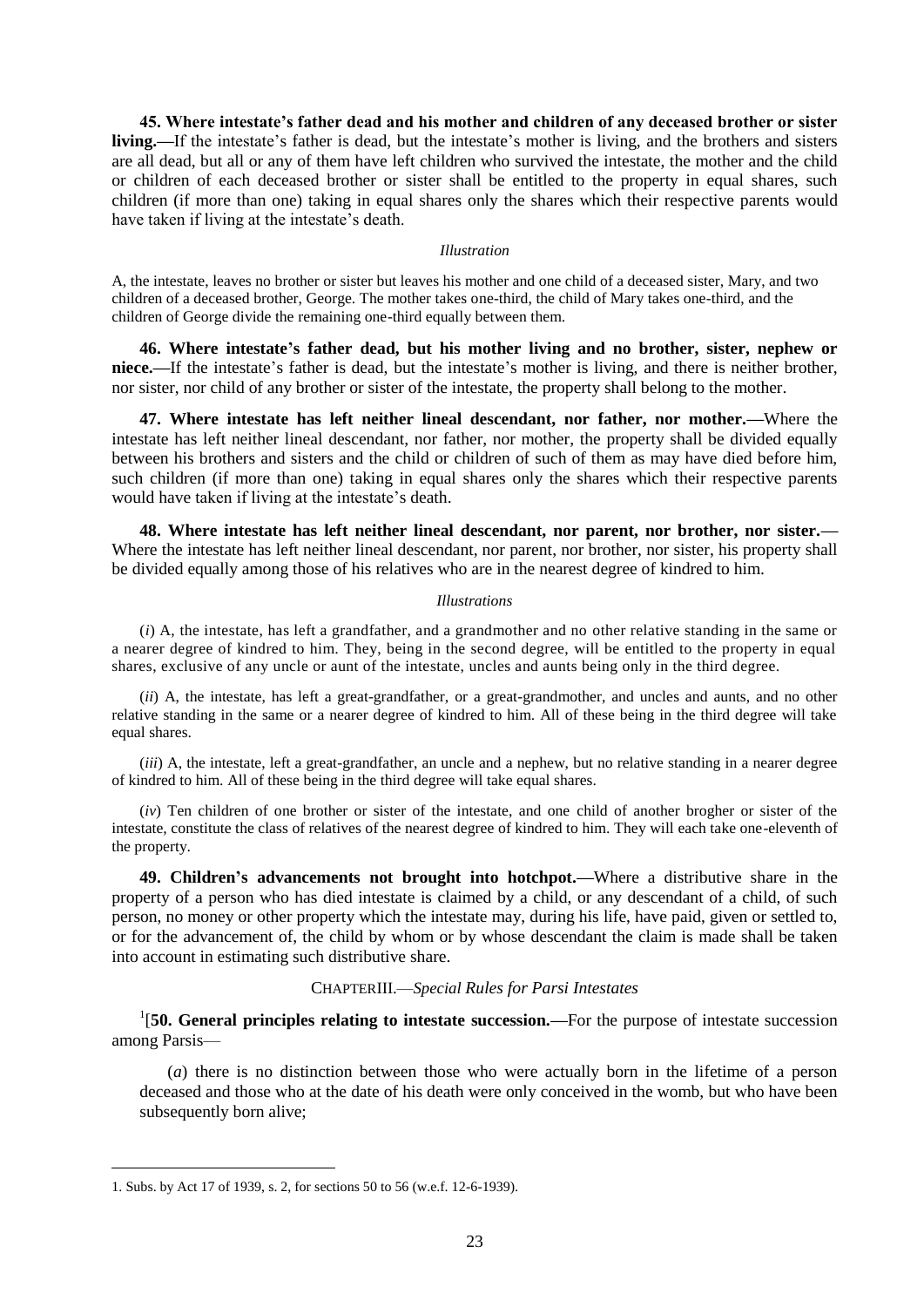**45. Where intestate's father dead and his mother and children of any deceased brother or sister living.**—If the intestate's father is dead, but the intestate's mother is living, and the brothers and sisters are all dead, but all or any of them have left children who survived the intestate, the mother and the child or children of each deceased brother or sister shall be entitled to the property in equal shares, such children (if more than one) taking in equal shares only the shares which their respective parents would have taken if living at the intestate's death.

*Illustration*

A, the intestate, leaves no brother or sister but leaves his mother and one child of a deceased sister, Mary, and two children of a deceased brother, George. The mother takes one-third, the child of Mary takes one-third, and the children of George divide the remaining one-third equally between them.

**46. Where intestate's father dead, but his mother living and no brother, sister, nephew or niece.**—If the intestate's father is dead, but the intestate's mother is living, and there is neither brother, nor sister, nor child of any brother or sister of the intestate, the property shall belong to the mother.

**47. Where intestate has left neither lineal descendant, nor father, nor mother.**—Where the intestate has left neither lineal descendant, nor father, nor mother, the property shall be divided equally between his brothers and sisters and the child or children of such of them as may have died before him, such children (if more than one) taking in equal shares only the shares which their respective parents would have taken if living at the intestate's death.

**48. Where intestate has left neither lineal descendant, nor parent, nor brother, nor sister.**—Where the intestate has left neither lineal descendant, nor parent, nor brother, nor sister, his property shall be divided equally among those of his relatives who are in the nearest degree of kindred to him.

*Illustrations*

(*i*) A, the intestate, has left a grandfather, and a grandmother and no other relative standing in the same or a nearer degree of kindred to him. They, being in the second degree, will be entitled to the property in equal shares, exclusive of any uncle or aunt of the intestate, uncles and aunts being only in the third degree.

(*ii*) A, the intestate, has left a great-grandfather, or a great-grandmother, and uncles and aunts, and no other relative standing in the same or a nearer degree of kindred to him. All of these being in the third degree will take equal shares.

(*iii*) A, the intestate, left a great-grandfather, an uncle and a nephew, but no relative standing in a nearer degree of kindred to him. All of these being in the third degree will take equal shares.

(*iv*) Ten children of one brother or sister of the intestate, and one child of another brogher or sister of the intestate, constitute the class of relatives of the nearest degree of kindred to him. They will each take one-eleventh of the property.

**49. Children's advancements not brought into hotchpot.**—Where a distributive share in the property of a person who has died intestate is claimed by a child, or any descendant of a child, of such person, no money or other property which the intestate may, during his life, have paid, given or settled to, or for the advancement of, the child by whom or by whose descendant the claim is made shall be taken into account in estimating such distributive share.

CHAPTER III.—*Special Rules for Parsi Intestates*

[1][**50. General principles relating to intestate succession.**—For the purpose of intestate succession among Parsis—

(*a*) there is no distinction between those who were actually born in the lifetime of a person deceased and those who at the date of his death were only conceived in the womb, but who have been subsequently born alive;

---

1. Subs. by Act 17 of 1939, s. 2, for sections 50 to 56 (w.e.f. 12-6-1939).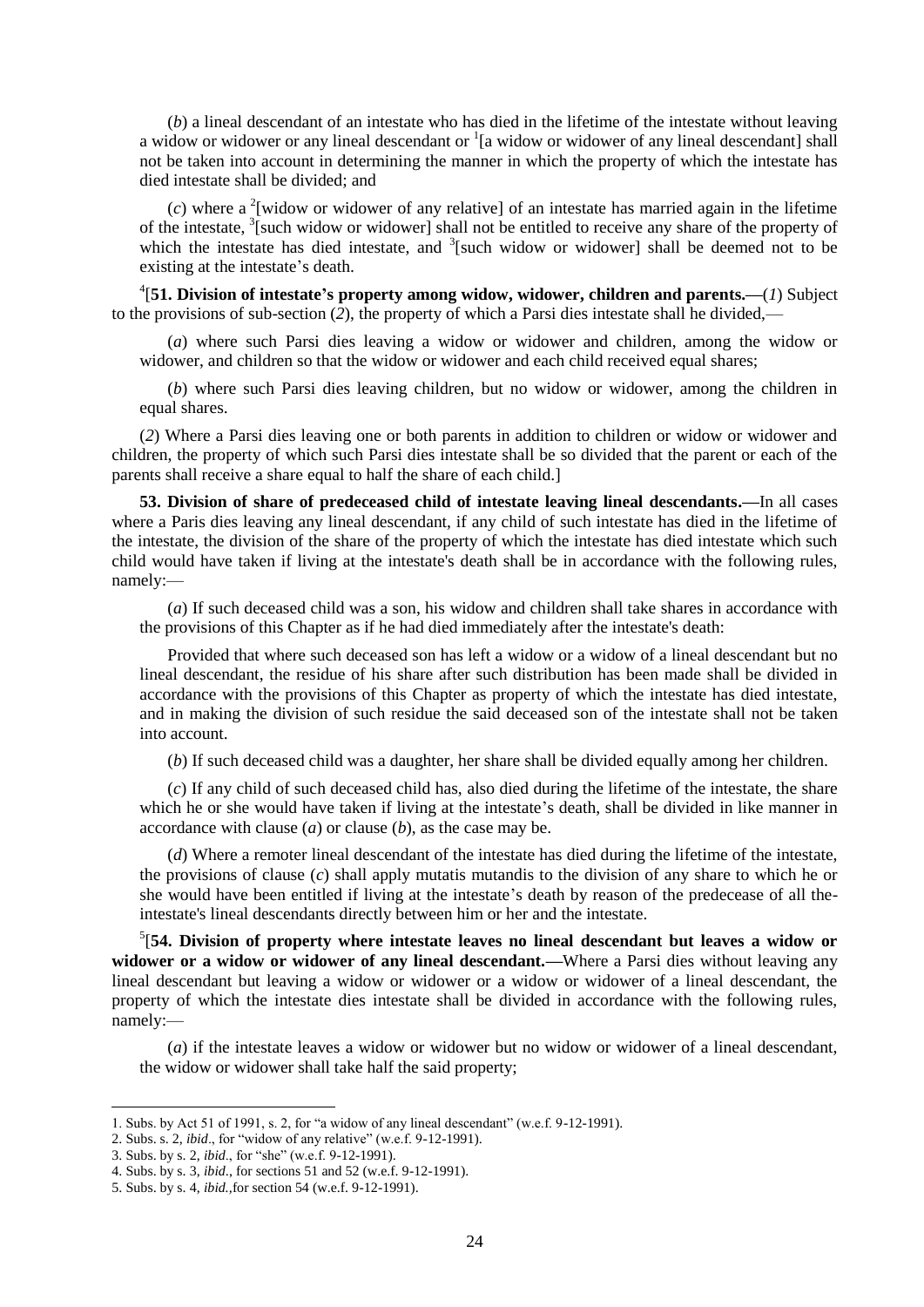(*b*) a lineal descendant of an intestate who has died in the lifetime of the intestate without leaving a widow or widower or any lineal descendant or [1][a widow or widower of any lineal descendant] shall not be taken into account in determining the manner in which the property of which the intestate has died intestate shall be divided; and

(*c*) where a [2][widow or widower of any relative] of an intestate has married again in the lifetime of the intestate, [3][such widow or widower] shall not be entitled to receive any share of the property of which the intestate has died intestate, and [3][such widow or widower] shall be deemed not to be existing at the intestate's death.

[4][**51. Division of intestate's property among widow, widower, children and parents.—**(*1*) Subject to the provisions of sub-section (*2*), the property of which a Parsi dies intestate shall he divided,—

(*a*) where such Parsi dies leaving a widow or widower and children, among the widow or widower, and children so that the widow or widower and each child received equal shares;

(*b*) where such Parsi dies leaving children, but no widow or widower, among the children in equal shares.

(*2*) Where a Parsi dies leaving one or both parents in addition to children or widow or widower and children, the property of which such Parsi dies intestate shall be so divided that the parent or each of the parents shall receive a share equal to half the share of each child.]

**53. Division of share of predeceased child of intestate leaving lineal descendants.—**In all cases where a Paris dies leaving any lineal descendant, if any child of such intestate has died in the lifetime of the intestate, the division of the share of the property of which the intestate has died intestate which such child would have taken if living at the intestate's death shall be in accordance with the following rules, namely:—

(*a*) If such deceased child was a son, his widow and children shall take shares in accordance with the provisions of this Chapter as if he had died immediately after the intestate's death:

Provided that where such deceased son has left a widow or a widow of a lineal descendant but no lineal descendant, the residue of his share after such distribution has been made shall be divided in accordance with the provisions of this Chapter as property of which the intestate has died intestate, and in making the division of such residue the said deceased son of the intestate shall not be taken into account.

(*b*) If such deceased child was a daughter, her share shall be divided equally among her children.

(*c*) If any child of such deceased child has, also died during the lifetime of the intestate, the share which he or she would have taken if living at the intestate's death, shall be divided in like manner in accordance with clause (*a*) or clause (*b*), as the case may be.

(*d*) Where a remoter lineal descendant of the intestate has died during the lifetime of the intestate, the provisions of clause (*c*) shall apply mutatis mutandis to the division of any share to which he or she would have been entitled if living at the intestate's death by reason of the predecease of all the-intestate's lineal descendants directly between him or her and the intestate.

[5][**54. Division of property where intestate leaves no lineal descendant but leaves a widow or widower or a widow or widower of any lineal descendant.—**Where a Parsi dies without leaving any lineal descendant but leaving a widow or widower or a widow or widower of a lineal descendant, the property of which the intestate dies intestate shall be divided in accordance with the following rules, namely:—

(*a*) if the intestate leaves a widow or widower but no widow or widower of a lineal descendant, the widow or widower shall take half the said property;

---

1. Subs. by Act 51 of 1991, s. 2, for "a widow of any lineal descendant" (w.e.f. 9-12-1991).
2. Subs. s. 2, *ibid*., for "widow of any relative" (w.e.f. 9-12-1991).
3. Subs. by s. 2, *ibid*., for "she" (w.e.f. 9-12-1991).
4. Subs. by s. 3, *ibid*., for sections 51 and 52 (w.e.f. 9-12-1991).
5. Subs. by s. 4, *ibid.*,for section 54 (w.e.f. 9-12-1991).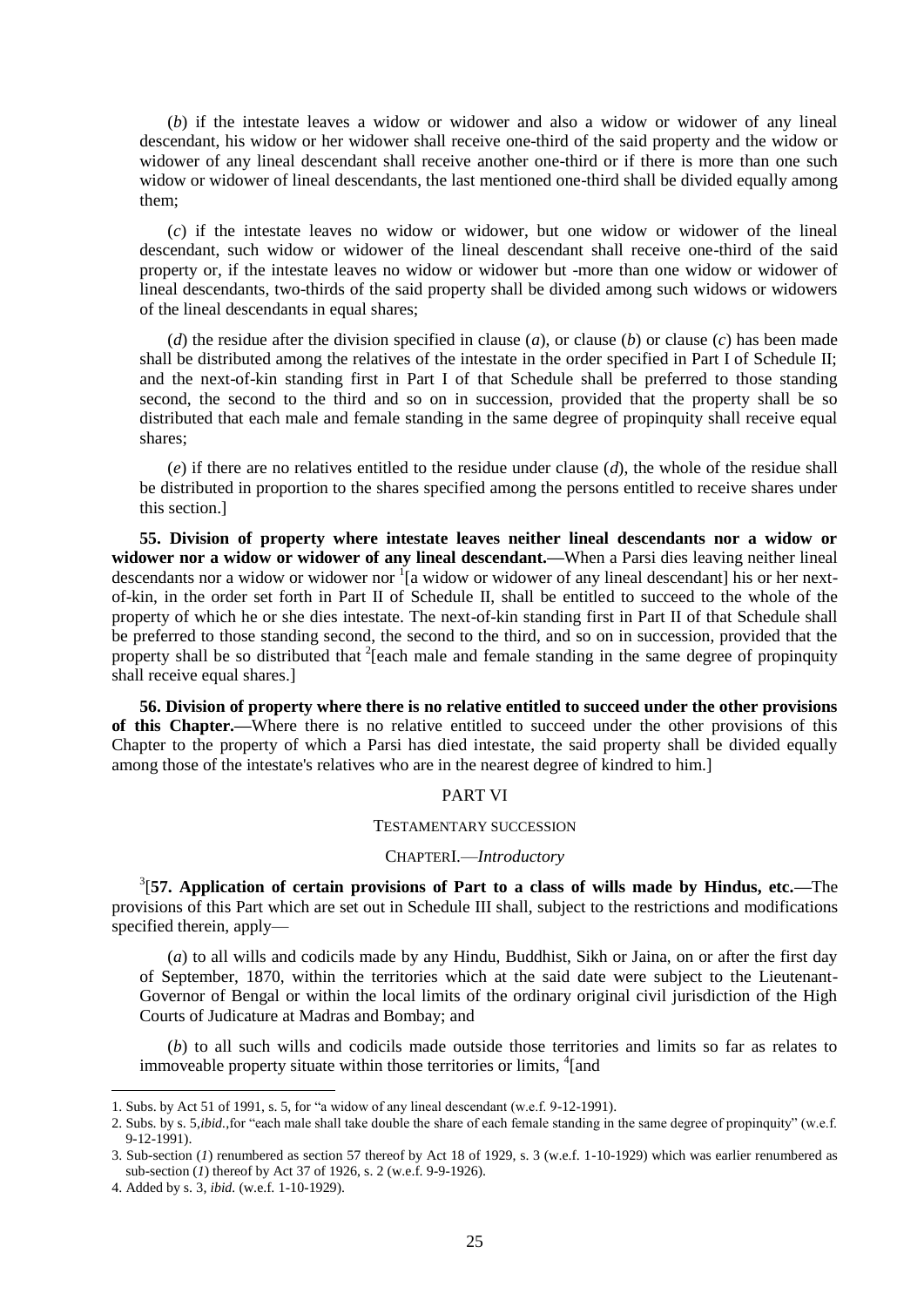(*b*) if the intestate leaves a widow or widower and also a widow or widower of any lineal descendant, his widow or her widower shall receive one-third of the said property and the widow or widower of any lineal descendant shall receive another one-third or if there is more than one such widow or widower of lineal descendants, the last mentioned one-third shall be divided equally among them;

(*c*) if the intestate leaves no widow or widower, but one widow or widower of the lineal descendant, such widow or widower of the lineal descendant shall receive one-third of the said property or, if the intestate leaves no widow or widower but -more than one widow or widower of lineal descendants, two-thirds of the said property shall be divided among such widows or widowers of the lineal descendants in equal shares;

(*d*) the residue after the division specified in clause (*a*), or clause (*b*) or clause (*c*) has been made shall be distributed among the relatives of the intestate in the order specified in Part I of Schedule II; and the next-of-kin standing first in Part I of that Schedule shall be preferred to those standing second, the second to the third and so on in succession, provided that the property shall be so distributed that each male and female standing in the same degree of propinquity shall receive equal shares;

(*e*) if there are no relatives entitled to the residue under clause (*d*), the whole of the residue shall be distributed in proportion to the shares specified among the persons entitled to receive shares under this section.]

**55. Division of property where intestate leaves neither lineal descendants nor a widow or widower nor a widow or widower of any lineal descendant.—**When a Parsi dies leaving neither lineal descendants nor a widow or widower nor [1][a widow or widower of any lineal descendant] his or her next-of-kin, in the order set forth in Part II of Schedule II, shall be entitled to succeed to the whole of the property of which he or she dies intestate. The next-of-kin standing first in Part II of that Schedule shall be preferred to those standing second, the second to the third, and so on in succession, provided that the property shall be so distributed that [2][each male and female standing in the same degree of propinquity shall receive equal shares.]

**56. Division of property where there is no relative entitled to succeed under the other provisions of this Chapter.—**Where there is no relative entitled to succeed under the other provisions of this Chapter to the property of which a Parsi has died intestate, the said property shall be divided equally among those of the intestate's relatives who are in the nearest degree of kindred to him.]

PART VI

TESTAMENTARY SUCCESSION

CHAPTER I.—*Introductory*

[3][**57. Application of certain provisions of Part to a class of wills made by Hindus, etc.—**The provisions of this Part which are set out in Schedule III shall, subject to the restrictions and modifications specified therein, apply—

(*a*) to all wills and codicils made by any Hindu, Buddhist, Sikh or Jaina, on or after the first day of September, 1870, within the territories which at the said date were subject to the Lieutenant-Governor of Bengal or within the local limits of the ordinary original civil jurisdiction of the High Courts of Judicature at Madras and Bombay; and

(*b*) to all such wills and codicils made outside those territories and limits so far as relates to immoveable property situate within those territories or limits, [4][and

---

1. Subs. by Act 51 of 1991, s. 5, for "a widow of any lineal descendant (w.e.f. 9-12-1991).
2. Subs. by s. 5,*ibid*.,for "each male shall take double the share of each female standing in the same degree of propinquity" (w.e.f. 9-12-1991).
3. Sub-section (*1*) renumbered as section 57 thereof by Act 18 of 1929, s. 3 (w.e.f. 1-10-1929) which was earlier renumbered as sub-section (*1*) thereof by Act 37 of 1926, s. 2 (w.e.f. 9-9-1926).
4. Added by s. 3, *ibid.* (w.e.f. 1-10-1929).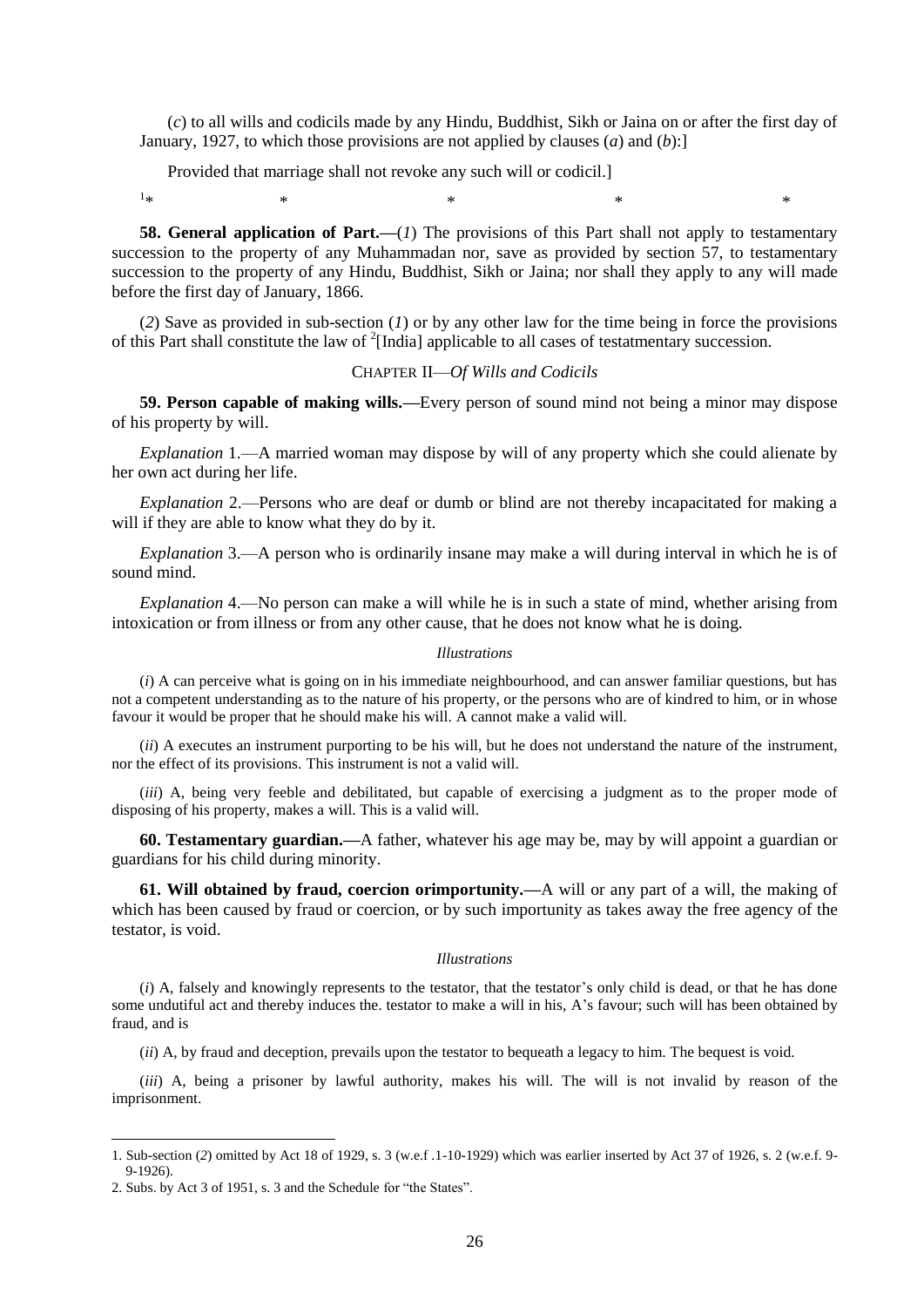(*c*) to all wills and codicils made by any Hindu, Buddhist, Sikh or Jaina on or after the first day of January, 1927, to which those provisions are not applied by clauses (*a*) and (*b*):]

Provided that marriage shall not revoke any such will or codicil.]

[1]* * * * *

**58. General application of Part.—**(*1*) The provisions of this Part shall not apply to testamentary succession to the property of any Muhammadan nor, save as provided by section 57, to testamentary succession to the property of any Hindu, Buddhist, Sikh or Jaina; nor shall they apply to any will made before the first day of January, 1866.

(*2*) Save as provided in sub-section (*1*) or by any other law for the time being in force the provisions of this Part shall constitute the law of [2][India] applicable to all cases of testatmentary succession.

CHAPTER II—*Of Wills and Codicils*

**59. Person capable of making wills.—**Every person of sound mind not being a minor may dispose of his property by will.

*Explanation* 1.—A married woman may dispose by will of any property which she could alienate by her own act during her life.

*Explanation* 2.—Persons who are deaf or dumb or blind are not thereby incapacitated for making a will if they are able to know what they do by it.

*Explanation* 3.—A person who is ordinarily insane may make a will during interval in which he is of sound mind.

*Explanation* 4.—No person can make a will while he is in such a state of mind, whether arising from intoxication or from illness or from any other cause, that he does not know what he is doing.

*Illustrations*

(*i*) A can perceive what is going on in his immediate neighbourhood, and can answer familiar questions, but has not a competent understanding as to the nature of his property, or the persons who are of kindred to him, or in whose favour it would be proper that he should make his will. A cannot make a valid will.

(*ii*) A executes an instrument purporting to be his will, but he does not understand the nature of the instrument, nor the effect of its provisions. This instrument is not a valid will.

(*iii*) A, being very feeble and debilitated, but capable of exercising a judgment as to the proper mode of disposing of his property, makes a will. This is a valid will.

**60. Testamentary guardian.—**A father, whatever his age may be, may by will appoint a guardian or guardians for his child during minority.

**61. Will obtained by fraud, coercion orimportunity.—**A will or any part of a will, the making of which has been caused by fraud or coercion, or by such importunity as takes away the free agency of the testator, is void.

*Illustrations*

(*i*) A, falsely and knowingly represents to the testator, that the testator's only child is dead, or that he has done some undutiful act and thereby induces the. testator to make a will in his, A's favour; such will has been obtained by fraud, and is

(*ii*) A, by fraud and deception, prevails upon the testator to bequeath a legacy to him. The bequest is void.

(*iii*) A, being a prisoner by lawful authority, makes his will. The will is not invalid by reason of the imprisonment.

---

1. Sub-section (*2*) omitted by Act 18 of 1929, s. 3 (w.e.f .1-10-1929) which was earlier inserted by Act 37 of 1926, s. 2 (w.e.f. 9-9-1926).

2. Subs. by Act 3 of 1951, s. 3 and the Schedule for "the States".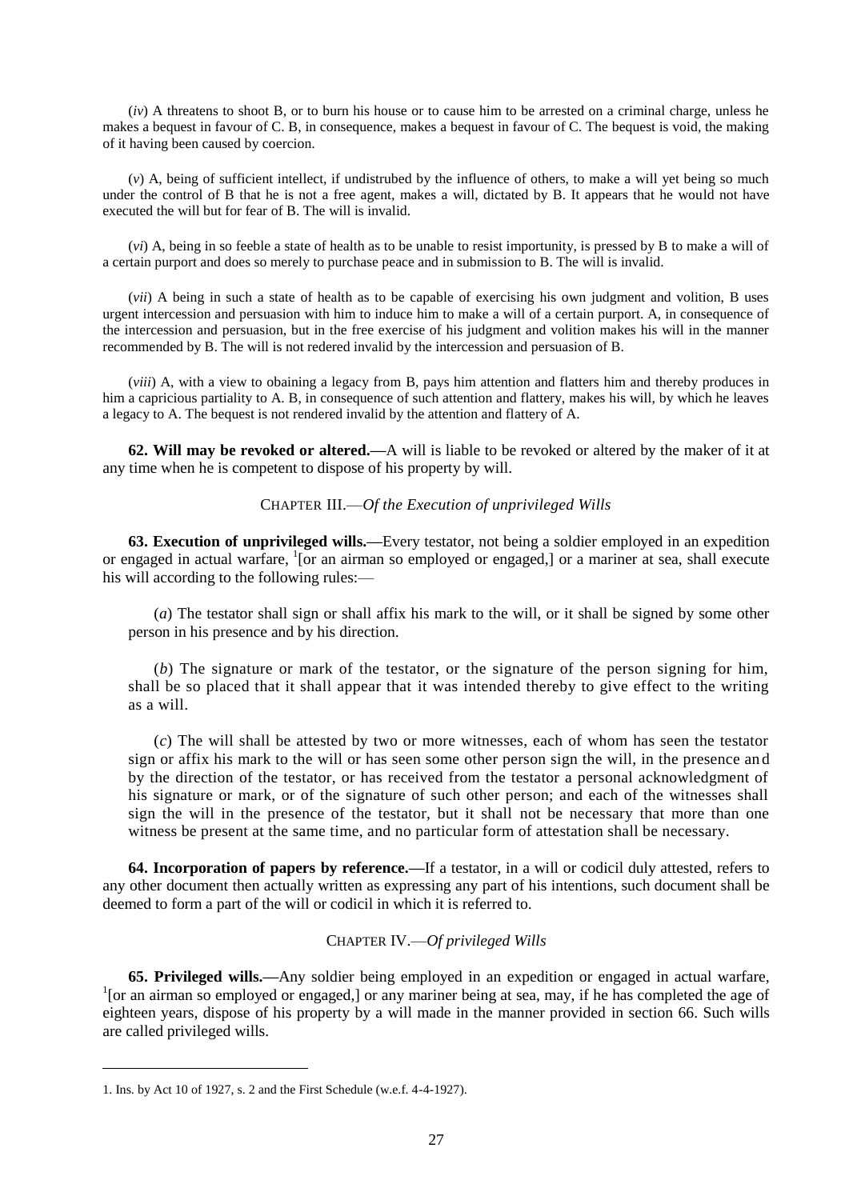(*iv*) A threatens to shoot B, or to burn his house or to cause him to be arrested on a criminal charge, unless he makes a bequest in favour of C. B, in consequence, makes a bequest in favour of C. The bequest is void, the making of it having been caused by coercion.

(*v*) A, being of sufficient intellect, if undistrubed by the influence of others, to make a will yet being so much under the control of B that he is not a free agent, makes a will, dictated by B. It appears that he would not have executed the will but for fear of B. The will is invalid.

(*vi*) A, being in so feeble a state of health as to be unable to resist importunity, is pressed by B to make a will of a certain purport and does so merely to purchase peace and in submission to B. The will is invalid.

(*vii*) A being in such a state of health as to be capable of exercising his own judgment and volition, B uses urgent intercession and persuasion with him to induce him to make a will of a certain purport. A, in consequence of the intercession and persuasion, but in the free exercise of his judgment and volition makes his will in the manner recommended by B. The will is not redered invalid by the intercession and persuasion of B.

(*viii*) A, with a view to obaining a legacy from B, pays him attention and flatters him and thereby produces in him a capricious partiality to A. B, in consequence of such attention and flattery, makes his will, by which he leaves a legacy to A. The bequest is not rendered invalid by the attention and flattery of A.

**62. Will may be revoked or altered.—**A will is liable to be revoked or altered by the maker of it at any time when he is competent to dispose of his property by will.

## CHAPTER III.—*Of the Execution of unprivileged Wills*

**63. Execution of unprivileged wills.—**Every testator, not being a soldier employed in an expedition or engaged in actual warfare, [1][or an airman so employed or engaged,] or a mariner at sea, shall execute his will according to the following rules:—

(*a*) The testator shall sign or shall affix his mark to the will, or it shall be signed by some other person in his presence and by his direction.

(*b*) The signature or mark of the testator, or the signature of the person signing for him, shall be so placed that it shall appear that it was intended thereby to give effect to the writing as a will.

(*c*) The will shall be attested by two or more witnesses, each of whom has seen the testator sign or affix his mark to the will or has seen some other person sign the will, in the presence and by the direction of the testator, or has received from the testator a personal acknowledgment of his signature or mark, or of the signature of such other person; and each of the witnesses shall sign the will in the presence of the testator, but it shall not be necessary that more than one witness be present at the same time, and no particular form of attestation shall be necessary.

**64. Incorporation of papers by reference.—**If a testator, in a will or codicil duly attested, refers to any other document then actually written as expressing any part of his intentions, such document shall be deemed to form a part of the will or codicil in which it is referred to.

## CHAPTER IV.—*Of privileged Wills*

**65. Privileged wills.—**Any soldier being employed in an expedition or engaged in actual warfare, [1][or an airman so employed or engaged,] or any mariner being at sea, may, if he has completed the age of eighteen years, dispose of his property by a will made in the manner provided in section 66. Such wills are called privileged wills.

---

1. Ins. by Act 10 of 1927, s. 2 and the First Schedule (w.e.f. 4-4-1927).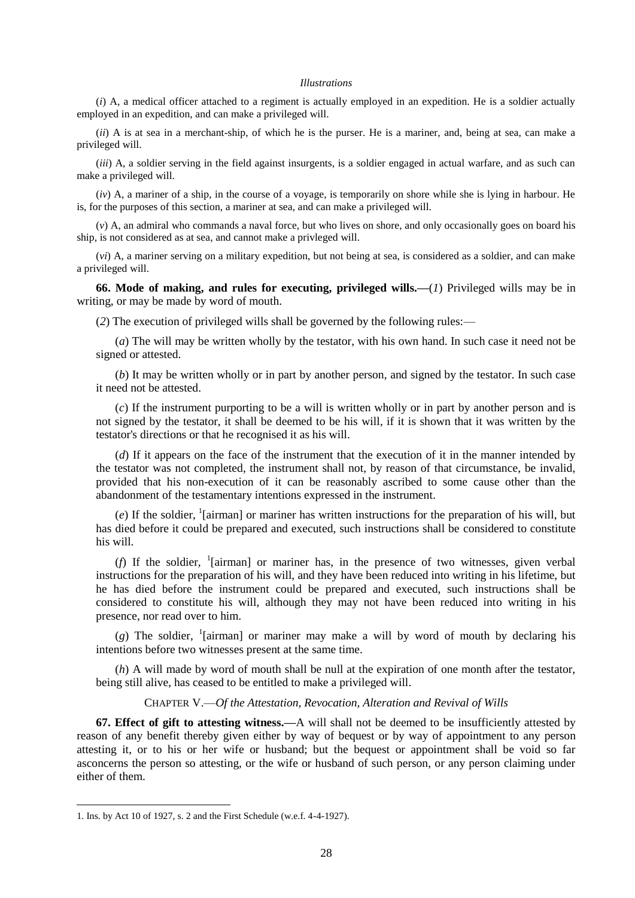*Illustrations*

(*i*) A, a medical officer attached to a regiment is actually employed in an expedition. He is a soldier actually employed in an expedition, and can make a privileged will.

(*ii*) A is at sea in a merchant-ship, of which he is the purser. He is a mariner, and, being at sea, can make a privileged will.

(*iii*) A, a soldier serving in the field against insurgents, is a soldier engaged in actual warfare, and as such can make a privileged will.

(*iv*) A, a mariner of a ship, in the course of a voyage, is temporarily on shore while she is lying in harbour. He is, for the purposes of this section, a mariner at sea, and can make a privileged will.

(*v*) A, an admiral who commands a naval force, but who lives on shore, and only occasionally goes on board his ship, is not considered as at sea, and cannot make a privleged will.

(*vi*) A, a mariner serving on a military expedition, but not being at sea, is considered as a soldier, and can make a privileged will.

**66. Mode of making, and rules for executing, privileged wills.—**(*1*) Privileged wills may be in writing, or may be made by word of mouth.

(*2*) The execution of privileged wills shall be governed by the following rules:—

(*a*) The will may be written wholly by the testator, with his own hand. In such case it need not be signed or attested.

(*b*) It may be written wholly or in part by another person, and signed by the testator. In such case it need not be attested.

(*c*) If the instrument purporting to be a will is written wholly or in part by another person and is not signed by the testator, it shall be deemed to be his will, if it is shown that it was written by the testator's directions or that he recognised it as his will.

(*d*) If it appears on the face of the instrument that the execution of it in the manner intended by the testator was not completed, the instrument shall not, by reason of that circumstance, be invalid, provided that his non-execution of it can be reasonably ascribed to some cause other than the abandonment of the testamentary intentions expressed in the instrument.

(*e*) If the soldier, [1][airman] or mariner has written instructions for the preparation of his will, but has died before it could be prepared and executed, such instructions shall be considered to constitute his will.

(*f*) If the soldier, [1][airman] or mariner has, in the presence of two witnesses, given verbal instructions for the preparation of his will, and they have been reduced into writing in his lifetime, but he has died before the instrument could be prepared and executed, such instructions shall be considered to constitute his will, although they may not have been reduced into writing in his presence, nor read over to him.

(*g*) The soldier, [1][airman] or mariner may make a will by word of mouth by declaring his intentions before two witnesses present at the same time.

(*h*) A will made by word of mouth shall be null at the expiration of one month after the testator, being still alive, has ceased to be entitled to make a privileged will.

## CHAPTER V.—*Of the Attestation, Revocation, Alteration and Revival of Wills*

**67. Effect of gift to attesting witness.—**A will shall not be deemed to be insufficiently attested by reason of any benefit thereby given either by way of bequest or by way of appointment to any person attesting it, or to his or her wife or husband; but the bequest or appointment shall be void so far asconcerns the person so attesting, or the wife or husband of such person, or any person claiming under either of them.

1. Ins. by Act 10 of 1927, s. 2 and the First Schedule (w.e.f. 4-4-1927).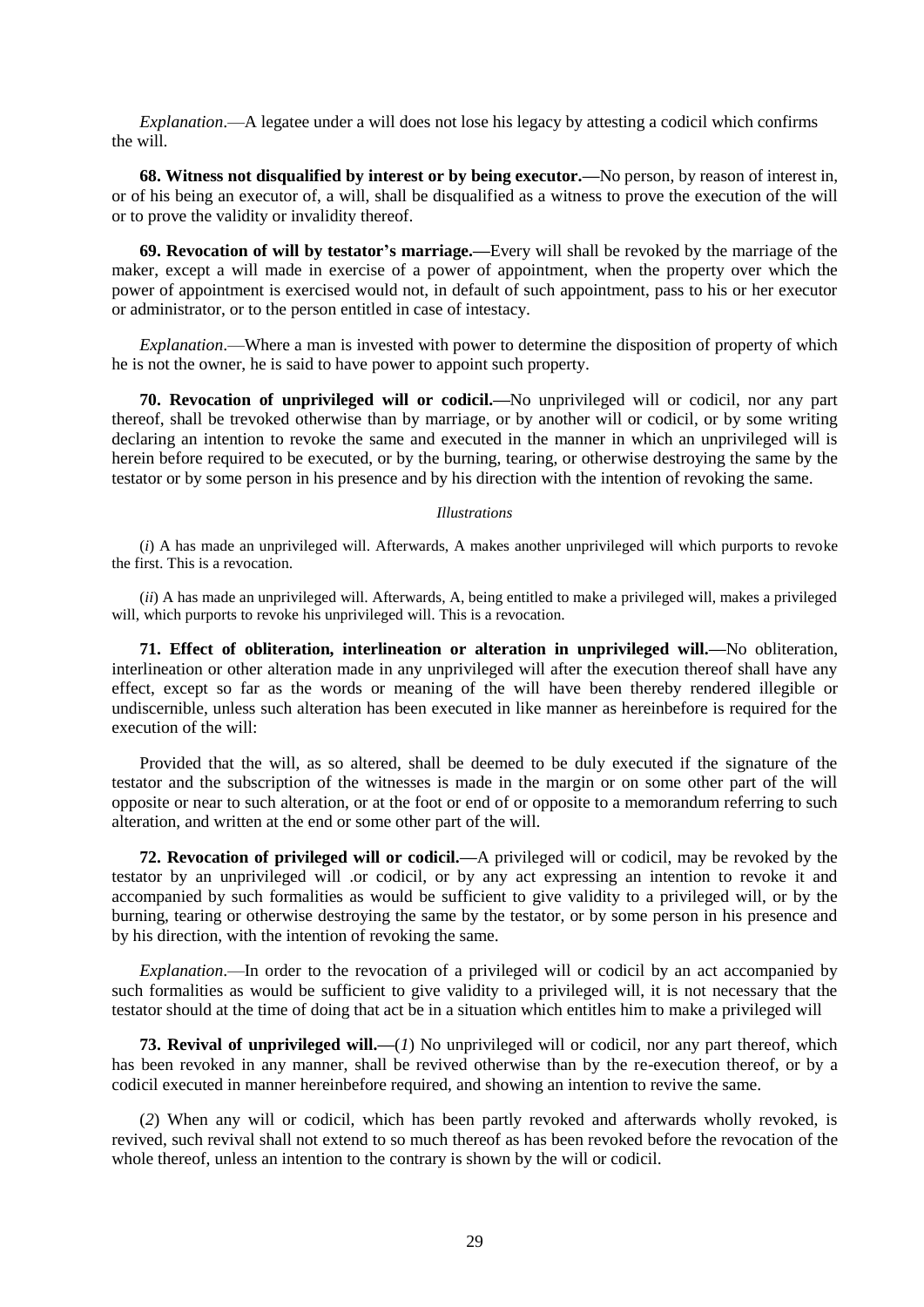*Explanation*.—A legatee under a will does not lose his legacy by attesting a codicil which confirms the will.

**68. Witness not disqualified by interest or by being executor.—**No person, by reason of interest in, or of his being an executor of, a will, shall be disqualified as a witness to prove the execution of the will or to prove the validity or invalidity thereof.

**69. Revocation of will by testator's marriage.—**Every will shall be revoked by the marriage of the maker, except a will made in exercise of a power of appointment, when the property over which the power of appointment is exercised would not, in default of such appointment, pass to his or her executor or administrator, or to the person entitled in case of intestacy.

*Explanation*.—Where a man is invested with power to determine the disposition of property of which he is not the owner, he is said to have power to appoint such property.

**70. Revocation of unprivileged will or codicil.—**No unprivileged will or codicil, nor any part thereof, shall be trevoked otherwise than by marriage, or by another will or codicil, or by some writing declaring an intention to revoke the same and executed in the manner in which an unprivileged will is herein before required to be executed, or by the burning, tearing, or otherwise destroying the same by the testator or by some person in his presence and by his direction with the intention of revoking the same.

*Illustrations*

(*i*) A has made an unprivileged will. Afterwards, A makes another unprivileged will which purports to revoke the first. This is a revocation.

(*ii*) A has made an unprivileged will. Afterwards, A, being entitled to make a privileged will, makes a privileged will, which purports to revoke his unprivileged will. This is a revocation.

**71. Effect of obliteration, interlineation or alteration in unprivileged will.—**No obliteration, interlineation or other alteration made in any unprivileged will after the execution thereof shall have any effect, except so far as the words or meaning of the will have been thereby rendered illegible or undiscernible, unless such alteration has been executed in like manner as hereinbefore is required for the execution of the will:

Provided that the will, as so altered, shall be deemed to be duly executed if the signature of the testator and the subscription of the witnesses is made in the margin or on some other part of the will opposite or near to such alteration, or at the foot or end of or opposite to a memorandum referring to such alteration, and written at the end or some other part of the will.

**72. Revocation of privileged will or codicil.—**A privileged will or codicil, may be revoked by the testator by an unprivileged will .or codicil, or by any act expressing an intention to revoke it and accompanied by such formalities as would be sufficient to give validity to a privileged will, or by the burning, tearing or otherwise destroying the same by the testator, or by some person in his presence and by his direction, with the intention of revoking the same.

*Explanation*.—In order to the revocation of a privileged will or codicil by an act accompanied by such formalities as would be sufficient to give validity to a privileged will, it is not necessary that the testator should at the time of doing that act be in a situation which entitles him to make a privileged will

**73. Revival of unprivileged will.—**(*1*) No unprivileged will or codicil, nor any part thereof, which has been revoked in any manner, shall be revived otherwise than by the re-execution thereof, or by a codicil executed in manner hereinbefore required, and showing an intention to revive the same.

(*2*) When any will or codicil, which has been partly revoked and afterwards wholly revoked, is revived, such revival shall not extend to so much thereof as has been revoked before the revocation of the whole thereof, unless an intention to the contrary is shown by the will or codicil.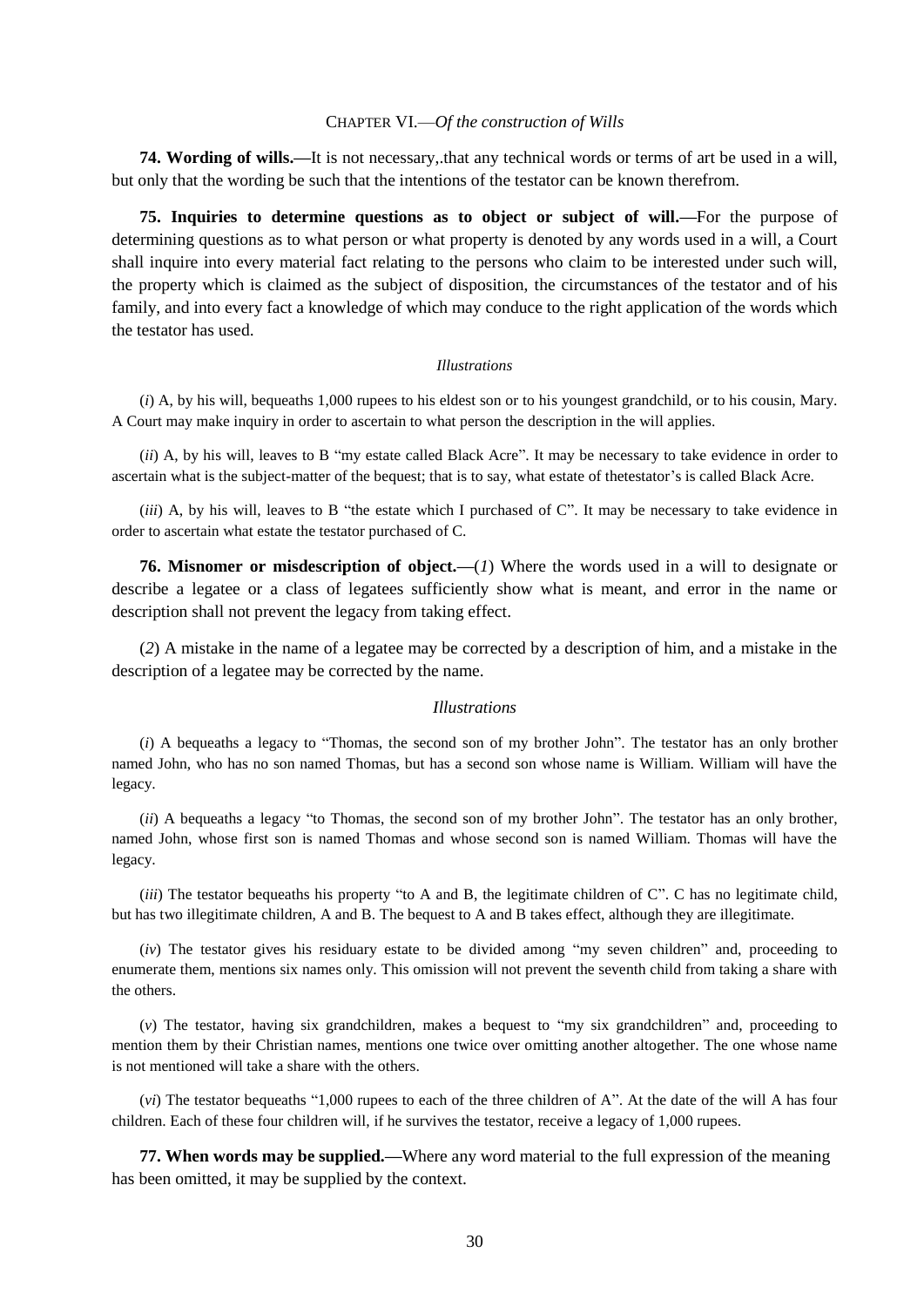## CHAPTER VI.—*Of the construction of Wills*

**74. Wording of wills.—**It is not necessary,.that any technical words or terms of art be used in a will, but only that the wording be such that the intentions of the testator can be known therefrom.

**75. Inquiries to determine questions as to object or subject of will.—**For the purpose of determining questions as to what person or what property is denoted by any words used in a will, a Court shall inquire into every material fact relating to the persons who claim to be interested under such will, the property which is claimed as the subject of disposition, the circumstances of the testator and of his family, and into every fact a knowledge of which may conduce to the right application of the words which the testator has used.

*Illustrations*

(*i*) A, by his will, bequeaths 1,000 rupees to his eldest son or to his youngest grandchild, or to his cousin, Mary. A Court may make inquiry in order to ascertain to what person the description in the will applies.

(*ii*) A, by his will, leaves to B "my estate called Black Acre". It may be necessary to take evidence in order to ascertain what is the subject-matter of the bequest; that is to say, what estate of thetestator's is called Black Acre.

(*iii*) A, by his will, leaves to B "the estate which I purchased of C". It may be necessary to take evidence in order to ascertain what estate the testator purchased of C.

**76. Misnomer or misdescription of object.—**(*1*) Where the words used in a will to designate or describe a legatee or a class of legatees sufficiently show what is meant, and error in the name or description shall not prevent the legacy from taking effect.

(*2*) A mistake in the name of a legatee may be corrected by a description of him, and a mistake in the description of a legatee may be corrected by the name.

*Illustrations*

(*i*) A bequeaths a legacy to "Thomas, the second son of my brother John". The testator has an only brother named John, who has no son named Thomas, but has a second son whose name is William. William will have the legacy.

(*ii*) A bequeaths a legacy "to Thomas, the second son of my brother John". The testator has an only brother, named John, whose first son is named Thomas and whose second son is named William. Thomas will have the legacy.

(*iii*) The testator bequeaths his property "to A and B, the legitimate children of C". C has no legitimate child, but has two illegitimate children, A and B. The bequest to A and B takes effect, although they are illegitimate.

(*iv*) The testator gives his residuary estate to be divided among "my seven children" and, proceeding to enumerate them, mentions six names only. This omission will not prevent the seventh child from taking a share with the others.

(*v*) The testator, having six grandchildren, makes a bequest to "my six grandchildren" and, proceeding to mention them by their Christian names, mentions one twice over omitting another altogether. The one whose name is not mentioned will take a share with the others.

(*vi*) The testator bequeaths "1,000 rupees to each of the three children of A". At the date of the will A has four children. Each of these four children will, if he survives the testator, receive a legacy of 1,000 rupees.

**77. When words may be supplied.—**Where any word material to the full expression of the meaning has been omitted, it may be supplied by the context.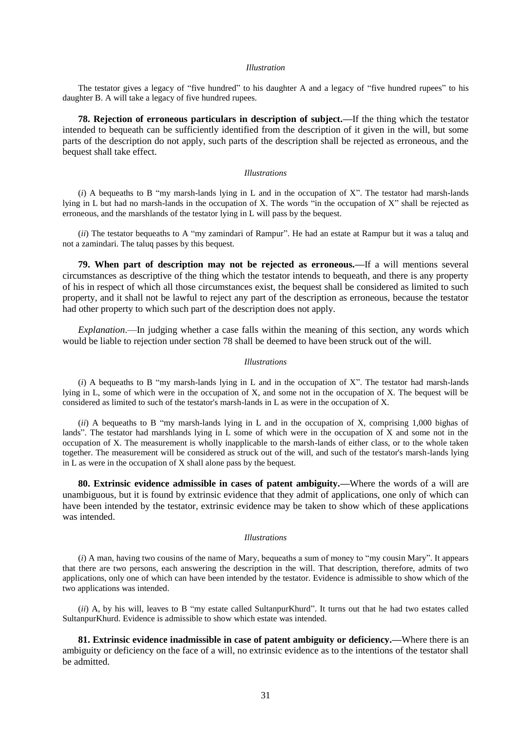*Illustration*

The testator gives a legacy of "five hundred" to his daughter A and a legacy of "five hundred rupees" to his daughter B. A will take a legacy of five hundred rupees.

**78. Rejection of erroneous particulars in description of subject.—**If the thing which the testator intended to bequeath can be sufficiently identified from the description of it given in the will, but some parts of the description do not apply, such parts of the description shall be rejected as erroneous, and the bequest shall take effect.

*Illustrations*

(*i*) A bequeaths to B "my marsh-lands lying in L and in the occupation of X". The testator had marsh-lands lying in L but had no marsh-lands in the occupation of X. The words "in the occupation of X" shall be rejected as erroneous, and the marshlands of the testator lying in L will pass by the bequest.

(*ii*) The testator bequeaths to A "my zamindari of Rampur". He had an estate at Rampur but it was a taluq and not a zamindari. The taluq passes by this bequest.

**79. When part of description may not be rejected as erroneous.—**If a will mentions several circumstances as descriptive of the thing which the testator intends to bequeath, and there is any property of his in respect of which all those circumstances exist, the bequest shall be considered as limited to such property, and it shall not be lawful to reject any part of the description as erroneous, because the testator had other property to which such part of the description does not apply.

*Explanation*.—In judging whether a case falls within the meaning of this section, any words which would be liable to rejection under section 78 shall be deemed to have been struck out of the will.

*Illustrations*

(*i*) A bequeaths to B "my marsh-lands lying in L and in the occupation of X". The testator had marsh-lands lying in L, some of which were in the occupation of X, and some not in the occupation of X. The bequest will be considered as limited to such of the testator's marsh-lands in L as were in the occupation of X.

(*ii*) A bequeaths to B "my marsh-lands lying in L and in the occupation of X, comprising 1,000 bighas of lands". The testator had marshlands lying in L some of which were in the occupation of X and some not in the occupation of X. The measurement is wholly inapplicable to the marsh-lands of either class, or to the whole taken together. The measurement will be considered as struck out of the will, and such of the testator's marsh-lands lying in L as were in the occupation of X shall alone pass by the bequest.

**80. Extrinsic evidence admissible in cases of patent ambiguity.—**Where the words of a will are unambiguous, but it is found by extrinsic evidence that they admit of applications, one only of which can have been intended by the testator, extrinsic evidence may be taken to show which of these applications was intended.

*Illustrations*

(*i*) A man, having two cousins of the name of Mary, bequeaths a sum of money to "my cousin Mary". It appears that there are two persons, each answering the description in the will. That description, therefore, admits of two applications, only one of which can have been intended by the testator. Evidence is admissible to show which of the two applications was intended.

(*ii*) A, by his will, leaves to B "my estate called SultanpurKhurd". It turns out that he had two estates called SultanpurKhurd. Evidence is admissible to show which estate was intended.

**81. Extrinsic evidence inadmissible in case of patent ambiguity or deficiency.—**Where there is an ambiguity or deficiency on the face of a will, no extrinsic evidence as to the intentions of the testator shall be admitted.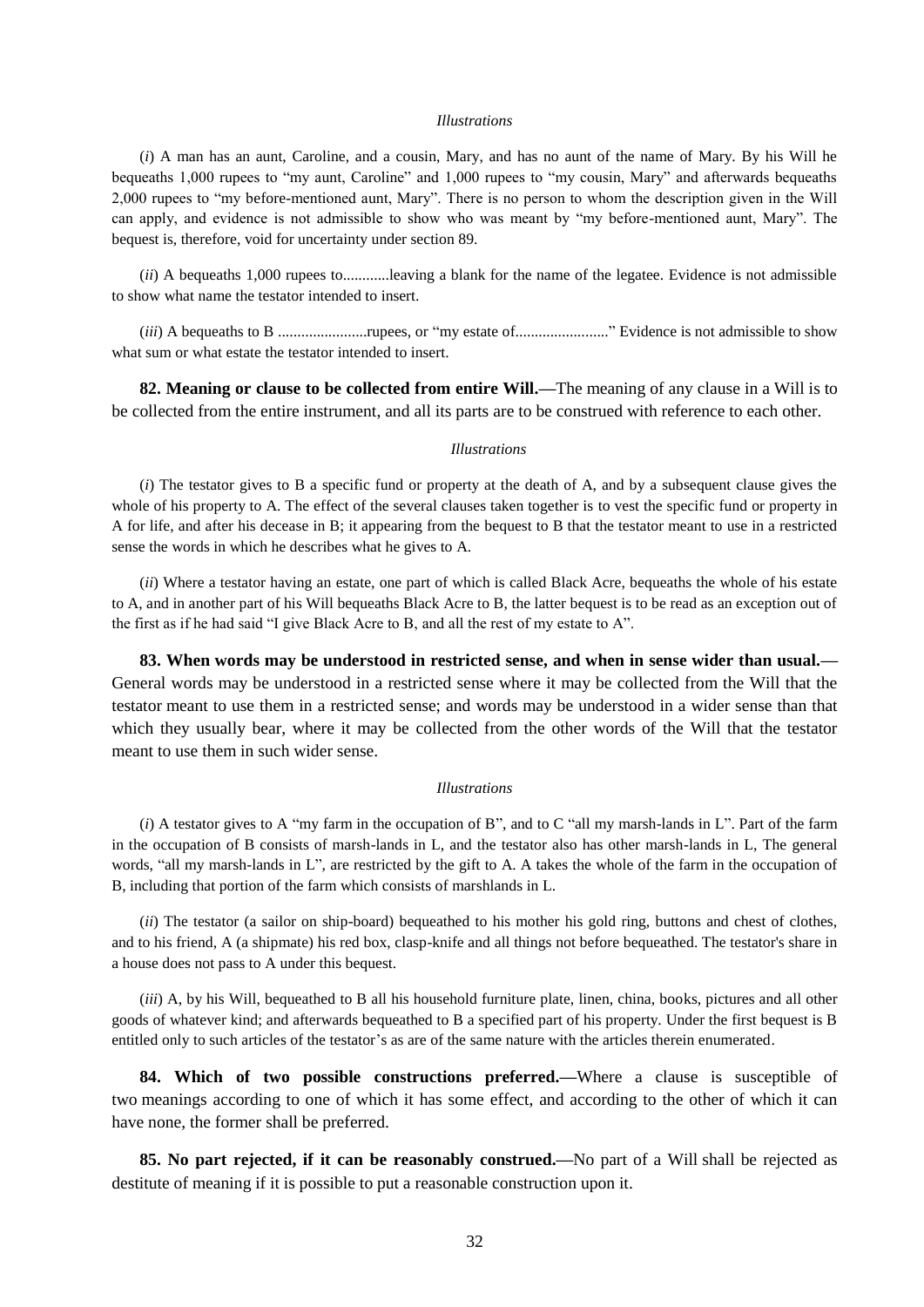*Illustrations*

(*i*) A man has an aunt, Caroline, and a cousin, Mary, and has no aunt of the name of Mary. By his Will he bequeaths 1,000 rupees to "my aunt, Caroline" and 1,000 rupees to "my cousin, Mary" and afterwards bequeaths 2,000 rupees to "my before-mentioned aunt, Mary". There is no person to whom the description given in the Will can apply, and evidence is not admissible to show who was meant by "my before-mentioned aunt, Mary". The bequest is, therefore, void for uncertainty under section 89.

(*ii*) A bequeaths 1,000 rupees to............leaving a blank for the name of the legatee. Evidence is not admissible to show what name the testator intended to insert.

(*iii*) A bequeaths to B .......................rupees, or "my estate of........................" Evidence is not admissible to show what sum or what estate the testator intended to insert.

**82. Meaning or clause to be collected from entire Will.—**The meaning of any clause in a Will is to be collected from the entire instrument, and all its parts are to be construed with reference to each other.

*Illustrations*

(*i*) The testator gives to B a specific fund or property at the death of A, and by a subsequent clause gives the whole of his property to A. The effect of the several clauses taken together is to vest the specific fund or property in A for life, and after his decease in B; it appearing from the bequest to B that the testator meant to use in a restricted sense the words in which he describes what he gives to A.

(*ii*) Where a testator having an estate, one part of which is called Black Acre, bequeaths the whole of his estate to A, and in another part of his Will bequeaths Black Acre to B, the latter bequest is to be read as an exception out of the first as if he had said "I give Black Acre to B, and all the rest of my estate to A".

**83. When words may be understood in restricted sense, and when in sense wider than usual.—** General words may be understood in a restricted sense where it may be collected from the Will that the testator meant to use them in a restricted sense; and words may be understood in a wider sense than that which they usually bear, where it may be collected from the other words of the Will that the testator meant to use them in such wider sense.

*Illustrations*

(*i*) A testator gives to A "my farm in the occupation of B", and to C "all my marsh-lands in L". Part of the farm in the occupation of B consists of marsh-lands in L, and the testator also has other marsh-lands in L, The general words, "all my marsh-lands in L", are restricted by the gift to A. A takes the whole of the farm in the occupation of B, including that portion of the farm which consists of marshlands in L.

(*ii*) The testator (a sailor on ship-board) bequeathed to his mother his gold ring, buttons and chest of clothes, and to his friend, A (a shipmate) his red box, clasp-knife and all things not before bequeathed. The testator's share in a house does not pass to A under this bequest.

(*iii*) A, by his Will, bequeathed to B all his household furniture plate, linen, china, books, pictures and all other goods of whatever kind; and afterwards bequeathed to B a specified part of his property. Under the first bequest is B entitled only to such articles of the testator's as are of the same nature with the articles therein enumerated.

**84. Which of two possible constructions preferred.—**Where a clause is susceptible of two meanings according to one of which it has some effect, and according to the other of which it can have none, the former shall be preferred.

**85. No part rejected, if it can be reasonably construed.—**No part of a Will shall be rejected as destitute of meaning if it is possible to put a reasonable construction upon it.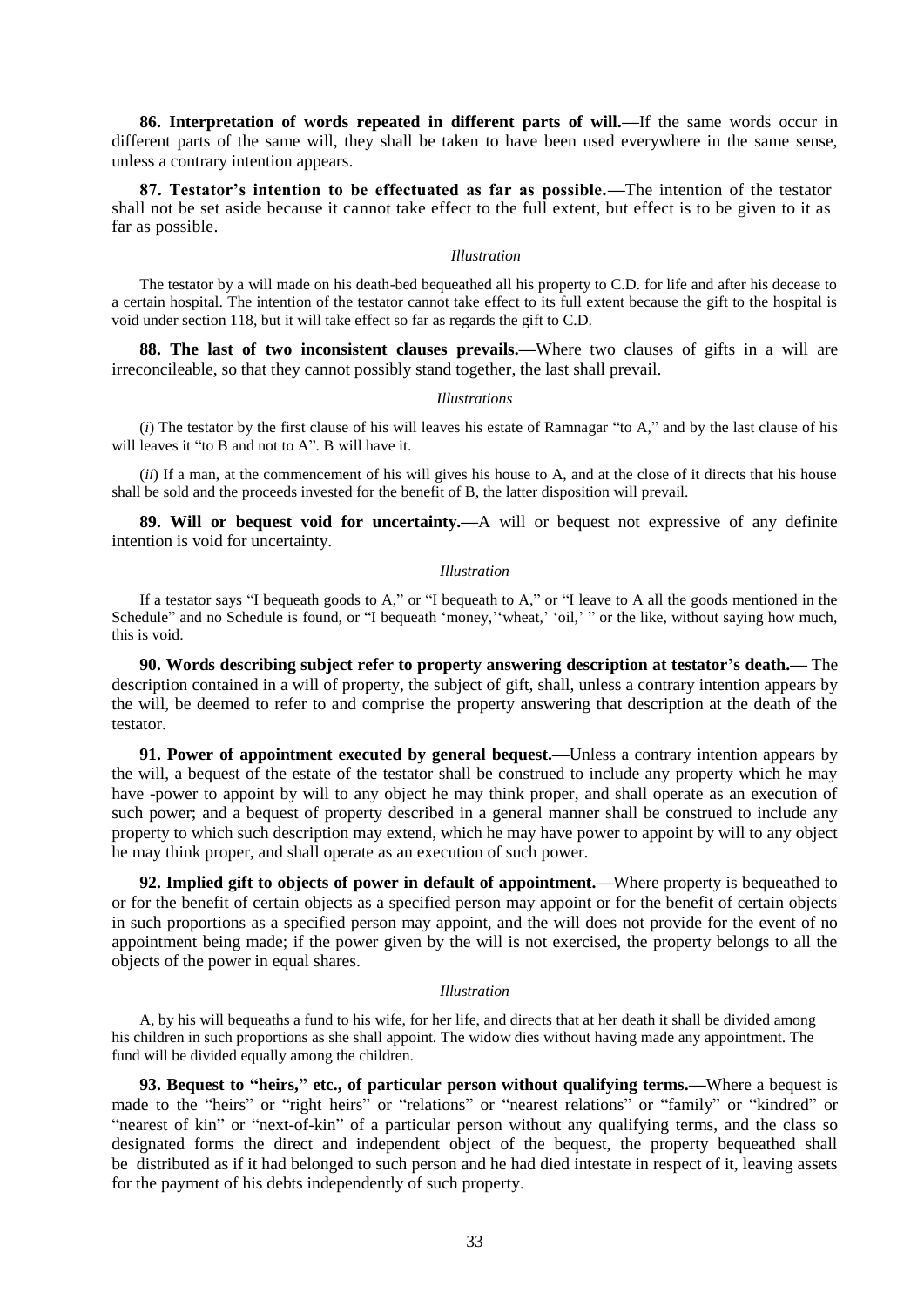**86. Interpretation of words repeated in different parts of will.—**If the same words occur in different parts of the same will, they shall be taken to have been used everywhere in the same sense, unless a contrary intention appears.

**87. Testator's intention to be effectuated as far as possible.—**The intention of the testator shall not be set aside because it cannot take effect to the full extent, but effect is to be given to it as far as possible.

*Illustration*

The testator by a will made on his death-bed bequeathed all his property to C.D. for life and after his decease to a certain hospital. The intention of the testator cannot take effect to its full extent because the gift to the hospital is void under section 118, but it will take effect so far as regards the gift to C.D.

**88. The last of two inconsistent clauses prevails.—**Where two clauses of gifts in a will are irreconcileable, so that they cannot possibly stand together, the last shall prevail.

*Illustrations*

(*i*) The testator by the first clause of his will leaves his estate of Ramnagar "to A," and by the last clause of his will leaves it "to B and not to A". B will have it.

(*ii*) If a man, at the commencement of his will gives his house to A, and at the close of it directs that his house shall be sold and the proceeds invested for the benefit of B, the latter disposition will prevail.

**89. Will or bequest void for uncertainty.—**A will or bequest not expressive of any definite intention is void for uncertainty.

*Illustration*

If a testator says "I bequeath goods to A," or "I bequeath to A," or "I leave to A all the goods mentioned in the Schedule" and no Schedule is found, or "I bequeath 'money,' 'wheat,' 'oil,' " or the like, without saying how much, this is void.

**90. Words describing subject refer to property answering description at testator's death.—** The description contained in a will of property, the subject of gift, shall, unless a contrary intention appears by the will, be deemed to refer to and comprise the property answering that description at the death of the testator.

**91. Power of appointment executed by general bequest.—**Unless a contrary intention appears by the will, a bequest of the estate of the testator shall be construed to include any property which he may have -power to appoint by will to any object he may think proper, and shall operate as an execution of such power; and a bequest of property described in a general manner shall be construed to include any property to which such description may extend, which he may have power to appoint by will to any object he may think proper, and shall operate as an execution of such power.

**92. Implied gift to objects of power in default of appointment.—**Where property is bequeathed to or for the benefit of certain objects as a specified person may appoint or for the benefit of certain objects in such proportions as a specified person may appoint, and the will does not provide for the event of no appointment being made; if the power given by the will is not exercised, the property belongs to all the objects of the power in equal shares.

*Illustration*

A, by his will bequeaths a fund to his wife, for her life, and directs that at her death it shall be divided among his children in such proportions as she shall appoint. The widow dies without having made any appointment. The fund will be divided equally among the children.

**93. Bequest to "heirs," etc., of particular person without qualifying terms.—**Where a bequest is made to the "heirs" or "right heirs" or "relations" or "nearest relations" or "family" or "kindred" or "nearest of kin" or "next-of-kin" of a particular person without any qualifying terms, and the class so designated forms the direct and independent object of the bequest, the property bequeathed shall be distributed as if it had belonged to such person and he had died intestate in respect of it, leaving assets for the payment of his debts independently of such property.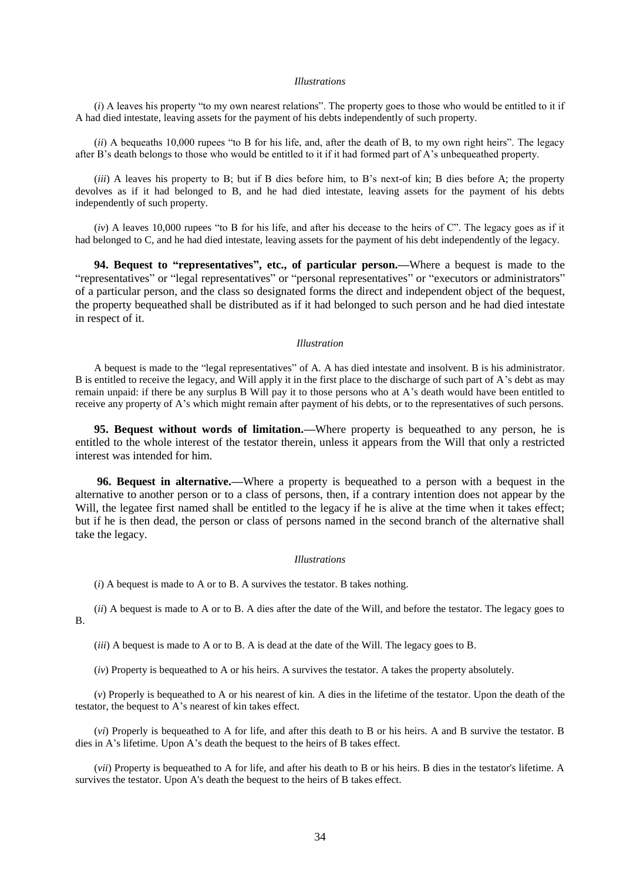*Illustrations*

(*i*) A leaves his property "to my own nearest relations". The property goes to those who would be entitled to it if A had died intestate, leaving assets for the payment of his debts independently of such property.

(*ii*) A bequeaths 10,000 rupees "to B for his life, and, after the death of B, to my own right heirs". The legacy after B's death belongs to those who would be entitled to it if it had formed part of A's unbequeathed property.

(*iii*) A leaves his property to B; but if B dies before him, to B's next-of kin; B dies before A; the property devolves as if it had belonged to B, and he had died intestate, leaving assets for the payment of his debts independently of such property.

(*iv*) A leaves 10,000 rupees "to B for his life, and after his decease to the heirs of C". The legacy goes as if it had belonged to C, and he had died intestate, leaving assets for the payment of his debt independently of the legacy.

**94. Bequest to "representatives", etc., of particular person.—**Where a bequest is made to the "representatives" or "legal representatives" or "personal representatives" or "executors or administrators" of a particular person, and the class so designated forms the direct and independent object of the bequest, the property bequeathed shall be distributed as if it had belonged to such person and he had died intestate in respect of it.

*Illustration*

A bequest is made to the "legal representatives" of A. A has died intestate and insolvent. B is his administrator. B is entitled to receive the legacy, and Will apply it in the first place to the discharge of such part of A's debt as may remain unpaid: if there be any surplus B Will pay it to those persons who at A's death would have been entitled to receive any property of A's which might remain after payment of his debts, or to the representatives of such persons.

**95. Bequest without words of limitation.—**Where property is bequeathed to any person, he is entitled to the whole interest of the testator therein, unless it appears from the Will that only a restricted interest was intended for him.

**96. Bequest in alternative.—**Where a property is bequeathed to a person with a bequest in the alternative to another person or to a class of persons, then, if a contrary intention does not appear by the Will, the legatee first named shall be entitled to the legacy if he is alive at the time when it takes effect; but if he is then dead, the person or class of persons named in the second branch of the alternative shall take the legacy.

*Illustrations*

(*i*) A bequest is made to A or to B. A survives the testator. B takes nothing.

(*ii*) A bequest is made to A or to B. A dies after the date of the Will, and before the testator. The legacy goes to B.

(*iii*) A bequest is made to A or to B. A is dead at the date of the Will. The legacy goes to B.

(*iv*) Property is bequeathed to A or his heirs. A survives the testator. A takes the property absolutely.

(*v*) Properly is bequeathed to A or his nearest of kin. A dies in the lifetime of the testator. Upon the death of the testator, the bequest to A's nearest of kin takes effect.

(*vi*) Properly is bequeathed to A for life, and after this death to B or his heirs. A and B survive the testator. B dies in A's lifetime. Upon A's death the bequest to the heirs of B takes effect.

(*vii*) Property is bequeathed to A for life, and after his death to B or his heirs. B dies in the testator's lifetime. A survives the testator. Upon A's death the bequest to the heirs of B takes effect.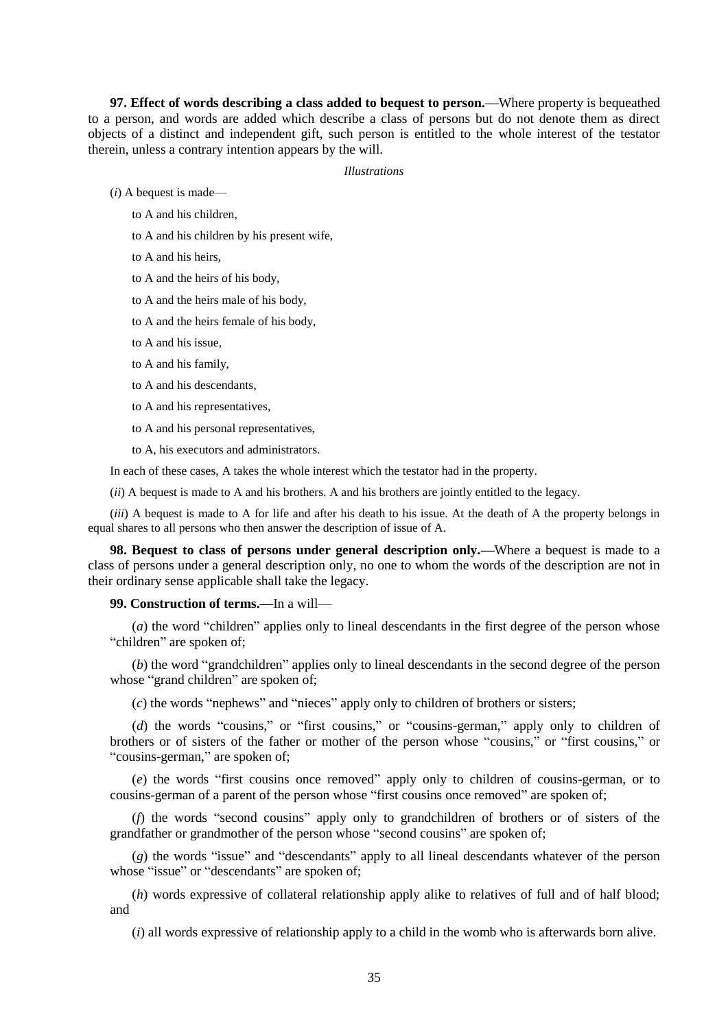**97. Effect of words describing a class added to bequest to person.—**Where property is bequeathed to a person, and words are added which describe a class of persons but do not denote them as direct objects of a distinct and independent gift, such person is entitled to the whole interest of the testator therein, unless a contrary intention appears by the will.

*Illustrations*

(*i*) A bequest is made—

to A and his children,

to A and his children by his present wife,

to A and his heirs,

to A and the heirs of his body,

to A and the heirs male of his body,

to A and the heirs female of his body,

to A and his issue,

to A and his family,

to A and his descendants,

to A and his representatives,

to A and his personal representatives,

to A, his executors and administrators.

In each of these cases, A takes the whole interest which the testator had in the property.

(*ii*) A bequest is made to A and his brothers. A and his brothers are jointly entitled to the legacy.

(*iii*) A bequest is made to A for life and after his death to his issue. At the death of A the property belongs in equal shares to all persons who then answer the description of issue of A.

**98. Bequest to class of persons under general description only.—**Where a bequest is made to a class of persons under a general description only, no one to whom the words of the description are not in their ordinary sense applicable shall take the legacy.

**99. Construction of terms.—**In a will—

(*a*) the word "children" applies only to lineal descendants in the first degree of the person whose "children" are spoken of;

(*b*) the word "grandchildren" applies only to lineal descendants in the second degree of the person whose "grand children" are spoken of;

(*c*) the words "nephews" and "nieces" apply only to children of brothers or sisters;

(*d*) the words "cousins," or "first cousins," or "cousins-german," apply only to children of brothers or of sisters of the father or mother of the person whose "cousins," or "first cousins," or "cousins-german," are spoken of;

(*e*) the words "first cousins once removed" apply only to children of cousins-german, or to cousins-german of a parent of the person whose "first cousins once removed" are spoken of;

(*f*) the words "second cousins" apply only to grandchildren of brothers or of sisters of the grandfather or grandmother of the person whose "second cousins" are spoken of;

(*g*) the words "issue" and "descendants" apply to all lineal descendants whatever of the person whose "issue" or "descendants" are spoken of;

(*h*) words expressive of collateral relationship apply alike to relatives of full and of half blood; and

(*i*) all words expressive of relationship apply to a child in the womb who is afterwards born alive.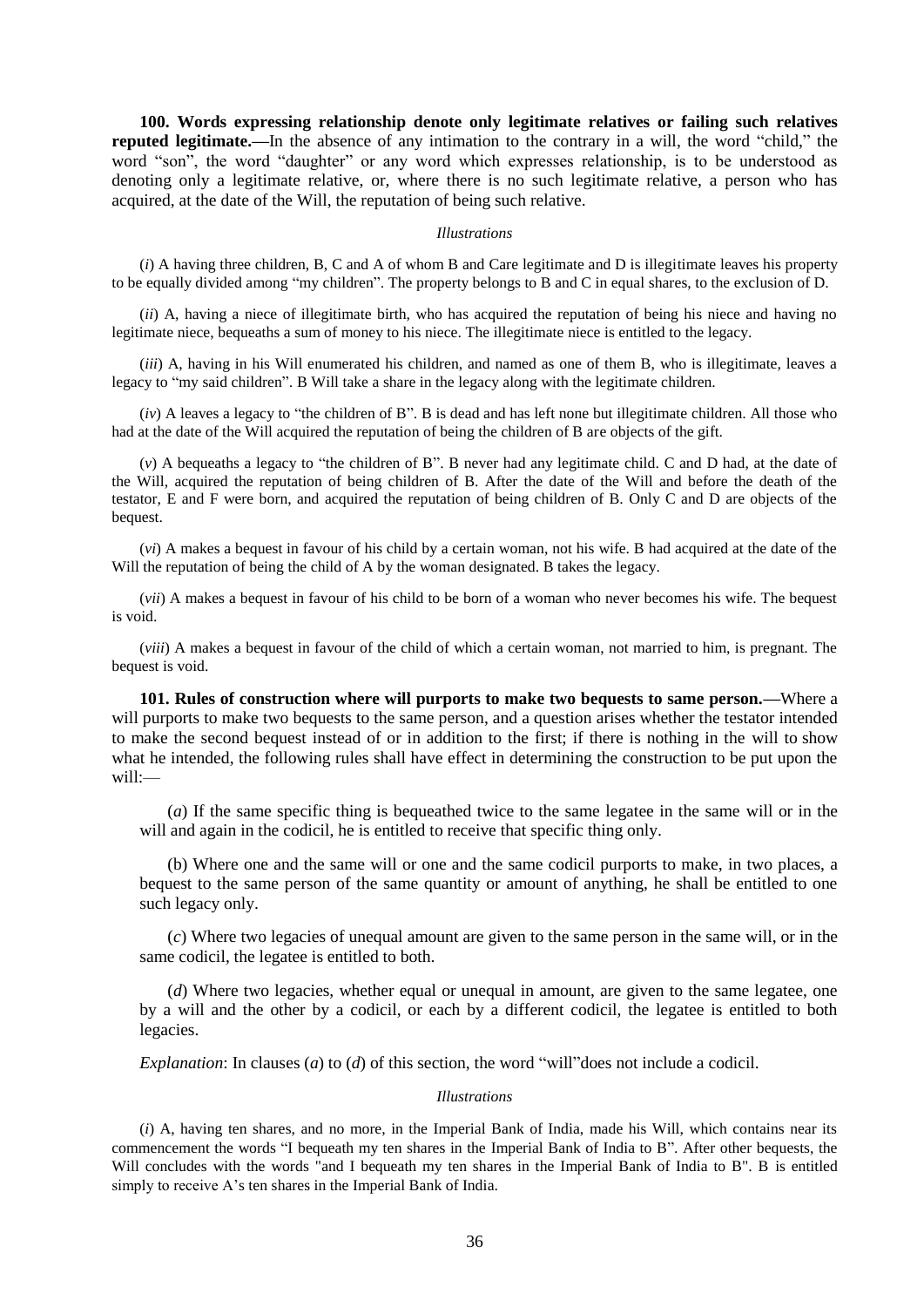**100. Words expressing relationship denote only legitimate relatives or failing such relatives reputed legitimate.—**In the absence of any intimation to the contrary in a will, the word "child," the word "son", the word "daughter" or any word which expresses relationship, is to be understood as denoting only a legitimate relative, or, where there is no such legitimate relative, a person who has acquired, at the date of the Will, the reputation of being such relative.

*Illustrations*

(*i*) A having three children, B, C and A of whom B and Care legitimate and D is illegitimate leaves his property to be equally divided among "my children". The property belongs to B and C in equal shares, to the exclusion of D.

(*ii*) A, having a niece of illegitimate birth, who has acquired the reputation of being his niece and having no legitimate niece, bequeaths a sum of money to his niece. The illegitimate niece is entitled to the legacy.

(*iii*) A, having in his Will enumerated his children, and named as one of them B, who is illegitimate, leaves a legacy to "my said children". B Will take a share in the legacy along with the legitimate children.

(*iv*) A leaves a legacy to "the children of B". B is dead and has left none but illegitimate children. All those who had at the date of the Will acquired the reputation of being the children of B are objects of the gift.

(*v*) A bequeaths a legacy to "the children of B". B never had any legitimate child. C and D had, at the date of the Will, acquired the reputation of being children of B. After the date of the Will and before the death of the testator, E and F were born, and acquired the reputation of being children of B. Only C and D are objects of the bequest.

(*vi*) A makes a bequest in favour of his child by a certain woman, not his wife. B had acquired at the date of the Will the reputation of being the child of A by the woman designated. B takes the legacy.

(*vii*) A makes a bequest in favour of his child to be born of a woman who never becomes his wife. The bequest is void.

(*viii*) A makes a bequest in favour of the child of which a certain woman, not married to him, is pregnant. The bequest is void.

**101. Rules of construction where will purports to make two bequests to same person.—**Where a will purports to make two bequests to the same person, and a question arises whether the testator intended to make the second bequest instead of or in addition to the first; if there is nothing in the will to show what he intended, the following rules shall have effect in determining the construction to be put upon the will:—

(*a*) If the same specific thing is bequeathed twice to the same legatee in the same will or in the will and again in the codicil, he is entitled to receive that specific thing only.

(b) Where one and the same will or one and the same codicil purports to make, in two places, a bequest to the same person of the same quantity or amount of anything, he shall be entitled to one such legacy only.

(*c*) Where two legacies of unequal amount are given to the same person in the same will, or in the same codicil, the legatee is entitled to both.

(*d*) Where two legacies, whether equal or unequal in amount, are given to the same legatee, one by a will and the other by a codicil, or each by a different codicil, the legatee is entitled to both legacies.

*Explanation*: In clauses (*a*) to (*d*) of this section, the word "will"does not include a codicil.

*Illustrations*

(*i*) A, having ten shares, and no more, in the Imperial Bank of India, made his Will, which contains near its commencement the words "I bequeath my ten shares in the Imperial Bank of India to B". After other bequests, the Will concludes with the words "and I bequeath my ten shares in the Imperial Bank of India to B". B is entitled simply to receive A's ten shares in the Imperial Bank of India.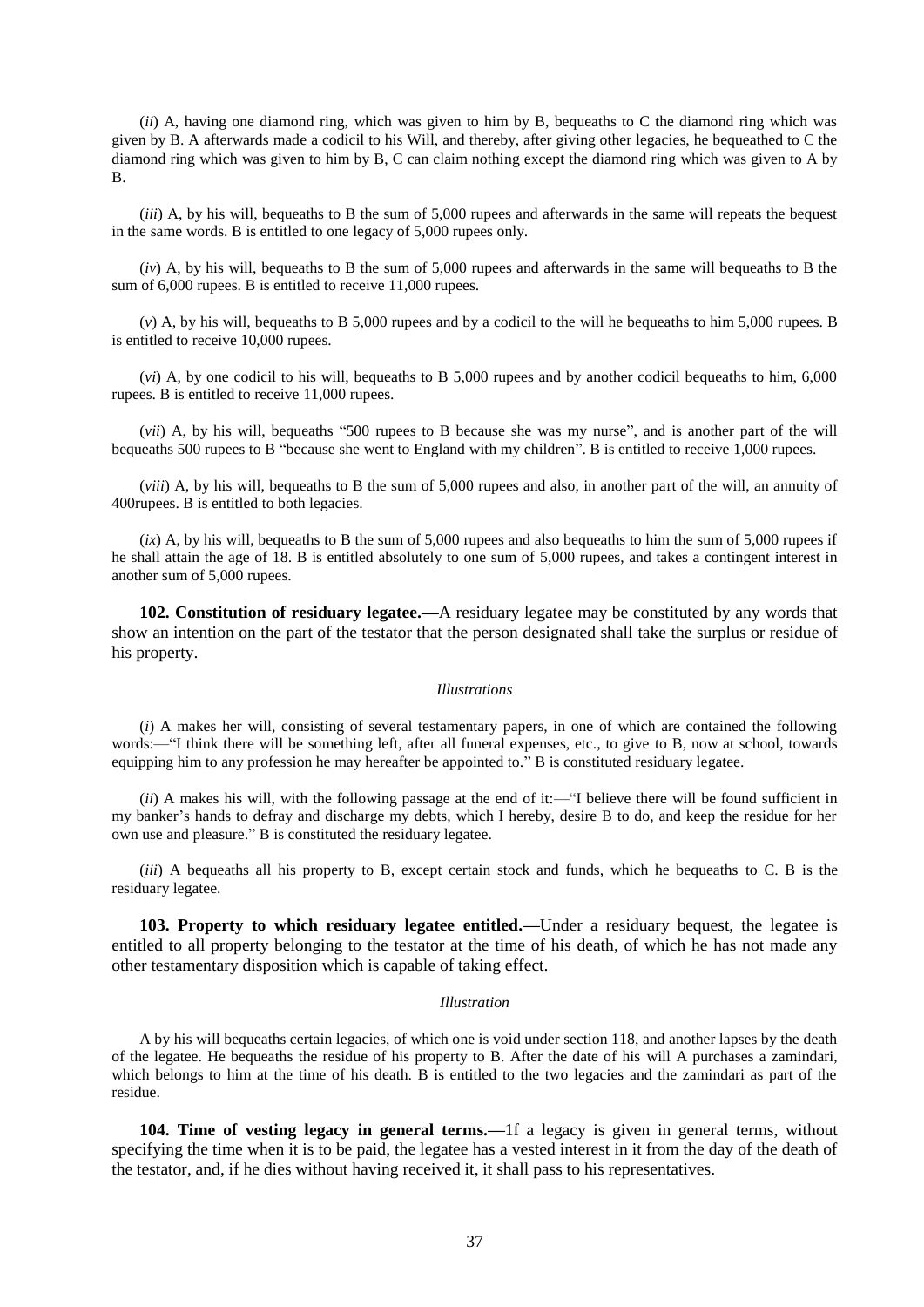(*ii*) A, having one diamond ring, which was given to him by B, bequeaths to C the diamond ring which was given by B. A afterwards made a codicil to his Will, and thereby, after giving other legacies, he bequeathed to C the diamond ring which was given to him by B, C can claim nothing except the diamond ring which was given to A by B.

(*iii*) A, by his will, bequeaths to B the sum of 5,000 rupees and afterwards in the same will repeats the bequest in the same words. B is entitled to one legacy of 5,000 rupees only.

(*iv*) A, by his will, bequeaths to B the sum of 5,000 rupees and afterwards in the same will bequeaths to B the sum of 6,000 rupees. B is entitled to receive 11,000 rupees.

(*v*) A, by his will, bequeaths to B 5,000 rupees and by a codicil to the will he bequeaths to him 5,000 rupees. B is entitled to receive 10,000 rupees.

(*vi*) A, by one codicil to his will, bequeaths to B 5,000 rupees and by another codicil bequeaths to him, 6,000 rupees. B is entitled to receive 11,000 rupees.

(*vii*) A, by his will, bequeaths "500 rupees to B because she was my nurse", and is another part of the will bequeaths 500 rupees to B "because she went to England with my children". B is entitled to receive 1,000 rupees.

(*viii*) A, by his will, bequeaths to B the sum of 5,000 rupees and also, in another part of the will, an annuity of 400rupees. B is entitled to both legacies.

(*ix*) A, by his will, bequeaths to B the sum of 5,000 rupees and also bequeaths to him the sum of 5,000 rupees if he shall attain the age of 18. B is entitled absolutely to one sum of 5,000 rupees, and takes a contingent interest in another sum of 5,000 rupees.

**102. Constitution of residuary legatee.—**A residuary legatee may be constituted by any words that show an intention on the part of the testator that the person designated shall take the surplus or residue of his property.

*Illustrations*

(*i*) A makes her will, consisting of several testamentary papers, in one of which are contained the following words:—"I think there will be something left, after all funeral expenses, etc., to give to B, now at school, towards equipping him to any profession he may hereafter be appointed to." B is constituted residuary legatee.

(*ii*) A makes his will, with the following passage at the end of it:—"I believe there will be found sufficient in my banker's hands to defray and discharge my debts, which I hereby, desire B to do, and keep the residue for her own use and pleasure." B is constituted the residuary legatee.

(*iii*) A bequeaths all his property to B, except certain stock and funds, which he bequeaths to C. B is the residuary legatee.

**103. Property to which residuary legatee entitled.—**Under a residuary bequest, the legatee is entitled to all property belonging to the testator at the time of his death, of which he has not made any other testamentary disposition which is capable of taking effect.

*Illustration*

A by his will bequeaths certain legacies, of which one is void under section 118, and another lapses by the death of the legatee. He bequeaths the residue of his property to B. After the date of his will A purchases a zamindari, which belongs to him at the time of his death. B is entitled to the two legacies and the zamindari as part of the residue.

**104. Time of vesting legacy in general terms.—**1f a legacy is given in general terms, without specifying the time when it is to be paid, the legatee has a vested interest in it from the day of the death of the testator, and, if he dies without having received it, it shall pass to his representatives.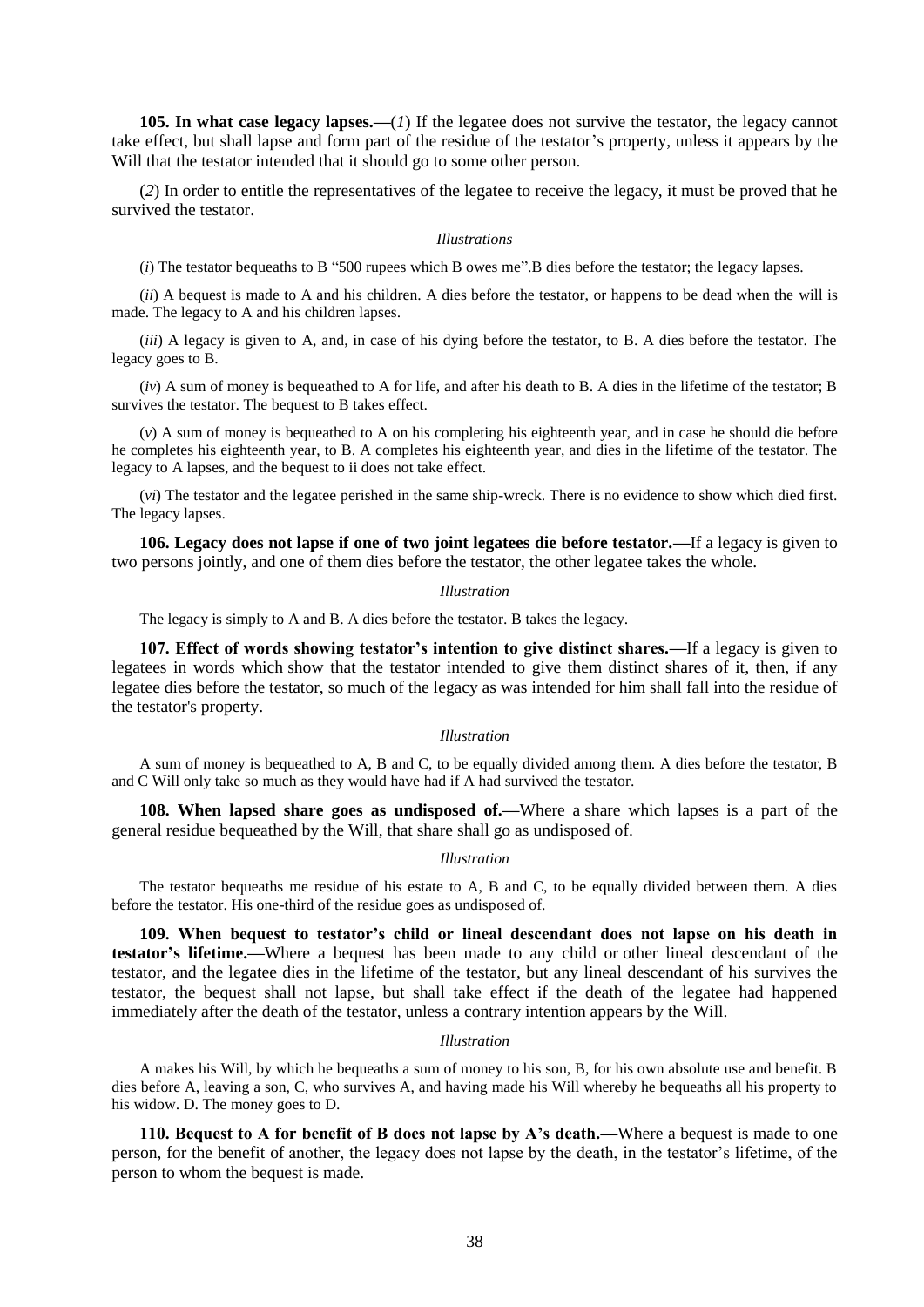**105. In what case legacy lapses.**—(*1*) If the legatee does not survive the testator, the legacy cannot take effect, but shall lapse and form part of the residue of the testator's property, unless it appears by the Will that the testator intended that it should go to some other person.

(*2*) In order to entitle the representatives of the legatee to receive the legacy, it must be proved that he survived the testator.

*Illustrations*

(*i*) The testator bequeaths to B "500 rupees which B owes me".B dies before the testator; the legacy lapses.

(*ii*) A bequest is made to A and his children. A dies before the testator, or happens to be dead when the will is made. The legacy to A and his children lapses.

(*iii*) A legacy is given to A, and, in case of his dying before the testator, to B. A dies before the testator. The legacy goes to B.

(*iv*) A sum of money is bequeathed to A for life, and after his death to B. A dies in the lifetime of the testator; B survives the testator. The bequest to B takes effect.

(*v*) A sum of money is bequeathed to A on his completing his eighteenth year, and in case he should die before he completes his eighteenth year, to B. A completes his eighteenth year, and dies in the lifetime of the testator. The legacy to A lapses, and the bequest to ii does not take effect.

(*vi*) The testator and the legatee perished in the same ship-wreck. There is no evidence to show which died first. The legacy lapses.

**106. Legacy does not lapse if one of two joint legatees die before testator.**—If a legacy is given to two persons jointly, and one of them dies before the testator, the other legatee takes the whole.

*Illustration*

The legacy is simply to A and B. A dies before the testator. B takes the legacy.

**107. Effect of words showing testator's intention to give distinct shares.**—If a legacy is given to legatees in words which show that the testator intended to give them distinct shares of it, then, if any legatee dies before the testator, so much of the legacy as was intended for him shall fall into the residue of the testator's property.

*Illustration*

A sum of money is bequeathed to A, B and C, to be equally divided among them. A dies before the testator, B and C Will only take so much as they would have had if A had survived the testator.

**108. When lapsed share goes as undisposed of.**—Where a share which lapses is a part of the general residue bequeathed by the Will, that share shall go as undisposed of.

*Illustration*

The testator bequeaths me residue of his estate to A, B and C, to be equally divided between them. A dies before the testator. His one-third of the residue goes as undisposed of.

**109. When bequest to testator's child or lineal descendant does not lapse on his death in testator's lifetime.**—Where a bequest has been made to any child or other lineal descendant of the testator, and the legatee dies in the lifetime of the testator, but any lineal descendant of his survives the testator, the bequest shall not lapse, but shall take effect if the death of the legatee had happened immediately after the death of the testator, unless a contrary intention appears by the Will.

*Illustration*

A makes his Will, by which he bequeaths a sum of money to his son, B, for his own absolute use and benefit. B dies before A, leaving a son, C, who survives A, and having made his Will whereby he bequeaths all his property to his widow. D. The money goes to D.

**110. Bequest to A for benefit of B does not lapse by A's death.**—Where a bequest is made to one person, for the benefit of another, the legacy does not lapse by the death, in the testator's lifetime, of the person to whom the bequest is made.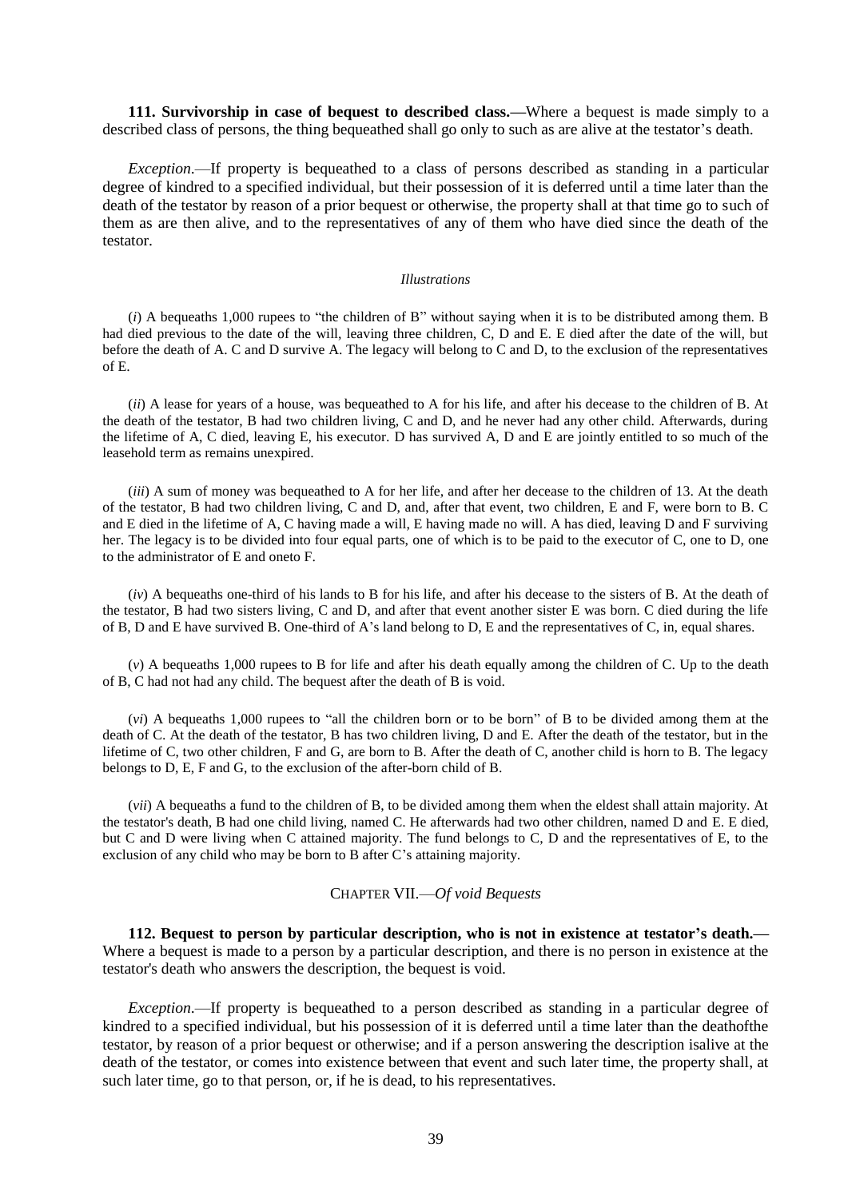**111. Survivorship in case of bequest to described class.—**Where a bequest is made simply to a described class of persons, the thing bequeathed shall go only to such as are alive at the testator's death.

*Exception*.—If property is bequeathed to a class of persons described as standing in a particular degree of kindred to a specified individual, but their possession of it is deferred until a time later than the death of the testator by reason of a prior bequest or otherwise, the property shall at that time go to such of them as are then alive, and to the representatives of any of them who have died since the death of the testator.

*Illustrations*

(*i*) A bequeaths 1,000 rupees to "the children of B" without saying when it is to be distributed among them. B had died previous to the date of the will, leaving three children, C, D and E. E died after the date of the will, but before the death of A. C and D survive A. The legacy will belong to C and D, to the exclusion of the representatives of E.

(*ii*) A lease for years of a house, was bequeathed to A for his life, and after his decease to the children of B. At the death of the testator, B had two children living, C and D, and he never had any other child. Afterwards, during the lifetime of A, C died, leaving E, his executor. D has survived A, D and E are jointly entitled to so much of the leasehold term as remains unexpired.

(*iii*) A sum of money was bequeathed to A for her life, and after her decease to the children of 13. At the death of the testator, B had two children living, C and D, and, after that event, two children, E and F, were born to B. C and E died in the lifetime of A, C having made a will, E having made no will. A has died, leaving D and F surviving her. The legacy is to be divided into four equal parts, one of which is to be paid to the executor of C, one to D, one to the administrator of E and oneto F.

(*iv*) A bequeaths one-third of his lands to B for his life, and after his decease to the sisters of B. At the death of the testator, B had two sisters living, C and D, and after that event another sister E was born. C died during the life of B, D and E have survived B. One-third of A's land belong to D, E and the representatives of C, in, equal shares.

(*v*) A bequeaths 1,000 rupees to B for life and after his death equally among the children of C. Up to the death of B, C had not had any child. The bequest after the death of B is void.

(*vi*) A bequeaths 1,000 rupees to "all the children born or to be born" of B to be divided among them at the death of C. At the death of the testator, B has two children living, D and E. After the death of the testator, but in the lifetime of C, two other children, F and G, are born to B. After the death of C, another child is horn to B. The legacy belongs to D, E, F and G, to the exclusion of the after-born child of B.

(*vii*) A bequeaths a fund to the children of B, to be divided among them when the eldest shall attain majority. At the testator's death, B had one child living, named C. He afterwards had two other children, named D and E. E died, but C and D were living when C attained majority. The fund belongs to C, D and the representatives of E, to the exclusion of any child who may be born to B after C's attaining majority.

## CHAPTER VII.—*Of void Bequests*

**112. Bequest to person by particular description, who is not in existence at testator's death.—** Where a bequest is made to a person by a particular description, and there is no person in existence at the testator's death who answers the description, the bequest is void.

*Exception*.—If property is bequeathed to a person described as standing in a particular degree of kindred to a specified individual, but his possession of it is deferred until a time later than the deathofthe testator, by reason of a prior bequest or otherwise; and if a person answering the description isalive at the death of the testator, or comes into existence between that event and such later time, the property shall, at such later time, go to that person, or, if he is dead, to his representatives.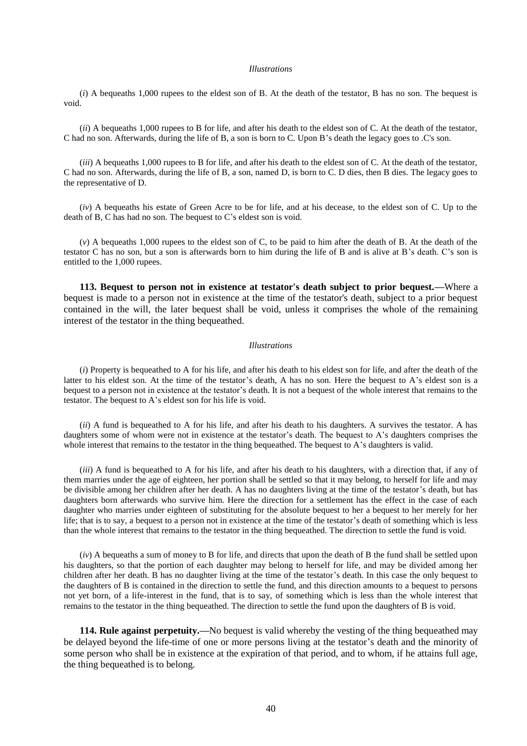*Illustrations*

(*i*) A bequeaths 1,000 rupees to the eldest son of B. At the death of the testator, B has no son. The bequest is void.

(*ii*) A bequeaths 1,000 rupees to B for life, and after his death to the eldest son of C. At the death of the testator, C had no son. Afterwards, during the life of B, a son is born to C. Upon B's death the legacy goes to .C's son.

(*iii*) A bequeaths 1,000 rupees to B for life, and after his death to the eldest son of C. At the death of the testator, C had no son. Afterwards, during the life of B, a son, named D, is born to C. D dies, then B dies. The legacy goes to the representative of D.

(*iv*) A bequeaths his estate of Green Acre to be for life, and at his decease, to the eldest son of C. Up to the death of B, C has had no son. The bequest to C's eldest son is void.

(*v*) A bequeaths 1,000 rupees to the eldest son of C, to be paid to him after the death of B. At the death of the testator C has no son, but a son is afterwards born to him during the life of B and is alive at B's death. C's son is entitled to the 1,000 rupees.

**113. Bequest to person not in existence at testator's death subject to prior bequest.—**Where a bequest is made to a person not in existence at the time of the testator's death, subject to a prior bequest contained in the will, the later bequest shall be void, unless it comprises the whole of the remaining interest of the testator in the thing bequeathed.

*Illustrations*

(*i*) Property is bequeathed to A for his life, and after his death to his eldest son for life, and after the death of the latter to his eldest son. At the time of the testator's death, A has no son. Here the bequest to A's eldest son is a bequest to a person not in existence at the testator's death. It is not a bequest of the whole interest that remains to the testator. The bequest to A's eldest son for his life is void.

(*ii*) A fund is bequeathed to A for his life, and after his death to his daughters. A survives the testator. A has daughters some of whom were not in existence at the testator's death. The bequest to A's daughters comprises the whole interest that remains to the testator in the thing bequeathed. The bequest to A's daughters is valid.

(*iii*) A fund is bequeathed to A for his life, and after his death to his daughters, with a direction that, if any of them marries under the age of eighteen, her portion shall be settled so that it may belong, to herself for life and may be divisible among her children after her death. A has no daughters living at the time of the testator's death, but has daughters born afterwards who survive him. Here the direction for a settlement has the effect in the case of each daughter who marries under eighteen of substituting for the absolute bequest to her a bequest to her merely for her life; that is to say, a bequest to a person not in existence at the time of the testator's death of something which is less than the whole interest that remains to the testator in the thing bequeathed. The direction to settle the fund is void.

(*iv*) A bequeaths a sum of money to B for life, and directs that upon the death of B the fund shall be settled upon his daughters, so that the portion of each daughter may belong to herself for life, and may be divided among her children after her death. B has no daughter living at the time of the testator's death. In this case the only bequest to the daughters of B is contained in the direction to settle the fund, and this direction amounts to a bequest to persons not yet born, of a life-interest in the fund, that is to say, of something which is less than the whole interest that remains to the testator in the thing bequeathed. The direction to settle the fund upon the daughters of B is void.

**114. Rule against perpetuity.—**No bequest is valid whereby the vesting of the thing bequeathed may be delayed beyond the life-time of one or more persons living at the testator's death and the minority of some person who shall be in existence at the expiration of that period, and to whom, if he attains full age, the thing bequeathed is to belong.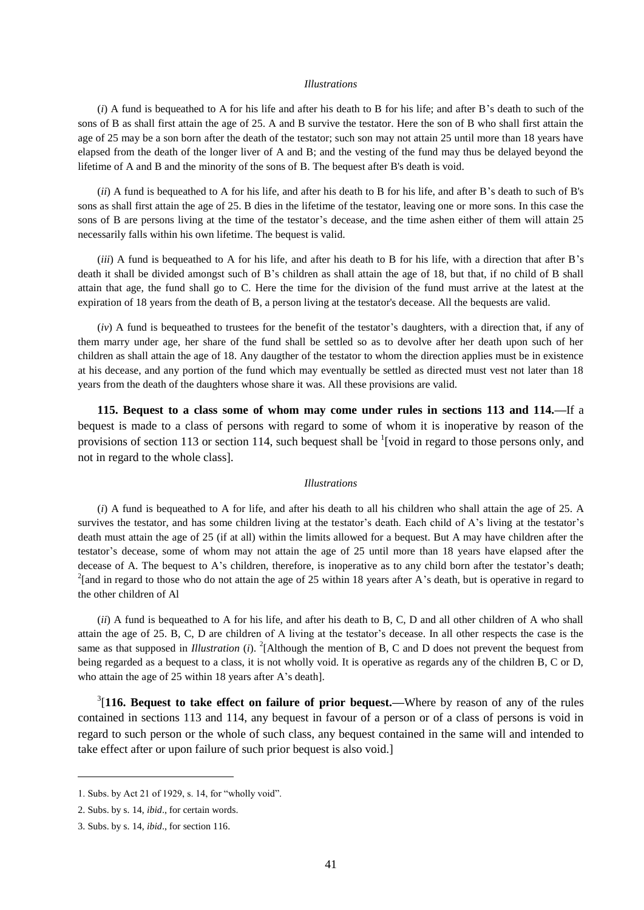*Illustrations*

(*i*) A fund is bequeathed to A for his life and after his death to B for his life; and after B's death to such of the sons of B as shall first attain the age of 25. A and B survive the testator. Here the son of B who shall first attain the age of 25 may be a son born after the death of the testator; such son may not attain 25 until more than 18 years have elapsed from the death of the longer liver of A and B; and the vesting of the fund may thus be delayed beyond the lifetime of A and B and the minority of the sons of B. The bequest after B's death is void.

(*ii*) A fund is bequeathed to A for his life, and after his death to B for his life, and after B's death to such of B's sons as shall first attain the age of 25. B dies in the lifetime of the testator, leaving one or more sons. In this case the sons of B are persons living at the time of the testator's decease, and the time ashen either of them will attain 25 necessarily falls within his own lifetime. The bequest is valid.

(*iii*) A fund is bequeathed to A for his life, and after his death to B for his life, with a direction that after B's death it shall be divided amongst such of B's children as shall attain the age of 18, but that, if no child of B shall attain that age, the fund shall go to C. Here the time for the division of the fund must arrive at the latest at the expiration of 18 years from the death of B, a person living at the testator's decease. All the bequests are valid.

(*iv*) A fund is bequeathed to trustees for the benefit of the testator's daughters, with a direction that, if any of them marry under age, her share of the fund shall be settled so as to devolve after her death upon such of her children as shall attain the age of 18. Any daugther of the testator to whom the direction applies must be in existence at his decease, and any portion of the fund which may eventually be settled as directed must vest not later than 18 years from the death of the daughters whose share it was. All these provisions are valid.

**115. Bequest to a class some of whom may come under rules in sections 113 and 114.—**If a bequest is made to a class of persons with regard to some of whom it is inoperative by reason of the provisions of section 113 or section 114, such bequest shall be [1][void in regard to those persons only, and not in regard to the whole class].

*Illustrations*

(*i*) A fund is bequeathed to A for life, and after his death to all his children who shall attain the age of 25. A survives the testator, and has some children living at the testator's death. Each child of A's living at the testator's death must attain the age of 25 (if at all) within the limits allowed for a bequest. But A may have children after the testator's decease, some of whom may not attain the age of 25 until more than 18 years have elapsed after the decease of A. The bequest to A's children, therefore, is inoperative as to any child born after the testator's death; [2][and in regard to those who do not attain the age of 25 within 18 years after A's death, but is operative in regard to the other children of Al

(*ii*) A fund is bequeathed to A for his life, and after his death to B, C, D and all other children of A who shall attain the age of 25. B, C, D are children of A living at the testator's decease. In all other respects the case is the same as that supposed in *Illustration* (*i*). [2][Although the mention of B, C and D does not prevent the bequest from being regarded as a bequest to a class, it is not wholly void. It is operative as regards any of the children B, C or D, who attain the age of 25 within 18 years after A's death].

[3][**116. Bequest to take effect on failure of prior bequest.—**Where by reason of any of the rules contained in sections 113 and 114, any bequest in favour of a person or of a class of persons is void in regard to such person or the whole of such class, any bequest contained in the same will and intended to take effect after or upon failure of such prior bequest is also void.]

---

1. Subs. by Act 21 of 1929, s. 14, for "wholly void".

2. Subs. by s. 14, *ibid*., for certain words.

3. Subs. by s. 14, *ibid*., for section 116.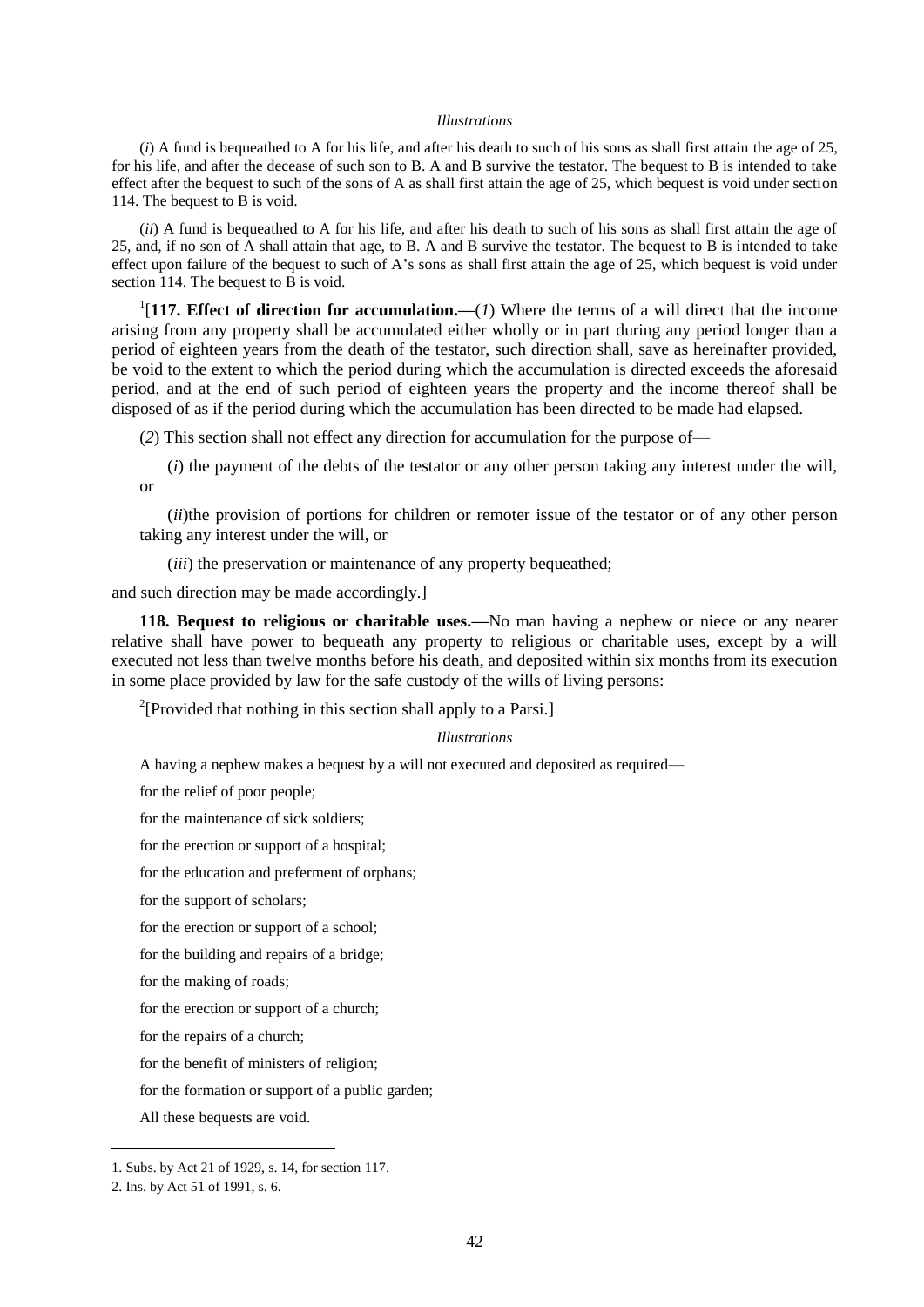*Illustrations*

(*i*) A fund is bequeathed to A for his life, and after his death to such of his sons as shall first attain the age of 25, for his life, and after the decease of such son to B. A and B survive the testator. The bequest to B is intended to take effect after the bequest to such of the sons of A as shall first attain the age of 25, which bequest is void under section 114. The bequest to B is void.

(*ii*) A fund is bequeathed to A for his life, and after his death to such of his sons as shall first attain the age of 25, and, if no son of A shall attain that age, to B. A and B survive the testator. The bequest to B is intended to take effect upon failure of the bequest to such of A's sons as shall first attain the age of 25, which bequest is void under section 114. The bequest to B is void.

[1][**117. Effect of direction for accumulation.—**(*1*) Where the terms of a will direct that the income arising from any property shall be accumulated either wholly or in part during any period longer than a period of eighteen years from the death of the testator, such direction shall, save as hereinafter provided, be void to the extent to which the period during which the accumulation is directed exceeds the aforesaid period, and at the end of such period of eighteen years the property and the income thereof shall be disposed of as if the period during which the accumulation has been directed to be made had elapsed.

(*2*) This section shall not effect any direction for accumulation for the purpose of—

(*i*) the payment of the debts of the testator or any other person taking any interest under the will, or

(*ii*)the provision of portions for children or remoter issue of the testator or of any other person taking any interest under the will, or

(*iii*) the preservation or maintenance of any property bequeathed;

and such direction may be made accordingly.]

**118. Bequest to religious or charitable uses.—**No man having a nephew or niece or any nearer relative shall have power to bequeath any property to religious or charitable uses, except by a will executed not less than twelve months before his death, and deposited within six months from its execution in some place provided by law for the safe custody of the wills of living persons:

[2][Provided that nothing in this section shall apply to a Parsi.]

*Illustrations*

A having a nephew makes a bequest by a will not executed and deposited as required—

for the relief of poor people;

for the maintenance of sick soldiers;

for the erection or support of a hospital;

for the education and preferment of orphans;

for the support of scholars;

for the erection or support of a school;

for the building and repairs of a bridge;

for the making of roads;

for the erection or support of a church;

for the repairs of a church;

for the benefit of ministers of religion;

for the formation or support of a public garden;

All these bequests are void.

---

1. Subs. by Act 21 of 1929, s. 14, for section 117.

2. Ins. by Act 51 of 1991, s. 6.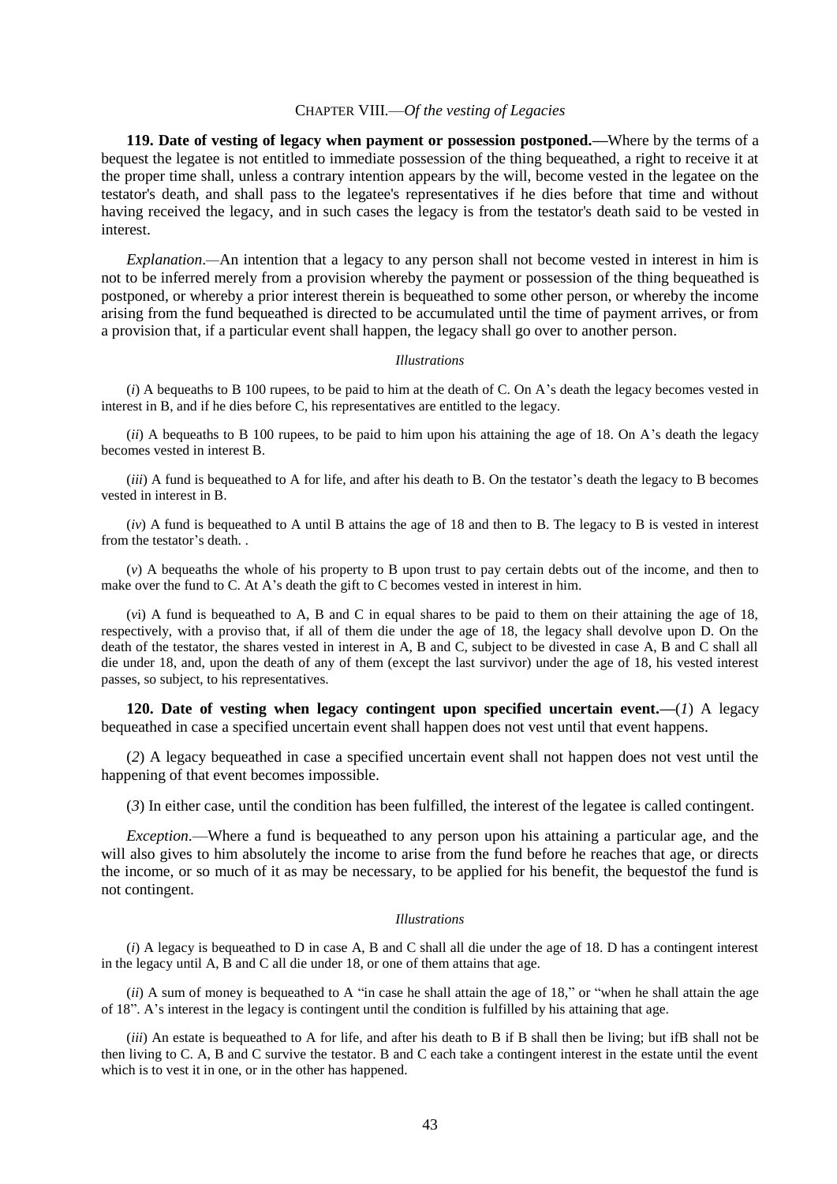## CHAPTER VIII.—*Of the vesting of Legacies*

**119. Date of vesting of legacy when payment or possession postponed.—**Where by the terms of a bequest the legatee is not entitled to immediate possession of the thing bequeathed, a right to receive it at the proper time shall, unless a contrary intention appears by the will, become vested in the legatee on the testator's death, and shall pass to the legatee's representatives if he dies before that time and without having received the legacy, and in such cases the legacy is from the testator's death said to be vested in interest.

*Explanation*.—An intention that a legacy to any person shall not become vested in interest in him is not to be inferred merely from a provision whereby the payment or possession of the thing bequeathed is postponed, or whereby a prior interest therein is bequeathed to some other person, or whereby the income arising from the fund bequeathed is directed to be accumulated until the time of payment arrives, or from a provision that, if a particular event shall happen, the legacy shall go over to another person.

*Illustrations*

(*i*) A bequeaths to B 100 rupees, to be paid to him at the death of C. On A's death the legacy becomes vested in interest in B, and if he dies before C, his representatives are entitled to the legacy.

(*ii*) A bequeaths to B 100 rupees, to be paid to him upon his attaining the age of 18. On A's death the legacy becomes vested in interest B.

(*iii*) A fund is bequeathed to A for life, and after his death to B. On the testator's death the legacy to B becomes vested in interest in B.

(*iv*) A fund is bequeathed to A until B attains the age of 18 and then to B. The legacy to B is vested in interest from the testator's death. .

(*v*) A bequeaths the whole of his property to B upon trust to pay certain debts out of the income, and then to make over the fund to C. At A's death the gift to C becomes vested in interest in him.

(*vi*) A fund is bequeathed to A, B and C in equal shares to be paid to them on their attaining the age of 18, respectively, with a proviso that, if all of them die under the age of 18, the legacy shall devolve upon D. On the death of the testator, the shares vested in interest in A, B and C, subject to be divested in case A, B and C shall all die under 18, and, upon the death of any of them (except the last survivor) under the age of 18, his vested interest passes, so subject, to his representatives.

**120. Date of vesting when legacy contingent upon specified uncertain event.—**(*1*) A legacy bequeathed in case a specified uncertain event shall happen does not vest until that event happens.

(*2*) A legacy bequeathed in case a specified uncertain event shall not happen does not vest until the happening of that event becomes impossible.

(*3*) In either case, until the condition has been fulfilled, the interest of the legatee is called contingent.

*Exception*.—Where a fund is bequeathed to any person upon his attaining a particular age, and the will also gives to him absolutely the income to arise from the fund before he reaches that age, or directs the income, or so much of it as may be necessary, to be applied for his benefit, the bequestof the fund is not contingent.

*Illustrations*

(*i*) A legacy is bequeathed to D in case A, B and C shall all die under the age of 18. D has a contingent interest in the legacy until A, B and C all die under 18, or one of them attains that age.

(*ii*) A sum of money is bequeathed to A "in case he shall attain the age of 18," or "when he shall attain the age of 18". A's interest in the legacy is contingent until the condition is fulfilled by his attaining that age.

(*iii*) An estate is bequeathed to A for life, and after his death to B if B shall then be living; but ifB shall not be then living to C. A, B and C survive the testator. B and C each take a contingent interest in the estate until the event which is to vest it in one, or in the other has happened.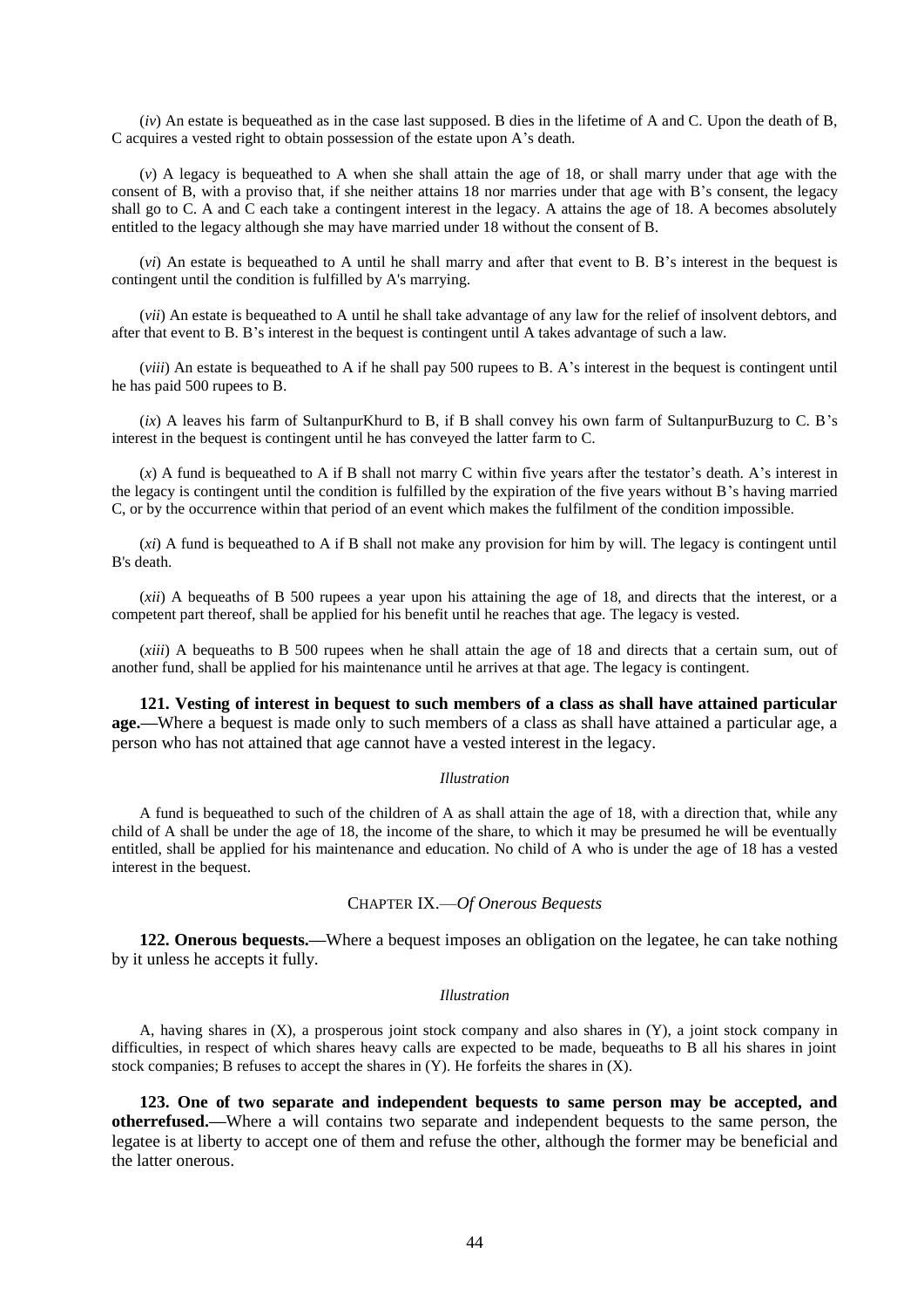(*iv*) An estate is bequeathed as in the case last supposed. B dies in the lifetime of A and C. Upon the death of B, C acquires a vested right to obtain possession of the estate upon A's death.

(*v*) A legacy is bequeathed to A when she shall attain the age of 18, or shall marry under that age with the consent of B, with a proviso that, if she neither attains 18 nor marries under that age with B's consent, the legacy shall go to C. A and C each take a contingent interest in the legacy. A attains the age of 18. A becomes absolutely entitled to the legacy although she may have married under 18 without the consent of B.

(*vi*) An estate is bequeathed to A until he shall marry and after that event to B. B's interest in the bequest is contingent until the condition is fulfilled by A's marrying.

(*vii*) An estate is bequeathed to A until he shall take advantage of any law for the relief of insolvent debtors, and after that event to B. B's interest in the bequest is contingent until A takes advantage of such a law.

(*viii*) An estate is bequeathed to A if he shall pay 500 rupees to B. A's interest in the bequest is contingent until he has paid 500 rupees to B.

(*ix*) A leaves his farm of SultanpurKhurd to B, if B shall convey his own farm of SultanpurBuzurg to C. B's interest in the bequest is contingent until he has conveyed the latter farm to C.

(*x*) A fund is bequeathed to A if B shall not marry C within five years after the testator's death. A's interest in the legacy is contingent until the condition is fulfilled by the expiration of the five years without B's having married C, or by the occurrence within that period of an event which makes the fulfilment of the condition impossible.

(*xi*) A fund is bequeathed to A if B shall not make any provision for him by will. The legacy is contingent until B's death.

(*xii*) A bequeaths of B 500 rupees a year upon his attaining the age of 18, and directs that the interest, or a competent part thereof, shall be applied for his benefit until he reaches that age. The legacy is vested.

(*xiii*) A bequeaths to B 500 rupees when he shall attain the age of 18 and directs that a certain sum, out of another fund, shall be applied for his maintenance until he arrives at that age. The legacy is contingent.

**121. Vesting of interest in bequest to such members of a class as shall have attained particular age.—**Where a bequest is made only to such members of a class as shall have attained a particular age, a person who has not attained that age cannot have a vested interest in the legacy.

*Illustration*

A fund is bequeathed to such of the children of A as shall attain the age of 18, with a direction that, while any child of A shall be under the age of 18, the income of the share, to which it may be presumed he will be eventually entitled, shall be applied for his maintenance and education. No child of A who is under the age of 18 has a vested interest in the bequest.

## CHAPTER IX.—*Of Onerous Bequests*

**122. Onerous bequests.—**Where a bequest imposes an obligation on the legatee, he can take nothing by it unless he accepts it fully.

*Illustration*

A, having shares in (X), a prosperous joint stock company and also shares in (Y), a joint stock company in difficulties, in respect of which shares heavy calls are expected to be made, bequeaths to B all his shares in joint stock companies; B refuses to accept the shares in (Y). He forfeits the shares in (X).

**123. One of two separate and independent bequests to same person may be accepted, and otherrefused.—**Where a will contains two separate and independent bequests to the same person, the legatee is at liberty to accept one of them and refuse the other, although the former may be beneficial and the latter onerous.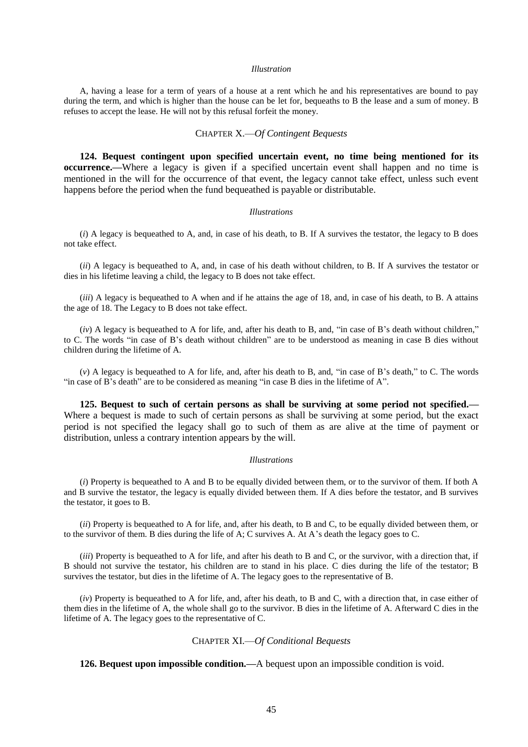*Illustration*

A, having a lease for a term of years of a house at a rent which he and his representatives are bound to pay during the term, and which is higher than the house can be let for, bequeaths to B the lease and a sum of money. B refuses to accept the lease. He will not by this refusal forfeit the money.

## CHAPTER X.—*Of Contingent Bequests*

**124. Bequest contingent upon specified uncertain event, no time being mentioned for its occurrence.—**Where a legacy is given if a specified uncertain event shall happen and no time is mentioned in the will for the occurrence of that event, the legacy cannot take effect, unless such event happens before the period when the fund bequeathed is payable or distributable.

*Illustrations*

(*i*) A legacy is bequeathed to A, and, in case of his death, to B. If A survives the testator, the legacy to B does not take effect.

(*ii*) A legacy is bequeathed to A, and, in case of his death without children, to B. If A survives the testator or dies in his lifetime leaving a child, the legacy to B does not take effect.

(*iii*) A legacy is bequeathed to A when and if he attains the age of 18, and, in case of his death, to B. A attains the age of 18. The Legacy to B does not take effect.

(*iv*) A legacy is bequeathed to A for life, and, after his death to B, and, "in case of B's death without children," to C. The words "in case of B's death without children" are to be understood as meaning in case B dies without children during the lifetime of A.

(*v*) A legacy is bequeathed to A for life, and, after his death to B, and, "in case of B's death," to C. The words "in case of B's death" are to be considered as meaning "in case B dies in the lifetime of A".

**125. Bequest to such of certain persons as shall be surviving at some period not specified.—** Where a bequest is made to such of certain persons as shall be surviving at some period, but the exact period is not specified the legacy shall go to such of them as are alive at the time of payment or distribution, unless a contrary intention appears by the will.

*Illustrations*

(*i*) Property is bequeathed to A and B to be equally divided between them, or to the survivor of them. If both A and B survive the testator, the legacy is equally divided between them. If A dies before the testator, and B survives the testator, it goes to B.

(*ii*) Property is bequeathed to A for life, and, after his death, to B and C, to be equally divided between them, or to the survivor of them. B dies during the life of A; C survives A. At A's death the legacy goes to C.

(*iii*) Property is bequeathed to A for life, and after his death to B and C, or the survivor, with a direction that, if B should not survive the testator, his children are to stand in his place. C dies during the life of the testator; B survives the testator, but dies in the lifetime of A. The legacy goes to the representative of B.

(*iv*) Property is bequeathed to A for life, and, after his death, to B and C, with a direction that, in case either of them dies in the lifetime of A, the whole shall go to the survivor. B dies in the lifetime of A. Afterward C dies in the lifetime of A. The legacy goes to the representative of C.

## CHAPTER XI.—*Of Conditional Bequests*

**126. Bequest upon impossible condition.—**A bequest upon an impossible condition is void.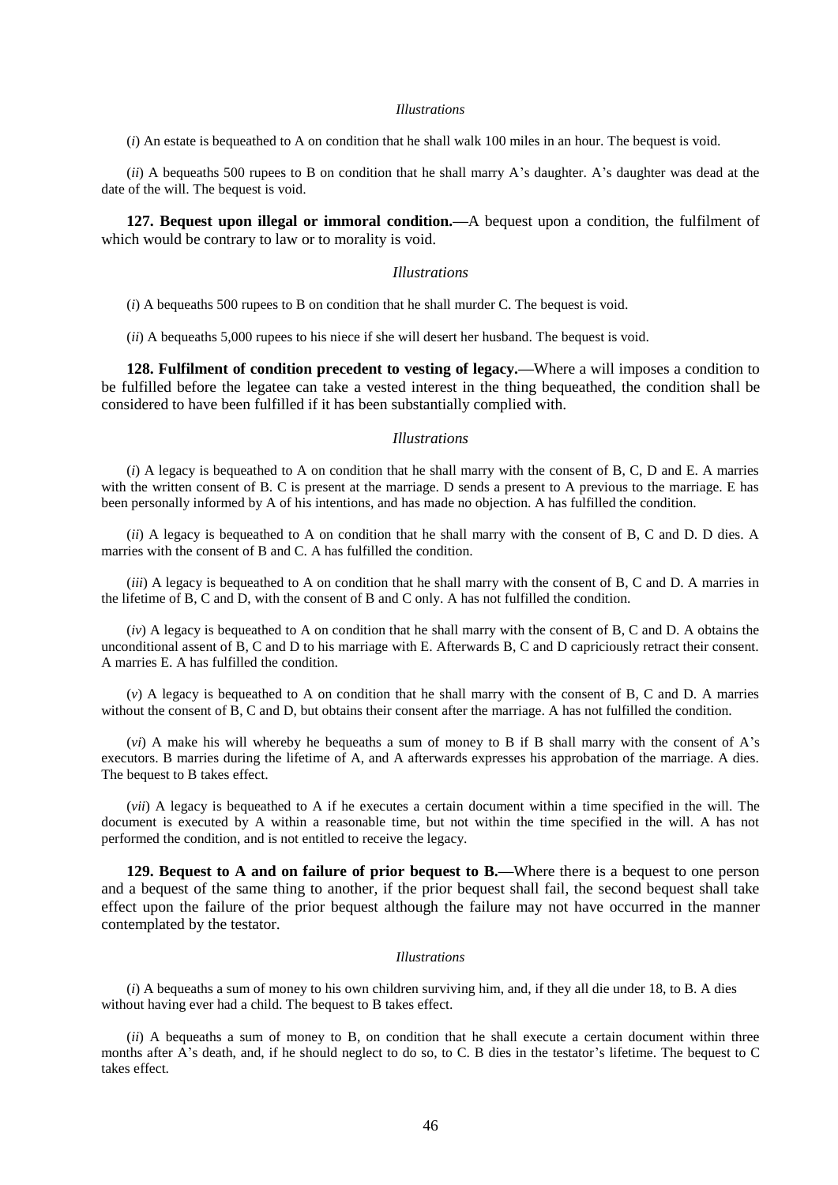*Illustrations*

(*i*) An estate is bequeathed to A on condition that he shall walk 100 miles in an hour. The bequest is void.

(*ii*) A bequeaths 500 rupees to B on condition that he shall marry A's daughter. A's daughter was dead at the date of the will. The bequest is void.

**127. Bequest upon illegal or immoral condition.—**A bequest upon a condition, the fulfilment of which would be contrary to law or to morality is void.

*Illustrations*

(*i*) A bequeaths 500 rupees to B on condition that he shall murder C. The bequest is void.

(*ii*) A bequeaths 5,000 rupees to his niece if she will desert her husband. The bequest is void.

**128. Fulfilment of condition precedent to vesting of legacy.—**Where a will imposes a condition to be fulfilled before the legatee can take a vested interest in the thing bequeathed, the condition shall be considered to have been fulfilled if it has been substantially complied with.

*Illustrations*

(*i*) A legacy is bequeathed to A on condition that he shall marry with the consent of B, C, D and E. A marries with the written consent of B. C is present at the marriage. D sends a present to A previous to the marriage. E has been personally informed by A of his intentions, and has made no objection. A has fulfilled the condition.

(*ii*) A legacy is bequeathed to A on condition that he shall marry with the consent of B, C and D. D dies. A marries with the consent of B and C. A has fulfilled the condition.

(*iii*) A legacy is bequeathed to A on condition that he shall marry with the consent of B, C and D. A marries in the lifetime of B, C and D, with the consent of B and C only. A has not fulfilled the condition.

(*iv*) A legacy is bequeathed to A on condition that he shall marry with the consent of B, C and D. A obtains the unconditional assent of B, C and D to his marriage with E. Afterwards B, C and D capriciously retract their consent. A marries E. A has fulfilled the condition.

(*v*) A legacy is bequeathed to A on condition that he shall marry with the consent of B, C and D. A marries without the consent of B, C and D, but obtains their consent after the marriage. A has not fulfilled the condition.

(*vi*) A make his will whereby he bequeaths a sum of money to B if B shall marry with the consent of A's executors. B marries during the lifetime of A, and A afterwards expresses his approbation of the marriage. A dies. The bequest to B takes effect.

(*vii*) A legacy is bequeathed to A if he executes a certain document within a time specified in the will. The document is executed by A within a reasonable time, but not within the time specified in the will. A has not performed the condition, and is not entitled to receive the legacy.

**129. Bequest to A and on failure of prior bequest to B.—**Where there is a bequest to one person and a bequest of the same thing to another, if the prior bequest shall fail, the second bequest shall take effect upon the failure of the prior bequest although the failure may not have occurred in the manner contemplated by the testator.

*Illustrations*

(*i*) A bequeaths a sum of money to his own children surviving him, and, if they all die under 18, to B. A dies without having ever had a child. The bequest to B takes effect.

(*ii*) A bequeaths a sum of money to B, on condition that he shall execute a certain document within three months after A's death, and, if he should neglect to do so, to C. B dies in the testator's lifetime. The bequest to C takes effect.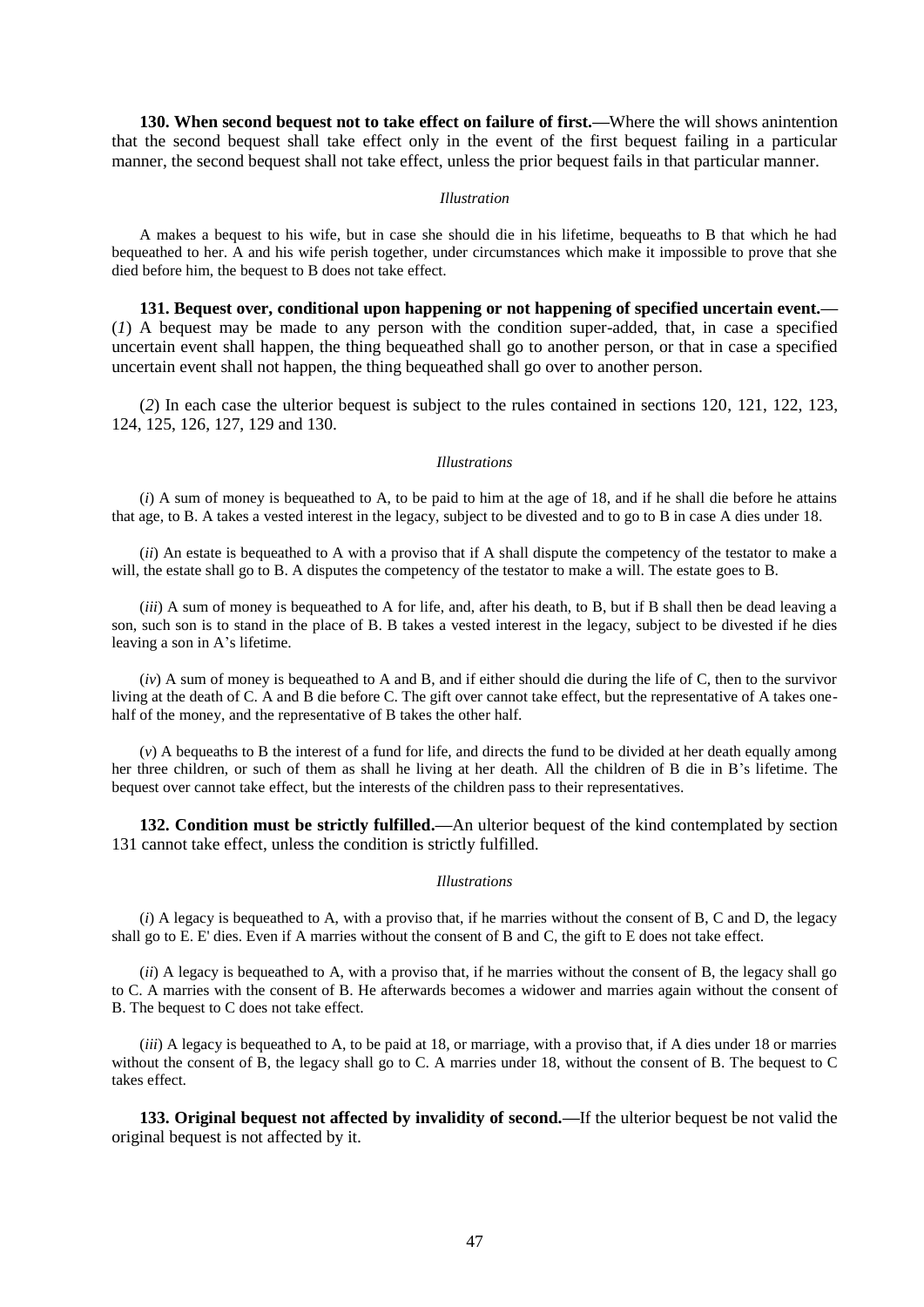**130. When second bequest not to take effect on failure of first.—**Where the will shows anintention that the second bequest shall take effect only in the event of the first bequest failing in a particular manner, the second bequest shall not take effect, unless the prior bequest fails in that particular manner.

*Illustration*

A makes a bequest to his wife, but in case she should die in his lifetime, bequeaths to B that which he had bequeathed to her. A and his wife perish together, under circumstances which make it impossible to prove that she died before him, the bequest to B does not take effect.

**131. Bequest over, conditional upon happening or not happening of specified uncertain event.—** (*1*) A bequest may be made to any person with the condition super-added, that, in case a specified uncertain event shall happen, the thing bequeathed shall go to another person, or that in case a specified uncertain event shall not happen, the thing bequeathed shall go over to another person.

(*2*) In each case the ulterior bequest is subject to the rules contained in sections 120, 121, 122, 123, 124, 125, 126, 127, 129 and 130.

*Illustrations*

(*i*) A sum of money is bequeathed to A, to be paid to him at the age of 18, and if he shall die before he attains that age, to B. A takes a vested interest in the legacy, subject to be divested and to go to B in case A dies under 18.

(*ii*) An estate is bequeathed to A with a proviso that if A shall dispute the competency of the testator to make a will, the estate shall go to B. A disputes the competency of the testator to make a will. The estate goes to B.

(*iii*) A sum of money is bequeathed to A for life, and, after his death, to B, but if B shall then be dead leaving a son, such son is to stand in the place of B. B takes a vested interest in the legacy, subject to be divested if he dies leaving a son in A's lifetime.

(*iv*) A sum of money is bequeathed to A and B, and if either should die during the life of C, then to the survivor living at the death of C. A and B die before C. The gift over cannot take effect, but the representative of A takes one-half of the money, and the representative of B takes the other half.

(*v*) A bequeaths to B the interest of a fund for life, and directs the fund to be divided at her death equally among her three children, or such of them as shall he living at her death. All the children of B die in B's lifetime. The bequest over cannot take effect, but the interests of the children pass to their representatives.

**132. Condition must be strictly fulfilled.—**An ulterior bequest of the kind contemplated by section 131 cannot take effect, unless the condition is strictly fulfilled.

*Illustrations*

(*i*) A legacy is bequeathed to A, with a proviso that, if he marries without the consent of B, C and D, the legacy shall go to E. E' dies. Even if A marries without the consent of B and C, the gift to E does not take effect.

(*ii*) A legacy is bequeathed to A, with a proviso that, if he marries without the consent of B, the legacy shall go to C. A marries with the consent of B. He afterwards becomes a widower and marries again without the consent of B. The bequest to C does not take effect.

(*iii*) A legacy is bequeathed to A, to be paid at 18, or marriage, with a proviso that, if A dies under 18 or marries without the consent of B, the legacy shall go to C. A marries under 18, without the consent of B. The bequest to C takes effect.

**133. Original bequest not affected by invalidity of second.—**If the ulterior bequest be not valid the original bequest is not affected by it.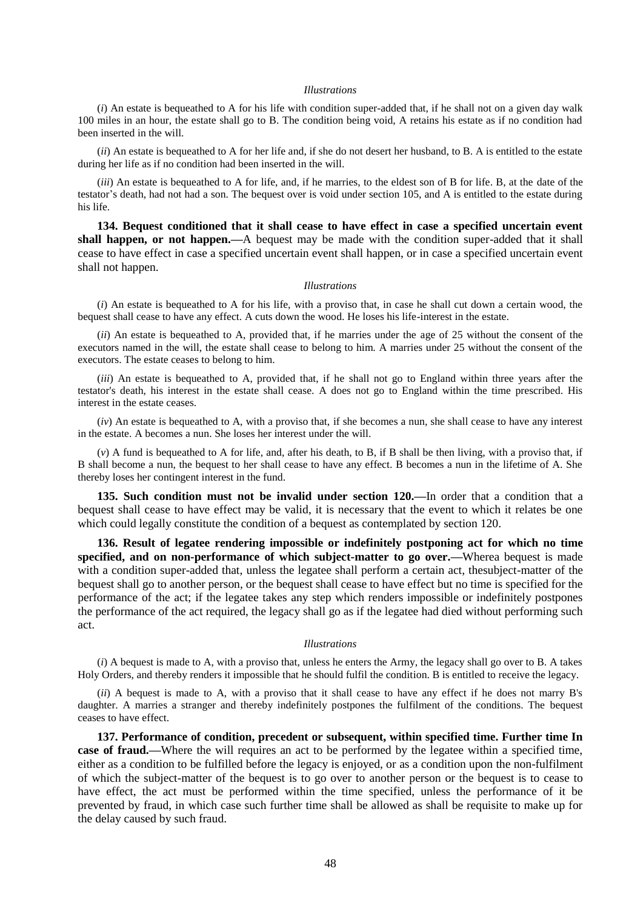*Illustrations*

(*i*) An estate is bequeathed to A for his life with condition super-added that, if he shall not on a given day walk 100 miles in an hour, the estate shall go to B. The condition being void, A retains his estate as if no condition had been inserted in the will.

(*ii*) An estate is bequeathed to A for her life and, if she do not desert her husband, to B. A is entitled to the estate during her life as if no condition had been inserted in the will.

(*iii*) An estate is bequeathed to A for life, and, if he marries, to the eldest son of B for life. B, at the date of the testator's death, had not had a son. The bequest over is void under section 105, and A is entitled to the estate during his life.

**134. Bequest conditioned that it shall cease to have effect in case a specified uncertain event shall happen, or not happen.—**A bequest may be made with the condition super-added that it shall cease to have effect in case a specified uncertain event shall happen, or in case a specified uncertain event shall not happen.

*Illustrations*

(*i*) An estate is bequeathed to A for his life, with a proviso that, in case he shall cut down a certain wood, the bequest shall cease to have any effect. A cuts down the wood. He loses his life-interest in the estate.

(*ii*) An estate is bequeathed to A, provided that, if he marries under the age of 25 without the consent of the executors named in the will, the estate shall cease to belong to him. A marries under 25 without the consent of the executors. The estate ceases to belong to him.

(*iii*) An estate is bequeathed to A, provided that, if he shall not go to England within three years after the testator's death, his interest in the estate shall cease. A does not go to England within the time prescribed. His interest in the estate ceases.

(*iv*) An estate is bequeathed to A, with a proviso that, if she becomes a nun, she shall cease to have any interest in the estate. A becomes a nun. She loses her interest under the will.

(*v*) A fund is bequeathed to A for life, and, after his death, to B, if B shall be then living, with a proviso that, if B shall become a nun, the bequest to her shall cease to have any effect. B becomes a nun in the lifetime of A. She thereby loses her contingent interest in the fund.

**135. Such condition must not be invalid under section 120.—**In order that a condition that a bequest shall cease to have effect may be valid, it is necessary that the event to which it relates be one which could legally constitute the condition of a bequest as contemplated by section 120.

**136. Result of legatee rendering impossible or indefinitely postponing act for which no time specified, and on non-performance of which subject-matter to go over.—**Wherea bequest is made with a condition super-added that, unless the legatee shall perform a certain act, thesubject-matter of the bequest shall go to another person, or the bequest shall cease to have effect but no time is specified for the performance of the act; if the legatee takes any step which renders impossible or indefinitely postpones the performance of the act required, the legacy shall go as if the legatee had died without performing such act.

*Illustrations*

(*i*) A bequest is made to A, with a proviso that, unless he enters the Army, the legacy shall go over to B. A takes Holy Orders, and thereby renders it impossible that he should fulfil the condition. B is entitled to receive the legacy.

(*ii*) A bequest is made to A, with a proviso that it shall cease to have any effect if he does not marry B's daughter. A marries a stranger and thereby indefinitely postpones the fulfilment of the conditions. The bequest ceases to have effect.

**137. Performance of condition, precedent or subsequent, within specified time. Further time In case of fraud.—**Where the will requires an act to be performed by the legatee within a specified time, either as a condition to be fulfilled before the legacy is enjoyed, or as a condition upon the non-fulfilment of which the subject-matter of the bequest is to go over to another person or the bequest is to cease to have effect, the act must be performed within the time specified, unless the performance of it be prevented by fraud, in which case such further time shall be allowed as shall be requisite to make up for the delay caused by such fraud.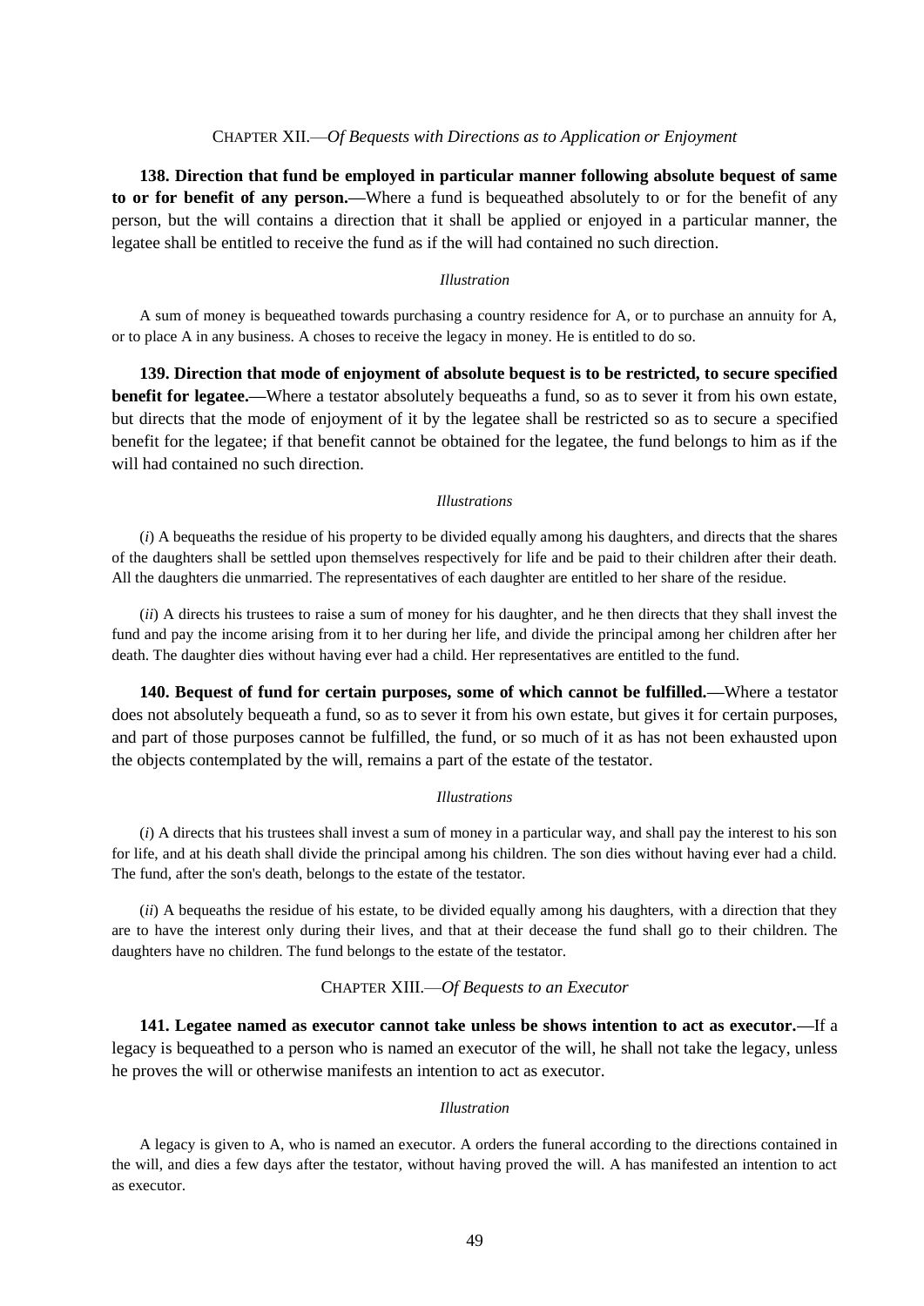## CHAPTER XII.—*Of Bequests with Directions as to Application or Enjoyment*

**138. Direction that fund be employed in particular manner following absolute bequest of same to or for benefit of any person.—**Where a fund is bequeathed absolutely to or for the benefit of any person, but the will contains a direction that it shall be applied or enjoyed in a particular manner, the legatee shall be entitled to receive the fund as if the will had contained no such direction.

*Illustration*

A sum of money is bequeathed towards purchasing a country residence for A, or to purchase an annuity for A, or to place A in any business. A choses to receive the legacy in money. He is entitled to do so.

**139. Direction that mode of enjoyment of absolute bequest is to be restricted, to secure specified benefit for legatee.—**Where a testator absolutely bequeaths a fund, so as to sever it from his own estate, but directs that the mode of enjoyment of it by the legatee shall be restricted so as to secure a specified benefit for the legatee; if that benefit cannot be obtained for the legatee, the fund belongs to him as if the will had contained no such direction.

*Illustrations*

(*i*) A bequeaths the residue of his property to be divided equally among his daughters, and directs that the shares of the daughters shall be settled upon themselves respectively for life and be paid to their children after their death. All the daughters die unmarried. The representatives of each daughter are entitled to her share of the residue.

(*ii*) A directs his trustees to raise a sum of money for his daughter, and he then directs that they shall invest the fund and pay the income arising from it to her during her life, and divide the principal among her children after her death. The daughter dies without having ever had a child. Her representatives are entitled to the fund.

**140. Bequest of fund for certain purposes, some of which cannot be fulfilled.—**Where a testator does not absolutely bequeath a fund, so as to sever it from his own estate, but gives it for certain purposes, and part of those purposes cannot be fulfilled, the fund, or so much of it as has not been exhausted upon the objects contemplated by the will, remains a part of the estate of the testator.

*Illustrations*

(*i*) A directs that his trustees shall invest a sum of money in a particular way, and shall pay the interest to his son for life, and at his death shall divide the principal among his children. The son dies without having ever had a child. The fund, after the son's death, belongs to the estate of the testator.

(*ii*) A bequeaths the residue of his estate, to be divided equally among his daughters, with a direction that they are to have the interest only during their lives, and that at their decease the fund shall go to their children. The daughters have no children. The fund belongs to the estate of the testator.

## CHAPTER XIII.—*Of Bequests to an Executor*

**141. Legatee named as executor cannot take unless be shows intention to act as executor.—**If a legacy is bequeathed to a person who is named an executor of the will, he shall not take the legacy, unless he proves the will or otherwise manifests an intention to act as executor.

*Illustration*

A legacy is given to A, who is named an executor. A orders the funeral according to the directions contained in the will, and dies a few days after the testator, without having proved the will. A has manifested an intention to act as executor.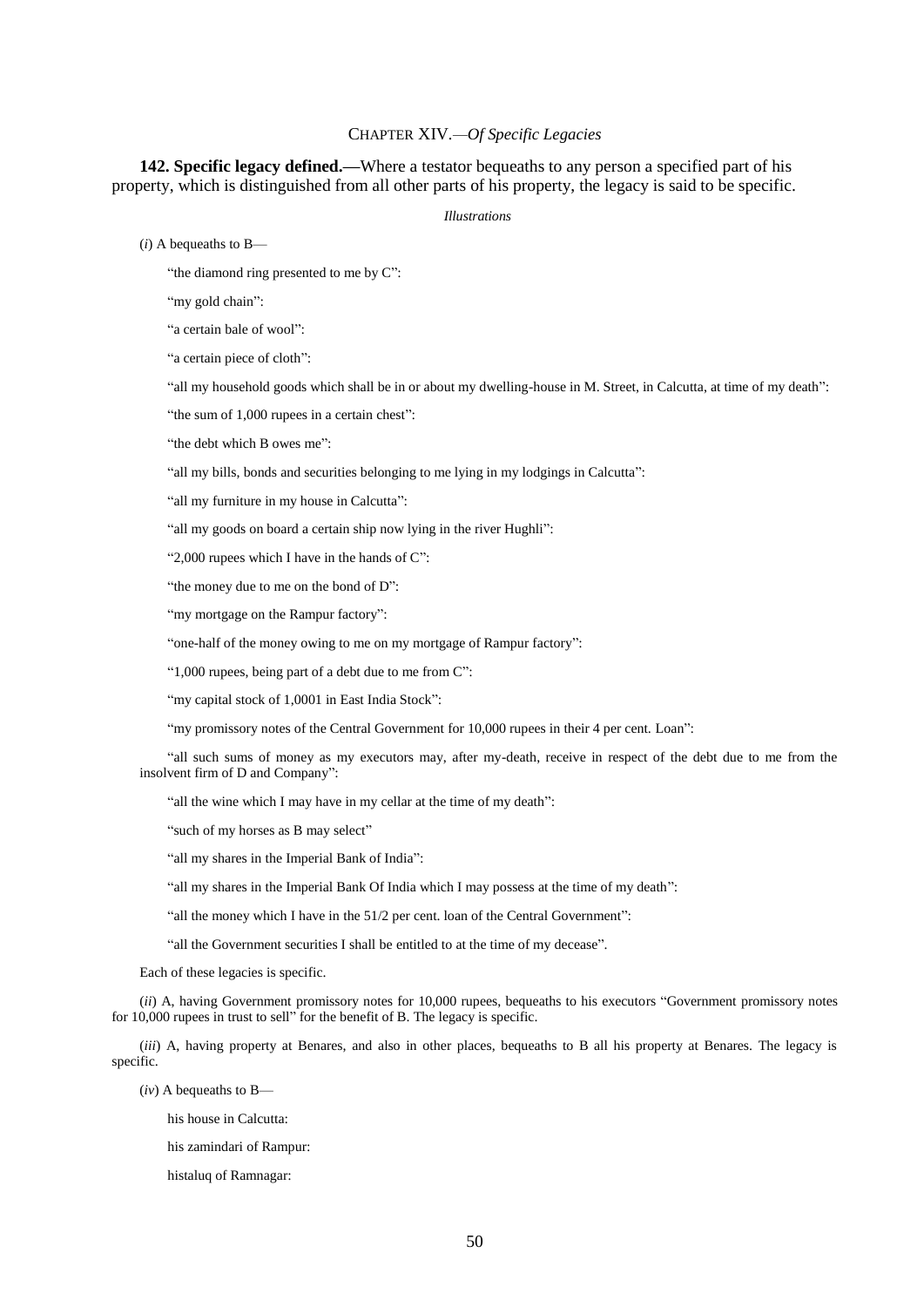## CHAPTER XIV.—*Of Specific Legacies*

**142. Specific legacy defined.—**Where a testator bequeaths to any person a specified part of his property, which is distinguished from all other parts of his property, the legacy is said to be specific.

*Illustrations*

(*i*) A bequeaths to B—

"the diamond ring presented to me by C":

"my gold chain":

"a certain bale of wool":

"a certain piece of cloth":

"all my household goods which shall be in or about my dwelling-house in M. Street, in Calcutta, at time of my death":

"the sum of 1,000 rupees in a certain chest":

"the debt which B owes me":

"all my bills, bonds and securities belonging to me lying in my lodgings in Calcutta":

"all my furniture in my house in Calcutta":

"all my goods on board a certain ship now lying in the river Hughli":

"2,000 rupees which I have in the hands of C":

"the money due to me on the bond of D":

"my mortgage on the Rampur factory":

"one-half of the money owing to me on my mortgage of Rampur factory":

"1,000 rupees, being part of a debt due to me from C":

"my capital stock of 1,0001 in East India Stock":

"my promissory notes of the Central Government for 10,000 rupees in their 4 per cent. Loan":

"all such sums of money as my executors may, after my-death, receive in respect of the debt due to me from the insolvent firm of D and Company":

"all the wine which I may have in my cellar at the time of my death":

"such of my horses as B may select"

"all my shares in the Imperial Bank of India":

"all my shares in the Imperial Bank Of India which I may possess at the time of my death":

"all the money which I have in the 51/2 per cent. loan of the Central Government":

"all the Government securities I shall be entitled to at the time of my decease".

Each of these legacies is specific.

(*ii*) A, having Government promissory notes for 10,000 rupees, bequeaths to his executors "Government promissory notes for 10,000 rupees in trust to sell" for the benefit of B. The legacy is specific.

(*iii*) A, having property at Benares, and also in other places, bequeaths to B all his property at Benares. The legacy is specific.

(*iv*) A bequeaths to B—

his house in Calcutta:

his zamindari of Rampur:

histaluq of Ramnagar: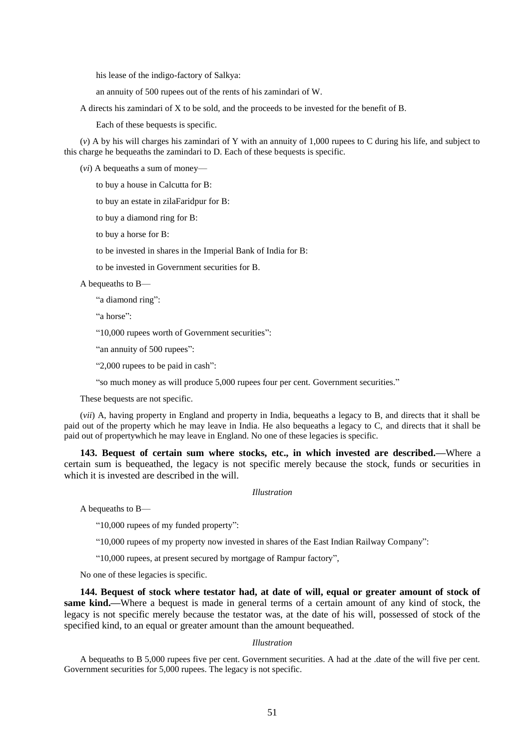his lease of the indigo-factory of Salkya:

an annuity of 500 rupees out of the rents of his zamindari of W.

A directs his zamindari of X to be sold, and the proceeds to be invested for the benefit of B.

Each of these bequests is specific.

(*v*) A by his will charges his zamindari of Y with an annuity of 1,000 rupees to C during his life, and subject to this charge he bequeaths the zamindari to D. Each of these bequests is specific.

(*vi*) A bequeaths a sum of money—

to buy a house in Calcutta for B:

to buy an estate in zilaFaridpur for B:

to buy a diamond ring for B:

to buy a horse for B:

to be invested in shares in the Imperial Bank of India for B:

to be invested in Government securities for B.

A bequeaths to B—

"a diamond ring":

"a horse":

"10,000 rupees worth of Government securities":

"an annuity of 500 rupees":

"2,000 rupees to be paid in cash":

"so much money as will produce 5,000 rupees four per cent. Government securities."

These bequests are not specific.

(*vii*) A, having property in England and property in India, bequeaths a legacy to B, and directs that it shall be paid out of the property which he may leave in India. He also bequeaths a legacy to C, and directs that it shall be paid out of propertywhich he may leave in England. No one of these legacies is specific.

**143. Bequest of certain sum where stocks, etc., in which invested are described.—**Where a certain sum is bequeathed, the legacy is not specific merely because the stock, funds or securities in which it is invested are described in the will.

*Illustration*

A bequeaths to B—

"10,000 rupees of my funded property":

"10,000 rupees of my property now invested in shares of the East Indian Railway Company":

"10,000 rupees, at present secured by mortgage of Rampur factory",

No one of these legacies is specific.

**144. Bequest of stock where testator had, at date of will, equal or greater amount of stock of same kind.—**Where a bequest is made in general terms of a certain amount of any kind of stock, the legacy is not specific merely because the testator was, at the date of his will, possessed of stock of the specified kind, to an equal or greater amount than the amount bequeathed.

*Illustration*

A bequeaths to B 5,000 rupees five per cent. Government securities. A had at the .date of the will five per cent. Government securities for 5,000 rupees. The legacy is not specific.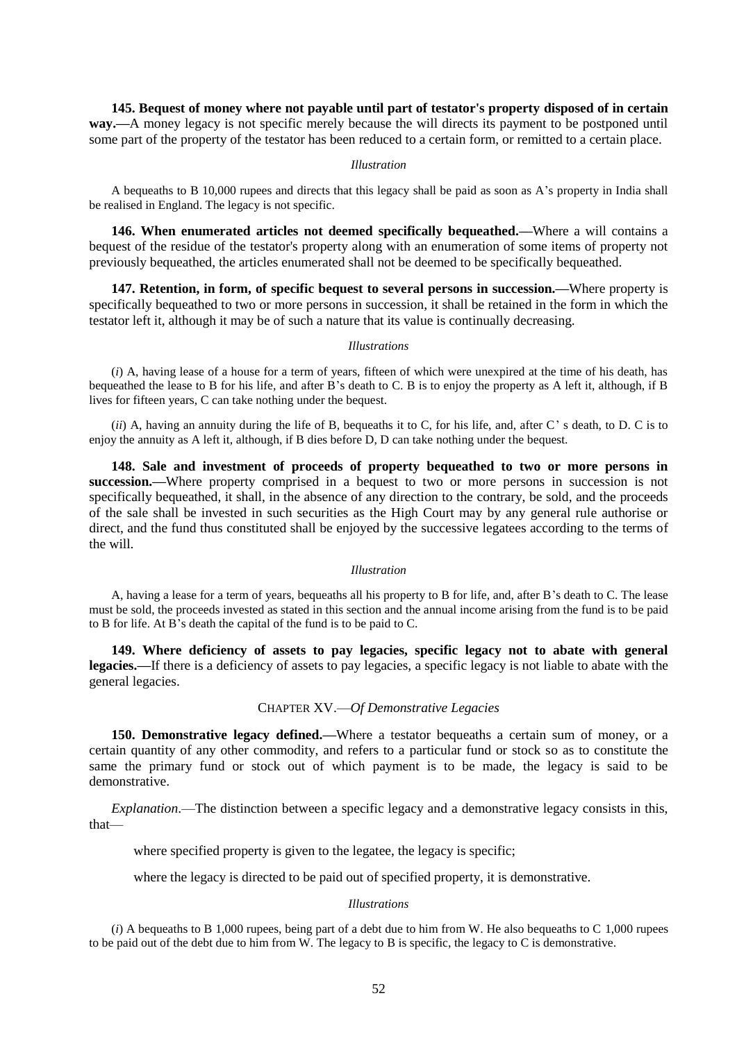**145. Bequest of money where not payable until part of testator's property disposed of in certain way.**—A money legacy is not specific merely because the will directs its payment to be postponed until some part of the property of the testator has been reduced to a certain form, or remitted to a certain place.

*Illustration*

A bequeaths to B 10,000 rupees and directs that this legacy shall be paid as soon as A's property in India shall be realised in England. The legacy is not specific.

**146. When enumerated articles not deemed specifically bequeathed.**—Where a will contains a bequest of the residue of the testator's property along with an enumeration of some items of property not previously bequeathed, the articles enumerated shall not be deemed to be specifically bequeathed.

**147. Retention, in form, of specific bequest to several persons in succession.**—Where property is specifically bequeathed to two or more persons in succession, it shall be retained in the form in which the testator left it, although it may be of such a nature that its value is continually decreasing.

*Illustrations*

(*i*) A, having lease of a house for a term of years, fifteen of which were unexpired at the time of his death, has bequeathed the lease to B for his life, and after B's death to C. B is to enjoy the property as A left it, although, if B lives for fifteen years, C can take nothing under the bequest.

(*ii*) A, having an annuity during the life of B, bequeaths it to C, for his life, and, after C' s death, to D. C is to enjoy the annuity as A left it, although, if B dies before D, D can take nothing under the bequest.

**148. Sale and investment of proceeds of property bequeathed to two or more persons in succession.**—Where property comprised in a bequest to two or more persons in succession is not specifically bequeathed, it shall, in the absence of any direction to the contrary, be sold, and the proceeds of the sale shall be invested in such securities as the High Court may by any general rule authorise or direct, and the fund thus constituted shall be enjoyed by the successive legatees according to the terms of the will.

*Illustration*

A, having a lease for a term of years, bequeaths all his property to B for life, and, after B's death to C. The lease must be sold, the proceeds invested as stated in this section and the annual income arising from the fund is to be paid to B for life. At B's death the capital of the fund is to be paid to C.

**149. Where deficiency of assets to pay legacies, specific legacy not to abate with general legacies.**—If there is a deficiency of assets to pay legacies, a specific legacy is not liable to abate with the general legacies.

## CHAPTER XV.—*Of Demonstrative Legacies*

**150. Demonstrative legacy defined.**—Where a testator bequeaths a certain sum of money, or a certain quantity of any other commodity, and refers to a particular fund or stock so as to constitute the same the primary fund or stock out of which payment is to be made, the legacy is said to be demonstrative.

*Explanation*.—The distinction between a specific legacy and a demonstrative legacy consists in this, that—

where specified property is given to the legatee, the legacy is specific;

where the legacy is directed to be paid out of specified property, it is demonstrative.

*Illustrations*

(*i*) A bequeaths to B 1,000 rupees, being part of a debt due to him from W. He also bequeaths to C 1,000 rupees to be paid out of the debt due to him from W. The legacy to B is specific, the legacy to C is demonstrative.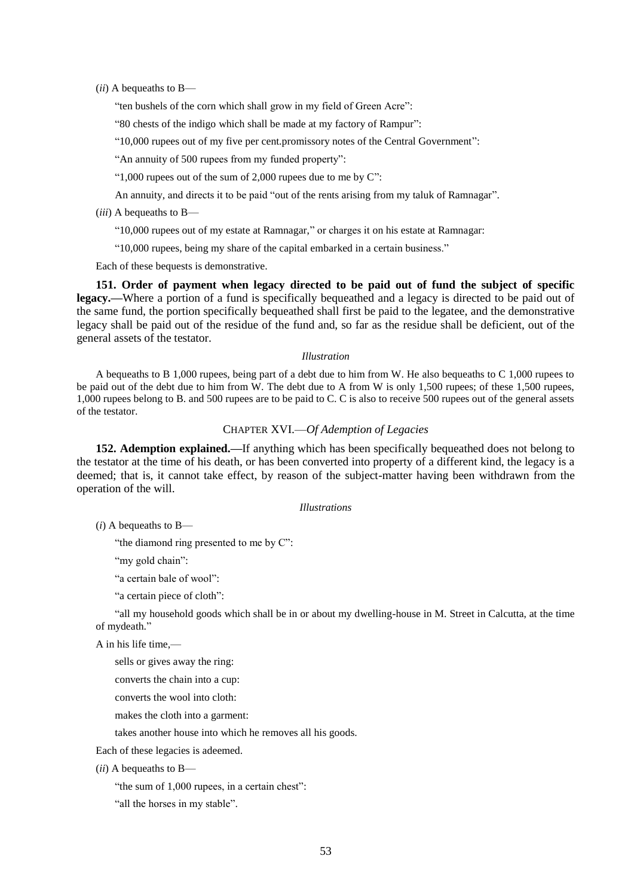(*ii*) A bequeaths to B—

"ten bushels of the corn which shall grow in my field of Green Acre":

"80 chests of the indigo which shall be made at my factory of Rampur":

"10,000 rupees out of my five per cent.promissory notes of the Central Government":

"An annuity of 500 rupees from my funded property":

"1,000 rupees out of the sum of 2,000 rupees due to me by C":

An annuity, and directs it to be paid "out of the rents arising from my taluk of Ramnagar".

(*iii*) A bequeaths to B—

"10,000 rupees out of my estate at Ramnagar," or charges it on his estate at Ramnagar:

"10,000 rupees, being my share of the capital embarked in a certain business."

Each of these bequests is demonstrative.

**151. Order of payment when legacy directed to be paid out of fund the subject of specific legacy.—**Where a portion of a fund is specifically bequeathed and a legacy is directed to be paid out of the same fund, the portion specifically bequeathed shall first be paid to the legatee, and the demonstrative legacy shall be paid out of the residue of the fund and, so far as the residue shall be deficient, out of the general assets of the testator.

*Illustration*

A bequeaths to B 1,000 rupees, being part of a debt due to him from W. He also bequeaths to C 1,000 rupees to be paid out of the debt due to him from W. The debt due to A from W is only 1,500 rupees; of these 1,500 rupees, 1,000 rupees belong to B. and 500 rupees are to be paid to C. C is also to receive 500 rupees out of the general assets of the testator.

## CHAPTER XVI.—*Of Ademption of Legacies*

**152. Ademption explained.—**If anything which has been specifically bequeathed does not belong to the testator at the time of his death, or has been converted into property of a different kind, the legacy is a deemed; that is, it cannot take effect, by reason of the subject-matter having been withdrawn from the operation of the will.

*Illustrations*

(*i*) A bequeaths to B—

"the diamond ring presented to me by C":

"my gold chain":

"a certain bale of wool":

"a certain piece of cloth":

"all my household goods which shall be in or about my dwelling-house in M. Street in Calcutta, at the time of mydeath."

A in his life time,—

sells or gives away the ring:

converts the chain into a cup:

converts the wool into cloth:

makes the cloth into a garment:

takes another house into which he removes all his goods.

Each of these legacies is adeemed.

(*ii*) A bequeaths to B—

"the sum of 1,000 rupees, in a certain chest":

"all the horses in my stable".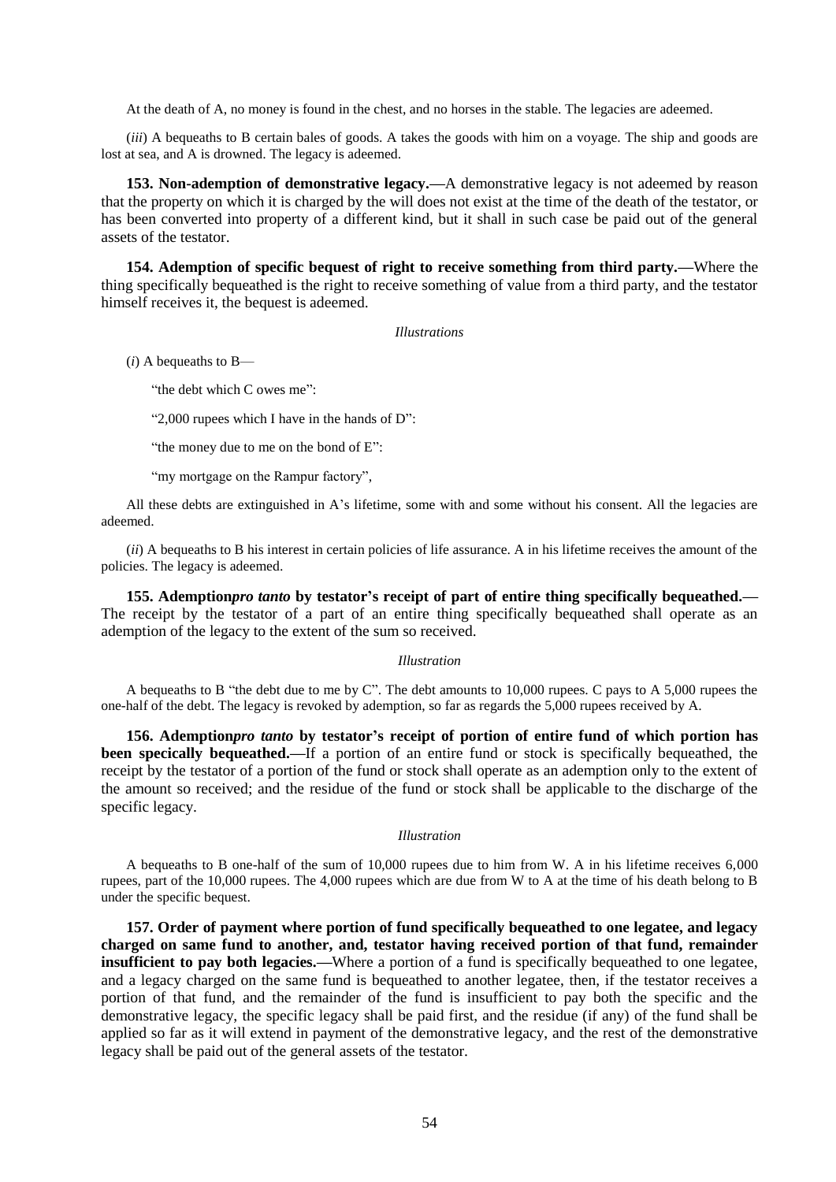At the death of A, no money is found in the chest, and no horses in the stable. The legacies are adeemed.

(*iii*) A bequeaths to B certain bales of goods. A takes the goods with him on a voyage. The ship and goods are lost at sea, and A is drowned. The legacy is adeemed.

**153. Non-ademption of demonstrative legacy.—**A demonstrative legacy is not adeemed by reason that the property on which it is charged by the will does not exist at the time of the death of the testator, or has been converted into property of a different kind, but it shall in such case be paid out of the general assets of the testator.

**154. Ademption of specific bequest of right to receive something from third party.—**Where the thing specifically bequeathed is the right to receive something of value from a third party, and the testator himself receives it, the bequest is adeemed.

*Illustrations*

(*i*) A bequeaths to B—

"the debt which C owes me":

"2,000 rupees which I have in the hands of D":

"the money due to me on the bond of E":

"my mortgage on the Rampur factory",

All these debts are extinguished in A's lifetime, some with and some without his consent. All the legacies are adeemed.

(*ii*) A bequeaths to B his interest in certain policies of life assurance. A in his lifetime receives the amount of the policies. The legacy is adeemed.

**155. Ademption*pro tanto* by testator's receipt of part of entire thing specifically bequeathed.—** The receipt by the testator of a part of an entire thing specifically bequeathed shall operate as an ademption of the legacy to the extent of the sum so received.

*Illustration*

A bequeaths to B "the debt due to me by C". The debt amounts to 10,000 rupees. C pays to A 5,000 rupees the one-half of the debt. The legacy is revoked by ademption, so far as regards the 5,000 rupees received by A.

**156. Ademption*pro tanto* by testator's receipt of portion of entire fund of which portion has been specically bequeathed.—**If a portion of an entire fund or stock is specifically bequeathed, the receipt by the testator of a portion of the fund or stock shall operate as an ademption only to the extent of the amount so received; and the residue of the fund or stock shall be applicable to the discharge of the specific legacy.

*Illustration*

A bequeaths to B one-half of the sum of 10,000 rupees due to him from W. A in his lifetime receives 6,000 rupees, part of the 10,000 rupees. The 4,000 rupees which are due from W to A at the time of his death belong to B under the specific bequest.

**157. Order of payment where portion of fund specifically bequeathed to one legatee, and legacy charged on same fund to another, and, testator having received portion of that fund, remainder insufficient to pay both legacies.—**Where a portion of a fund is specifically bequeathed to one legatee, and a legacy charged on the same fund is bequeathed to another legatee, then, if the testator receives a portion of that fund, and the remainder of the fund is insufficient to pay both the specific and the demonstrative legacy, the specific legacy shall be paid first, and the residue (if any) of the fund shall be applied so far as it will extend in payment of the demonstrative legacy, and the rest of the demonstrative legacy shall be paid out of the general assets of the testator.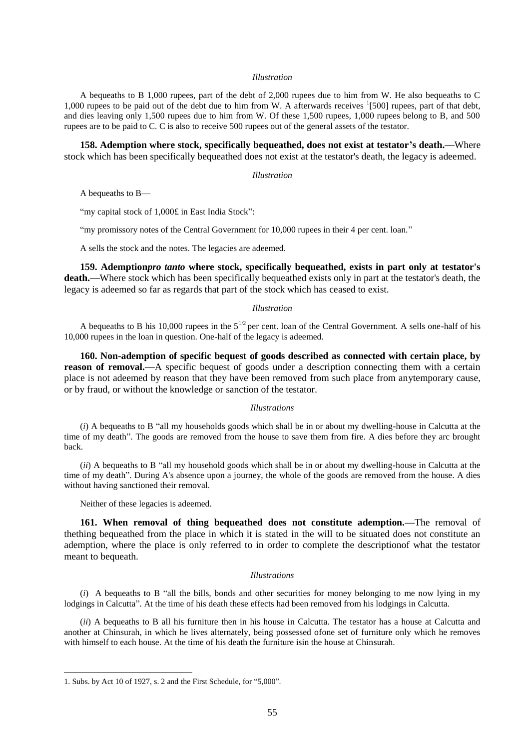*Illustration*

A bequeaths to B 1,000 rupees, part of the debt of 2,000 rupees due to him from W. He also bequeaths to C 1,000 rupees to be paid out of the debt due to him from W. A afterwards receives [1][500] rupees, part of that debt, and dies leaving only 1,500 rupees due to him from W. Of these 1,500 rupees, 1,000 rupees belong to B, and 500 rupees are to be paid to C. C is also to receive 500 rupees out of the general assets of the testator.

**158. Ademption where stock, specifically bequeathed, does not exist at testator's death.—**Where stock which has been specifically bequeathed does not exist at the testator's death, the legacy is adeemed.

*Illustration*

A bequeaths to B—

"my capital stock of 1,000£ in East India Stock":

"my promissory notes of the Central Government for 10,000 rupees in their 4 per cent. loan."

A sells the stock and the notes. The legacies are adeemed.

**159. Ademption *pro tanto* where stock, specifically bequeathed, exists in part only at testator's death.—**Where stock which has been specifically bequeathed exists only in part at the testator's death, the legacy is adeemed so far as regards that part of the stock which has ceased to exist.

*Illustration*

A bequeaths to B his 10,000 rupees in the $5^{1/2}$ per cent. loan of the Central Government. A sells one-half of his 10,000 rupees in the loan in question. One-half of the legacy is adeemed.

**160. Non-ademption of specific bequest of goods described as connected with certain place, by reason of removal.—**A specific bequest of goods under a description connecting them with a certain place is not adeemed by reason that they have been removed from such place from anytemporary cause, or by fraud, or without the knowledge or sanction of the testator.

*Illustrations*

(*i*) A bequeaths to B "all my households goods which shall be in or about my dwelling-house in Calcutta at the time of my death". The goods are removed from the house to save them from fire. A dies before they arc brought back.

(*ii*) A bequeaths to B "all my household goods which shall be in or about my dwelling-house in Calcutta at the time of my death". During A's absence upon a journey, the whole of the goods are removed from the house. A dies without having sanctioned their removal.

Neither of these legacies is adeemed.

**161. When removal of thing bequeathed does not constitute ademption.—**The removal of thething bequeathed from the place in which it is stated in the will to be situated does not constitute an ademption, where the place is only referred to in order to complete the descriptionof what the testator meant to bequeath.

*Illustrations*

(*i*) A bequeaths to B "all the bills, bonds and other securities for money belonging to me now lying in my lodgings in Calcutta". At the time of his death these effects had been removed from his lodgings in Calcutta.

(*ii*) A bequeaths to B all his furniture then in his house in Calcutta. The testator has a house at Calcutta and another at Chinsurah, in which he lives alternately, being possessed ofone set of furniture only which he removes with himself to each house. At the time of his death the furniture isin the house at Chinsurah.

---

1. Subs. by Act 10 of 1927, s. 2 and the First Schedule, for "5,000".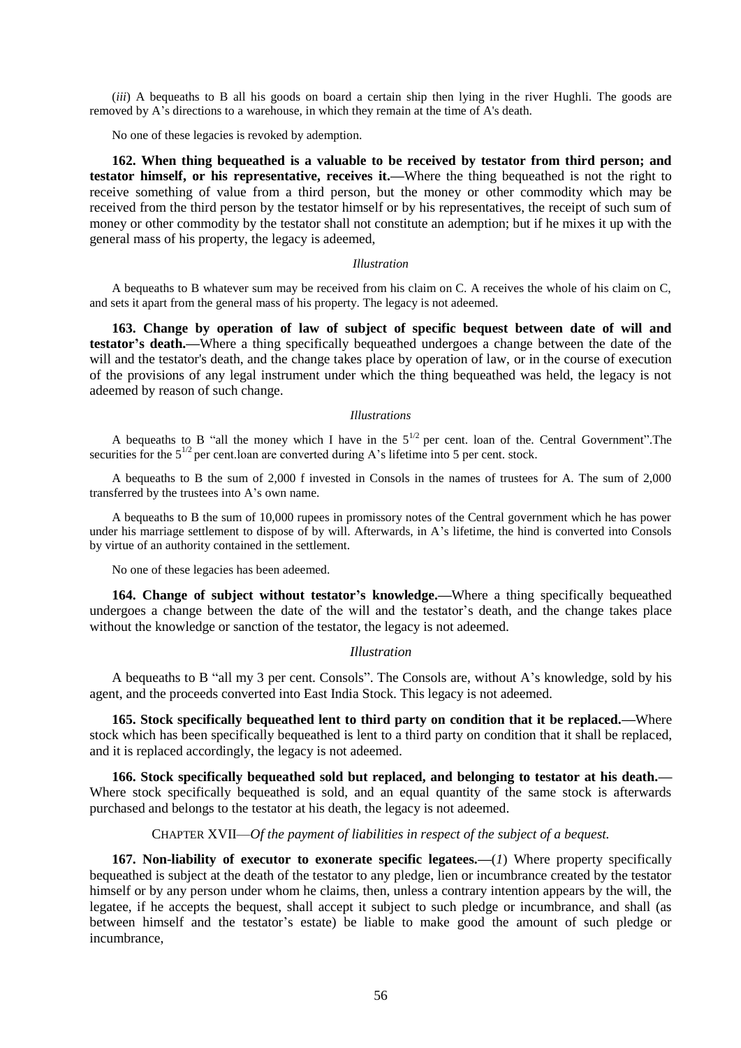(*iii*) A bequeaths to B all his goods on board a certain ship then lying in the river Hughli. The goods are removed by A's directions to a warehouse, in which they remain at the time of A's death.

No one of these legacies is revoked by ademption.

**162. When thing bequeathed is a valuable to be received by testator from third person; and testator himself, or his representative, receives it.—**Where the thing bequeathed is not the right to receive something of value from a third person, but the money or other commodity which may be received from the third person by the testator himself or by his representatives, the receipt of such sum of money or other commodity by the testator shall not constitute an ademption; but if he mixes it up with the general mass of his property, the legacy is adeemed,

*Illustration*

A bequeaths to B whatever sum may be received from his claim on C. A receives the whole of his claim on C, and sets it apart from the general mass of his property. The legacy is not adeemed.

**163. Change by operation of law of subject of specific bequest between date of will and testator's death.—**Where a thing specifically bequeathed undergoes a change between the date of the will and the testator's death, and the change takes place by operation of law, or in the course of execution of the provisions of any legal instrument under which the thing bequeathed was held, the legacy is not adeemed by reason of such change.

*Illustrations*

A bequeaths to B "all the money which I have in the $5^{1/2}$ per cent. loan of the. Central Government".The securities for the $5^{1/2}$ per cent.loan are converted during A's lifetime into 5 per cent. stock.

A bequeaths to B the sum of 2,000 f invested in Consols in the names of trustees for A. The sum of 2,000 transferred by the trustees into A's own name.

A bequeaths to B the sum of 10,000 rupees in promissory notes of the Central government which he has power under his marriage settlement to dispose of by will. Afterwards, in A's lifetime, the hind is converted into Consols by virtue of an authority contained in the settlement.

No one of these legacies has been adeemed.

**164. Change of subject without testator's knowledge.—**Where a thing specifically bequeathed undergoes a change between the date of the will and the testator's death, and the change takes place without the knowledge or sanction of the testator, the legacy is not adeemed.

*Illustration*

A bequeaths to B "all my 3 per cent. Consols". The Consols are, without A's knowledge, sold by his agent, and the proceeds converted into East India Stock. This legacy is not adeemed.

**165. Stock specifically bequeathed lent to third party on condition that it be replaced.—**Where stock which has been specifically bequeathed is lent to a third party on condition that it shall be replaced, and it is replaced accordingly, the legacy is not adeemed.

**166. Stock specifically bequeathed sold but replaced, and belonging to testator at his death.—** Where stock specifically bequeathed is sold, and an equal quantity of the same stock is afterwards purchased and belongs to the testator at his death, the legacy is not adeemed.

CHAPTER XVII—*Of the payment of liabilities in respect of the subject of a bequest.*

**167. Non-liability of executor to exonerate specific legatees.—**(*1*) Where property specifically bequeathed is subject at the death of the testator to any pledge, lien or incumbrance created by the testator himself or by any person under whom he claims, then, unless a contrary intention appears by the will, the legatee, if he accepts the bequest, shall accept it subject to such pledge or incumbrance, and shall (as between himself and the testator's estate) be liable to make good the amount of such pledge or incumbrance,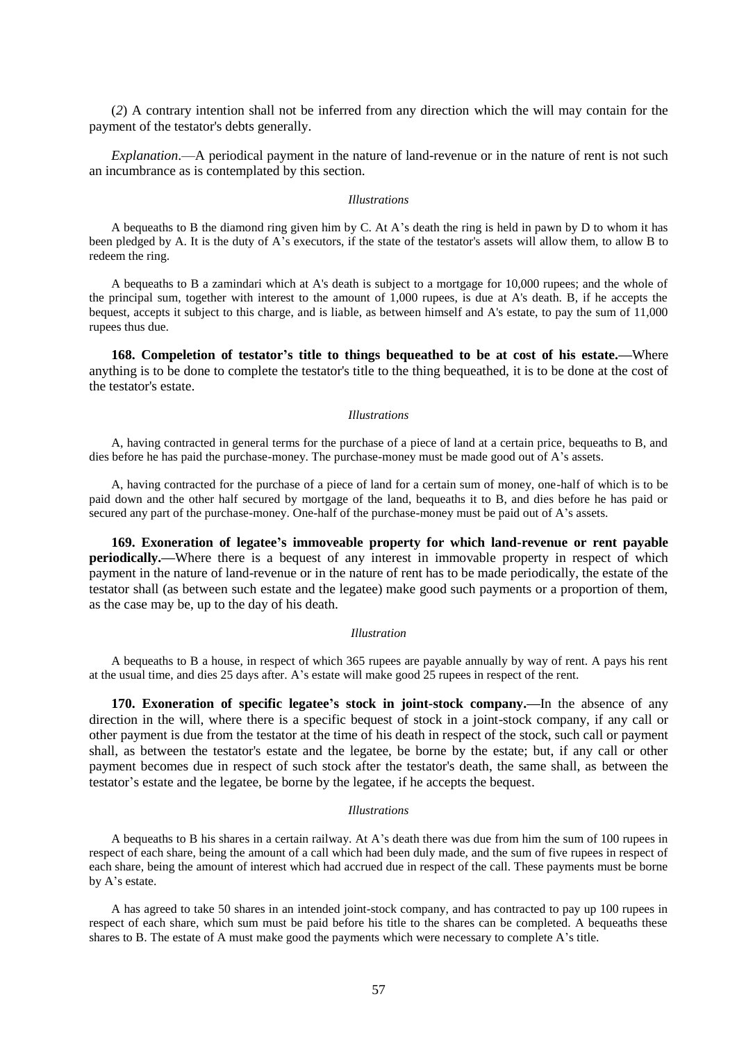(*2*) A contrary intention shall not be inferred from any direction which the will may contain for the payment of the testator's debts generally.

*Explanation*.—A periodical payment in the nature of land-revenue or in the nature of rent is not such an incumbrance as is contemplated by this section.

*Illustrations*

A bequeaths to B the diamond ring given him by C. At A's death the ring is held in pawn by D to whom it has been pledged by A. It is the duty of A's executors, if the state of the testator's assets will allow them, to allow B to redeem the ring.

A bequeaths to B a zamindari which at A's death is subject to a mortgage for 10,000 rupees; and the whole of the principal sum, together with interest to the amount of 1,000 rupees, is due at A's death. B, if he accepts the bequest, accepts it subject to this charge, and is liable, as between himself and A's estate, to pay the sum of 11,000 rupees thus due.

**168. Compeletion of testator's title to things bequeathed to be at cost of his estate.—**Where anything is to be done to complete the testator's title to the thing bequeathed, it is to be done at the cost of the testator's estate.

*Illustrations*

A, having contracted in general terms for the purchase of a piece of land at a certain price, bequeaths to B, and dies before he has paid the purchase-money. The purchase-money must be made good out of A's assets.

A, having contracted for the purchase of a piece of land for a certain sum of money, one-half of which is to be paid down and the other half secured by mortgage of the land, bequeaths it to B, and dies before he has paid or secured any part of the purchase-money. One-half of the purchase-money must be paid out of A's assets.

**169. Exoneration of legatee's immoveable property for which land-revenue or rent payable periodically.—**Where there is a bequest of any interest in immovable property in respect of which payment in the nature of land-revenue or in the nature of rent has to be made periodically, the estate of the testator shall (as between such estate and the legatee) make good such payments or a proportion of them, as the case may be, up to the day of his death.

*Illustration*

A bequeaths to B a house, in respect of which 365 rupees are payable annually by way of rent. A pays his rent at the usual time, and dies 25 days after. A's estate will make good 25 rupees in respect of the rent.

**170. Exoneration of specific legatee's stock in joint-stock company.—**In the absence of any direction in the will, where there is a specific bequest of stock in a joint-stock company, if any call or other payment is due from the testator at the time of his death in respect of the stock, such call or payment shall, as between the testator's estate and the legatee, be borne by the estate; but, if any call or other payment becomes due in respect of such stock after the testator's death, the same shall, as between the testator's estate and the legatee, be borne by the legatee, if he accepts the bequest.

*Illustrations*

A bequeaths to B his shares in a certain railway. At A's death there was due from him the sum of 100 rupees in respect of each share, being the amount of a call which had been duly made, and the sum of five rupees in respect of each share, being the amount of interest which had accrued due in respect of the call. These payments must be borne by A's estate.

A has agreed to take 50 shares in an intended joint-stock company, and has contracted to pay up 100 rupees in respect of each share, which sum must be paid before his title to the shares can be completed. A bequeaths these shares to B. The estate of A must make good the payments which were necessary to complete A's title.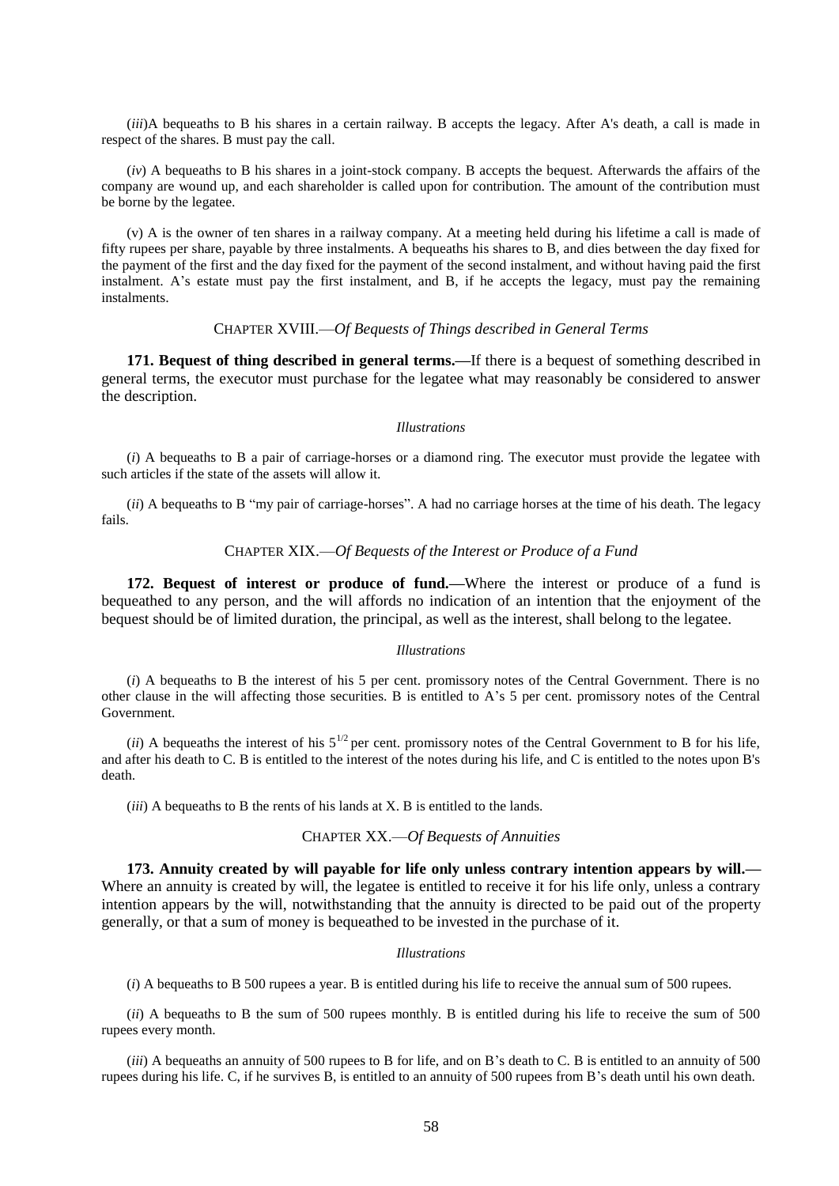(*iii*)A bequeaths to B his shares in a certain railway. B accepts the legacy. After A's death, a call is made in respect of the shares. B must pay the call.

(*iv*) A bequeaths to B his shares in a joint-stock company. B accepts the bequest. Afterwards the affairs of the company are wound up, and each shareholder is called upon for contribution. The amount of the contribution must be borne by the legatee.

(v) A is the owner of ten shares in a railway company. At a meeting held during his lifetime a call is made of fifty rupees per share, payable by three instalments. A bequeaths his shares to B, and dies between the day fixed for the payment of the first and the day fixed for the payment of the second instalment, and without having paid the first instalment. A's estate must pay the first instalment, and B, if he accepts the legacy, must pay the remaining instalments.

## CHAPTER XVIII.—*Of Bequests of Things described in General Terms*

**171. Bequest of thing described in general terms.—**If there is a bequest of something described in general terms, the executor must purchase for the legatee what may reasonably be considered to answer the description.

*Illustrations*

(*i*) A bequeaths to B a pair of carriage-horses or a diamond ring. The executor must provide the legatee with such articles if the state of the assets will allow it.

(*ii*) A bequeaths to B "my pair of carriage-horses". A had no carriage horses at the time of his death. The legacy fails.

## CHAPTER XIX.—*Of Bequests of the Interest or Produce of a Fund*

**172. Bequest of interest or produce of fund.—**Where the interest or produce of a fund is bequeathed to any person, and the will affords no indication of an intention that the enjoyment of the bequest should be of limited duration, the principal, as well as the interest, shall belong to the legatee.

*Illustrations*

(*i*) A bequeaths to B the interest of his 5 per cent. promissory notes of the Central Government. There is no other clause in the will affecting those securities. B is entitled to A's 5 per cent. promissory notes of the Central Government.

(*ii*) A bequeaths the interest of his $5^{1/2}$ per cent. promissory notes of the Central Government to B for his life, and after his death to C. B is entitled to the interest of the notes during his life, and C is entitled to the notes upon B's death.

(*iii*) A bequeaths to B the rents of his lands at X. B is entitled to the lands.

## CHAPTER XX.—*Of Bequests of Annuities*

**173. Annuity created by will payable for life only unless contrary intention appears by will.—** Where an annuity is created by will, the legatee is entitled to receive it for his life only, unless a contrary intention appears by the will, notwithstanding that the annuity is directed to be paid out of the property generally, or that a sum of money is bequeathed to be invested in the purchase of it.

*Illustrations*

(*i*) A bequeaths to B 500 rupees a year. B is entitled during his life to receive the annual sum of 500 rupees.

(*ii*) A bequeaths to B the sum of 500 rupees monthly. B is entitled during his life to receive the sum of 500 rupees every month.

(*iii*) A bequeaths an annuity of 500 rupees to B for life, and on B's death to C. B is entitled to an annuity of 500 rupees during his life. C, if he survives B, is entitled to an annuity of 500 rupees from B's death until his own death.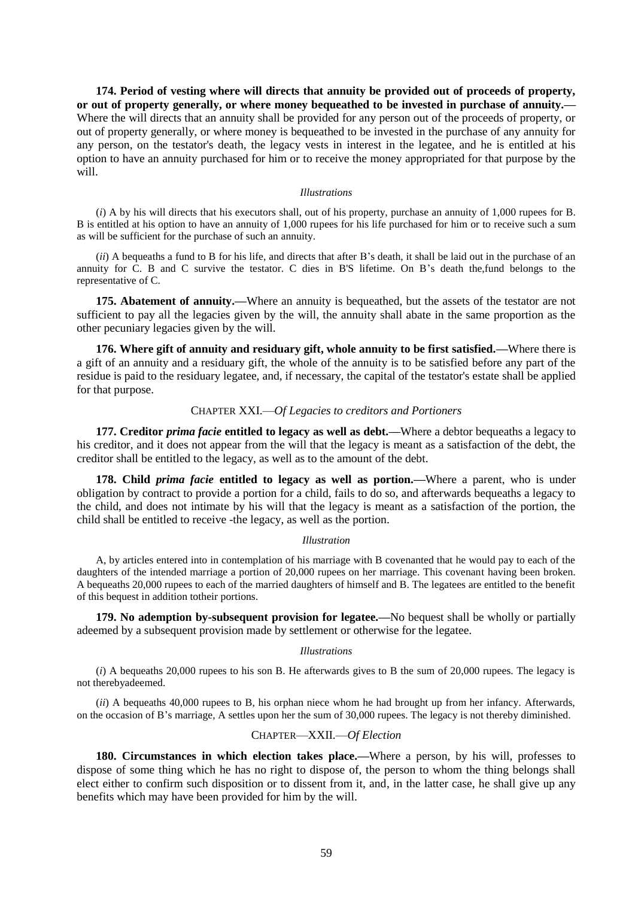**174. Period of vesting where will directs that annuity be provided out of proceeds of property, or out of property generally, or where money bequeathed to be invested in purchase of annuity.—** Where the will directs that an annuity shall be provided for any person out of the proceeds of property, or out of property generally, or where money is bequeathed to be invested in the purchase of any annuity for any person, on the testator's death, the legacy vests in interest in the legatee, and he is entitled at his option to have an annuity purchased for him or to receive the money appropriated for that purpose by the will.

*Illustrations*

(*i*) A by his will directs that his executors shall, out of his property, purchase an annuity of 1,000 rupees for B. B is entitled at his option to have an annuity of 1,000 rupees for his life purchased for him or to receive such a sum as will be sufficient for the purchase of such an annuity.

(*ii*) A bequeaths a fund to B for his life, and directs that after B's death, it shall be laid out in the purchase of an annuity for C. B and C survive the testator. C dies in B'S lifetime. On B's death the,fund belongs to the representative of C.

**175. Abatement of annuity.—**Where an annuity is bequeathed, but the assets of the testator are not sufficient to pay all the legacies given by the will, the annuity shall abate in the same proportion as the other pecuniary legacies given by the will.

**176. Where gift of annuity and residuary gift, whole annuity to be first satisfied.—**Where there is a gift of an annuity and a residuary gift, the whole of the annuity is to be satisfied before any part of the residue is paid to the residuary legatee, and, if necessary, the capital of the testator's estate shall be applied for that purpose.

## CHAPTER XXI.—*Of Legacies to creditors and Portioners*

**177. Creditor *prima facie* entitled to legacy as well as debt.—**Where a debtor bequeaths a legacy to his creditor, and it does not appear from the will that the legacy is meant as a satisfaction of the debt, the creditor shall be entitled to the legacy, as well as to the amount of the debt.

**178. Child *prima facie* entitled to legacy as well as portion.—**Where a parent, who is under obligation by contract to provide a portion for a child, fails to do so, and afterwards bequeaths a legacy to the child, and does not intimate by his will that the legacy is meant as a satisfaction of the portion, the child shall be entitled to receive -the legacy, as well as the portion.

*Illustration*

A, by articles entered into in contemplation of his marriage with B covenanted that he would pay to each of the daughters of the intended marriage a portion of 20,000 rupees on her marriage. This covenant having been broken. A bequeaths 20,000 rupees to each of the married daughters of himself and B. The legatees are entitled to the benefit of this bequest in addition totheir portions.

**179. No ademption by-subsequent provision for legatee.—**No bequest shall be wholly or partially adeemed by a subsequent provision made by settlement or otherwise for the legatee.

*Illustrations*

(*i*) A bequeaths 20,000 rupees to his son B. He afterwards gives to B the sum of 20,000 rupees. The legacy is not therebyadeemed.

(*ii*) A bequeaths 40,000 rupees to B, his orphan niece whom he had brought up from her infancy. Afterwards, on the occasion of B's marriage, A settles upon her the sum of 30,000 rupees. The legacy is not thereby diminished.

## CHAPTER—XXII.—*Of Election*

**180. Circumstances in which election takes place.—**Where a person, by his will, professes to dispose of some thing which he has no right to dispose of, the person to whom the thing belongs shall elect either to confirm such disposition or to dissent from it, and, in the latter case, he shall give up any benefits which may have been provided for him by the will.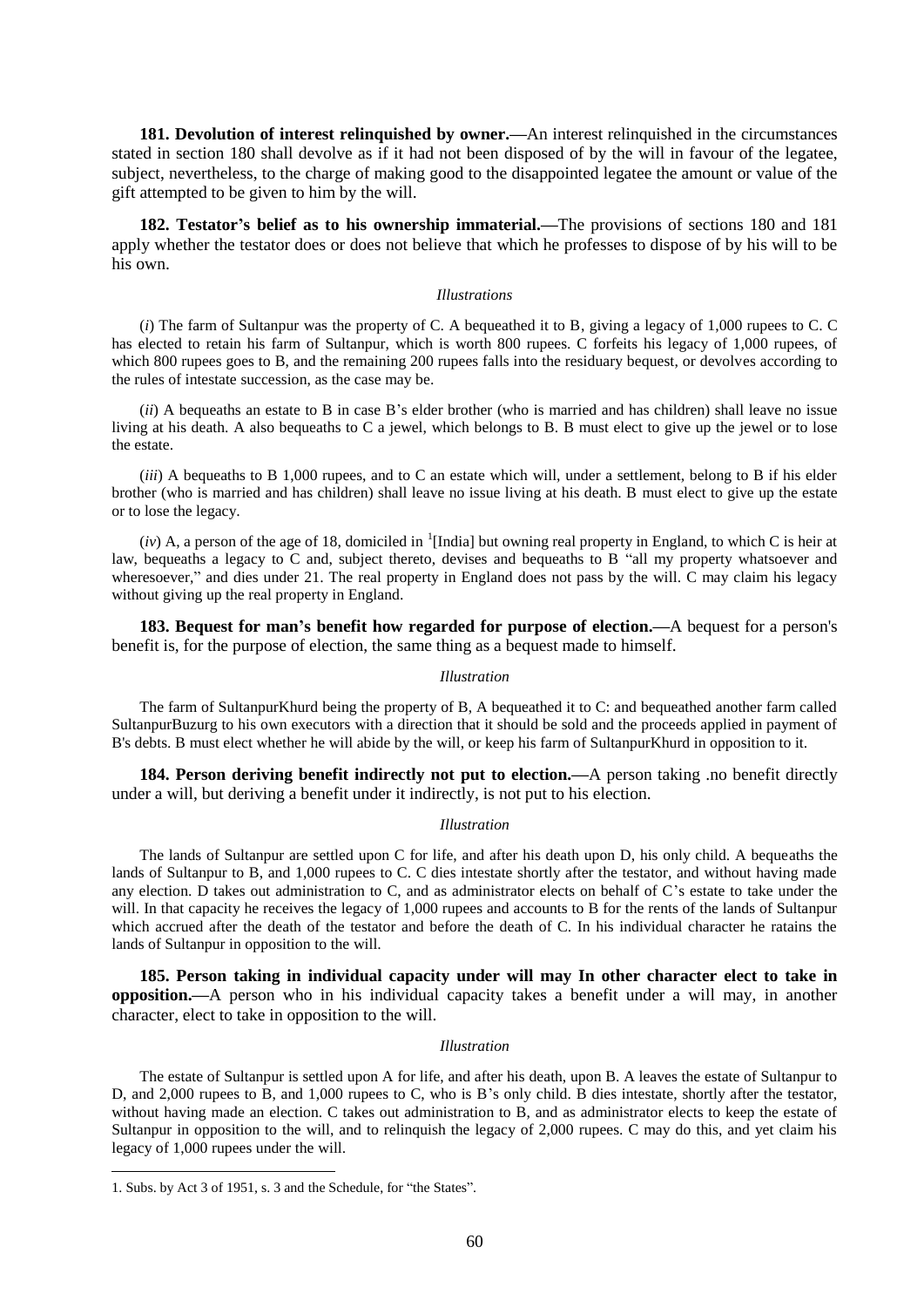**181. Devolution of interest relinquished by owner.—**An interest relinquished in the circumstances stated in section 180 shall devolve as if it had not been disposed of by the will in favour of the legatee, subject, nevertheless, to the charge of making good to the disappointed legatee the amount or value of the gift attempted to be given to him by the will.

**182. Testator's belief as to his ownership immaterial.—**The provisions of sections 180 and 181 apply whether the testator does or does not believe that which he professes to dispose of by his will to be his own.

*Illustrations*

(*i*) The farm of Sultanpur was the property of C. A bequeathed it to B, giving a legacy of 1,000 rupees to C. C has elected to retain his farm of Sultanpur, which is worth 800 rupees. C forfeits his legacy of 1,000 rupees, of which 800 rupees goes to B, and the remaining 200 rupees falls into the residuary bequest, or devolves according to the rules of intestate succession, as the case may be.

(*ii*) A bequeaths an estate to B in case B's elder brother (who is married and has children) shall leave no issue living at his death. A also bequeaths to C a jewel, which belongs to B. B must elect to give up the jewel or to lose the estate.

(*iii*) A bequeaths to B 1,000 rupees, and to C an estate which will, under a settlement, belong to B if his elder brother (who is married and has children) shall leave no issue living at his death. B must elect to give up the estate or to lose the legacy.

(*iv*) A, a person of the age of 18, domiciled in [1][India] but owning real property in England, to which C is heir at law, bequeaths a legacy to C and, subject thereto, devises and bequeaths to B "all my property whatsoever and wheresoever," and dies under 21. The real property in England does not pass by the will. C may claim his legacy without giving up the real property in England.

**183. Bequest for man's benefit how regarded for purpose of election.—**A bequest for a person's benefit is, for the purpose of election, the same thing as a bequest made to himself.

*Illustration*

The farm of SultanpurKhurd being the property of B, A bequeathed it to C: and bequeathed another farm called SultanpurBuzurg to his own executors with a direction that it should be sold and the proceeds applied in payment of B's debts. B must elect whether he will abide by the will, or keep his farm of SultanpurKhurd in opposition to it.

**184. Person deriving benefit indirectly not put to election.—**A person taking .no benefit directly under a will, but deriving a benefit under it indirectly, is not put to his election.

*Illustration*

The lands of Sultanpur are settled upon C for life, and after his death upon D, his only child. A bequeaths the lands of Sultanpur to B, and 1,000 rupees to C. C dies intestate shortly after the testator, and without having made any election. D takes out administration to C, and as administrator elects on behalf of C's estate to take under the will. In that capacity he receives the legacy of 1,000 rupees and accounts to B for the rents of the lands of Sultanpur which accrued after the death of the testator and before the death of C. In his individual character he ratains the lands of Sultanpur in opposition to the will.

**185. Person taking in individual capacity under will may In other character elect to take in opposition.—**A person who in his individual capacity takes a benefit under a will may, in another character, elect to take in opposition to the will.

*Illustration*

The estate of Sultanpur is settled upon A for life, and after his death, upon B. A leaves the estate of Sultanpur to D, and 2,000 rupees to B, and 1,000 rupees to C, who is B's only child. B dies intestate, shortly after the testator, without having made an election. C takes out administration to B, and as administrator elects to keep the estate of Sultanpur in opposition to the will, and to relinquish the legacy of 2,000 rupees. C may do this, and yet claim his legacy of 1,000 rupees under the will.

---

1. Subs. by Act 3 of 1951, s. 3 and the Schedule, for "the States".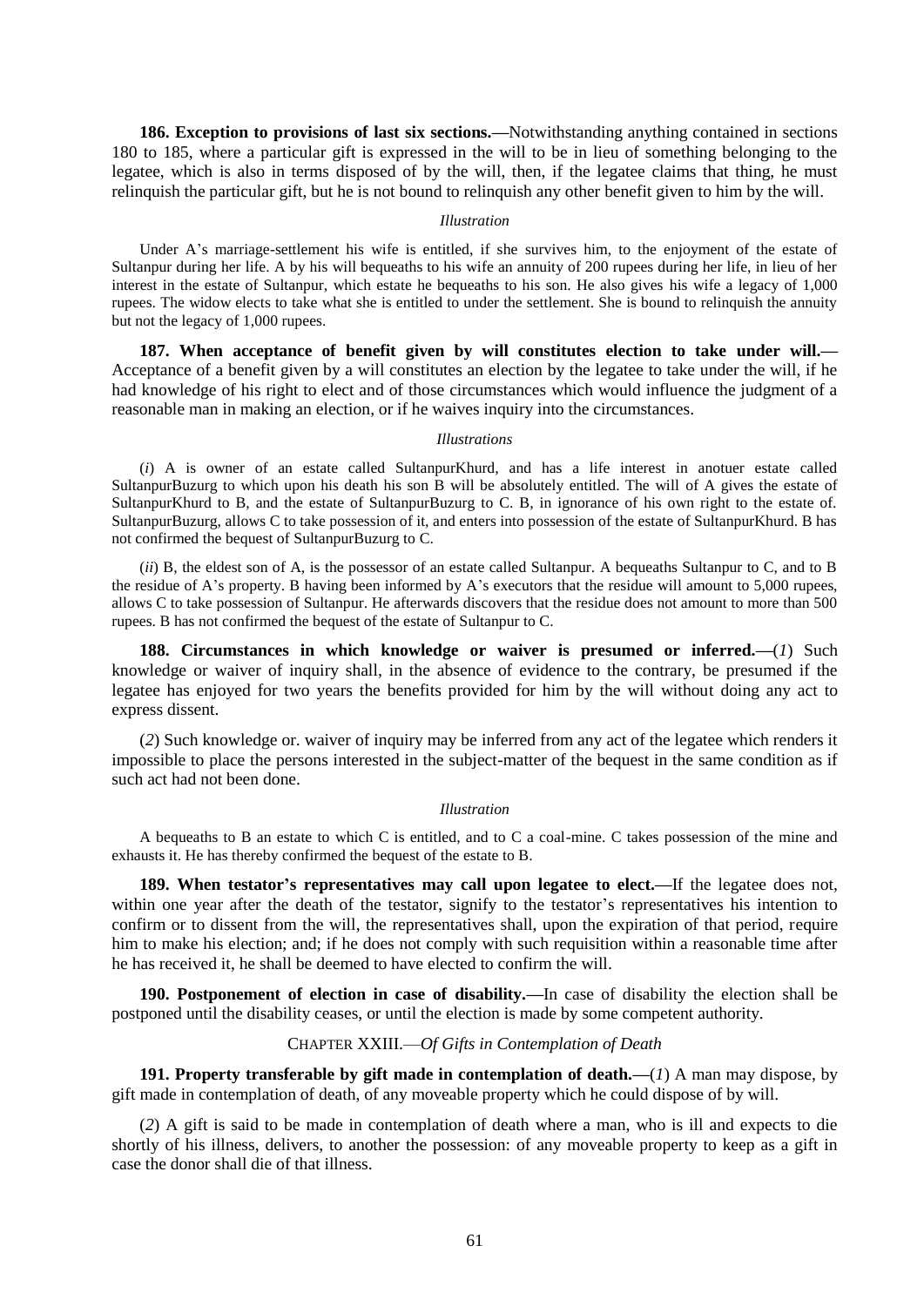**186. Exception to provisions of last six sections.—**Notwithstanding anything contained in sections 180 to 185, where a particular gift is expressed in the will to be in lieu of something belonging to the legatee, which is also in terms disposed of by the will, then, if the legatee claims that thing, he must relinquish the particular gift, but he is not bound to relinquish any other benefit given to him by the will.

*Illustration*

Under A's marriage-settlement his wife is entitled, if she survives him, to the enjoyment of the estate of Sultanpur during her life. A by his will bequeaths to his wife an annuity of 200 rupees during her life, in lieu of her interest in the estate of Sultanpur, which estate he bequeaths to his son. He also gives his wife a legacy of 1,000 rupees. The widow elects to take what she is entitled to under the settlement. She is bound to relinquish the annuity but not the legacy of 1,000 rupees.

**187. When acceptance of benefit given by will constitutes election to take under will.—** Acceptance of a benefit given by a will constitutes an election by the legatee to take under the will, if he had knowledge of his right to elect and of those circumstances which would influence the judgment of a reasonable man in making an election, or if he waives inquiry into the circumstances.

*Illustrations*

(*i*) A is owner of an estate called SultanpurKhurd, and has a life interest in anotuer estate called SultanpurBuzurg to which upon his death his son B will be absolutely entitled. The will of A gives the estate of SultanpurKhurd to B, and the estate of SultanpurBuzurg to C. B, in ignorance of his own right to the estate of. SultanpurBuzurg, allows C to take possession of it, and enters into possession of the estate of SultanpurKhurd. B has not confirmed the bequest of SultanpurBuzurg to C.

(*ii*) B, the eldest son of A, is the possessor of an estate called Sultanpur. A bequeaths Sultanpur to C, and to B the residue of A's property. B having been informed by A's executors that the residue will amount to 5,000 rupees, allows C to take possession of Sultanpur. He afterwards discovers that the residue does not amount to more than 500 rupees. B has not confirmed the bequest of the estate of Sultanpur to C.

**188. Circumstances in which knowledge or waiver is presumed or inferred.—**(*1*) Such knowledge or waiver of inquiry shall, in the absence of evidence to the contrary, be presumed if the legatee has enjoyed for two years the benefits provided for him by the will without doing any act to express dissent.

(*2*) Such knowledge or. waiver of inquiry may be inferred from any act of the legatee which renders it impossible to place the persons interested in the subject-matter of the bequest in the same condition as if such act had not been done.

*Illustration*

A bequeaths to B an estate to which C is entitled, and to C a coal-mine. C takes possession of the mine and exhausts it. He has thereby confirmed the bequest of the estate to B.

**189. When testator's representatives may call upon legatee to elect.—**If the legatee does not, within one year after the death of the testator, signify to the testator's representatives his intention to confirm or to dissent from the will, the representatives shall, upon the expiration of that period, require him to make his election; and; if he does not comply with such requisition within a reasonable time after he has received it, he shall be deemed to have elected to confirm the will.

**190. Postponement of election in case of disability.—**In case of disability the election shall be postponed until the disability ceases, or until the election is made by some competent authority.

## CHAPTER XXIII.—*Of Gifts in Contemplation of Death*

**191. Property transferable by gift made in contemplation of death.—**(*1*) A man may dispose, by gift made in contemplation of death, of any moveable property which he could dispose of by will.

(*2*) A gift is said to be made in contemplation of death where a man, who is ill and expects to die shortly of his illness, delivers, to another the possession: of any moveable property to keep as a gift in case the donor shall die of that illness.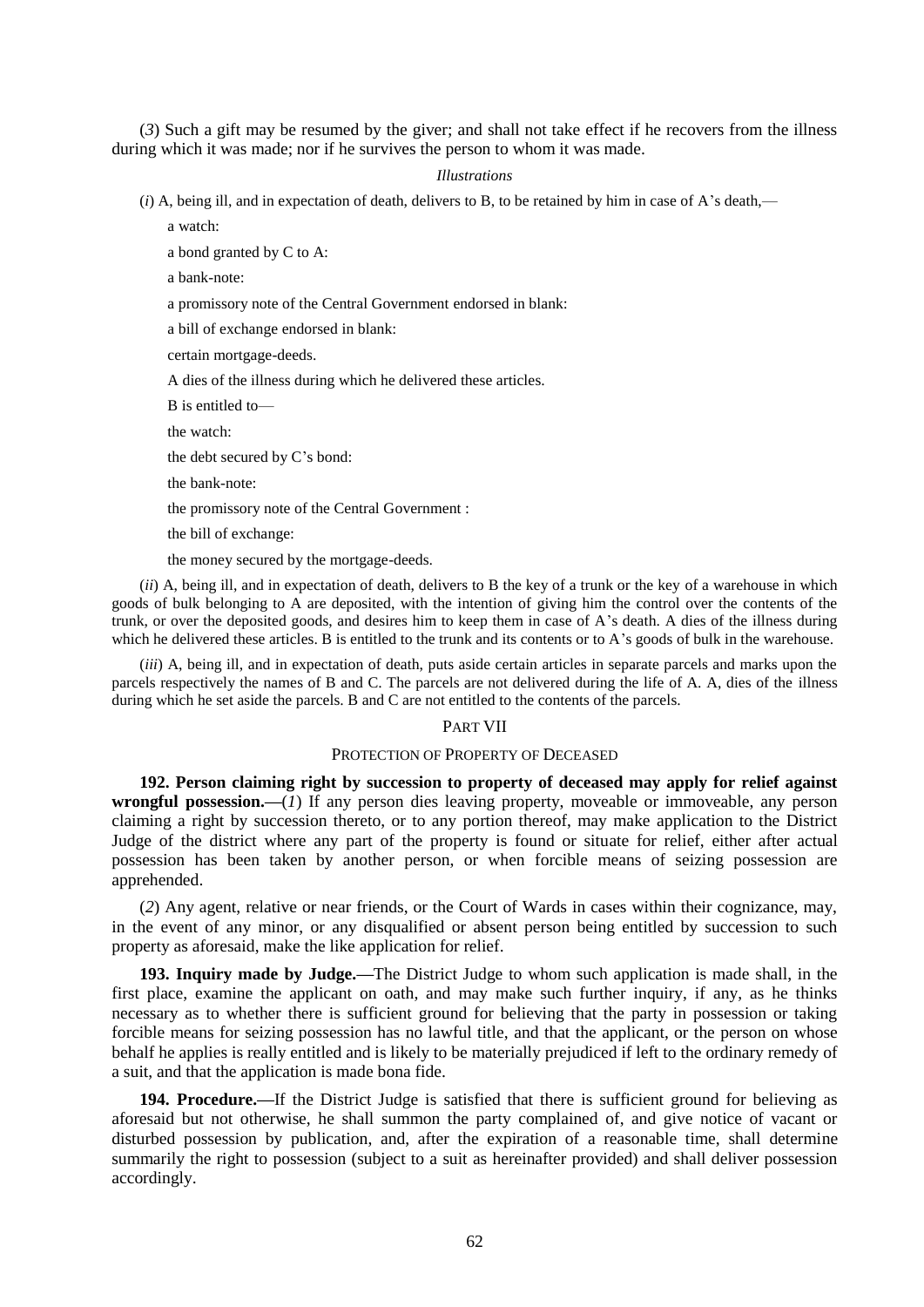(*3*) Such a gift may be resumed by the giver; and shall not take effect if he recovers from the illness during which it was made; nor if he survives the person to whom it was made.

*Illustrations*

(*i*) A, being ill, and in expectation of death, delivers to B, to be retained by him in case of A's death,—

a watch:

a bond granted by C to A:

a bank-note:

a promissory note of the Central Government endorsed in blank:

a bill of exchange endorsed in blank:

certain mortgage-deeds.

A dies of the illness during which he delivered these articles.

B is entitled to—

the watch:

the debt secured by C's bond:

the bank-note:

the promissory note of the Central Government :

the bill of exchange:

the money secured by the mortgage-deeds.

(*ii*) A, being ill, and in expectation of death, delivers to B the key of a trunk or the key of a warehouse in which goods of bulk belonging to A are deposited, with the intention of giving him the control over the contents of the trunk, or over the deposited goods, and desires him to keep them in case of A's death. A dies of the illness during which he delivered these articles. B is entitled to the trunk and its contents or to A's goods of bulk in the warehouse.

(*iii*) A, being ill, and in expectation of death, puts aside certain articles in separate parcels and marks upon the parcels respectively the names of B and C. The parcels are not delivered during the life of A. A, dies of the illness during which he set aside the parcels. B and C are not entitled to the contents of the parcels.

## PART VII

## PROTECTION OF PROPERTY OF DECEASED

**192. Person claiming right by succession to property of deceased may apply for relief against wrongful possession.—**(*1*) If any person dies leaving property, moveable or immoveable, any person claiming a right by succession thereto, or to any portion thereof, may make application to the District Judge of the district where any part of the property is found or situate for relief, either after actual possession has been taken by another person, or when forcible means of seizing possession are apprehended.

(*2*) Any agent, relative or near friends, or the Court of Wards in cases within their cognizance, may, in the event of any minor, or any disqualified or absent person being entitled by succession to such property as aforesaid, make the like application for relief.

**193. Inquiry made by Judge.—**The District Judge to whom such application is made shall, in the first place, examine the applicant on oath, and may make such further inquiry, if any, as he thinks necessary as to whether there is sufficient ground for believing that the party in possession or taking forcible means for seizing possession has no lawful title, and that the applicant, or the person on whose behalf he applies is really entitled and is likely to be materially prejudiced if left to the ordinary remedy of a suit, and that the application is made bona fide.

**194. Procedure.—**If the District Judge is satisfied that there is sufficient ground for believing as aforesaid but not otherwise, he shall summon the party complained of, and give notice of vacant or disturbed possession by publication, and, after the expiration of a reasonable time, shall determine summarily the right to possession (subject to a suit as hereinafter provided) and shall deliver possession accordingly.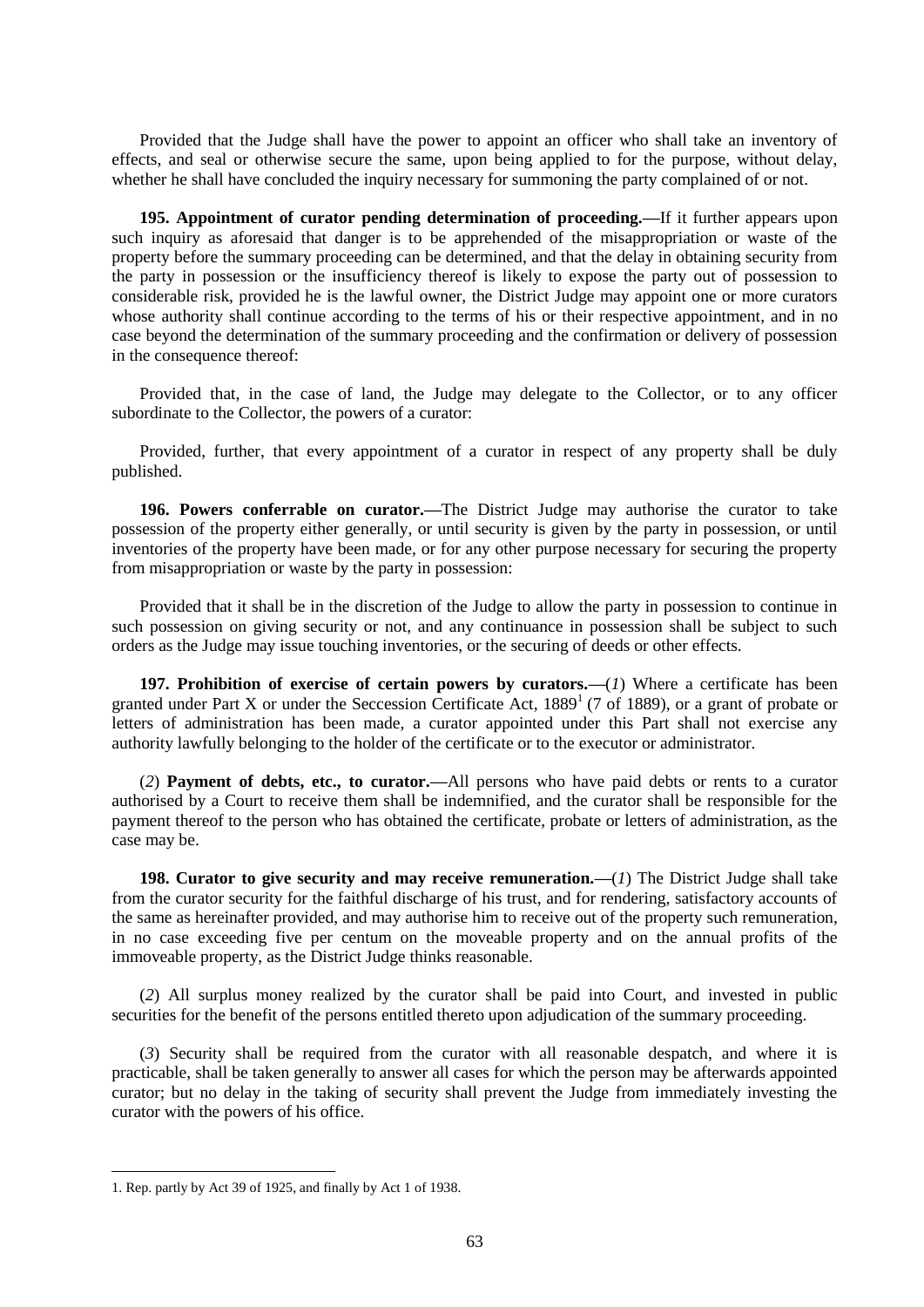Provided that the Judge shall have the power to appoint an officer who shall take an inventory of effects, and seal or otherwise secure the same, upon being applied to for the purpose, without delay, whether he shall have concluded the inquiry necessary for summoning the party complained of or not.

**195. Appointment of curator pending determination of proceeding.—**If it further appears upon such inquiry as aforesaid that danger is to be apprehended of the misappropriation or waste of the property before the summary proceeding can be determined, and that the delay in obtaining security from the party in possession or the insufficiency thereof is likely to expose the party out of possession to considerable risk, provided he is the lawful owner, the District Judge may appoint one or more curators whose authority shall continue according to the terms of his or their respective appointment, and in no case beyond the determination of the summary proceeding and the confirmation or delivery of possession in the consequence thereof:

Provided that, in the case of land, the Judge may delegate to the Collector, or to any officer subordinate to the Collector, the powers of a curator:

Provided, further, that every appointment of a curator in respect of any property shall be duly published.

**196. Powers conferrable on curator.—**The District Judge may authorise the curator to take possession of the property either generally, or until security is given by the party in possession, or until inventories of the property have been made, or for any other purpose necessary for securing the property from misappropriation or waste by the party in possession:

Provided that it shall be in the discretion of the Judge to allow the party in possession to continue in such possession on giving security or not, and any continuance in possession shall be subject to such orders as the Judge may issue touching inventories, or the securing of deeds or other effects.

**197. Prohibition of exercise of certain powers by curators.—**(*1*) Where a certificate has been granted under Part X or under the Seccession Certificate Act, 1889[1] (7 of 1889), or a grant of probate or letters of administration has been made, a curator appointed under this Part shall not exercise any authority lawfully belonging to the holder of the certificate or to the executor or administrator.

(*2*) **Payment of debts, etc., to curator.—**All persons who have paid debts or rents to a curator authorised by a Court to receive them shall be indemnified, and the curator shall be responsible for the payment thereof to the person who has obtained the certificate, probate or letters of administration, as the case may be.

**198. Curator to give security and may receive remuneration.—**(*1*) The District Judge shall take from the curator security for the faithful discharge of his trust, and for rendering, satisfactory accounts of the same as hereinafter provided, and may authorise him to receive out of the property such remuneration, in no case exceeding five per centum on the moveable property and on the annual profits of the immoveable property, as the District Judge thinks reasonable.

(*2*) All surplus money realized by the curator shall be paid into Court, and invested in public securities for the benefit of the persons entitled thereto upon adjudication of the summary proceeding.

(*3*) Security shall be required from the curator with all reasonable despatch, and where it is practicable, shall be taken generally to answer all cases for which the person may be afterwards appointed curator; but no delay in the taking of security shall prevent the Judge from immediately investing the curator with the powers of his office.

---

1. Rep. partly by Act 39 of 1925, and finally by Act 1 of 1938.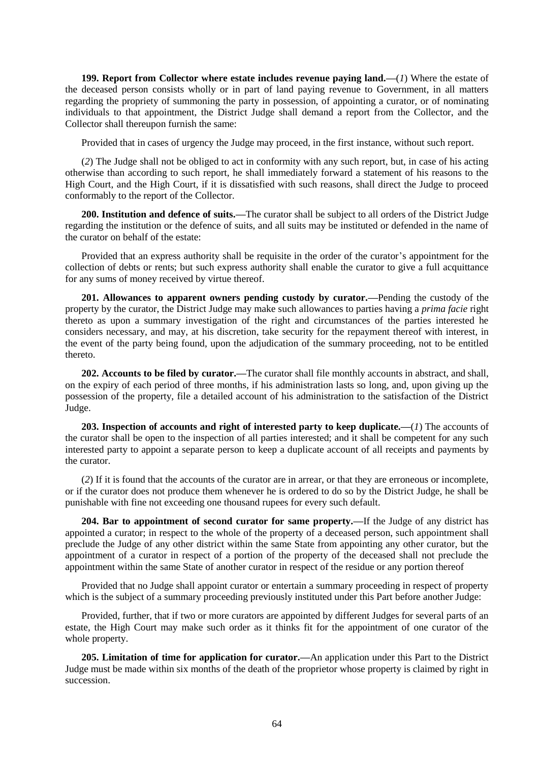**199. Report from Collector where estate includes revenue paying land.—**(*1*) Where the estate of the deceased person consists wholly or in part of land paying revenue to Government, in all matters regarding the propriety of summoning the party in possession, of appointing a curator, or of nominating individuals to that appointment, the District Judge shall demand a report from the Collector, and the Collector shall thereupon furnish the same:

Provided that in cases of urgency the Judge may proceed, in the first instance, without such report.

(*2*) The Judge shall not be obliged to act in conformity with any such report, but, in case of his acting otherwise than according to such report, he shall immediately forward a statement of his reasons to the High Court, and the High Court, if it is dissatisfied with such reasons, shall direct the Judge to proceed conformably to the report of the Collector.

**200. Institution and defence of suits.—**The curator shall be subject to all orders of the District Judge regarding the institution or the defence of suits, and all suits may be instituted or defended in the name of the curator on behalf of the estate:

Provided that an express authority shall be requisite in the order of the curator's appointment for the collection of debts or rents; but such express authority shall enable the curator to give a full acquittance for any sums of money received by virtue thereof.

**201. Allowances to apparent owners pending custody by curator.—**Pending the custody of the property by the curator, the District Judge may make such allowances to parties having a *prima facie* right thereto as upon a summary investigation of the right and circumstances of the parties interested he considers necessary, and may, at his discretion, take security for the repayment thereof with interest, in the event of the party being found, upon the adjudication of the summary proceeding, not to be entitled thereto.

**202. Accounts to be filed by curator.—**The curator shall file monthly accounts in abstract, and shall, on the expiry of each period of three months, if his administration lasts so long, and, upon giving up the possession of the property, file a detailed account of his administration to the satisfaction of the District Judge.

**203. Inspection of accounts and right of interested party to keep duplicate.—**(*1*) The accounts of the curator shall be open to the inspection of all parties interested; and it shall be competent for any such interested party to appoint a separate person to keep a duplicate account of all receipts and payments by the curator.

(*2*) If it is found that the accounts of the curator are in arrear, or that they are erroneous or incomplete, or if the curator does not produce them whenever he is ordered to do so by the District Judge, he shall be punishable with fine not exceeding one thousand rupees for every such default.

**204. Bar to appointment of second curator for same property.—**If the Judge of any district has appointed a curator; in respect to the whole of the property of a deceased person, such appointment shall preclude the Judge of any other district within the same State from appointing any other curator, but the appointment of a curator in respect of a portion of the property of the deceased shall not preclude the appointment within the same State of another curator in respect of the residue or any portion thereof

Provided that no Judge shall appoint curator or entertain a summary proceeding in respect of property which is the subject of a summary proceeding previously instituted under this Part before another Judge:

Provided, further, that if two or more curators are appointed by different Judges for several parts of an estate, the High Court may make such order as it thinks fit for the appointment of one curator of the whole property.

**205. Limitation of time for application for curator.—**An application under this Part to the District Judge must be made within six months of the death of the proprietor whose property is claimed by right in succession.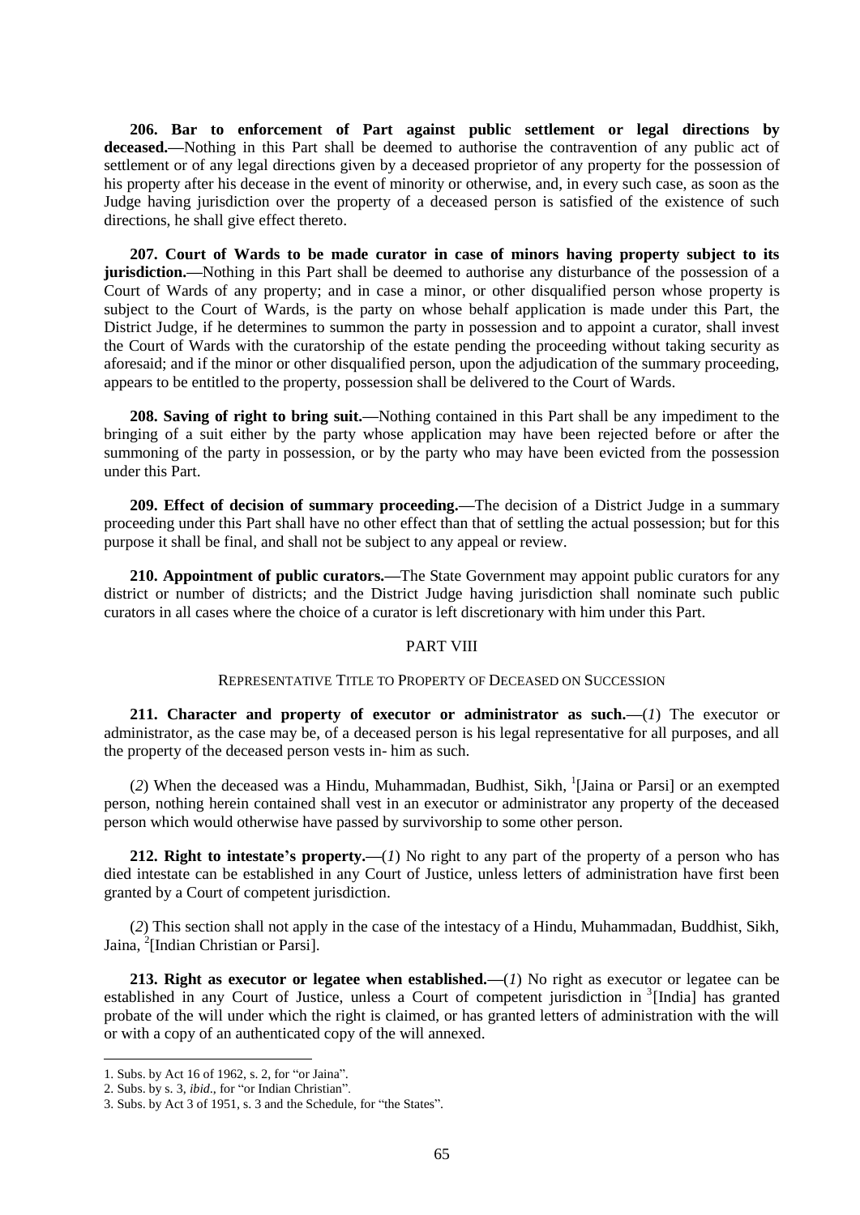**206. Bar to enforcement of Part against public settlement or legal directions by deceased.**—Nothing in this Part shall be deemed to authorise the contravention of any public act of settlement or of any legal directions given by a deceased proprietor of any property for the possession of his property after his decease in the event of minority or otherwise, and, in every such case, as soon as the Judge having jurisdiction over the property of a deceased person is satisfied of the existence of such directions, he shall give effect thereto.

**207. Court of Wards to be made curator in case of minors having property subject to its jurisdiction.**—Nothing in this Part shall be deemed to authorise any disturbance of the possession of a Court of Wards of any property; and in case a minor, or other disqualified person whose property is subject to the Court of Wards, is the party on whose behalf application is made under this Part, the District Judge, if he determines to summon the party in possession and to appoint a curator, shall invest the Court of Wards with the curatorship of the estate pending the proceeding without taking security as aforesaid; and if the minor or other disqualified person, upon the adjudication of the summary proceeding, appears to be entitled to the property, possession shall be delivered to the Court of Wards.

**208. Saving of right to bring suit.**—Nothing contained in this Part shall be any impediment to the bringing of a suit either by the party whose application may have been rejected before or after the summoning of the party in possession, or by the party who may have been evicted from the possession under this Part.

**209. Effect of decision of summary proceeding.**—The decision of a District Judge in a summary proceeding under this Part shall have no other effect than that of settling the actual possession; but for this purpose it shall be final, and shall not be subject to any appeal or review.

**210. Appointment of public curators.**—The State Government may appoint public curators for any district or number of districts; and the District Judge having jurisdiction shall nominate such public curators in all cases where the choice of a curator is left discretionary with him under this Part.

## PART VIII

### REPRESENTATIVE TITLE TO PROPERTY OF DECEASED ON SUCCESSION

**211. Character and property of executor or administrator as such.**—(*1*) The executor or administrator, as the case may be, of a deceased person is his legal representative for all purposes, and all the property of the deceased person vests in- him as such.

(*2*) When the deceased was a Hindu, Muhammadan, Budhist, Sikh, [1][Jaina or Parsi] or an exempted person, nothing herein contained shall vest in an executor or administrator any property of the deceased person which would otherwise have passed by survivorship to some other person.

**212. Right to intestate's property.**—(*1*) No right to any part of the property of a person who has died intestate can be established in any Court of Justice, unless letters of administration have first been granted by a Court of competent jurisdiction.

(*2*) This section shall not apply in the case of the intestacy of a Hindu, Muhammadan, Buddhist, Sikh, Jaina, [2][Indian Christian or Parsi].

**213. Right as executor or legatee when established.**—(*1*) No right as executor or legatee can be established in any Court of Justice, unless a Court of competent jurisdiction in [3][India] has granted probate of the will under which the right is claimed, or has granted letters of administration with the will or with a copy of an authenticated copy of the will annexed.

---

1. Subs. by Act 16 of 1962, s. 2, for "or Jaina".
2. Subs. by s. 3, *ibid*., for "or Indian Christian".
3. Subs. by Act 3 of 1951, s. 3 and the Schedule, for "the States".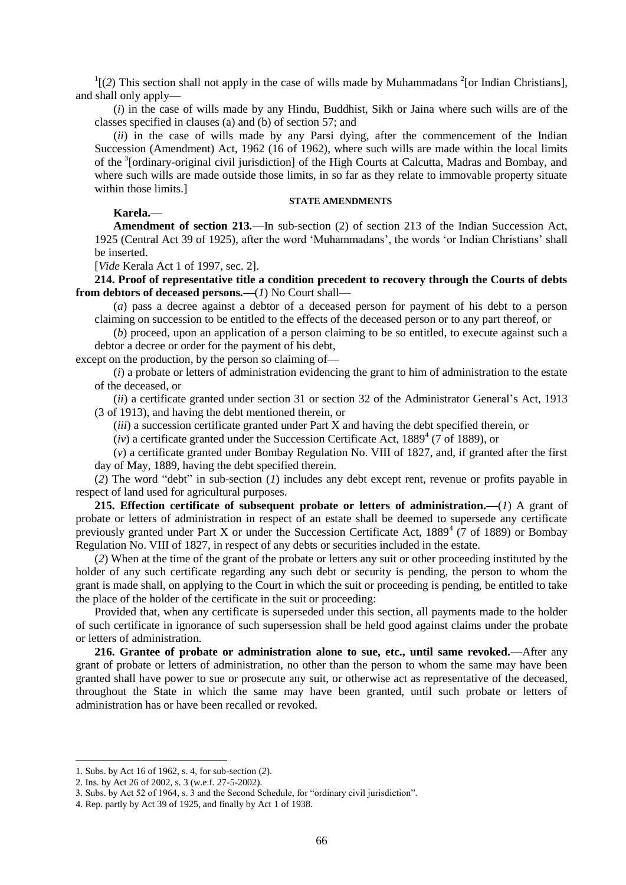[1][(*2*) This section shall not apply in the case of wills made by Muhammadans [2][or Indian Christians], and shall only apply—

(*i*) in the case of wills made by any Hindu, Buddhist, Sikh or Jaina where such wills are of the classes specified in clauses (a) and (b) of section 57; and

(*ii*) in the case of wills made by any Parsi dying, after the commencement of the Indian Succession (Amendment) Act, 1962 (16 of 1962), where such wills are made within the local limits of the [3][ordinary-original civil jurisdiction] of the High Courts at Calcutta, Madras and Bombay, and where such wills are made outside those limits, in so far as they relate to immovable property situate within those limits.]

**STATE AMENDMENTS**

**Karela.—**

**Amendment of section 213.—**In sub-section (2) of section 213 of the Indian Succession Act, 1925 (Central Act 39 of 1925), after the word 'Muhammadans', the words 'or Indian Christians' shall be inserted.

[*Vide* Kerala Act 1 of 1997, sec. 2].

**214. Proof of representative title a condition precedent to recovery through the Courts of debts from debtors of deceased persons.—**(*1*) No Court shall—

(*a*) pass a decree against a debtor of a deceased person for payment of his debt to a person claiming on succession to be entitled to the effects of the deceased person or to any part thereof, or

(*b*) proceed, upon an application of a person claiming to be so entitled, to execute against such a debtor a decree or order for the payment of his debt,

except on the production, by the person so claiming of—

(*i*) a probate or letters of administration evidencing the grant to him of administration to the estate of the deceased, or

(*ii*) a certificate granted under section 31 or section 32 of the Administrator General's Act, 1913 (3 of 1913), and having the debt mentioned therein, or

(*iii*) a succession certificate granted under Part X and having the debt specified therein, or

(*iv*) a certificate granted under the Succession Certificate Act, 1889[4] (7 of 1889), or

(*v*) a certificate granted under Bombay Regulation No. VIII of 1827, and, if granted after the first day of May, 1889, having the debt specified therein.

(*2*) The word "debt" in sub-section (*1*) includes any debt except rent, revenue or profits payable in respect of land used for agricultural purposes.

**215. Effection certificate of subsequent probate or letters of administration.—**(*1*) A grant of probate or letters of administration in respect of an estate shall be deemed to supersede any certificate previously granted under Part X or under the Succession Certificate Act, 1889[4] (7 of 1889) or Bombay Regulation No. VIII of 1827, in respect of any debts or securities included in the estate.

(*2*) When at the time of the grant of the probate or letters any suit or other proceeding instituted by the holder of any such certificate regarding any such debt or security is pending, the person to whom the grant is made shall, on applying to the Court in which the suit or proceeding is pending, be entitled to take the place of the holder of the certificate in the suit or proceeding:

Provided that, when any certificate is superseded under this section, all payments made to the holder of such certificate in ignorance of such supersession shall be held good against claims under the probate or letters of administration.

**216. Grantee of probate or administration alone to sue, etc., until same revoked.—**After any grant of probate or letters of administration, no other than the person to whom the same may have been granted shall have power to sue or prosecute any suit, or otherwise act as representative of the deceased, throughout the State in which the same may have been granted, until such probate or letters of administration has or have been recalled or revoked.

---

1. Subs. by Act 16 of 1962, s. 4, for sub-section (*2*).
2. Ins. by Act 26 of 2002, s. 3 (w.e.f. 27-5-2002).
3. Subs. by Act 52 of 1964, s. 3 and the Second Schedule, for "ordinary civil jurisdiction".
4. Rep. partly by Act 39 of 1925, and finally by Act 1 of 1938.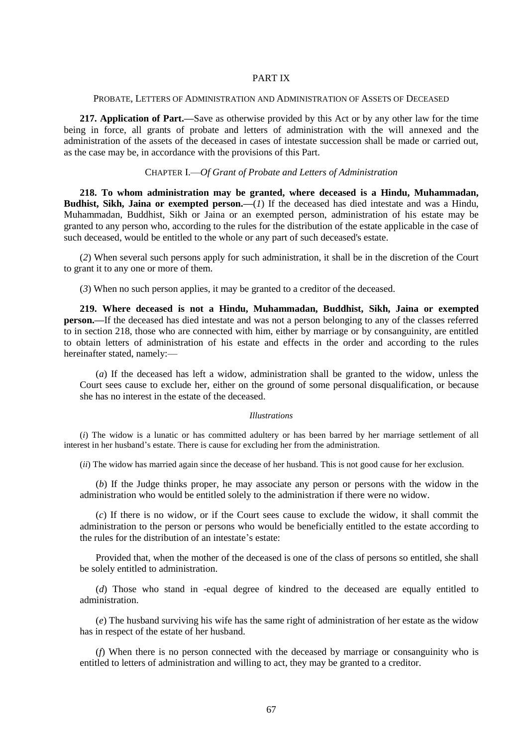## PART IX

### PROBATE, LETTERS OF ADMINISTRATION AND ADMINISTRATION OF ASSETS OF DECEASED

**217. Application of Part.—**Save as otherwise provided by this Act or by any other law for the time being in force, all grants of probate and letters of administration with the will annexed and the administration of the assets of the deceased in cases of intestate succession shall be made or carried out, as the case may be, in accordance with the provisions of this Part.

### CHAPTER I.—*Of Grant of Probate and Letters of Administration*

**218. To whom administration may be granted, where deceased is a Hindu, Muhammadan, Budhist, Sikh, Jaina or exempted person.—**(*1*) If the deceased has died intestate and was a Hindu, Muhammadan, Buddhist, Sikh or Jaina or an exempted person, administration of his estate may be granted to any person who, according to the rules for the distribution of the estate applicable in the case of such deceased, would be entitled to the whole or any part of such deceased's estate.

(*2*) When several such persons apply for such administration, it shall be in the discretion of the Court to grant it to any one or more of them.

(*3*) When no such person applies, it may be granted to a creditor of the deceased.

**219. Where deceased is not a Hindu, Muhammadan, Buddhist, Sikh, Jaina or exempted person.—**If the deceased has died intestate and was not a person belonging to any of the classes referred to in section 218, those who are connected with him, either by marriage or by consanguinity, are entitled to obtain letters of administration of his estate and effects in the order and according to the rules hereinafter stated, namely:—

(*a*) If the deceased has left a widow, administration shall be granted to the widow, unless the Court sees cause to exclude her, either on the ground of some personal disqualification, or because she has no interest in the estate of the deceased.

*Illustrations*

(*i*) The widow is a lunatic or has committed adultery or has been barred by her marriage settlement of all interest in her husband's estate. There is cause for excluding her from the administration.

(*ii*) The widow has married again since the decease of her husband. This is not good cause for her exclusion.

(*b*) If the Judge thinks proper, he may associate any person or persons with the widow in the administration who would be entitled solely to the administration if there were no widow.

(*c*) If there is no widow, or if the Court sees cause to exclude the widow, it shall commit the administration to the person or persons who would be beneficially entitled to the estate according to the rules for the distribution of an intestate's estate:

Provided that, when the mother of the deceased is one of the class of persons so entitled, she shall be solely entitled to administration.

(*d*) Those who stand in -equal degree of kindred to the deceased are equally entitled to administration.

(*e*) The husband surviving his wife has the same right of administration of her estate as the widow has in respect of the estate of her husband.

(*f*) When there is no person connected with the deceased by marriage or consanguinity who is entitled to letters of administration and willing to act, they may be granted to a creditor.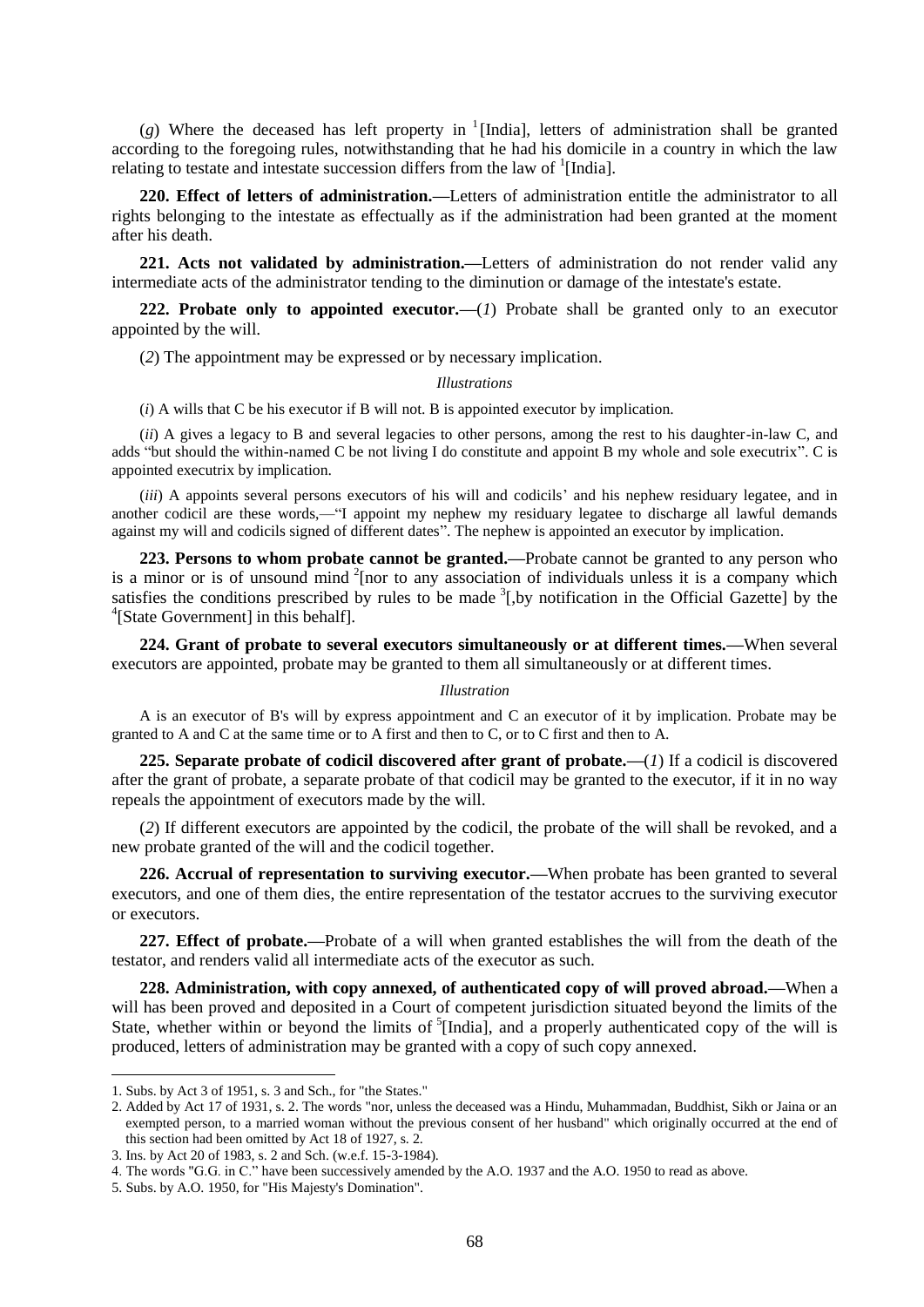(*g*) Where the deceased has left property in [1][India], letters of administration shall be granted according to the foregoing rules, notwithstanding that he had his domicile in a country in which the law relating to testate and intestate succession differs from the law of [1][India].

**220. Effect of letters of administration.—**Letters of administration entitle the administrator to all rights belonging to the intestate as effectually as if the administration had been granted at the moment after his death.

**221. Acts not validated by administration.—**Letters of administration do not render valid any intermediate acts of the administrator tending to the diminution or damage of the intestate's estate.

**222. Probate only to appointed executor.—**(*1*) Probate shall be granted only to an executor appointed by the will.

(*2*) The appointment may be expressed or by necessary implication.

*Illustrations*

(*i*) A wills that C be his executor if B will not. B is appointed executor by implication.

(*ii*) A gives a legacy to B and several legacies to other persons, among the rest to his daughter-in-law C, and adds "but should the within-named C be not living I do constitute and appoint B my whole and sole executrix". C is appointed executrix by implication.

(*iii*) A appoints several persons executors of his will and codicils' and his nephew residuary legatee, and in another codicil are these words,—"I appoint my nephew my residuary legatee to discharge all lawful demands against my will and codicils signed of different dates". The nephew is appointed an executor by implication.

**223. Persons to whom probate cannot be granted.—**Probate cannot be granted to any person who is a minor or is of unsound mind [2][nor to any association of individuals unless it is a company which satisfies the conditions prescribed by rules to be made [3][,by notification in the Official Gazette] by the [4][State Government] in this behalf].

**224. Grant of probate to several executors simultaneously or at different times.—**When several executors are appointed, probate may be granted to them all simultaneously or at different times.

*Illustration*

A is an executor of B's will by express appointment and C an executor of it by implication. Probate may be granted to A and C at the same time or to A first and then to C, or to C first and then to A.

**225. Separate probate of codicil discovered after grant of probate.—**(*1*) If a codicil is discovered after the grant of probate, a separate probate of that codicil may be granted to the executor, if it in no way repeals the appointment of executors made by the will.

(*2*) If different executors are appointed by the codicil, the probate of the will shall be revoked, and a new probate granted of the will and the codicil together.

**226. Accrual of representation to surviving executor.—**When probate has been granted to several executors, and one of them dies, the entire representation of the testator accrues to the surviving executor or executors.

**227. Effect of probate.—**Probate of a will when granted establishes the will from the death of the testator, and renders valid all intermediate acts of the executor as such.

**228. Administration, with copy annexed, of authenticated copy of will proved abroad.—**When a will has been proved and deposited in a Court of competent jurisdiction situated beyond the limits of the State, whether within or beyond the limits of [5][India], and a properly authenticated copy of the will is produced, letters of administration may be granted with a copy of such copy annexed.

---

1. Subs. by Act 3 of 1951, s. 3 and Sch., for "the States."
2. Added by Act 17 of 1931, s. 2. The words "nor, unless the deceased was a Hindu, Muhammadan, Buddhist, Sikh or Jaina or an exempted person, to a married woman without the previous consent of her husband" which originally occurred at the end of this section had been omitted by Act 18 of 1927, s. 2.
3. Ins. by Act 20 of 1983, s. 2 and Sch. (w.e.f. 15-3-1984).
4. The words "G.G. in C." have been successively amended by the A.O. 1937 and the A.O. 1950 to read as above.
5. Subs. by A.O. 1950, for "His Majesty's Domination".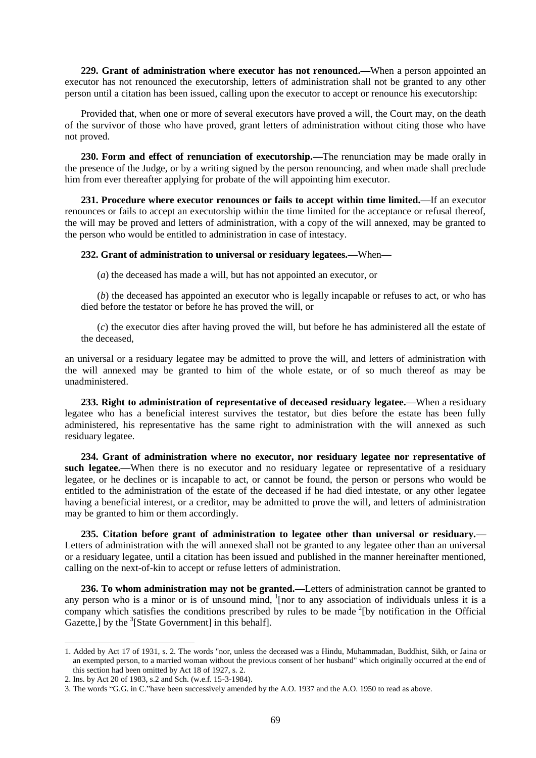**229. Grant of administration where executor has not renounced.—**When a person appointed an executor has not renounced the executorship, letters of administration shall not be granted to any other person until a citation has been issued, calling upon the executor to accept or renounce his executorship:

Provided that, when one or more of several executors have proved a will, the Court may, on the death of the survivor of those who have proved, grant letters of administration without citing those who have not proved.

**230. Form and effect of renunciation of executorship.—**The renunciation may be made orally in the presence of the Judge, or by a writing signed by the person renouncing, and when made shall preclude him from ever thereafter applying for probate of the will appointing him executor.

**231. Procedure where executor renounces or fails to accept within time limited.—**If an executor renounces or fails to accept an executorship within the time limited for the acceptance or refusal thereof, the will may be proved and letters of administration, with a copy of the will annexed, may be granted to the person who would be entitled to administration in case of intestacy.

**232. Grant of administration to universal or residuary legatees.—**When—

(*a*) the deceased has made a will, but has not appointed an executor, or

(*b*) the deceased has appointed an executor who is legally incapable or refuses to act, or who has died before the testator or before he has proved the will, or

(*c*) the executor dies after having proved the will, but before he has administered all the estate of the deceased,

an universal or a residuary legatee may be admitted to prove the will, and letters of administration with the will annexed may be granted to him of the whole estate, or of so much thereof as may be unadministered.

**233. Right to administration of representative of deceased residuary legatee.—**When a residuary legatee who has a beneficial interest survives the testator, but dies before the estate has been fully administered, his representative has the same right to administration with the will annexed as such residuary legatee.

**234. Grant of administration where no executor, nor residuary legatee nor representative of such legatee.—**When there is no executor and no residuary legatee or representative of a residuary legatee, or he declines or is incapable to act, or cannot be found, the person or persons who would be entitled to the administration of the estate of the deceased if he had died intestate, or any other legatee having a beneficial interest, or a creditor, may be admitted to prove the will, and letters of administration may be granted to him or them accordingly.

**235. Citation before grant of administration to legatee other than universal or residuary.—** Letters of administration with the will annexed shall not be granted to any legatee other than an universal or a residuary legatee, until a citation has been issued and published in the manner hereinafter mentioned, calling on the next-of-kin to accept or refuse letters of administration.

**236. To whom administration may not be granted.—**Letters of administration cannot be granted to any person who is a minor or is of unsound mind, [1][nor to any association of individuals unless it is a company which satisfies the conditions prescribed by rules to be made [2][by notification in the Official Gazette,] by the [3][State Government] in this behalf].

---

1. Added by Act 17 of 1931, s. 2. The words "nor, unless the deceased was a Hindu, Muhammadan, Buddhist, Sikh, or Jaina or an exempted person, to a married woman without the previous consent of her husband" which originally occurred at the end of this section had been omitted by Act 18 of 1927, s. 2.

2. Ins. by Act 20 of 1983, s.2 and Sch. (w.e.f. 15-3-1984).

3. The words "G.G. in C."have been successively amended by the A.O. 1937 and the A.O. 1950 to read as above.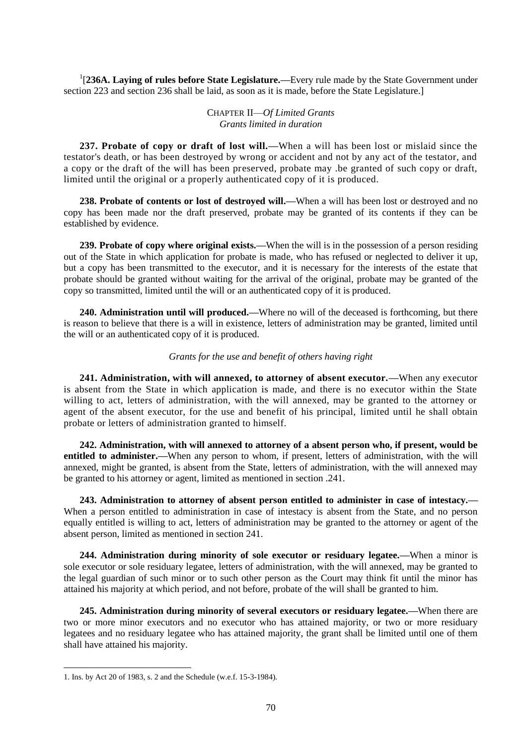[1][**236A. Laying of rules before State Legislature.—**Every rule made by the State Government under section 223 and section 236 shall be laid, as soon as it is made, before the State Legislature.]

CHAPTER II—*Of Limited Grants*

*Grants limited in duration*

**237. Probate of copy or draft of lost will.—**When a will has been lost or mislaid since the testator's death, or has been destroyed by wrong or accident and not by any act of the testator, and a copy or the draft of the will has been preserved, probate may .be granted of such copy or draft, limited until the original or a properly authenticated copy of it is produced.

**238. Probate of contents or lost of destroyed will.—**When a will has been lost or destroyed and no copy has been made nor the draft preserved, probate may be granted of its contents if they can be established by evidence.

**239. Probate of copy where original exists.—**When the will is in the possession of a person residing out of the State in which application for probate is made, who has refused or neglected to deliver it up, but a copy has been transmitted to the executor, and it is necessary for the interests of the estate that probate should be granted without waiting for the arrival of the original, probate may be granted of the copy so transmitted, limited until the will or an authenticated copy of it is produced.

**240. Administration until will produced.—**Where no will of the deceased is forthcoming, but there is reason to believe that there is a will in existence, letters of administration may be granted, limited until the will or an authenticated copy of it is produced.

*Grants for the use and benefit of others having right*

**241. Administration, with will annexed, to attorney of absent executor.—**When any executor is absent from the State in which application is made, and there is no executor within the State willing to act, letters of administration, with the will annexed, may be granted to the attorney or agent of the absent executor, for the use and benefit of his principal, limited until he shall obtain probate or letters of administration granted to himself.

**242. Administration, with will annexed to attorney of a absent person who, if present, would be entitled to administer.—**When any person to whom, if present, letters of administration, with the will annexed, might be granted, is absent from the State, letters of administration, with the will annexed may be granted to his attorney or agent, limited as mentioned in section .241.

**243. Administration to attorney of absent person entitled to administer in case of intestacy.—** When a person entitled to administration in case of intestacy is absent from the State, and no person equally entitled is willing to act, letters of administration may be granted to the attorney or agent of the absent person, limited as mentioned in section 241.

**244. Administration during minority of sole executor or residuary legatee.—**When a minor is sole executor or sole residuary legatee, letters of administration, with the will annexed, may be granted to the legal guardian of such minor or to such other person as the Court may think fit until the minor has attained his majority at which period, and not before, probate of the will shall be granted to him.

**245. Administration during minority of several executors or residuary legatee.—**When there are two or more minor executors and no executor who has attained majority, or two or more residuary legatees and no residuary legatee who has attained majority, the grant shall be limited until one of them shall have attained his majority.

---

1. Ins. by Act 20 of 1983, s. 2 and the Schedule (w.e.f. 15-3-1984).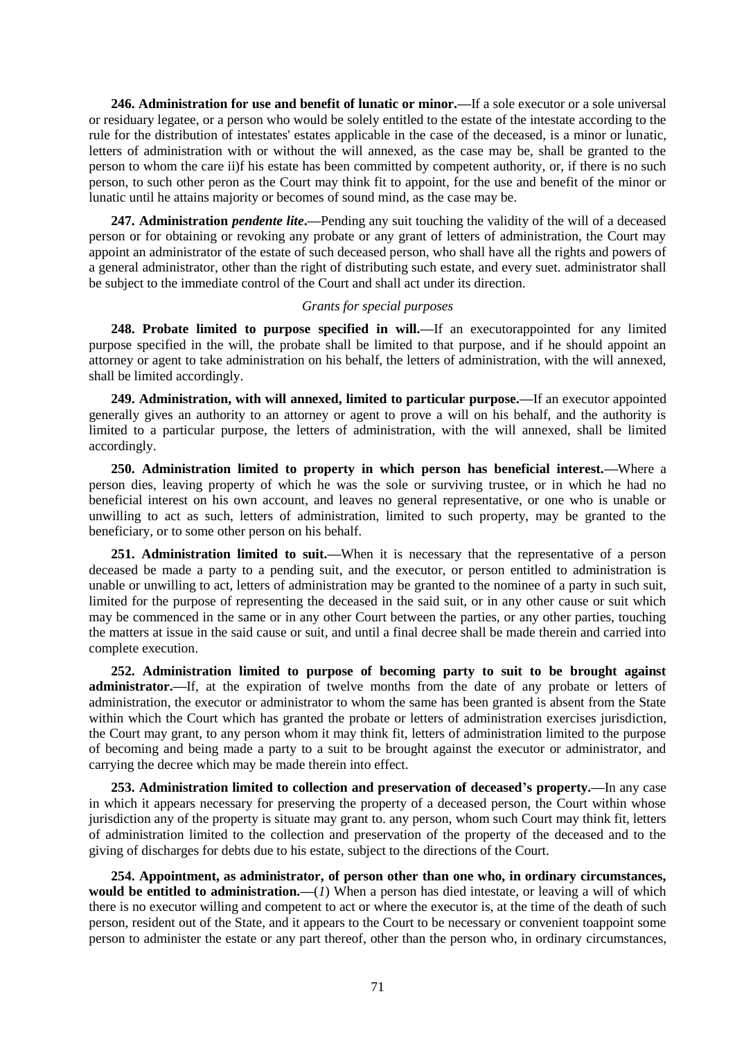**246. Administration for use and benefit of lunatic or minor.—**If a sole executor or a sole universal or residuary legatee, or a person who would be solely entitled to the estate of the intestate according to the rule for the distribution of intestates' estates applicable in the case of the deceased, is a minor or lunatic, letters of administration with or without the will annexed, as the case may be, shall be granted to the person to whom the care ii)f his estate has been committed by competent authority, or, if there is no such person, to such other peron as the Court may think fit to appoint, for the use and benefit of the minor or lunatic until he attains majority or becomes of sound mind, as the case may be.

**247. Administration *pendente lite*.—**Pending any suit touching the validity of the will of a deceased person or for obtaining or revoking any probate or any grant of letters of administration, the Court may appoint an administrator of the estate of such deceased person, who shall have all the rights and powers of a general administrator, other than the right of distributing such estate, and every suet. administrator shall be subject to the immediate control of the Court and shall act under its direction.

*Grants for special purposes*

**248. Probate limited to purpose specified in will.—**If an executorappointed for any limited purpose specified in the will, the probate shall be limited to that purpose, and if he should appoint an attorney or agent to take administration on his behalf, the letters of administration, with the will annexed, shall be limited accordingly.

**249. Administration, with will annexed, limited to particular purpose.—**If an executor appointed generally gives an authority to an attorney or agent to prove a will on his behalf, and the authority is limited to a particular purpose, the letters of administration, with the will annexed, shall be limited accordingly.

**250. Administration limited to property in which person has beneficial interest.—**Where a person dies, leaving property of which he was the sole or surviving trustee, or in which he had no beneficial interest on his own account, and leaves no general representative, or one who is unable or unwilling to act as such, letters of administration, limited to such property, may be granted to the beneficiary, or to some other person on his behalf.

**251. Administration limited to suit.—**When it is necessary that the representative of a person deceased be made a party to a pending suit, and the executor, or person entitled to administration is unable or unwilling to act, letters of administration may be granted to the nominee of a party in such suit, limited for the purpose of representing the deceased in the said suit, or in any other cause or suit which may be commenced in the same or in any other Court between the parties, or any other parties, touching the matters at issue in the said cause or suit, and until a final decree shall be made therein and carried into complete execution.

**252. Administration limited to purpose of becoming party to suit to be brought against administrator.—**If, at the expiration of twelve months from the date of any probate or letters of administration, the executor or administrator to whom the same has been granted is absent from the State within which the Court which has granted the probate or letters of administration exercises jurisdiction, the Court may grant, to any person whom it may think fit, letters of administration limited to the purpose of becoming and being made a party to a suit to be brought against the executor or administrator, and carrying the decree which may be made therein into effect.

**253. Administration limited to collection and preservation of deceased's property.—**In any case in which it appears necessary for preserving the property of a deceased person, the Court within whose jurisdiction any of the property is situate may grant to. any person, whom such Court may think fit, letters of administration limited to the collection and preservation of the property of the deceased and to the giving of discharges for debts due to his estate, subject to the directions of the Court.

**254. Appointment, as administrator, of person other than one who, in ordinary circumstances, would be entitled to administration.—**(*1*) When a person has died intestate, or leaving a will of which there is no executor willing and competent to act or where the executor is, at the time of the death of such person, resident out of the State, and it appears to the Court to be necessary or convenient toappoint some person to administer the estate or any part thereof, other than the person who, in ordinary circumstances,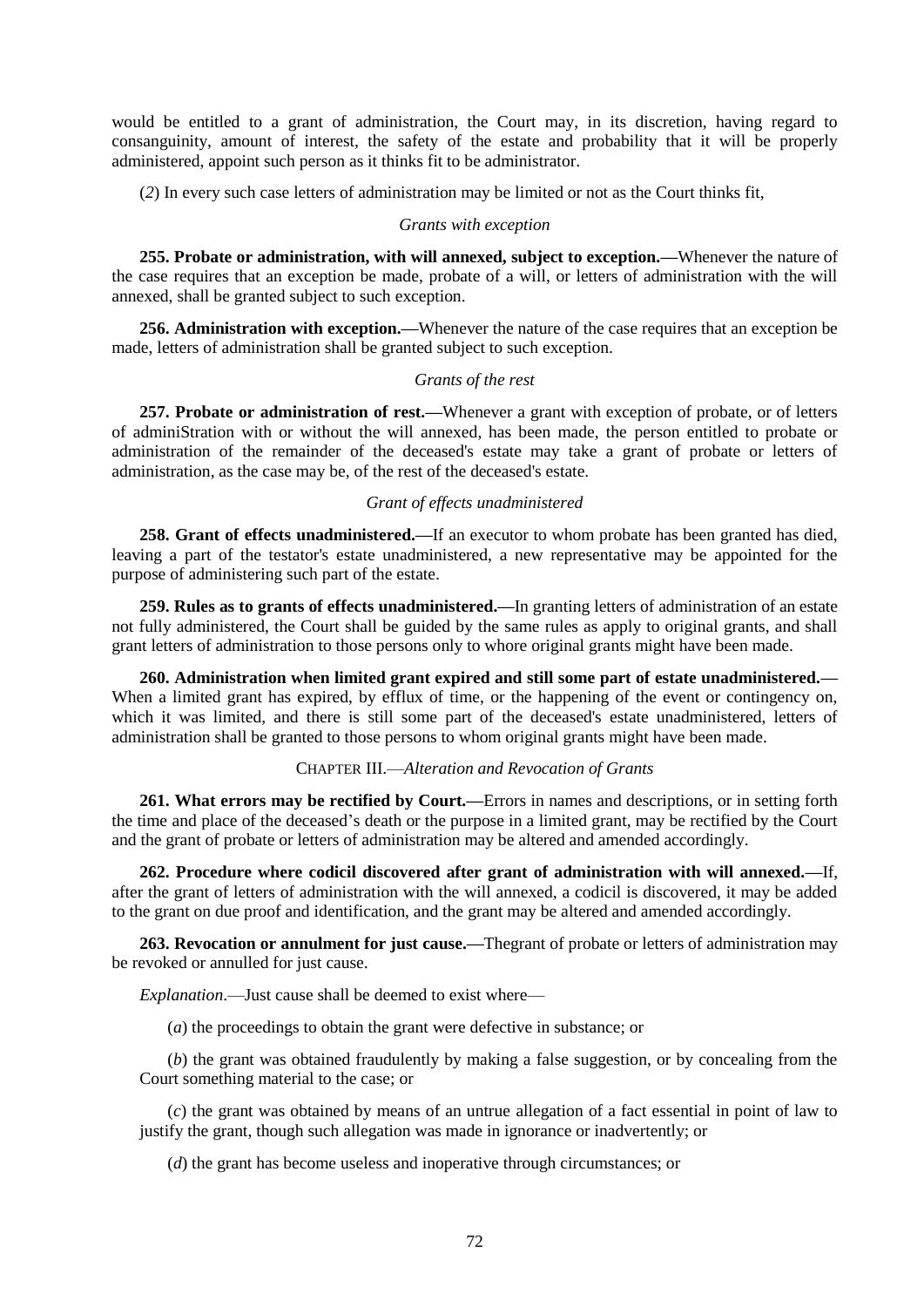would be entitled to a grant of administration, the Court may, in its discretion, having regard to consanguinity, amount of interest, the safety of the estate and probability that it will be properly administered, appoint such person as it thinks fit to be administrator.

(*2*) In every such case letters of administration may be limited or not as the Court thinks fit,

*Grants with exception*

**255. Probate or administration, with will annexed, subject to exception.—**Whenever the nature of the case requires that an exception be made, probate of a will, or letters of administration with the will annexed, shall be granted subject to such exception.

**256. Administration with exception.—**Whenever the nature of the case requires that an exception be made, letters of administration shall be granted subject to such exception.

*Grants of the rest*

**257. Probate or administration of rest.—**Whenever a grant with exception of probate, or of letters of adminiStration with or without the will annexed, has been made, the person entitled to probate or administration of the remainder of the deceased's estate may take a grant of probate or letters of administration, as the case may be, of the rest of the deceased's estate.

*Grant of effects unadministered*

**258. Grant of effects unadministered.—**If an executor to whom probate has been granted has died, leaving a part of the testator's estate unadministered, a new representative may be appointed for the purpose of administering such part of the estate.

**259. Rules as to grants of effects unadministered.—**In granting letters of administration of an estate not fully administered, the Court shall be guided by the same rules as apply to original grants, and shall grant letters of administration to those persons only to whore original grants might have been made.

**260. Administration when limited grant expired and still some part of estate unadministered.—** When a limited grant has expired, by efflux of time, or the happening of the event or contingency on, which it was limited, and there is still some part of the deceased's estate unadministered, letters of administration shall be granted to those persons to whom original grants might have been made.

CHAPTER III.—*Alteration and Revocation of Grants*

**261. What errors may be rectified by Court.—**Errors in names and descriptions, or in setting forth the time and place of the deceased's death or the purpose in a limited grant, may be rectified by the Court and the grant of probate or letters of administration may be altered and amended accordingly.

**262. Procedure where codicil discovered after grant of administration with will annexed.—**If, after the grant of letters of administration with the will annexed, a codicil is discovered, it may be added to the grant on due proof and identification, and the grant may be altered and amended accordingly.

**263. Revocation or annulment for just cause.—**Thegrant of probate or letters of administration may be revoked or annulled for just cause.

*Explanation*.—Just cause shall be deemed to exist where—

(*a*) the proceedings to obtain the grant were defective in substance; or

(*b*) the grant was obtained fraudulently by making a false suggestion, or by concealing from the Court something material to the case; or

(*c*) the grant was obtained by means of an untrue allegation of a fact essential in point of law to justify the grant, though such allegation was made in ignorance or inadvertently; or

(*d*) the grant has become useless and inoperative through circumstances; or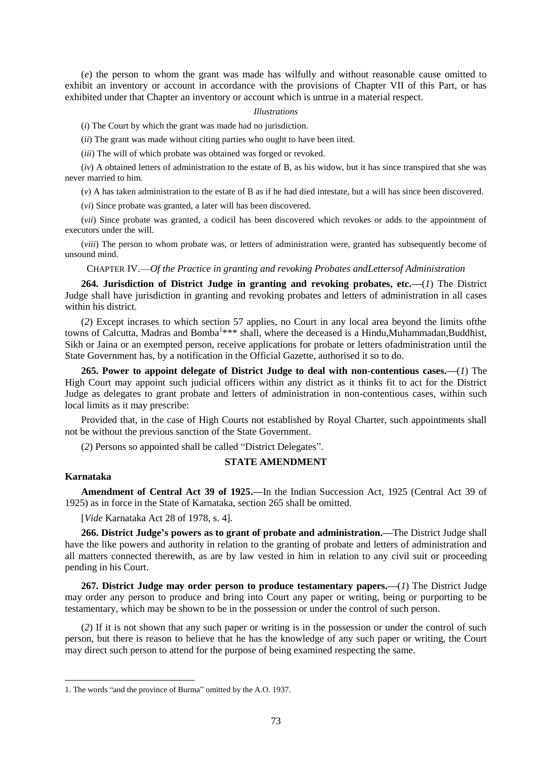(*e*) the person to whom the grant was made has wilfully and without reasonable cause omitted to exhibit an inventory or account in accordance with the provisions of Chapter VII of this Part, or has exhibited under that Chapter an inventory or account which is untrue in a material respect.

*Illustrations*

(*i*) The Court by which the grant was made had no jurisdiction.

(*ii*) The grant was made without citing parties who ought to have been iited.

(*iii*) The will of which probate was obtained was forged or revoked.

(*iv*) A obtained letters of administration to the estate of B, as his widow, but it has since transpired that she was never married to him.

(*v*) A has taken administration to the estate of B as if he had died intestate, but a will has since been discovered.

(*vi*) Since probate was granted, a later will has been discovered.

(*vii*) Since probate was granted, a codicil has been discovered which revokes or adds to the appointment of executors under the will.

(*viii*) The person to whom probate was, or letters of administration were, granted has subsequently become of unsound mind.

CHAPTER IV.—*Of the Practice in granting and revoking Probates andLettersof Administration*

**264. Jurisdiction of District Judge in granting and revoking probates, etc.—**(*1*) The District Judge shall have jurisdiction in granting and revoking probates and letters of administration in all cases within his district.

(*2*) Except incrases to which section 57 applies, no Court in any local area beyond the limits ofthe towns of Calcutta, Madras and Bomba[1]\*\*\* shall, where the deceased is a Hindu,Muhammadan,Buddhist, Sikh or Jaina or an exempted person, receive applications for probate or letters ofadministration until the State Government has, by a notification in the Official Gazette, authorised it so to do.

**265. Power to appoint delegate of District Judge to deal with non-contentious cases.—**(*1*) The High Court may appoint such judicial officers within any district as it thinks fit to act for the District Judge as delegates to grant probate and letters of administration in non-contentious cases, within such local limits as it may prescribe:

Provided that, in the case of High Courts not established by Royal Charter, such appointments shall not be without the previous sanction of the State Government.

(*2*) Persons so appointed shall be called "District Delegates".

**STATE AMENDMENT**

**Karnataka**

**Amendment of Central Act 39 of 1925.—**In the Indian Succession Act, 1925 (Central Act 39 of 1925) as in force in the State of Karnataka, section 265 shall be omitted.

[*Vide* Karnataka Act 28 of 1978, s. 4].

**266. District Judge's powers as to grant of probate and administration.—**The District Judge shall have the like powers and authority in relation to the granting of probate and letters of administration and all matters connected therewith, as are by law vested in him in relation to any civil suit or proceeding pending in his Court.

**267. District Judge may order person to produce testamentary papers.—**(*1*) The District Judge may order any person to produce and bring into Court any paper or writing, being or purporting to be testamentary, which may be shown to be in the possession or under the control of such person.

(*2*) If it is not shown that any such paper or writing is in the possession or under the control of such person, but there is reason to believe that he has the knowledge of any such paper or writing, the Court may direct such person to attend for the purpose of being examined respecting the same.

---

1. The words "and the province of Burma" omitted by the A.O. 1937.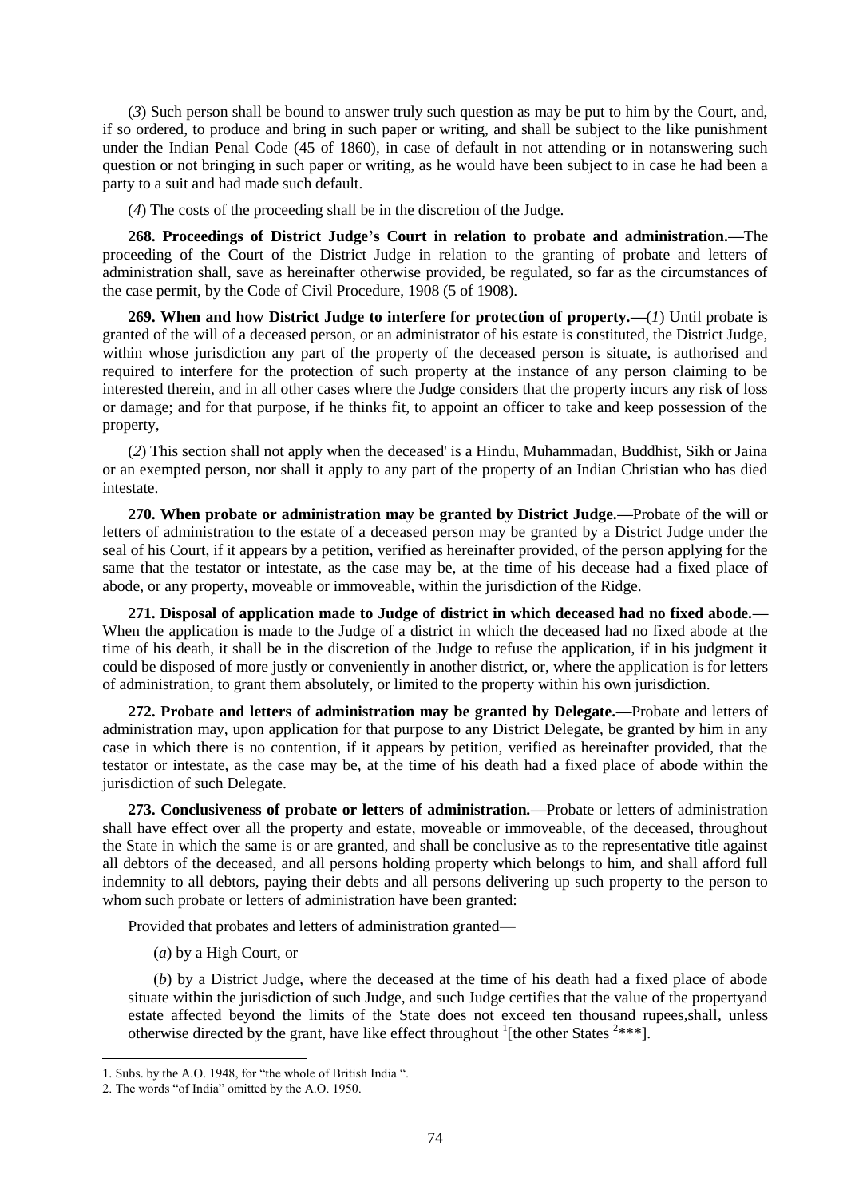(*3*) Such person shall be bound to answer truly such question as may be put to him by the Court, and, if so ordered, to produce and bring in such paper or writing, and shall be subject to the like punishment under the Indian Penal Code (45 of 1860), in case of default in not attending or in notanswering such question or not bringing in such paper or writing, as he would have been subject to in case he had been a party to a suit and had made such default.

(*4*) The costs of the proceeding shall be in the discretion of the Judge.

**268. Proceedings of District Judge's Court in relation to probate and administration.—**The proceeding of the Court of the District Judge in relation to the granting of probate and letters of administration shall, save as hereinafter otherwise provided, be regulated, so far as the circumstances of the case permit, by the Code of Civil Procedure, 1908 (5 of 1908).

**269. When and how District Judge to interfere for protection of property.—**(*1*) Until probate is granted of the will of a deceased person, or an administrator of his estate is constituted, the District Judge, within whose jurisdiction any part of the property of the deceased person is situate, is authorised and required to interfere for the protection of such property at the instance of any person claiming to be interested therein, and in all other cases where the Judge considers that the property incurs any risk of loss or damage; and for that purpose, if he thinks fit, to appoint an officer to take and keep possession of the property,

(*2*) This section shall not apply when the deceased' is a Hindu, Muhammadan, Buddhist, Sikh or Jaina or an exempted person, nor shall it apply to any part of the property of an Indian Christian who has died intestate.

**270. When probate or administration may be granted by District Judge.—**Probate of the will or letters of administration to the estate of a deceased person may be granted by a District Judge under the seal of his Court, if it appears by a petition, verified as hereinafter provided, of the person applying for the same that the testator or intestate, as the case may be, at the time of his decease had a fixed place of abode, or any property, moveable or immoveable, within the jurisdiction of the Ridge.

**271. Disposal of application made to Judge of district in which deceased had no fixed abode.—** When the application is made to the Judge of a district in which the deceased had no fixed abode at the time of his death, it shall be in the discretion of the Judge to refuse the application, if in his judgment it could be disposed of more justly or conveniently in another district, or, where the application is for letters of administration, to grant them absolutely, or limited to the property within his own jurisdiction.

**272. Probate and letters of administration may be granted by Delegate.—**Probate and letters of administration may, upon application for that purpose to any District Delegate, be granted by him in any case in which there is no contention, if it appears by petition, verified as hereinafter provided, that the testator or intestate, as the case may be, at the time of his death had a fixed place of abode within the jurisdiction of such Delegate.

**273. Conclusiveness of probate or letters of administration.—**Probate or letters of administration shall have effect over all the property and estate, moveable or immoveable, of the deceased, throughout the State in which the same is or are granted, and shall be conclusive as to the representative title against all debtors of the deceased, and all persons holding property which belongs to him, and shall afford full indemnity to all debtors, paying their debts and all persons delivering up such property to the person to whom such probate or letters of administration have been granted:

Provided that probates and letters of administration granted—

(*a*) by a High Court, or

(*b*) by a District Judge, where the deceased at the time of his death had a fixed place of abode situate within the jurisdiction of such Judge, and such Judge certifies that the value of the propertyand estate affected beyond the limits of the State does not exceed ten thousand rupees,shall, unless otherwise directed by the grant, have like effect throughout [1][the other States [2]***].

1. Subs. by the A.O. 1948, for "the whole of British India ".

2. The words "of India" omitted by the A.O. 1950.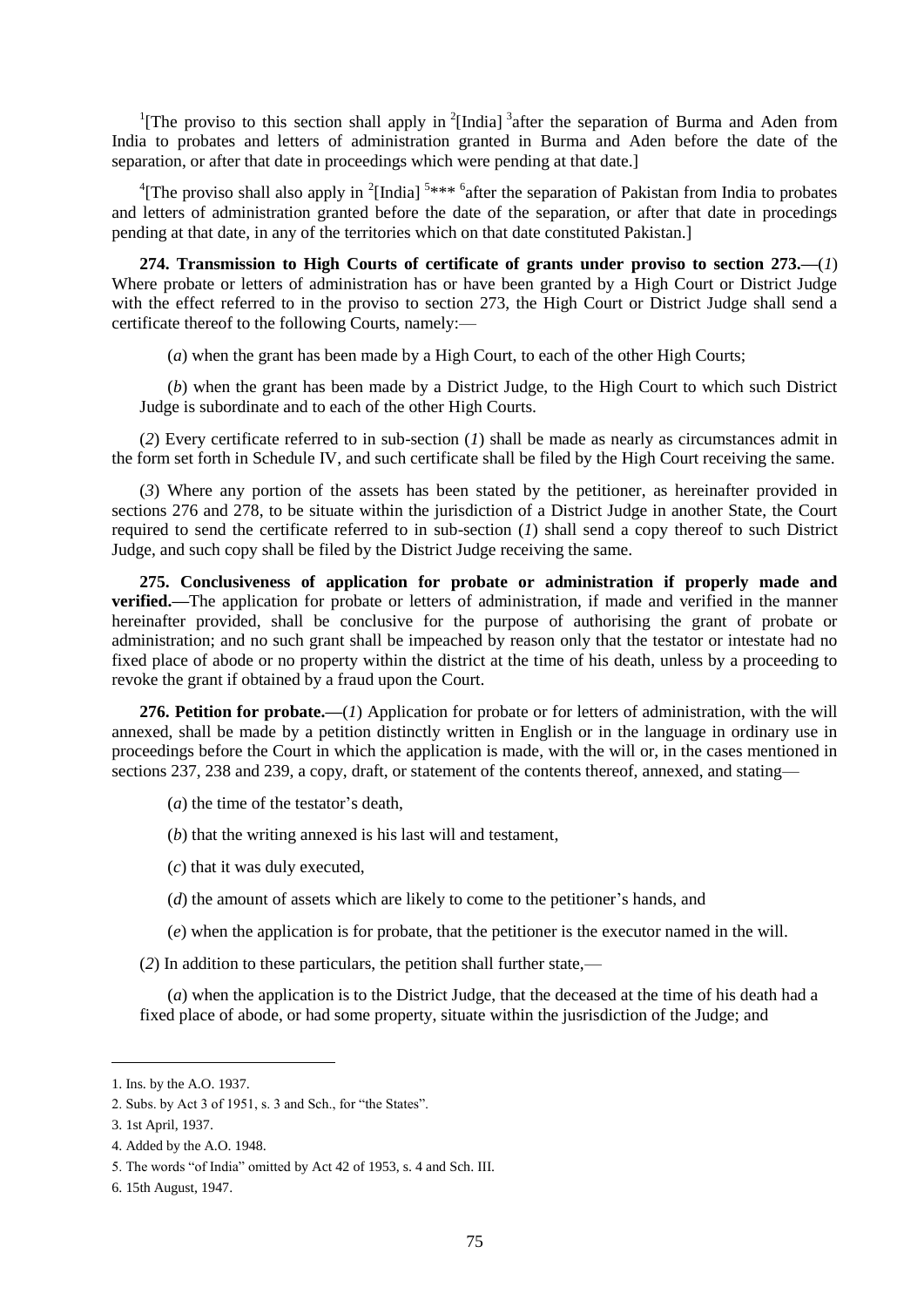[1][The proviso to this section shall apply in [2][India] [3]after the separation of Burma and Aden from India to probates and letters of administration granted in Burma and Aden before the date of the separation, or after that date in proceedings which were pending at that date.]

[4][The proviso shall also apply in [2][India] [5]*** [6]after the separation of Pakistan from India to probates and letters of administration granted before the date of the separation, or after that date in procedings pending at that date, in any of the territories which on that date constituted Pakistan.]

**274. Transmission to High Courts of certificate of grants under proviso to section 273.—**(*1*) Where probate or letters of administration has or have been granted by a High Court or District Judge with the effect referred to in the proviso to section 273, the High Court or District Judge shall send a certificate thereof to the following Courts, namely:—

(*a*) when the grant has been made by a High Court, to each of the other High Courts;

(*b*) when the grant has been made by a District Judge, to the High Court to which such District Judge is subordinate and to each of the other High Courts.

(*2*) Every certificate referred to in sub-section (*1*) shall be made as nearly as circumstances admit in the form set forth in Schedule IV, and such certificate shall be filed by the High Court receiving the same.

(*3*) Where any portion of the assets has been stated by the petitioner, as hereinafter provided in sections 276 and 278, to be situate within the jurisdiction of a District Judge in another State, the Court required to send the certificate referred to in sub-section (*1*) shall send a copy thereof to such District Judge, and such copy shall be filed by the District Judge receiving the same.

**275. Conclusiveness of application for probate or administration if properly made and verified.—**The application for probate or letters of administration, if made and verified in the manner hereinafter provided, shall be conclusive for the purpose of authorising the grant of probate or administration; and no such grant shall be impeached by reason only that the testator or intestate had no fixed place of abode or no property within the district at the time of his death, unless by a proceeding to revoke the grant if obtained by a fraud upon the Court.

**276. Petition for probate.—**(*1*) Application for probate or for letters of administration, with the will annexed, shall be made by a petition distinctly written in English or in the language in ordinary use in proceedings before the Court in which the application is made, with the will or, in the cases mentioned in sections 237, 238 and 239, a copy, draft, or statement of the contents thereof, annexed, and stating—

(*a*) the time of the testator's death,

(*b*) that the writing annexed is his last will and testament,

(*c*) that it was duly executed,

(*d*) the amount of assets which are likely to come to the petitioner's hands, and

(*e*) when the application is for probate, that the petitioner is the executor named in the will.

(*2*) In addition to these particulars, the petition shall further state,—

(*a*) when the application is to the District Judge, that the deceased at the time of his death had a fixed place of abode, or had some property, situate within the jusrisdiction of the Judge; and

---

1. Ins. by the A.O. 1937.
2. Subs. by Act 3 of 1951, s. 3 and Sch., for "the States".
3. 1st April, 1937.
4. Added by the A.O. 1948.
5. The words "of India" omitted by Act 42 of 1953, s. 4 and Sch. III.
6. 15th August, 1947.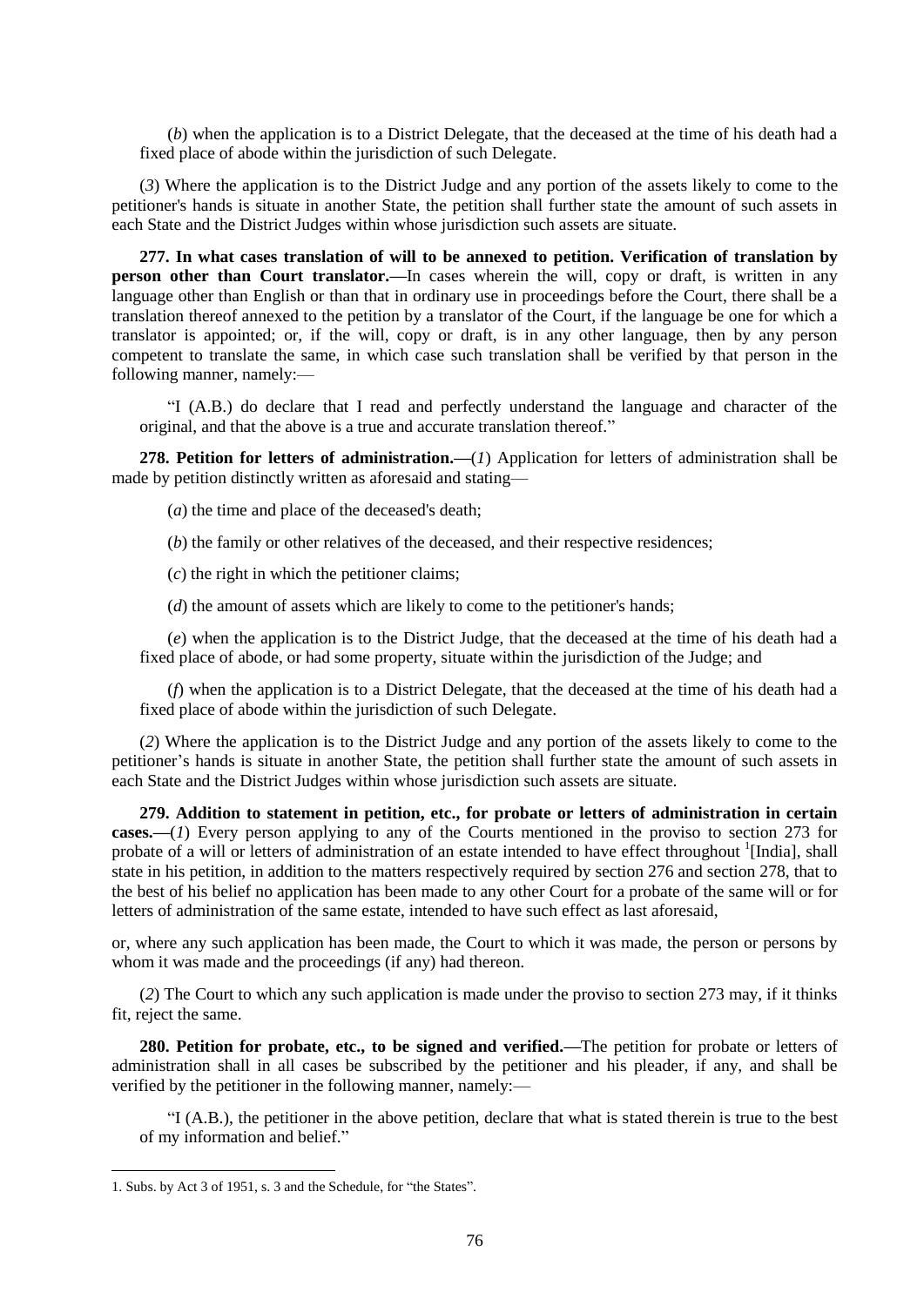(*b*) when the application is to a District Delegate, that the deceased at the time of his death had a fixed place of abode within the jurisdiction of such Delegate.

(*3*) Where the application is to the District Judge and any portion of the assets likely to come to the petitioner's hands is situate in another State, the petition shall further state the amount of such assets in each State and the District Judges within whose jurisdiction such assets are situate.

**277. In what cases translation of will to be annexed to petition. Verification of translation by person other than Court translator.—**In cases wherein the will, copy or draft, is written in any language other than English or than that in ordinary use in proceedings before the Court, there shall be a translation thereof annexed to the petition by a translator of the Court, if the language be one for which a translator is appointed; or, if the will, copy or draft, is in any other language, then by any person competent to translate the same, in which case such translation shall be verified by that person in the following manner, namely:—

"I (A.B.) do declare that I read and perfectly understand the language and character of the original, and that the above is a true and accurate translation thereof."

**278. Petition for letters of administration.—**(*1*) Application for letters of administration shall be made by petition distinctly written as aforesaid and stating—

(*a*) the time and place of the deceased's death;

(*b*) the family or other relatives of the deceased, and their respective residences;

(*c*) the right in which the petitioner claims;

(*d*) the amount of assets which are likely to come to the petitioner's hands;

(*e*) when the application is to the District Judge, that the deceased at the time of his death had a fixed place of abode, or had some property, situate within the jurisdiction of the Judge; and

(*f*) when the application is to a District Delegate, that the deceased at the time of his death had a fixed place of abode within the jurisdiction of such Delegate.

(*2*) Where the application is to the District Judge and any portion of the assets likely to come to the petitioner's hands is situate in another State, the petition shall further state the amount of such assets in each State and the District Judges within whose jurisdiction such assets are situate.

**279. Addition to statement in petition, etc., for probate or letters of administration in certain cases.—**(*1*) Every person applying to any of the Courts mentioned in the proviso to section 273 for probate of a will or letters of administration of an estate intended to have effect throughout [1][India], shall state in his petition, in addition to the matters respectively required by section 276 and section 278, that to the best of his belief no application has been made to any other Court for a probate of the same will or for letters of administration of the same estate, intended to have such effect as last aforesaid,

or, where any such application has been made, the Court to which it was made, the person or persons by whom it was made and the proceedings (if any) had thereon.

(*2*) The Court to which any such application is made under the proviso to section 273 may, if it thinks fit, reject the same.

**280. Petition for probate, etc., to be signed and verified.—**The petition for probate or letters of administration shall in all cases be subscribed by the petitioner and his pleader, if any, and shall be verified by the petitioner in the following manner, namely:—

"I (A.B.), the petitioner in the above petition, declare that what is stated therein is true to the best of my information and belief."

---

1. Subs. by Act 3 of 1951, s. 3 and the Schedule, for "the States".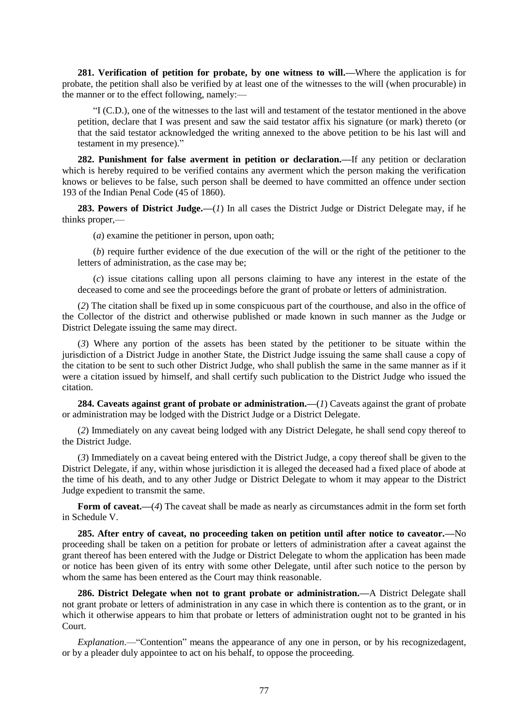**281. Verification of petition for probate, by one witness to will.—**Where the application is for probate, the petition shall also be verified by at least one of the witnesses to the will (when procurable) in the manner or to the effect following, namely:—

"I (C.D.), one of the witnesses to the last will and testament of the testator mentioned in the above petition, declare that I was present and saw the said testator affix his signature (or mark) thereto (or that the said testator acknowledged the writing annexed to the above petition to be his last will and testament in my presence)."

**282. Punishment for false averment in petition or declaration.—**If any petition or declaration which is hereby required to be verified contains any averment which the person making the verification knows or believes to be false, such person shall be deemed to have committed an offence under section 193 of the Indian Penal Code (45 of 1860).

**283. Powers of District Judge.—**(*1*) In all cases the District Judge or District Delegate may, if he thinks proper,—

(*a*) examine the petitioner in person, upon oath;

(*b*) require further evidence of the due execution of the will or the right of the petitioner to the letters of administration, as the case may be;

(*c*) issue citations calling upon all persons claiming to have any interest in the estate of the deceased to come and see the proceedings before the grant of probate or letters of administration.

(*2*) The citation shall be fixed up in some conspicuous part of the courthouse, and also in the office of the Collector of the district and otherwise published or made known in such manner as the Judge or District Delegate issuing the same may direct.

(*3*) Where any portion of the assets has been stated by the petitioner to be situate within the jurisdiction of a District Judge in another State, the District Judge issuing the same shall cause a copy of the citation to be sent to such other District Judge, who shall publish the same in the same manner as if it were a citation issued by himself, and shall certify such publication to the District Judge who issued the citation.

**284. Caveats against grant of probate or administration.—**(*1*) Caveats against the grant of probate or administration may be lodged with the District Judge or a District Delegate.

(*2*) Immediately on any caveat being lodged with any District Delegate, he shall send copy thereof to the District Judge.

(*3*) Immediately on a caveat being entered with the District Judge, a copy thereof shall be given to the District Delegate, if any, within whose jurisdiction it is alleged the deceased had a fixed place of abode at the time of his death, and to any other Judge or District Delegate to whom it may appear to the District Judge expedient to transmit the same.

**Form of caveat.—**(*4*) The caveat shall be made as nearly as circumstances admit in the form set forth in Schedule V.

**285. After entry of caveat, no proceeding taken on petition until after notice to caveator.—**No proceeding shall be taken on a petition for probate or letters of administration after a caveat against the grant thereof has been entered with the Judge or District Delegate to whom the application has been made or notice has been given of its entry with some other Delegate, until after such notice to the person by whom the same has been entered as the Court may think reasonable.

**286. District Delegate when not to grant probate or administration.—**A District Delegate shall not grant probate or letters of administration in any case in which there is contention as to the grant, or in which it otherwise appears to him that probate or letters of administration ought not to be granted in his Court.

*Explanation*.—"Contention" means the appearance of any one in person, or by his recognizedagent, or by a pleader duly appointee to act on his behalf, to oppose the proceeding.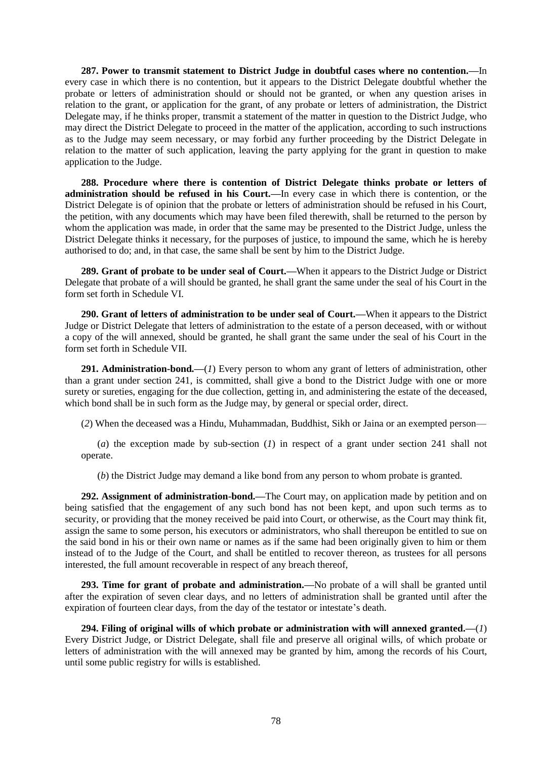**287. Power to transmit statement to District Judge in doubtful cases where no contention.**—In every case in which there is no contention, but it appears to the District Delegate doubtful whether the probate or letters of administration should or should not be granted, or when any question arises in relation to the grant, or application for the grant, of any probate or letters of administration, the District Delegate may, if he thinks proper, transmit a statement of the matter in question to the District Judge, who may direct the District Delegate to proceed in the matter of the application, according to such instructions as to the Judge may seem necessary, or may forbid any further proceeding by the District Delegate in relation to the matter of such application, leaving the party applying for the grant in question to make application to the Judge.

**288. Procedure where there is contention of District Delegate thinks probate or letters of administration should be refused in his Court.**—In every case in which there is contention, or the District Delegate is of opinion that the probate or letters of administration should be refused in his Court, the petition, with any documents which may have been filed therewith, shall be returned to the person by whom the application was made, in order that the same may be presented to the District Judge, unless the District Delegate thinks it necessary, for the purposes of justice, to impound the same, which he is hereby authorised to do; and, in that case, the same shall be sent by him to the District Judge.

**289. Grant of probate to be under seal of Court.**—When it appears to the District Judge or District Delegate that probate of a will should be granted, he shall grant the same under the seal of his Court in the form set forth in Schedule VI.

**290. Grant of letters of administration to be under seal of Court.**—When it appears to the District Judge or District Delegate that letters of administration to the estate of a person deceased, with or without a copy of the will annexed, should be granted, he shall grant the same under the seal of his Court in the form set forth in Schedule VII.

**291. Administration-bond.**—(*1*) Every person to whom any grant of letters of administration, other than a grant under section 241, is committed, shall give a bond to the District Judge with one or more surety or sureties, engaging for the due collection, getting in, and administering the estate of the deceased, which bond shall be in such form as the Judge may, by general or special order, direct.

(*2*) When the deceased was a Hindu, Muhammadan, Buddhist, Sikh or Jaina or an exempted person—

(*a*) the exception made by sub-section (*1*) in respect of a grant under section 241 shall not operate.

(*b*) the District Judge may demand a like bond from any person to whom probate is granted.

**292. Assignment of administration-bond.**—The Court may, on application made by petition and on being satisfied that the engagement of any such bond has not been kept, and upon such terms as to security, or providing that the money received be paid into Court, or otherwise, as the Court may think fit, assign the same to some person, his executors or administrators, who shall thereupon be entitled to sue on the said bond in his or their own name or names as if the same had been originally given to him or them instead of to the Judge of the Court, and shall be entitled to recover thereon, as trustees for all persons interested, the full amount recoverable in respect of any breach thereof,

**293. Time for grant of probate and administration.**—No probate of a will shall be granted until after the expiration of seven clear days, and no letters of administration shall be granted until after the expiration of fourteen clear days, from the day of the testator or intestate's death.

**294. Filing of original wills of which probate or administration with will annexed granted.**—(*1*) Every District Judge, or District Delegate, shall file and preserve all original wills, of which probate or letters of administration with the will annexed may be granted by him, among the records of his Court, until some public registry for wills is established.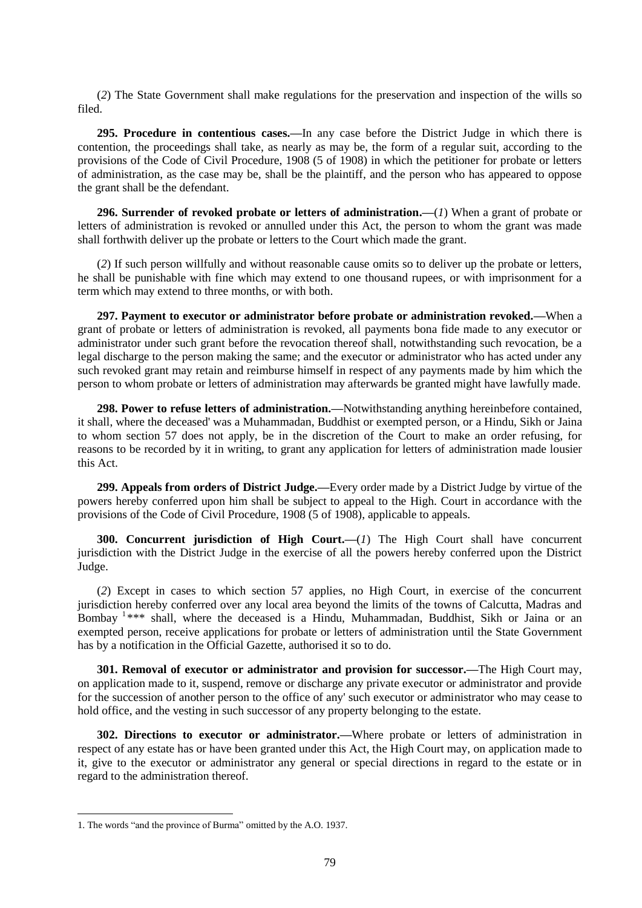(*2*) The State Government shall make regulations for the preservation and inspection of the wills so filed.

**295. Procedure in contentious cases.—**In any case before the District Judge in which there is contention, the proceedings shall take, as nearly as may be, the form of a regular suit, according to the provisions of the Code of Civil Procedure, 1908 (5 of 1908) in which the petitioner for probate or letters of administration, as the case may be, shall be the plaintiff, and the person who has appeared to oppose the grant shall be the defendant.

**296. Surrender of revoked probate or letters of administration.—**(*1*) When a grant of probate or letters of administration is revoked or annulled under this Act, the person to whom the grant was made shall forthwith deliver up the probate or letters to the Court which made the grant.

(*2*) If such person willfully and without reasonable cause omits so to deliver up the probate or letters, he shall be punishable with fine which may extend to one thousand rupees, or with imprisonment for a term which may extend to three months, or with both.

**297. Payment to executor or administrator before probate or administration revoked.—**When a grant of probate or letters of administration is revoked, all payments bona fide made to any executor or administrator under such grant before the revocation thereof shall, notwithstanding such revocation, be a legal discharge to the person making the same; and the executor or administrator who has acted under any such revoked grant may retain and reimburse himself in respect of any payments made by him which the person to whom probate or letters of administration may afterwards be granted might have lawfully made.

**298. Power to refuse letters of administration.—**Notwithstanding anything hereinbefore contained, it shall, where the deceased' was a Muhammadan, Buddhist or exempted person, or a Hindu, Sikh or Jaina to whom section 57 does not apply, be in the discretion of the Court to make an order refusing, for reasons to be recorded by it in writing, to grant any application for letters of administration made lousier this Act.

**299. Appeals from orders of District Judge.—**Every order made by a District Judge by virtue of the powers hereby conferred upon him shall be subject to appeal to the High. Court in accordance with the provisions of the Code of Civil Procedure, 1908 (5 of 1908), applicable to appeals.

**300. Concurrent jurisdiction of High Court.—**(*1*) The High Court shall have concurrent jurisdiction with the District Judge in the exercise of all the powers hereby conferred upon the District Judge.

(*2*) Except in cases to which section 57 applies, no High Court, in exercise of the concurrent jurisdiction hereby conferred over any local area beyond the limits of the towns of Calcutta, Madras and Bombay [1]*** shall, where the deceased is a Hindu, Muhammadan, Buddhist, Sikh or Jaina or an exempted person, receive applications for probate or letters of administration until the State Government has by a notification in the Official Gazette, authorised it so to do.

**301. Removal of executor or administrator and provision for successor.—**The High Court may, on application made to it, suspend, remove or discharge any private executor or administrator and provide for the succession of another person to the office of any' such executor or administrator who may cease to hold office, and the vesting in such successor of any property belonging to the estate.

**302. Directions to executor or administrator.—**Where probate or letters of administration in respect of any estate has or have been granted under this Act, the High Court may, on application made to it, give to the executor or administrator any general or special directions in regard to the estate or in regard to the administration thereof.

---

1. The words "and the province of Burma" omitted by the A.O. 1937.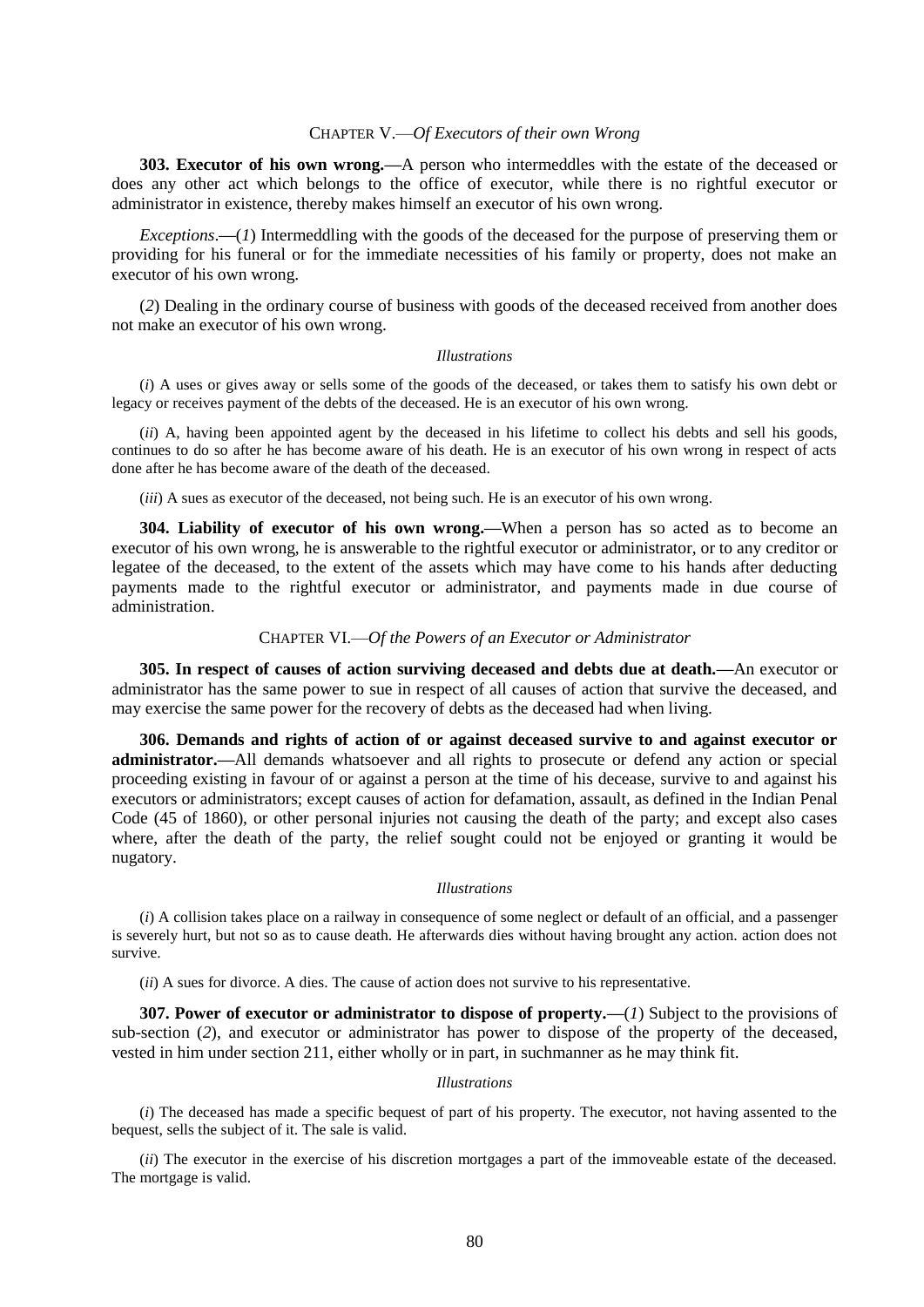## CHAPTER V.—*Of Executors of their own Wrong*

**303. Executor of his own wrong.—**A person who intermeddles with the estate of the deceased or does any other act which belongs to the office of executor, while there is no rightful executor or administrator in existence, thereby makes himself an executor of his own wrong.

*Exceptions*.—(*1*) Intermeddling with the goods of the deceased for the purpose of preserving them or providing for his funeral or for the immediate necessities of his family or property, does not make an executor of his own wrong.

(*2*) Dealing in the ordinary course of business with goods of the deceased received from another does not make an executor of his own wrong.

*Illustrations*

(*i*) A uses or gives away or sells some of the goods of the deceased, or takes them to satisfy his own debt or legacy or receives payment of the debts of the deceased. He is an executor of his own wrong.

(*ii*) A, having been appointed agent by the deceased in his lifetime to collect his debts and sell his goods, continues to do so after he has become aware of his death. He is an executor of his own wrong in respect of acts done after he has become aware of the death of the deceased.

(*iii*) A sues as executor of the deceased, not being such. He is an executor of his own wrong.

**304. Liability of executor of his own wrong.—**When a person has so acted as to become an executor of his own wrong, he is answerable to the rightful executor or administrator, or to any creditor or legatee of the deceased, to the extent of the assets which may have come to his hands after deducting payments made to the rightful executor or administrator, and payments made in due course of administration.

## CHAPTER VI.—*Of the Powers of an Executor or Administrator*

**305. In respect of causes of action surviving deceased and debts due at death.—**An executor or administrator has the same power to sue in respect of all causes of action that survive the deceased, and may exercise the same power for the recovery of debts as the deceased had when living.

**306. Demands and rights of action of or against deceased survive to and against executor or administrator.—**All demands whatsoever and all rights to prosecute or defend any action or special proceeding existing in favour of or against a person at the time of his decease, survive to and against his executors or administrators; except causes of action for defamation, assault, as defined in the Indian Penal Code (45 of 1860), or other personal injuries not causing the death of the party; and except also cases where, after the death of the party, the relief sought could not be enjoyed or granting it would be nugatory.

*Illustrations*

(*i*) A collision takes place on a railway in consequence of some neglect or default of an official, and a passenger is severely hurt, but not so as to cause death. He afterwards dies without having brought any action. action does not survive.

(*ii*) A sues for divorce. A dies. The cause of action does not survive to his representative.

**307. Power of executor or administrator to dispose of property.—**(*1*) Subject to the provisions of sub-section (*2*), and executor or administrator has power to dispose of the property of the deceased, vested in him under section 211, either wholly or in part, in suchmanner as he may think fit.

*Illustrations*

(*i*) The deceased has made a specific bequest of part of his property. The executor, not having assented to the bequest, sells the subject of it. The sale is valid.

(*ii*) The executor in the exercise of his discretion mortgages a part of the immoveable estate of the deceased. The mortgage is valid.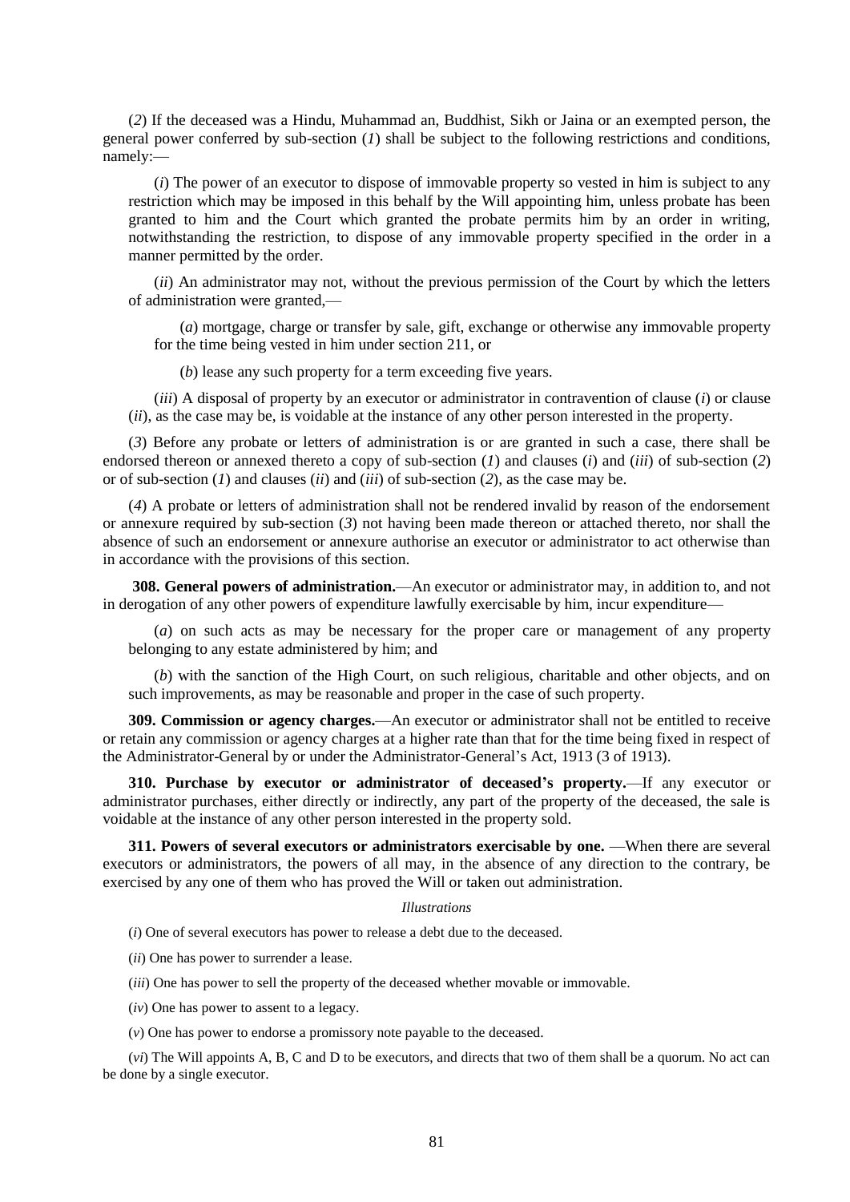(*2*) If the deceased was a Hindu, Muhammad an, Buddhist, Sikh or Jaina or an exempted person, the general power conferred by sub-section (*1*) shall be subject to the following restrictions and conditions, namely:—

(*i*) The power of an executor to dispose of immovable property so vested in him is subject to any restriction which may be imposed in this behalf by the Will appointing him, unless probate has been granted to him and the Court which granted the probate permits him by an order in writing, notwithstanding the restriction, to dispose of any immovable property specified in the order in a manner permitted by the order.

(*ii*) An administrator may not, without the previous permission of the Court by which the letters of administration were granted,—

(*a*) mortgage, charge or transfer by sale, gift, exchange or otherwise any immovable property for the time being vested in him under section 211, or

(*b*) lease any such property for a term exceeding five years.

(*iii*) A disposal of property by an executor or administrator in contravention of clause (*i*) or clause (*ii*), as the case may be, is voidable at the instance of any other person interested in the property.

(*3*) Before any probate or letters of administration is or are granted in such a case, there shall be endorsed thereon or annexed thereto a copy of sub-section (*1*) and clauses (*i*) and (*iii*) of sub-section (*2*) or of sub-section (*1*) and clauses (*ii*) and (*iii*) of sub-section (*2*), as the case may be.

(*4*) A probate or letters of administration shall not be rendered invalid by reason of the endorsement or annexure required by sub-section (*3*) not having been made thereon or attached thereto, nor shall the absence of such an endorsement or annexure authorise an executor or administrator to act otherwise than in accordance with the provisions of this section.

**308. General powers of administration.**—An executor or administrator may, in addition to, and not in derogation of any other powers of expenditure lawfully exercisable by him, incur expenditure—

(*a*) on such acts as may be necessary for the proper care or management of any property belonging to any estate administered by him; and

(*b*) with the sanction of the High Court, on such religious, charitable and other objects, and on such improvements, as may be reasonable and proper in the case of such property.

**309. Commission or agency charges.**—An executor or administrator shall not be entitled to receive or retain any commission or agency charges at a higher rate than that for the time being fixed in respect of the Administrator-General by or under the Administrator-General's Act, 1913 (3 of 1913).

**310. Purchase by executor or administrator of deceased's property.**—If any executor or administrator purchases, either directly or indirectly, any part of the property of the deceased, the sale is voidable at the instance of any other person interested in the property sold.

**311. Powers of several executors or administrators exercisable by one.** —When there are several executors or administrators, the powers of all may, in the absence of any direction to the contrary, be exercised by any one of them who has proved the Will or taken out administration.

*Illustrations*

(*i*) One of several executors has power to release a debt due to the deceased.

(*ii*) One has power to surrender a lease.

(*iii*) One has power to sell the property of the deceased whether movable or immovable.

(*iv*) One has power to assent to a legacy.

(*v*) One has power to endorse a promissory note payable to the deceased.

(*vi*) The Will appoints A, B, C and D to be executors, and directs that two of them shall be a quorum. No act can be done by a single executor.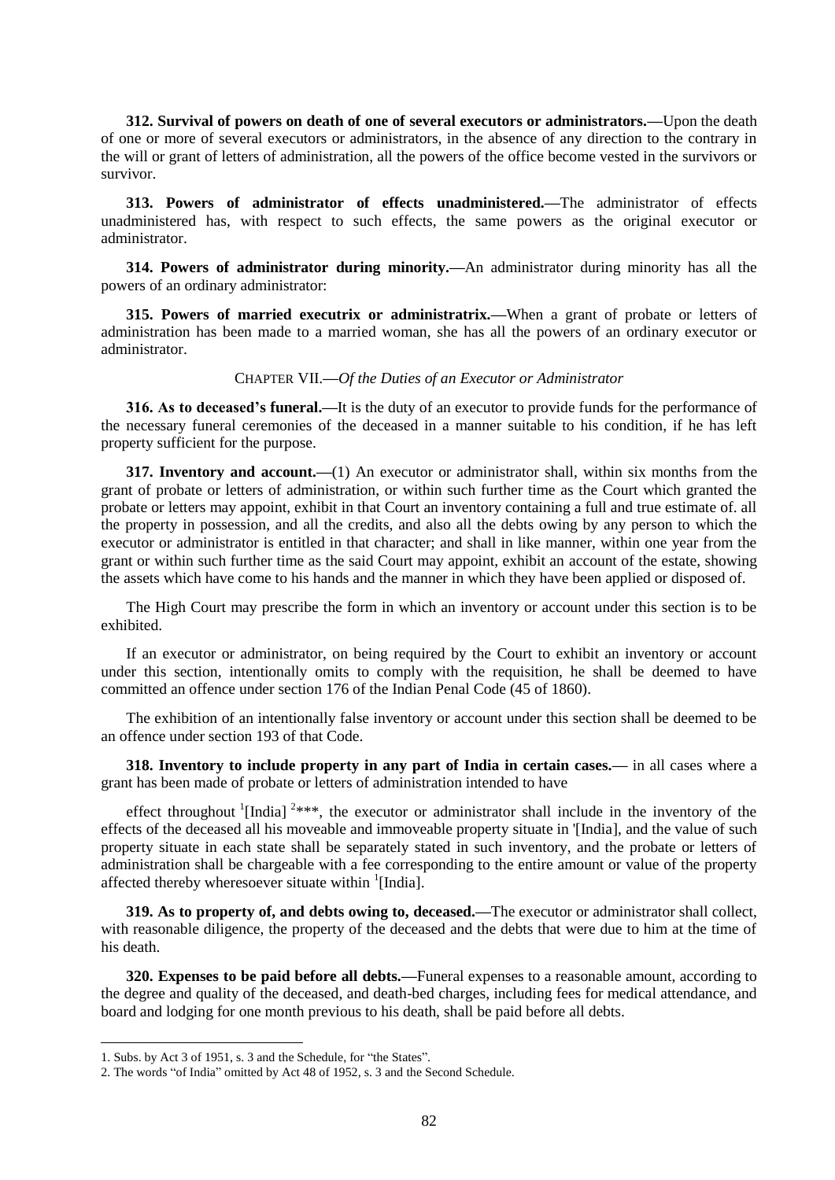**312. Survival of powers on death of one of several executors or administrators.—**Upon the death of one or more of several executors or administrators, in the absence of any direction to the contrary in the will or grant of letters of administration, all the powers of the office become vested in the survivors or survivor.

**313. Powers of administrator of effects unadministered.—**The administrator of effects unadministered has, with respect to such effects, the same powers as the original executor or administrator.

**314. Powers of administrator during minority.—**An administrator during minority has all the powers of an ordinary administrator:

**315. Powers of married executrix or administratrix.—**When a grant of probate or letters of administration has been made to a married woman, she has all the powers of an ordinary executor or administrator.

CHAPTER VII.—*Of the Duties of an Executor or Administrator*

**316. As to deceased's funeral.—**It is the duty of an executor to provide funds for the performance of the necessary funeral ceremonies of the deceased in a manner suitable to his condition, if he has left property sufficient for the purpose.

**317. Inventory and account.—**(1) An executor or administrator shall, within six months from the grant of probate or letters of administration, or within such further time as the Court which granted the probate or letters may appoint, exhibit in that Court an inventory containing a full and true estimate of. all the property in possession, and all the credits, and also all the debts owing by any person to which the executor or administrator is entitled in that character; and shall in like manner, within one year from the grant or within such further time as the said Court may appoint, exhibit an account of the estate, showing the assets which have come to his hands and the manner in which they have been applied or disposed of.

The High Court may prescribe the form in which an inventory or account under this section is to be exhibited.

If an executor or administrator, on being required by the Court to exhibit an inventory or account under this section, intentionally omits to comply with the requisition, he shall be deemed to have committed an offence under section 176 of the Indian Penal Code (45 of 1860).

The exhibition of an intentionally false inventory or account under this section shall be deemed to be an offence under section 193 of that Code.

**318. Inventory to include property in any part of India in certain cases.—** in all cases where a grant has been made of probate or letters of administration intended to have

effect throughout [1][India] [2]***, the executor or administrator shall include in the inventory of the effects of the deceased all his moveable and immoveable property situate in [1][India], and the value of such property situate in each state shall be separately stated in such inventory, and the probate or letters of administration shall be chargeable with a fee corresponding to the entire amount or value of the property affected thereby wheresoever situate within [1][India].

**319. As to property of, and debts owing to, deceased.—**The executor or administrator shall collect, with reasonable diligence, the property of the deceased and the debts that were due to him at the time of his death.

**320. Expenses to be paid before all debts.—**Funeral expenses to a reasonable amount, according to the degree and quality of the deceased, and death-bed charges, including fees for medical attendance, and board and lodging for one month previous to his death, shall be paid before all debts.

---

1. Subs. by Act 3 of 1951, s. 3 and the Schedule, for "the States".

2. The words "of India" omitted by Act 48 of 1952, s. 3 and the Second Schedule.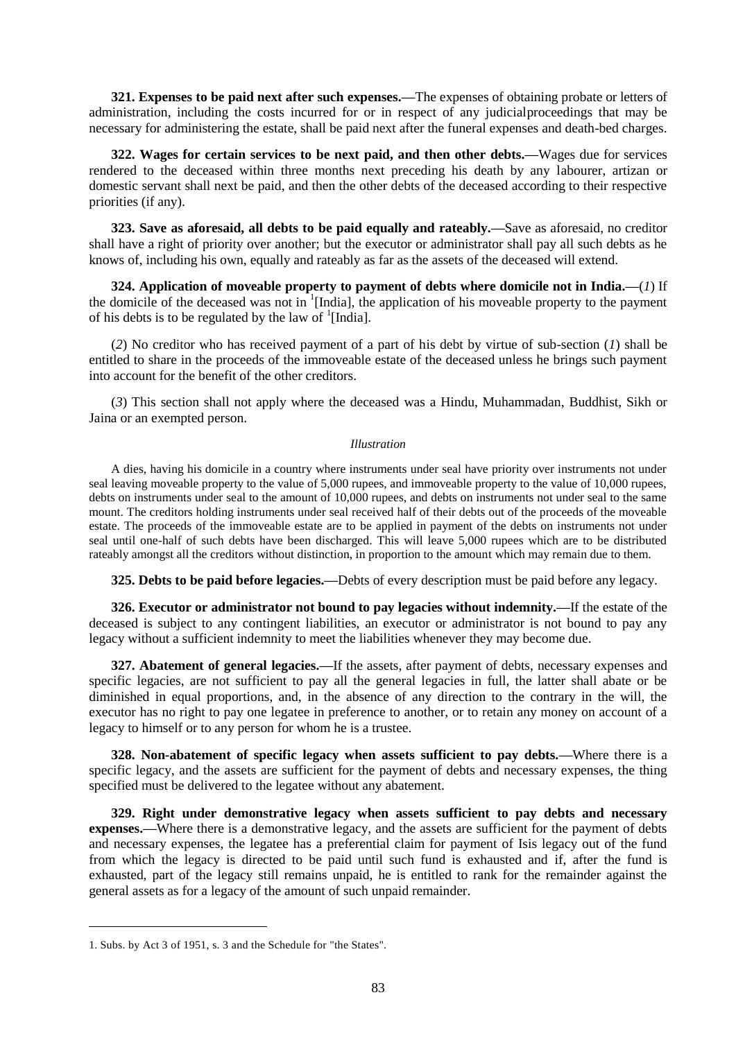**321. Expenses to be paid next after such expenses.—**The expenses of obtaining probate or letters of administration, including the costs incurred for or in respect of any judicialproceedings that may be necessary for administering the estate, shall be paid next after the funeral expenses and death-bed charges.

**322. Wages for certain services to be next paid, and then other debts.—**Wages due for services rendered to the deceased within three months next preceding his death by any labourer, artizan or domestic servant shall next be paid, and then the other debts of the deceased according to their respective priorities (if any).

**323. Save as aforesaid, all debts to be paid equally and rateably.—**Save as aforesaid, no creditor shall have a right of priority over another; but the executor or administrator shall pay all such debts as he knows of, including his own, equally and rateably as far as the assets of the deceased will extend.

**324. Application of moveable property to payment of debts where domicile not in India.—**(*1*) If the domicile of the deceased was not in [1][India], the application of his moveable property to the payment of his debts is to be regulated by the law of [1][India].

(*2*) No creditor who has received payment of a part of his debt by virtue of sub-section (*1*) shall be entitled to share in the proceeds of the immoveable estate of the deceased unless he brings such payment into account for the benefit of the other creditors.

(*3*) This section shall not apply where the deceased was a Hindu, Muhammadan, Buddhist, Sikh or Jaina or an exempted person.

*Illustration*

A dies, having his domicile in a country where instruments under seal have priority over instruments not under seal leaving moveable property to the value of 5,000 rupees, and immoveable property to the value of 10,000 rupees, debts on instruments under seal to the amount of 10,000 rupees, and debts on instruments not under seal to the same mount. The creditors holding instruments under seal received half of their debts out of the proceeds of the moveable estate. The proceeds of the immoveable estate are to be applied in payment of the debts on instruments not under seal until one-half of such debts have been discharged. This will leave 5,000 rupees which are to be distributed rateably amongst all the creditors without distinction, in proportion to the amount which may remain due to them.

**325. Debts to be paid before legacies.—**Debts of every description must be paid before any legacy.

**326. Executor or administrator not bound to pay legacies without indemnity.—**If the estate of the deceased is subject to any contingent liabilities, an executor or administrator is not bound to pay any legacy without a sufficient indemnity to meet the liabilities whenever they may become due.

**327. Abatement of general legacies.—**If the assets, after payment of debts, necessary expenses and specific legacies, are not sufficient to pay all the general legacies in full, the latter shall abate or be diminished in equal proportions, and, in the absence of any direction to the contrary in the will, the executor has no right to pay one legatee in preference to another, or to retain any money on account of a legacy to himself or to any person for whom he is a trustee.

**328. Non-abatement of specific legacy when assets sufficient to pay debts.—**Where there is a specific legacy, and the assets are sufficient for the payment of debts and necessary expenses, the thing specified must be delivered to the legatee without any abatement.

**329. Right under demonstrative legacy when assets sufficient to pay debts and necessary expenses.—**Where there is a demonstrative legacy, and the assets are sufficient for the payment of debts and necessary expenses, the legatee has a preferential claim for payment of Isis legacy out of the fund from which the legacy is directed to be paid until such fund is exhausted and if, after the fund is exhausted, part of the legacy still remains unpaid, he is entitled to rank for the remainder against the general assets as for a legacy of the amount of such unpaid remainder.

---

1. Subs. by Act 3 of 1951, s. 3 and the Schedule for "the States".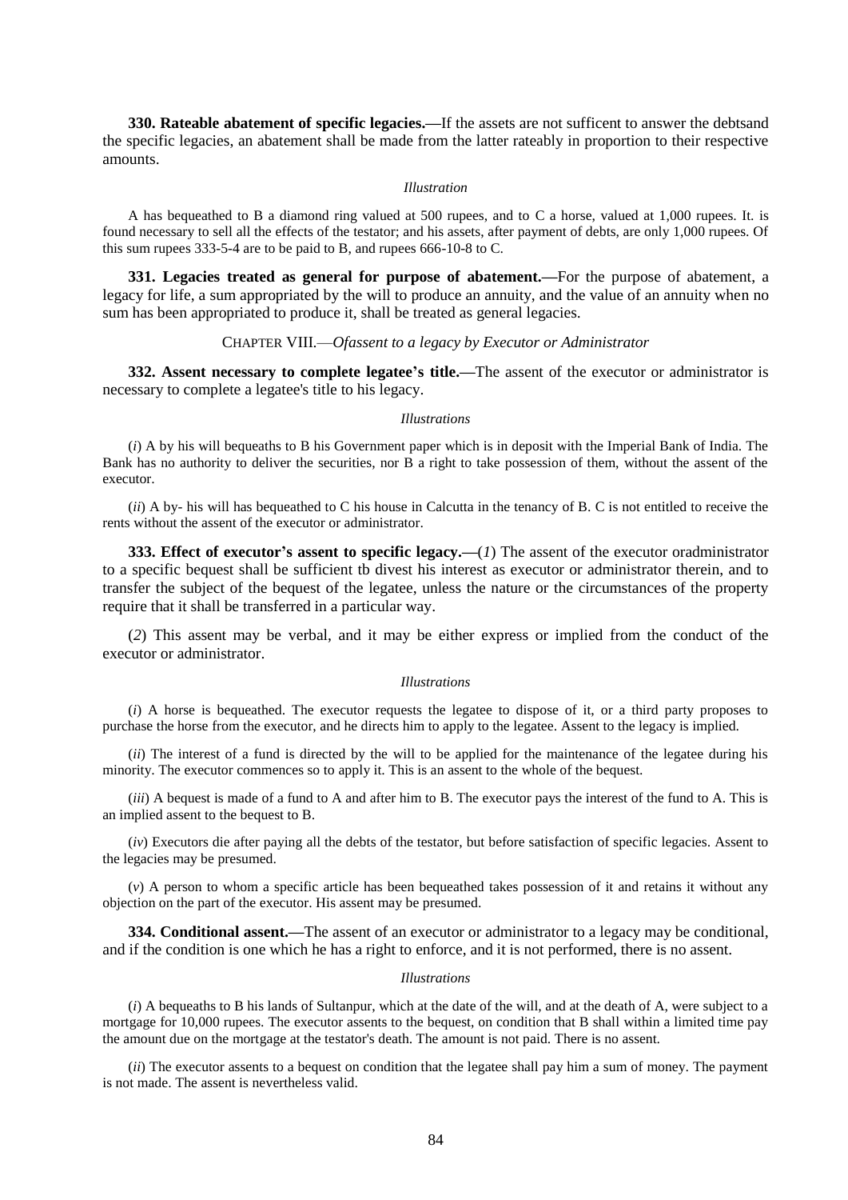**330. Rateable abatement of specific legacies.—**If the assets are not sufficent to answer the debtsand the specific legacies, an abatement shall be made from the latter rateably in proportion to their respective amounts.

*Illustration*

A has bequeathed to B a diamond ring valued at 500 rupees, and to C a horse, valued at 1,000 rupees. It. is found necessary to sell all the effects of the testator; and his assets, after payment of debts, are only 1,000 rupees. Of this sum rupees 333-5-4 are to be paid to B, and rupees 666-10-8 to C.

**331. Legacies treated as general for purpose of abatement.—**For the purpose of abatement, a legacy for life, a sum appropriated by the will to produce an annuity, and the value of an annuity when no sum has been appropriated to produce it, shall be treated as general legacies.

CHAPTER VIII.—*Ofassent to a legacy by Executor or Administrator*

**332. Assent necessary to complete legatee's title.—**The assent of the executor or administrator is necessary to complete a legatee's title to his legacy.

*Illustrations*

(*i*) A by his will bequeaths to B his Government paper which is in deposit with the Imperial Bank of India. The Bank has no authority to deliver the securities, nor B a right to take possession of them, without the assent of the executor.

(*ii*) A by- his will has bequeathed to C his house in Calcutta in the tenancy of B. C is not entitled to receive the rents without the assent of the executor or administrator.

**333. Effect of executor's assent to specific legacy.—**(*1*) The assent of the executor oradministrator to a specific bequest shall be sufficient tb divest his interest as executor or administrator therein, and to transfer the subject of the bequest of the legatee, unless the nature or the circumstances of the property require that it shall be transferred in a particular way.

(*2*) This assent may be verbal, and it may be either express or implied from the conduct of the executor or administrator.

*Illustrations*

(*i*) A horse is bequeathed. The executor requests the legatee to dispose of it, or a third party proposes to purchase the horse from the executor, and he directs him to apply to the legatee. Assent to the legacy is implied.

(*ii*) The interest of a fund is directed by the will to be applied for the maintenance of the legatee during his minority. The executor commences so to apply it. This is an assent to the whole of the bequest.

(*iii*) A bequest is made of a fund to A and after him to B. The executor pays the interest of the fund to A. This is an implied assent to the bequest to B.

(*iv*) Executors die after paying all the debts of the testator, but before satisfaction of specific legacies. Assent to the legacies may be presumed.

(*v*) A person to whom a specific article has been bequeathed takes possession of it and retains it without any objection on the part of the executor. His assent may be presumed.

**334. Conditional assent.—**The assent of an executor or administrator to a legacy may be conditional, and if the condition is one which he has a right to enforce, and it is not performed, there is no assent.

*Illustrations*

(*i*) A bequeaths to B his lands of Sultanpur, which at the date of the will, and at the death of A, were subject to a mortgage for 10,000 rupees. The executor assents to the bequest, on condition that B shall within a limited time pay the amount due on the mortgage at the testator's death. The amount is not paid. There is no assent.

(*ii*) The executor assents to a bequest on condition that the legatee shall pay him a sum of money. The payment is not made. The assent is nevertheless valid.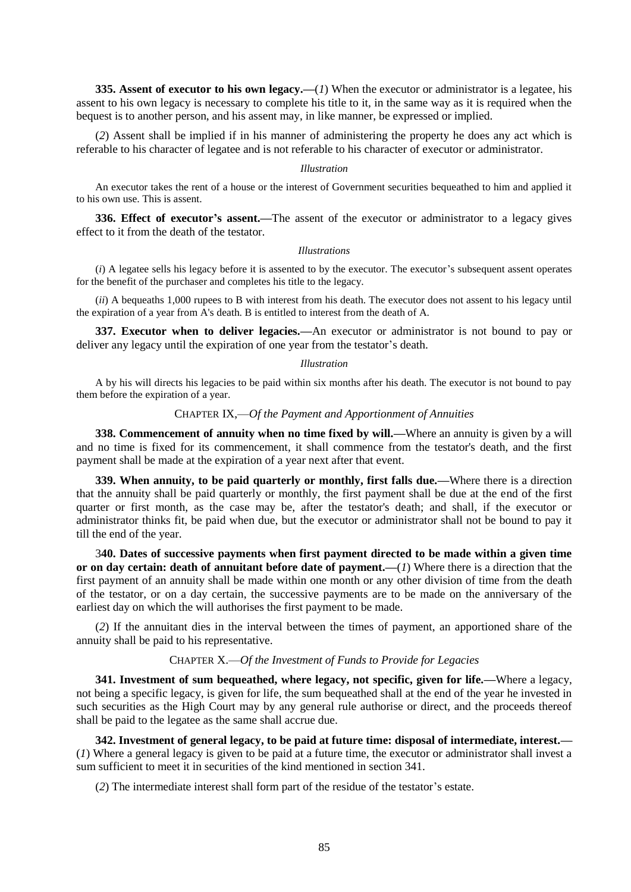**335. Assent of executor to his own legacy.—**(*1*) When the executor or administrator is a legatee, his assent to his own legacy is necessary to complete his title to it, in the same way as it is required when the bequest is to another person, and his assent may, in like manner, be expressed or implied.

(*2*) Assent shall be implied if in his manner of administering the property he does any act which is referable to his character of legatee and is not referable to his character of executor or administrator.

*Illustration*

An executor takes the rent of a house or the interest of Government securities bequeathed to him and applied it to his own use. This is assent.

**336. Effect of executor's assent.—**The assent of the executor or administrator to a legacy gives effect to it from the death of the testator.

*Illustrations*

(*i*) A legatee sells his legacy before it is assented to by the executor. The executor's subsequent assent operates for the benefit of the purchaser and completes his title to the legacy.

(*ii*) A bequeaths 1,000 rupees to B with interest from his death. The executor does not assent to his legacy until the expiration of a year from A's death. B is entitled to interest from the death of A.

**337. Executor when to deliver legacies.—**An executor or administrator is not bound to pay or deliver any legacy until the expiration of one year from the testator's death.

*Illustration*

A by his will directs his legacies to be paid within six months after his death. The executor is not bound to pay them before the expiration of a year.

CHAPTER IX,—*Of the Payment and Apportionment of Annuities*

**338. Commencement of annuity when no time fixed by will.—**Where an annuity is given by a will and no time is fixed for its commencement, it shall commence from the testator's death, and the first payment shall be made at the expiration of a year next after that event.

**339. When annuity, to be paid quarterly or monthly, first falls due.—**Where there is a direction that the annuity shall be paid quarterly or monthly, the first payment shall be due at the end of the first quarter or first month, as the case may be, after the testator's death; and shall, if the executor or administrator thinks fit, be paid when due, but the executor or administrator shall not be bound to pay it till the end of the year.

**340. Dates of successive payments when first payment directed to be made within a given time or on day certain: death of annuitant before date of payment.—**(*1*) Where there is a direction that the first payment of an annuity shall be made within one month or any other division of time from the death of the testator, or on a day certain, the successive payments are to be made on the anniversary of the earliest day on which the will authorises the first payment to be made.

(*2*) If the annuitant dies in the interval between the times of payment, an apportioned share of the annuity shall be paid to his representative.

CHAPTER X.—*Of the Investment of Funds to Provide for Legacies*

**341. Investment of sum bequeathed, where legacy, not specific, given for life.—**Where a legacy, not being a specific legacy, is given for life, the sum bequeathed shall at the end of the year he invested in such securities as the High Court may by any general rule authorise or direct, and the proceeds thereof shall be paid to the legatee as the same shall accrue due.

**342. Investment of general legacy, to be paid at future time: disposal of intermediate, interest.—**(*1*) Where a general legacy is given to be paid at a future time, the executor or administrator shall invest a sum sufficient to meet it in securities of the kind mentioned in section 341.

(*2*) The intermediate interest shall form part of the residue of the testator's estate.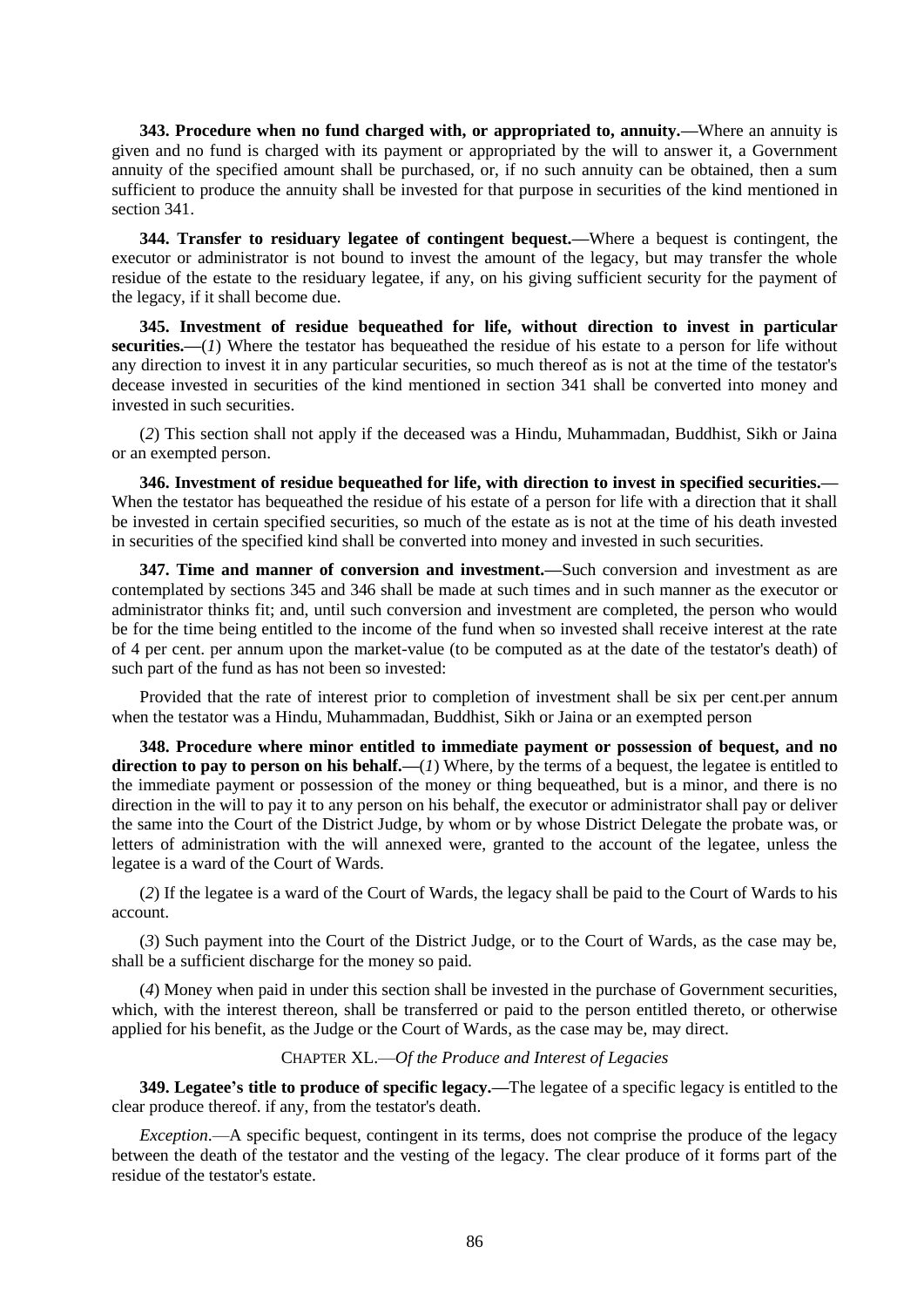**343. Procedure when no fund charged with, or appropriated to, annuity.—**Where an annuity is given and no fund is charged with its payment or appropriated by the will to answer it, a Government annuity of the specified amount shall be purchased, or, if no such annuity can be obtained, then a sum sufficient to produce the annuity shall be invested for that purpose in securities of the kind mentioned in section 341.

**344. Transfer to residuary legatee of contingent bequest.—**Where a bequest is contingent, the executor or administrator is not bound to invest the amount of the legacy, but may transfer the whole residue of the estate to the residuary legatee, if any, on his giving sufficient security for the payment of the legacy, if it shall become due.

**345. Investment of residue bequeathed for life, without direction to invest in particular securities.—**(*1*) Where the testator has bequeathed the residue of his estate to a person for life without any direction to invest it in any particular securities, so much thereof as is not at the time of the testator's decease invested in securities of the kind mentioned in section 341 shall be converted into money and invested in such securities.

(*2*) This section shall not apply if the deceased was a Hindu, Muhammadan, Buddhist, Sikh or Jaina or an exempted person.

**346. Investment of residue bequeathed for life, with direction to invest in specified securities.—** When the testator has bequeathed the residue of his estate of a person for life with a direction that it shall be invested in certain specified securities, so much of the estate as is not at the time of his death invested in securities of the specified kind shall be converted into money and invested in such securities.

**347. Time and manner of conversion and investment.—**Such conversion and investment as are contemplated by sections 345 and 346 shall be made at such times and in such manner as the executor or administrator thinks fit; and, until such conversion and investment are completed, the person who would be for the time being entitled to the income of the fund when so invested shall receive interest at the rate of 4 per cent. per annum upon the market-value (to be computed as at the date of the testator's death) of such part of the fund as has not been so invested:

Provided that the rate of interest prior to completion of investment shall be six per cent.per annum when the testator was a Hindu, Muhammadan, Buddhist, Sikh or Jaina or an exempted person

**348. Procedure where minor entitled to immediate payment or possession of bequest, and no direction to pay to person on his behalf.—**(*1*) Where, by the terms of a bequest, the legatee is entitled to the immediate payment or possession of the money or thing bequeathed, but is a minor, and there is no direction in the will to pay it to any person on his behalf, the executor or administrator shall pay or deliver the same into the Court of the District Judge, by whom or by whose District Delegate the probate was, or letters of administration with the will annexed were, granted to the account of the legatee, unless the legatee is a ward of the Court of Wards.

(*2*) If the legatee is a ward of the Court of Wards, the legacy shall be paid to the Court of Wards to his account.

(*3*) Such payment into the Court of the District Judge, or to the Court of Wards, as the case may be, shall be a sufficient discharge for the money so paid.

(*4*) Money when paid in under this section shall be invested in the purchase of Government securities, which, with the interest thereon, shall be transferred or paid to the person entitled thereto, or otherwise applied for his benefit, as the Judge or the Court of Wards, as the case may be, may direct.

## CHAPTER XL.—*Of the Produce and Interest of Legacies*

**349. Legatee's title to produce of specific legacy.—**The legatee of a specific legacy is entitled to the clear produce thereof. if any, from the testator's death.

*Exception*.—A specific bequest, contingent in its terms, does not comprise the produce of the legacy between the death of the testator and the vesting of the legacy. The clear produce of it forms part of the residue of the testator's estate.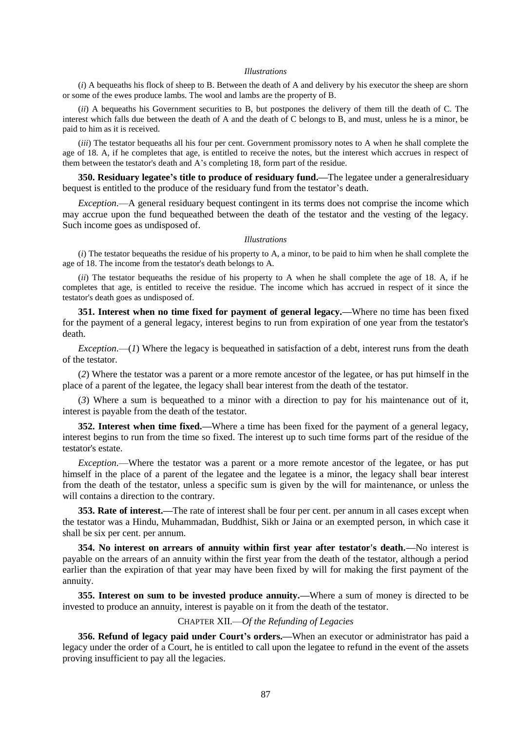*Illustrations*

(*i*) A bequeaths his flock of sheep to B. Between the death of A and delivery by his executor the sheep are shorn or some of the ewes produce lambs. The wool and lambs are the property of B.

(*ii*) A bequeaths his Government securities to B, but postpones the delivery of them till the death of C. The interest which falls due between the death of A and the death of C belongs to B, and must, unless he is a minor, be paid to him as it is received.

(*iii*) The testator bequeaths all his four per cent. Government promissory notes to A when he shall complete the age of 18. A, if he completes that age, is entitled to receive the notes, but the interest which accrues in respect of them between the testator's death and A's completing 18, form part of the residue.

**350. Residuary legatee's title to produce of residuary fund.—**The legatee under a generalresiduary bequest is entitled to the produce of the residuary fund from the testator's death.

*Exception*.—A general residuary bequest contingent in its terms does not comprise the income which may accrue upon the fund bequeathed between the death of the testator and the vesting of the legacy. Such income goes as undisposed of.

*Illustrations*

(*i*) The testator bequeaths the residue of his property to A, a minor, to be paid to him when he shall complete the age of 18. The income from the testator's death belongs to A.

(*ii*) The testator bequeaths the residue of his property to A when he shall complete the age of 18. A, if he completes that age, is entitled to receive the residue. The income which has accrued in respect of it since the testator's death goes as undisposed of.

**351. Interest when no time fixed for payment of general legacy.—**Where no time has been fixed for the payment of a general legacy, interest begins to run from expiration of one year from the testator's death.

*Exception*.—(*1*) Where the legacy is bequeathed in satisfaction of a debt, interest runs from the death of the testator.

(*2*) Where the testator was a parent or a more remote ancestor of the legatee, or has put himself in the place of a parent of the legatee, the legacy shall bear interest from the death of the testator.

(*3*) Where a sum is bequeathed to a minor with a direction to pay for his maintenance out of it, interest is payable from the death of the testator.

**352. Interest when time fixed.—**Where a time has been fixed for the payment of a general legacy, interest begins to run from the time so fixed. The interest up to such time forms part of the residue of the testator's estate.

*Exception*.—Where the testator was a parent or a more remote ancestor of the legatee, or has put himself in the place of a parent of the legatee and the legatee is a minor, the legacy shall bear interest from the death of the testator, unless a specific sum is given by the will for maintenance, or unless the will contains a direction to the contrary.

**353. Rate of interest.—**The rate of interest shall be four per cent. per annum in all cases except when the testator was a Hindu, Muhammadan, Buddhist, Sikh or Jaina or an exempted person, in which case it shall be six per cent. per annum.

**354. No interest on arrears of annuity within first year after testator's death.—**No interest is payable on the arrears of an annuity within the first year from the death of the testator, although a period earlier than the expiration of that year may have been fixed by will for making the first payment of the annuity.

**355. Interest on sum to be invested produce annuity.—**Where a sum of money is directed to be invested to produce an annuity, interest is payable on it from the death of the testator.

## CHAPTER XII.—*Of the Refunding of Legacies*

**356. Refund of legacy paid under Court's orders.—**When an executor or administrator has paid a legacy under the order of a Court, he is entitled to call upon the legatee to refund in the event of the assets proving insufficient to pay all the legacies.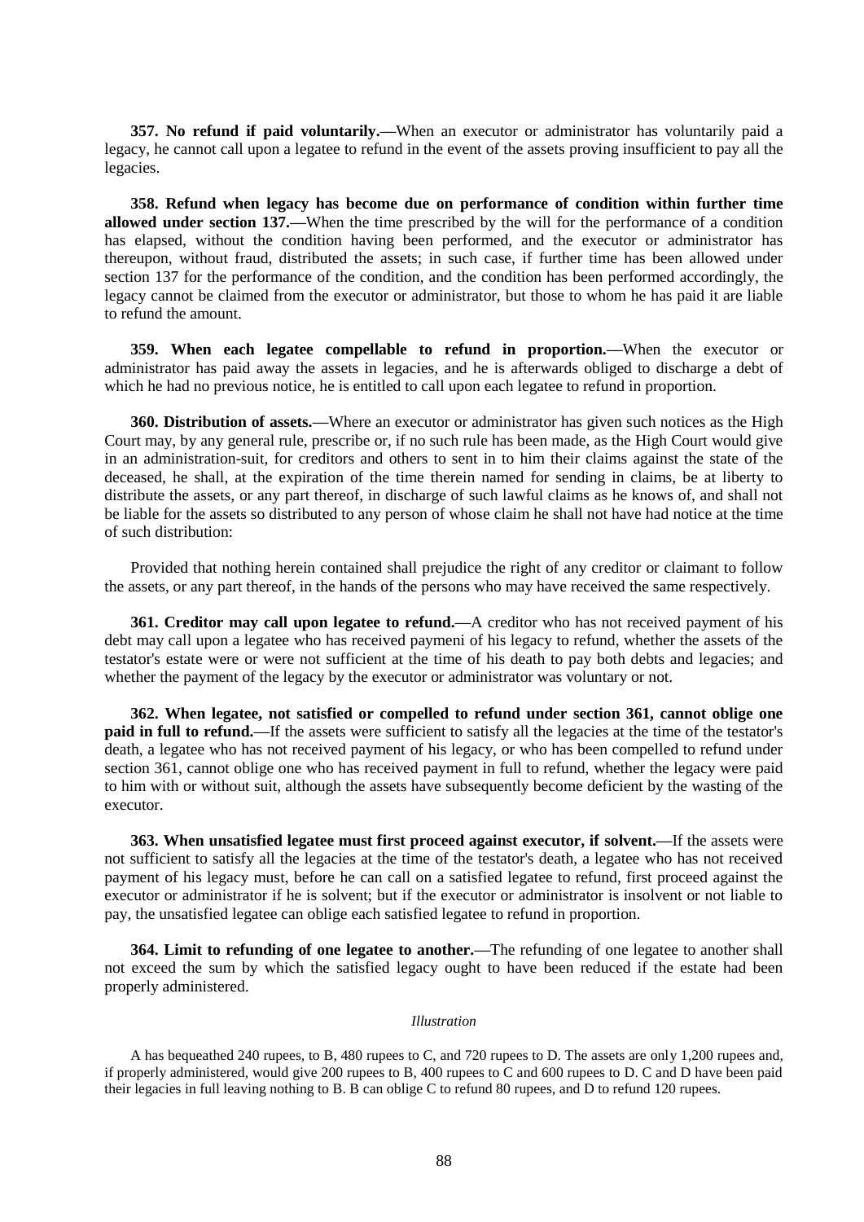**357. No refund if paid voluntarily.—**When an executor or administrator has voluntarily paid a legacy, he cannot call upon a legatee to refund in the event of the assets proving insufficient to pay all the legacies.

**358. Refund when legacy has become due on performance of condition within further time allowed under section 137.—**When the time prescribed by the will for the performance of a condition has elapsed, without the condition having been performed, and the executor or administrator has thereupon, without fraud, distributed the assets; in such case, if further time has been allowed under section 137 for the performance of the condition, and the condition has been performed accordingly, the legacy cannot be claimed from the executor or administrator, but those to whom he has paid it are liable to refund the amount.

**359. When each legatee compellable to refund in proportion.—**When the executor or administrator has paid away the assets in legacies, and he is afterwards obliged to discharge a debt of which he had no previous notice, he is entitled to call upon each legatee to refund in proportion.

**360. Distribution of assets.—**Where an executor or administrator has given such notices as the High Court may, by any general rule, prescribe or, if no such rule has been made, as the High Court would give in an administration-suit, for creditors and others to sent in to him their claims against the state of the deceased, he shall, at the expiration of the time therein named for sending in claims, be at liberty to distribute the assets, or any part thereof, in discharge of such lawful claims as he knows of, and shall not be liable for the assets so distributed to any person of whose claim he shall not have had notice at the time of such distribution:

Provided that nothing herein contained shall prejudice the right of any creditor or claimant to follow the assets, or any part thereof, in the hands of the persons who may have received the same respectively.

**361. Creditor may call upon legatee to refund.—**A creditor who has not received payment of his debt may call upon a legatee who has received paymeni of his legacy to refund, whether the assets of the testator's estate were or were not sufficient at the time of his death to pay both debts and legacies; and whether the payment of the legacy by the executor or administrator was voluntary or not.

**362. When legatee, not satisfied or compelled to refund under section 361, cannot oblige one paid in full to refund.—**If the assets were sufficient to satisfy all the legacies at the time of the testator's death, a legatee who has not received payment of his legacy, or who has been compelled to refund under section 361, cannot oblige one who has received payment in full to refund, whether the legacy were paid to him with or without suit, although the assets have subsequently become deficient by the wasting of the executor.

**363. When unsatisfied legatee must first proceed against executor, if solvent.—**If the assets were not sufficient to satisfy all the legacies at the time of the testator's death, a legatee who has not received payment of his legacy must, before he can call on a satisfied legatee to refund, first proceed against the executor or administrator if he is solvent; but if the executor or administrator is insolvent or not liable to pay, the unsatisfied legatee can oblige each satisfied legatee to refund in proportion.

**364. Limit to refunding of one legatee to another.—**The refunding of one legatee to another shall not exceed the sum by which the satisfied legacy ought to have been reduced if the estate had been properly administered.

*Illustration*

A has bequeathed 240 rupees, to B, 480 rupees to C, and 720 rupees to D. The assets are only 1,200 rupees and, if properly administered, would give 200 rupees to B, 400 rupees to C and 600 rupees to D. C and D have been paid their legacies in full leaving nothing to B. B can oblige C to refund 80 rupees, and D to refund 120 rupees.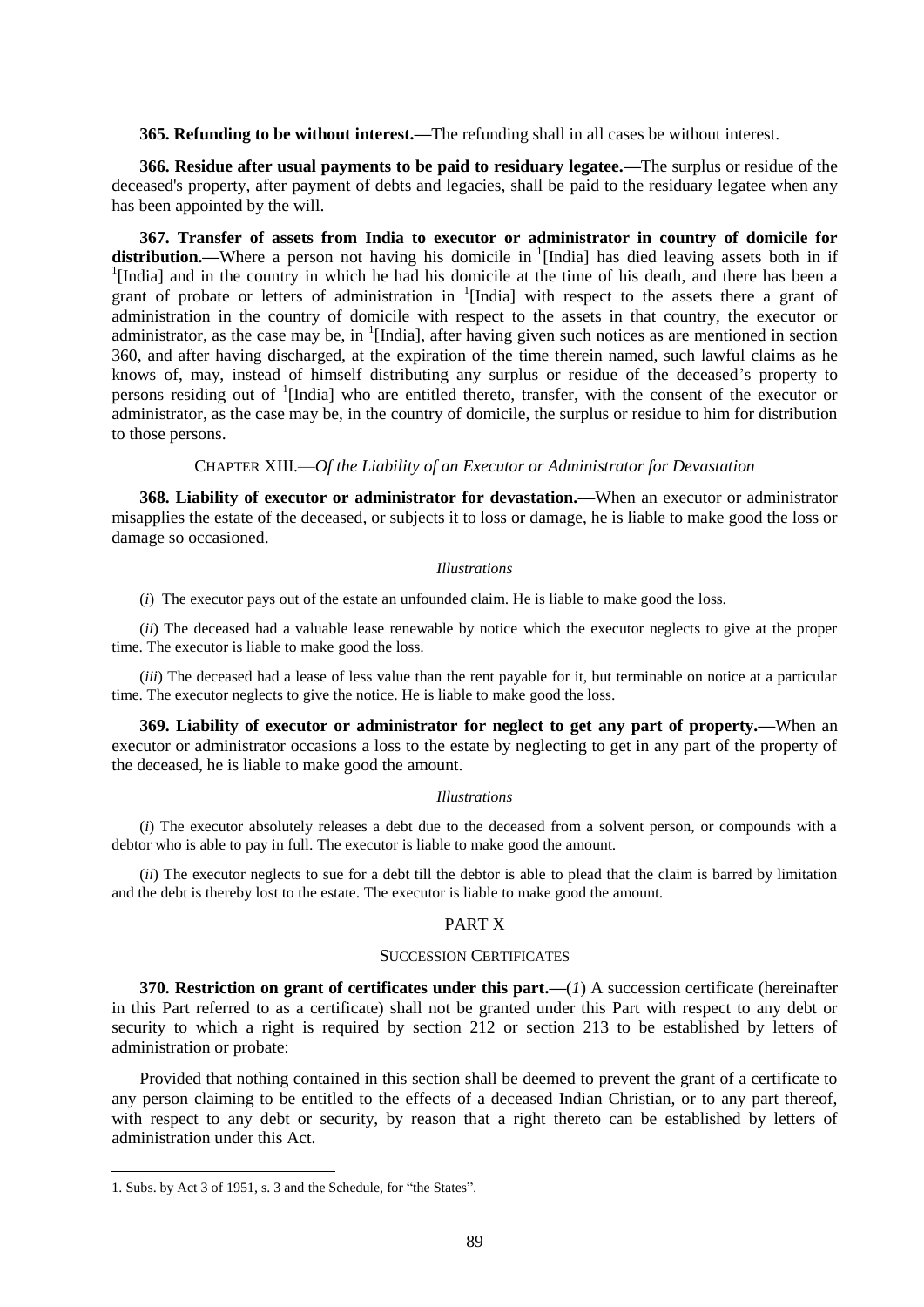**365. Refunding to be without interest.—**The refunding shall in all cases be without interest.

**366. Residue after usual payments to be paid to residuary legatee.—**The surplus or residue of the deceased's property, after payment of debts and legacies, shall be paid to the residuary legatee when any has been appointed by the will.

**367. Transfer of assets from India to executor or administrator in country of domicile for distribution.—**Where a person not having his domicile in [1][India] has died leaving assets both in if [1][India] and in the country in which he had his domicile at the time of his death, and there has been a grant of probate or letters of administration in [1][India] with respect to the assets there a grant of administration in the country of domicile with respect to the assets in that country, the executor or administrator, as the case may be, in [1][India], after having given such notices as are mentioned in section 360, and after having discharged, at the expiration of the time therein named, such lawful claims as he knows of, may, instead of himself distributing any surplus or residue of the deceased's property to persons residing out of [1][India] who are entitled thereto, transfer, with the consent of the executor or administrator, as the case may be, in the country of domicile, the surplus or residue to him for distribution to those persons.

## CHAPTER XIII.—*Of the Liability of an Executor or Administrator for Devastation*

**368. Liability of executor or administrator for devastation.—**When an executor or administrator misapplies the estate of the deceased, or subjects it to loss or damage, he is liable to make good the loss or damage so occasioned.

*Illustrations*

(*i*) The executor pays out of the estate an unfounded claim. He is liable to make good the loss.

(*ii*) The deceased had a valuable lease renewable by notice which the executor neglects to give at the proper time. The executor is liable to make good the loss.

(*iii*) The deceased had a lease of less value than the rent payable for it, but terminable on notice at a particular time. The executor neglects to give the notice. He is liable to make good the loss.

**369. Liability of executor or administrator for neglect to get any part of property.—**When an executor or administrator occasions a loss to the estate by neglecting to get in any part of the property of the deceased, he is liable to make good the amount.

*Illustrations*

(*i*) The executor absolutely releases a debt due to the deceased from a solvent person, or compounds with a debtor who is able to pay in full. The executor is liable to make good the amount.

(*ii*) The executor neglects to sue for a debt till the debtor is able to plead that the claim is barred by limitation and the debt is thereby lost to the estate. The executor is liable to make good the amount.

# PART X

## SUCCESSION CERTIFICATES

**370. Restriction on grant of certificates under this part.—**(*1*) A succession certificate (hereinafter in this Part referred to as a certificate) shall not be granted under this Part with respect to any debt or security to which a right is required by section 212 or section 213 to be established by letters of administration or probate:

Provided that nothing contained in this section shall be deemed to prevent the grant of a certificate to any person claiming to be entitled to the effects of a deceased Indian Christian, or to any part thereof, with respect to any debt or security, by reason that a right thereto can be established by letters of administration under this Act.

---

1. Subs. by Act 3 of 1951, s. 3 and the Schedule, for "the States".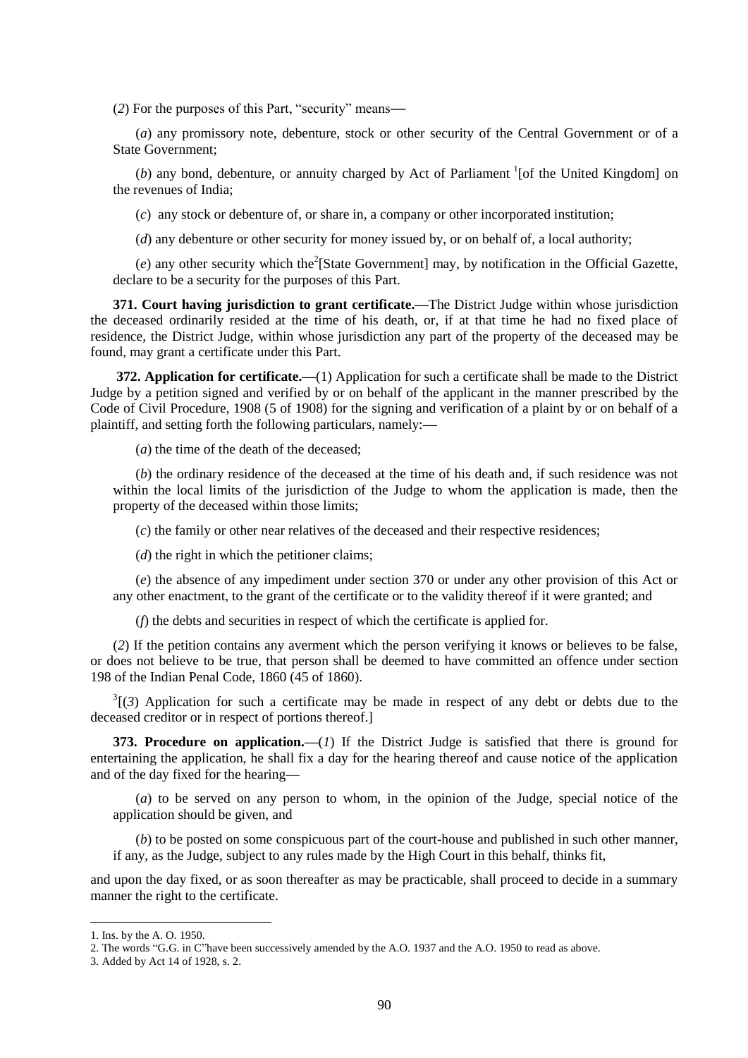(*2*) For the purposes of this Part, "security" means—

(*a*) any promissory note, debenture, stock or other security of the Central Government or of a State Government;

(*b*) any bond, debenture, or annuity charged by Act of Parliament [1][of the United Kingdom] on the revenues of India;

(*c*) any stock or debenture of, or share in, a company or other incorporated institution;

(*d*) any debenture or other security for money issued by, or on behalf of, a local authority;

(*e*) any other security which the[2][State Government] may, by notification in the Official Gazette, declare to be a security for the purposes of this Part.

**371. Court having jurisdiction to grant certificate.**—The District Judge within whose jurisdiction the deceased ordinarily resided at the time of his death, or, if at that time he had no fixed place of residence, the District Judge, within whose jurisdiction any part of the property of the deceased may be found, may grant a certificate under this Part.

**372. Application for certificate.**—(1) Application for such a certificate shall be made to the District Judge by a petition signed and verified by or on behalf of the applicant in the manner prescribed by the Code of Civil Procedure, 1908 (5 of 1908) for the signing and verification of a plaint by or on behalf of a plaintiff, and setting forth the following particulars, namely:—

(*a*) the time of the death of the deceased;

(*b*) the ordinary residence of the deceased at the time of his death and, if such residence was not within the local limits of the jurisdiction of the Judge to whom the application is made, then the property of the deceased within those limits;

(*c*) the family or other near relatives of the deceased and their respective residences;

(*d*) the right in which the petitioner claims;

(*e*) the absence of any impediment under section 370 or under any other provision of this Act or any other enactment, to the grant of the certificate or to the validity thereof if it were granted; and

(*f*) the debts and securities in respect of which the certificate is applied for.

(*2*) If the petition contains any averment which the person verifying it knows or believes to be false, or does not believe to be true, that person shall be deemed to have committed an offence under section 198 of the Indian Penal Code, 1860 (45 of 1860).

[3][(*3*) Application for such a certificate may be made in respect of any debt or debts due to the deceased creditor or in respect of portions thereof.]

**373. Procedure on application.**—(*1*) If the District Judge is satisfied that there is ground for entertaining the application, he shall fix a day for the hearing thereof and cause notice of the application and of the day fixed for the hearing—

(*a*) to be served on any person to whom, in the opinion of the Judge, special notice of the application should be given, and

(*b*) to be posted on some conspicuous part of the court-house and published in such other manner, if any, as the Judge, subject to any rules made by the High Court in this behalf, thinks fit,

and upon the day fixed, or as soon thereafter as may be practicable, shall proceed to decide in a summary manner the right to the certificate.

---

1. Ins. by the A. O. 1950.
2. The words "G.G. in C"have been successively amended by the A.O. 1937 and the A.O. 1950 to read as above.
3. Added by Act 14 of 1928, s. 2.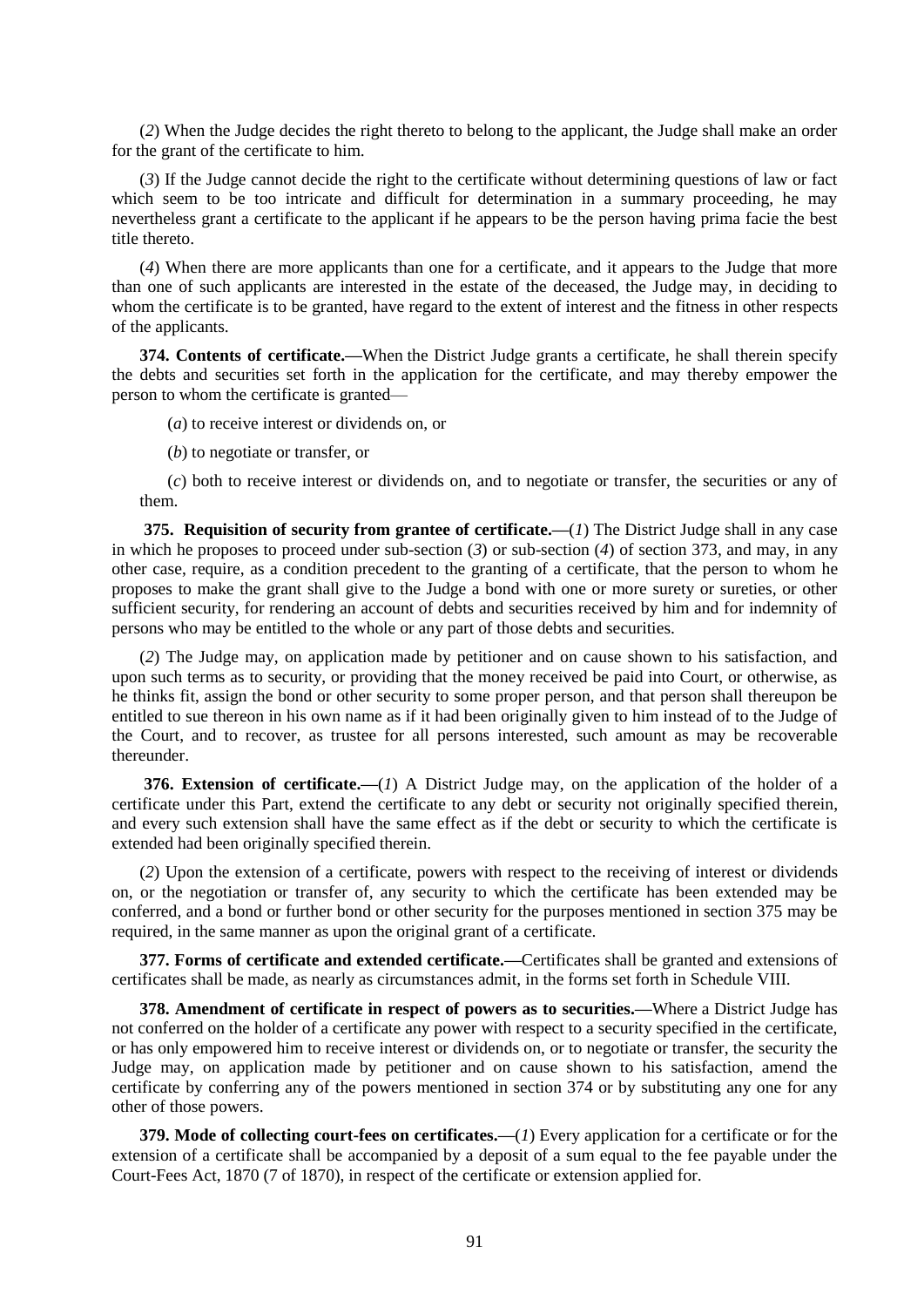(*2*) When the Judge decides the right thereto to belong to the applicant, the Judge shall make an order for the grant of the certificate to him.

(*3*) If the Judge cannot decide the right to the certificate without determining questions of law or fact which seem to be too intricate and difficult for determination in a summary proceeding, he may nevertheless grant a certificate to the applicant if he appears to be the person having prima facie the best title thereto.

(*4*) When there are more applicants than one for a certificate, and it appears to the Judge that more than one of such applicants are interested in the estate of the deceased, the Judge may, in deciding to whom the certificate is to be granted, have regard to the extent of interest and the fitness in other respects of the applicants.

**374. Contents of certificate.—**When the District Judge grants a certificate, he shall therein specify the debts and securities set forth in the application for the certificate, and may thereby empower the person to whom the certificate is granted—

(*a*) to receive interest or dividends on, or

(*b*) to negotiate or transfer, or

(*c*) both to receive interest or dividends on, and to negotiate or transfer, the securities or any of them.

**375. Requisition of security from grantee of certificate.—**(*1*) The District Judge shall in any case in which he proposes to proceed under sub-section (*3*) or sub-section (*4*) of section 373, and may, in any other case, require, as a condition precedent to the granting of a certificate, that the person to whom he proposes to make the grant shall give to the Judge a bond with one or more surety or sureties, or other sufficient security, for rendering an account of debts and securities received by him and for indemnity of persons who may be entitled to the whole or any part of those debts and securities.

(*2*) The Judge may, on application made by petitioner and on cause shown to his satisfaction, and upon such terms as to security, or providing that the money received be paid into Court, or otherwise, as he thinks fit, assign the bond or other security to some proper person, and that person shall thereupon be entitled to sue thereon in his own name as if it had been originally given to him instead of to the Judge of the Court, and to recover, as trustee for all persons interested, such amount as may be recoverable thereunder.

**376. Extension of certificate.—**(*1*) A District Judge may, on the application of the holder of a certificate under this Part, extend the certificate to any debt or security not originally specified therein, and every such extension shall have the same effect as if the debt or security to which the certificate is extended had been originally specified therein.

(*2*) Upon the extension of a certificate, powers with respect to the receiving of interest or dividends on, or the negotiation or transfer of, any security to which the certificate has been extended may be conferred, and a bond or further bond or other security for the purposes mentioned in section 375 may be required, in the same manner as upon the original grant of a certificate.

**377. Forms of certificate and extended certificate.—**Certificates shall be granted and extensions of certificates shall be made, as nearly as circumstances admit, in the forms set forth in Schedule VIII.

**378. Amendment of certificate in respect of powers as to securities.—**Where a District Judge has not conferred on the holder of a certificate any power with respect to a security specified in the certificate, or has only empowered him to receive interest or dividends on, or to negotiate or transfer, the security the Judge may, on application made by petitioner and on cause shown to his satisfaction, amend the certificate by conferring any of the powers mentioned in section 374 or by substituting any one for any other of those powers.

**379. Mode of collecting court-fees on certificates.—**(*1*) Every application for a certificate or for the extension of a certificate shall be accompanied by a deposit of a sum equal to the fee payable under the Court-Fees Act, 1870 (7 of 1870), in respect of the certificate or extension applied for.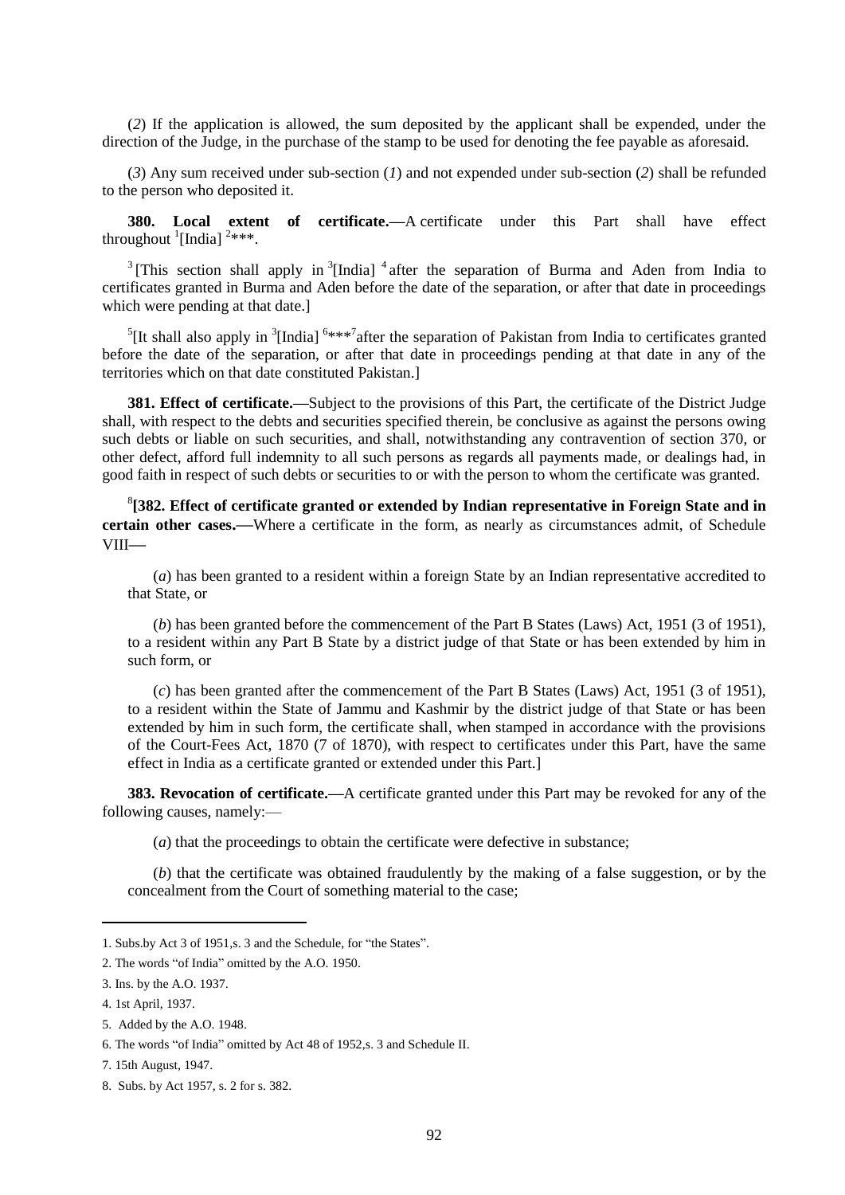(*2*) If the application is allowed, the sum deposited by the applicant shall be expended, under the direction of the Judge, in the purchase of the stamp to be used for denoting the fee payable as aforesaid.

(*3*) Any sum received under sub-section (*1*) and not expended under sub-section (*2*) shall be refunded to the person who deposited it.

**380. Local extent of certificate.—**A certificate under this Part shall have effect throughout [1][India] [2]\*\*\*.

[3][This section shall apply in [3][India] [4] after the separation of Burma and Aden from India to certificates granted in Burma and Aden before the date of the separation, or after that date in proceedings which were pending at that date.]

[5][It shall also apply in [3][India] [6]\*\*\*[7]after the separation of Pakistan from India to certificates granted before the date of the separation, or after that date in proceedings pending at that date in any of the territories which on that date constituted Pakistan.]

**381. Effect of certificate.—**Subject to the provisions of this Part, the certificate of the District Judge shall, with respect to the debts and securities specified therein, be conclusive as against the persons owing such debts or liable on such securities, and shall, notwithstanding any contravention of section 370, or other defect, afford full indemnity to all such persons as regards all payments made, or dealings had, in good faith in respect of such debts or securities to or with the person to whom the certificate was granted.

[8]**[382. Effect of certificate granted or extended by Indian representative in Foreign State and in certain other cases.—**Where a certificate in the form, as nearly as circumstances admit, of Schedule VIII—

(*a*) has been granted to a resident within a foreign State by an Indian representative accredited to that State, or

(*b*) has been granted before the commencement of the Part B States (Laws) Act, 1951 (3 of 1951), to a resident within any Part B State by a district judge of that State or has been extended by him in such form, or

(*c*) has been granted after the commencement of the Part B States (Laws) Act, 1951 (3 of 1951), to a resident within the State of Jammu and Kashmir by the district judge of that State or has been extended by him in such form, the certificate shall, when stamped in accordance with the provisions of the Court-Fees Act, 1870 (7 of 1870), with respect to certificates under this Part, have the same effect in India as a certificate granted or extended under this Part.]

**383. Revocation of certificate.—**A certificate granted under this Part may be revoked for any of the following causes, namely:—

(*a*) that the proceedings to obtain the certificate were defective in substance;

(*b*) that the certificate was obtained fraudulently by the making of a false suggestion, or by the concealment from the Court of something material to the case;

---

1. Subs.by Act 3 of 1951,s. 3 and the Schedule, for "the States".
2. The words "of India" omitted by the A.O. 1950.
3. Ins. by the A.O. 1937.
4. 1st April, 1937.
5. Added by the A.O. 1948.
6. The words "of India" omitted by Act 48 of 1952,s. 3 and Schedule II.
7. 15th August, 1947.
8. Subs. by Act 1957, s. 2 for s. 382.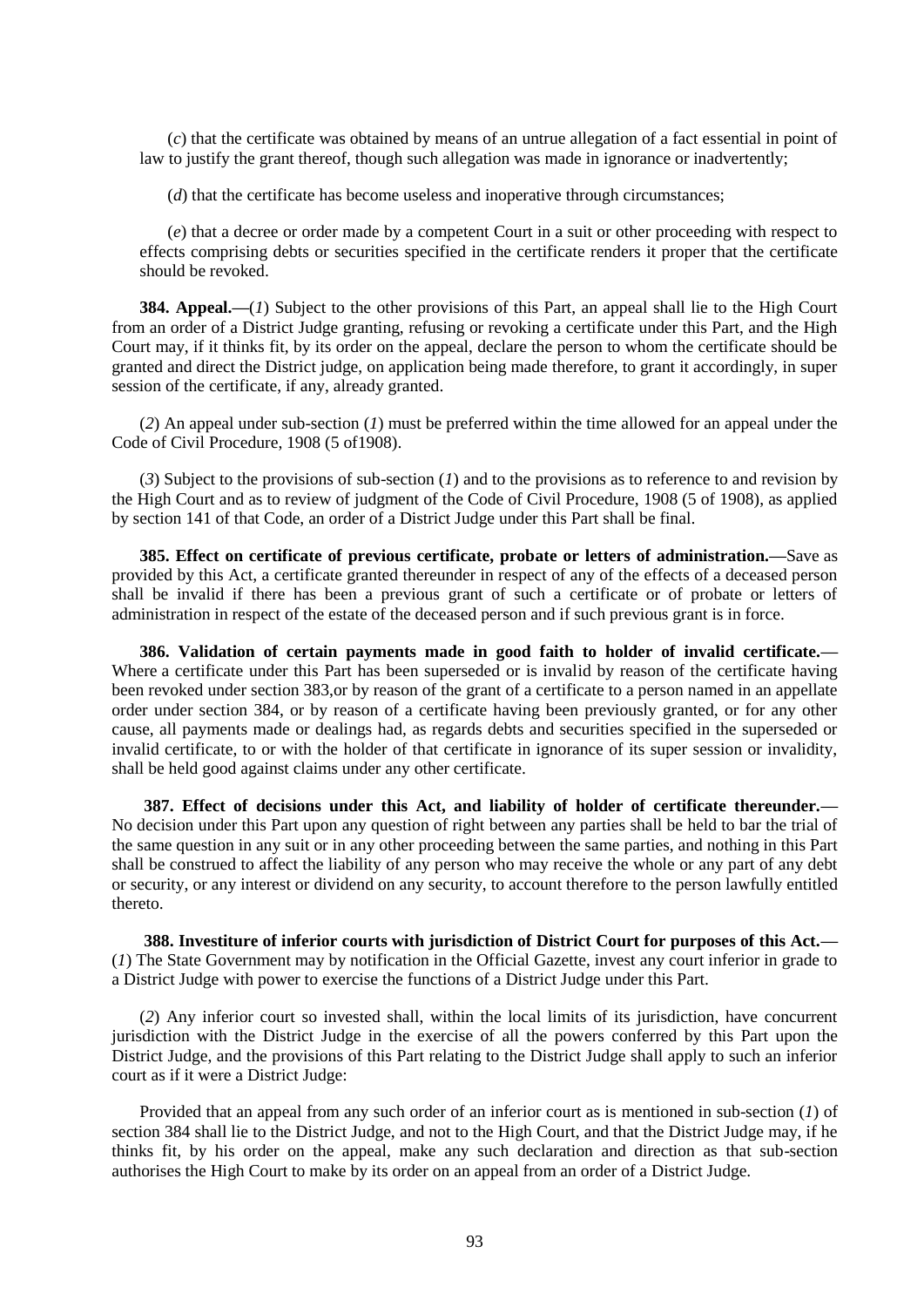(*c*) that the certificate was obtained by means of an untrue allegation of a fact essential in point of law to justify the grant thereof, though such allegation was made in ignorance or inadvertently;

(*d*) that the certificate has become useless and inoperative through circumstances;

(*e*) that a decree or order made by a competent Court in a suit or other proceeding with respect to effects comprising debts or securities specified in the certificate renders it proper that the certificate should be revoked.

**384. Appeal.—**(*1*) Subject to the other provisions of this Part, an appeal shall lie to the High Court from an order of a District Judge granting, refusing or revoking a certificate under this Part, and the High Court may, if it thinks fit, by its order on the appeal, declare the person to whom the certificate should be granted and direct the District judge, on application being made therefore, to grant it accordingly, in super session of the certificate, if any, already granted.

(*2*) An appeal under sub-section (*1*) must be preferred within the time allowed for an appeal under the Code of Civil Procedure, 1908 (5 of1908).

(*3*) Subject to the provisions of sub-section (*1*) and to the provisions as to reference to and revision by the High Court and as to review of judgment of the Code of Civil Procedure, 1908 (5 of 1908), as applied by section 141 of that Code, an order of a District Judge under this Part shall be final.

**385. Effect on certificate of previous certificate, probate or letters of administration.—**Save as provided by this Act, a certificate granted thereunder in respect of any of the effects of a deceased person shall be invalid if there has been a previous grant of such a certificate or of probate or letters of administration in respect of the estate of the deceased person and if such previous grant is in force.

**386. Validation of certain payments made in good faith to holder of invalid certificate.—** Where a certificate under this Part has been superseded or is invalid by reason of the certificate having been revoked under section 383,or by reason of the grant of a certificate to a person named in an appellate order under section 384, or by reason of a certificate having been previously granted, or for any other cause, all payments made or dealings had, as regards debts and securities specified in the superseded or invalid certificate, to or with the holder of that certificate in ignorance of its super session or invalidity, shall be held good against claims under any other certificate.

**387. Effect of decisions under this Act, and liability of holder of certificate thereunder.—** No decision under this Part upon any question of right between any parties shall be held to bar the trial of the same question in any suit or in any other proceeding between the same parties, and nothing in this Part shall be construed to affect the liability of any person who may receive the whole or any part of any debt or security, or any interest or dividend on any security, to account therefore to the person lawfully entitled thereto.

**388. Investiture of inferior courts with jurisdiction of District Court for purposes of this Act.—** (*1*) The State Government may by notification in the Official Gazette, invest any court inferior in grade to a District Judge with power to exercise the functions of a District Judge under this Part.

(*2*) Any inferior court so invested shall, within the local limits of its jurisdiction, have concurrent jurisdiction with the District Judge in the exercise of all the powers conferred by this Part upon the District Judge, and the provisions of this Part relating to the District Judge shall apply to such an inferior court as if it were a District Judge:

Provided that an appeal from any such order of an inferior court as is mentioned in sub-section (*1*) of section 384 shall lie to the District Judge, and not to the High Court, and that the District Judge may, if he thinks fit, by his order on the appeal, make any such declaration and direction as that sub-section authorises the High Court to make by its order on an appeal from an order of a District Judge.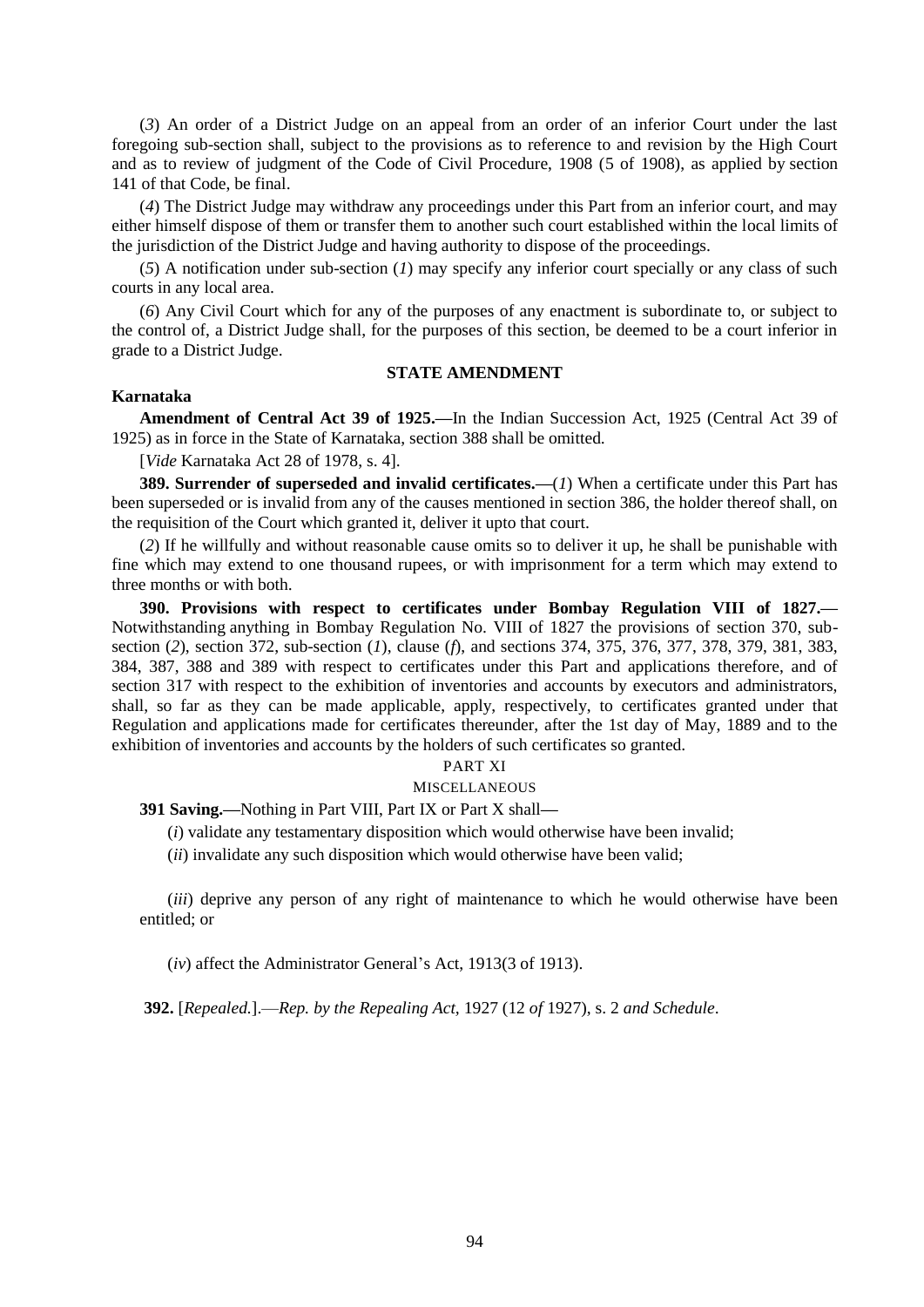(*3*) An order of a District Judge on an appeal from an order of an inferior Court under the last foregoing sub-section shall, subject to the provisions as to reference to and revision by the High Court and as to review of judgment of the Code of Civil Procedure, 1908 (5 of 1908), as applied by section 141 of that Code, be final.

(*4*) The District Judge may withdraw any proceedings under this Part from an inferior court, and may either himself dispose of them or transfer them to another such court established within the local limits of the jurisdiction of the District Judge and having authority to dispose of the proceedings.

(*5*) A notification under sub-section (*1*) may specify any inferior court specially or any class of such courts in any local area.

(*6*) Any Civil Court which for any of the purposes of any enactment is subordinate to, or subject to the control of, a District Judge shall, for the purposes of this section, be deemed to be a court inferior in grade to a District Judge.

**STATE AMENDMENT**

**Karnataka**

**Amendment of Central Act 39 of 1925.—**In the Indian Succession Act, 1925 (Central Act 39 of 1925) as in force in the State of Karnataka, section 388 shall be omitted.

[*Vide* Karnataka Act 28 of 1978, s. 4].

**389. Surrender of superseded and invalid certificates.—**(*1*) When a certificate under this Part has been superseded or is invalid from any of the causes mentioned in section 386, the holder thereof shall, on the requisition of the Court which granted it, deliver it upto that court.

(*2*) If he willfully and without reasonable cause omits so to deliver it up, he shall be punishable with fine which may extend to one thousand rupees, or with imprisonment for a term which may extend to three months or with both.

**390. Provisions with respect to certificates under Bombay Regulation VIII of 1827.—** Notwithstanding anything in Bombay Regulation No. VIII of 1827 the provisions of section 370, sub-section (*2*), section 372, sub-section (*1*), clause (*f*), and sections 374, 375, 376, 377, 378, 379, 381, 383, 384, 387, 388 and 389 with respect to certificates under this Part and applications therefore, and of section 317 with respect to the exhibition of inventories and accounts by executors and administrators, shall, so far as they can be made applicable, apply, respectively, to certificates granted under that Regulation and applications made for certificates thereunder, after the 1st day of May, 1889 and to the exhibition of inventories and accounts by the holders of such certificates so granted.

PART XI

MISCELLANEOUS

**391 Saving.—**Nothing in Part VIII, Part IX or Part X shall—

(*i*) validate any testamentary disposition which would otherwise have been invalid;

(*ii*) invalidate any such disposition which would otherwise have been valid;

(*iii*) deprive any person of any right of maintenance to which he would otherwise have been entitled; or

(*iv*) affect the Administrator General's Act, 1913(3 of 1913).

**392.** [*Repealed.*].—*Rep. by the Repealing Act,* 1927 (12 *of* 1927), s. 2 *and Schedule*.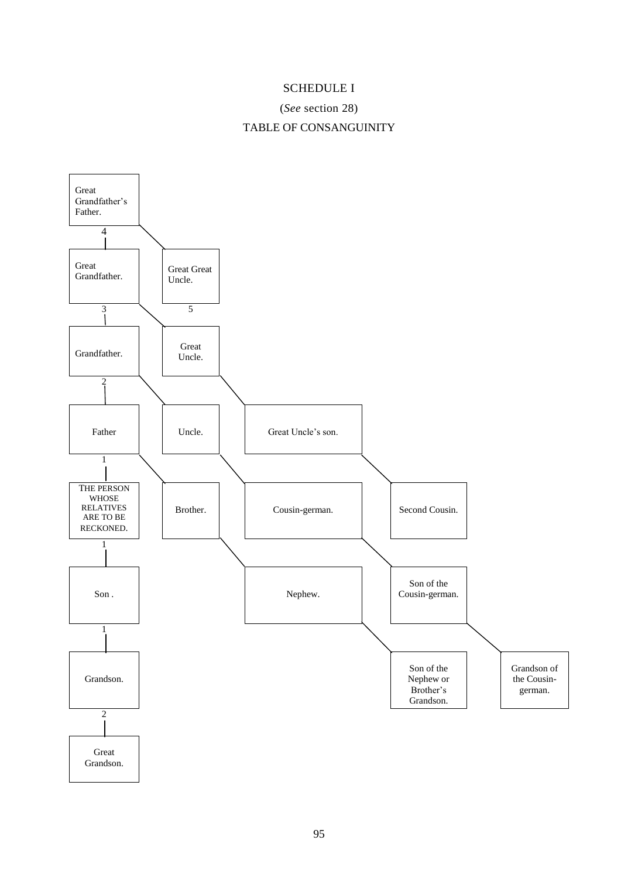SCHEDULE I

(*See* section 28)

TABLE OF CONSANGUINITY

| | | | | |
|---|---|---|---|---|
| Great Grandfather's Father. | | | | |
| 4 | | | | |
| Great Grandfather. | Great Great Uncle. | | | |
| 3 | 5 | | | |
| Grandfather. | Great Uncle. | | | |
| 2 | | | | |
| Father | Uncle. | Great Uncle's son. | | |
| 1 | | | | |
| THE PERSON WHOSE RELATIVES ARE TO BE RECKONED. | Brother. | Cousin-german. | Second Cousin. | |
| 1 | | | | |
| Son . | | Nephew. | Son of the Cousin-german. | |
| 1 | | | | |
| Grandson. | | | Son of the Nephew or Brother's Grandson. | Grandson of the Cousin-german. |
| 2 | | | | |
| Great Grandson. | | | | |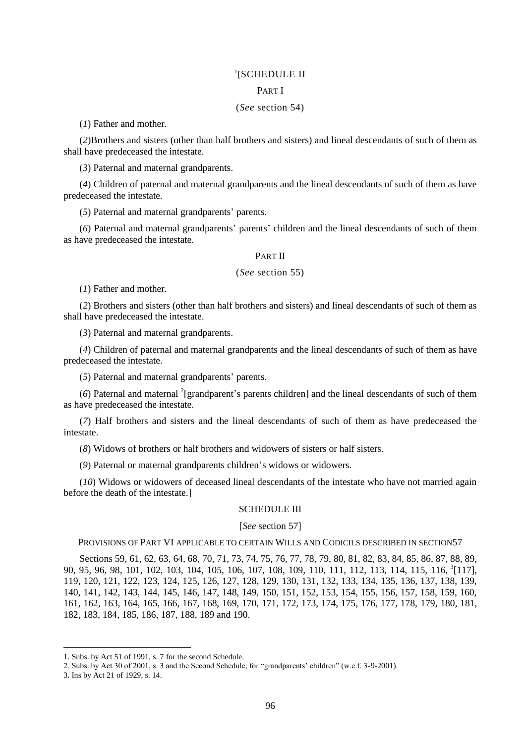## [1][SCHEDULE II

### PART I

(*See* section 54)

(*1*) Father and mother.

(*2*)Brothers and sisters (other than half brothers and sisters) and lineal descendants of such of them as shall have predeceased the intestate.

(*3*) Paternal and maternal grandparents.

(*4*) Children of paternal and maternal grandparents and the lineal descendants of such of them as have predeceased the intestate.

(*5*) Paternal and maternal grandparents' parents.

(*6*) Paternal and maternal grandparents' parents' children and the lineal descendants of such of them as have predeceased the intestate.

### PART II

(*See* section 55)

(*1*) Father and mother.

(*2*) Brothers and sisters (other than half brothers and sisters) and lineal descendants of such of them as shall have predeceased the intestate.

(*3*) Paternal and maternal grandparents.

(*4*) Children of paternal and maternal grandparents and the lineal descendants of such of them as have predeceased the intestate.

(*5*) Paternal and maternal grandparents' parents.

(*6*) Paternal and maternal [2][grandparent's parents children] and the lineal descendants of such of them as have predeceased the intestate.

(*7*) Half brothers and sisters and the lineal descendants of such of them as have predeceased the intestate.

(*8*) Widows of brothers or half brothers and widowers of sisters or half sisters.

(*9*) Paternal or maternal grandparents children's widows or widowers.

(*10*) Widows or widowers of deceased lineal descendants of the intestate who have not married again before the death of the intestate.]

## SCHEDULE III

[*See* section 57]

PROVISIONS OF PART VI APPLICABLE TO CERTAIN WILLS AND CODICILS DESCRIBED IN SECTION57

Sections 59, 61, 62, 63, 64, 68, 70, 71, 73, 74, 75, 76, 77, 78, 79, 80, 81, 82, 83, 84, 85, 86, 87, 88, 89, 90, 95, 96, 98, 101, 102, 103, 104, 105, 106, 107, 108, 109, 110, 111, 112, 113, 114, 115, 116, [3][117], 119, 120, 121, 122, 123, 124, 125, 126, 127, 128, 129, 130, 131, 132, 133, 134, 135, 136, 137, 138, 139, 140, 141, 142, 143, 144, 145, 146, 147, 148, 149, 150, 151, 152, 153, 154, 155, 156, 157, 158, 159, 160, 161, 162, 163, 164, 165, 166, 167, 168, 169, 170, 171, 172, 173, 174, 175, 176, 177, 178, 179, 180, 181, 182, 183, 184, 185, 186, 187, 188, 189 and 190.

---

1. Subs. by Act 51 of 1991, s. 7 for the second Schedule.

2. Subs. by Act 30 of 2001, s. 3 and the Second Schedule, for "grandparents' children" (w.e.f. 3-9-2001).

3. Ins by Act 21 of 1929, s. 14.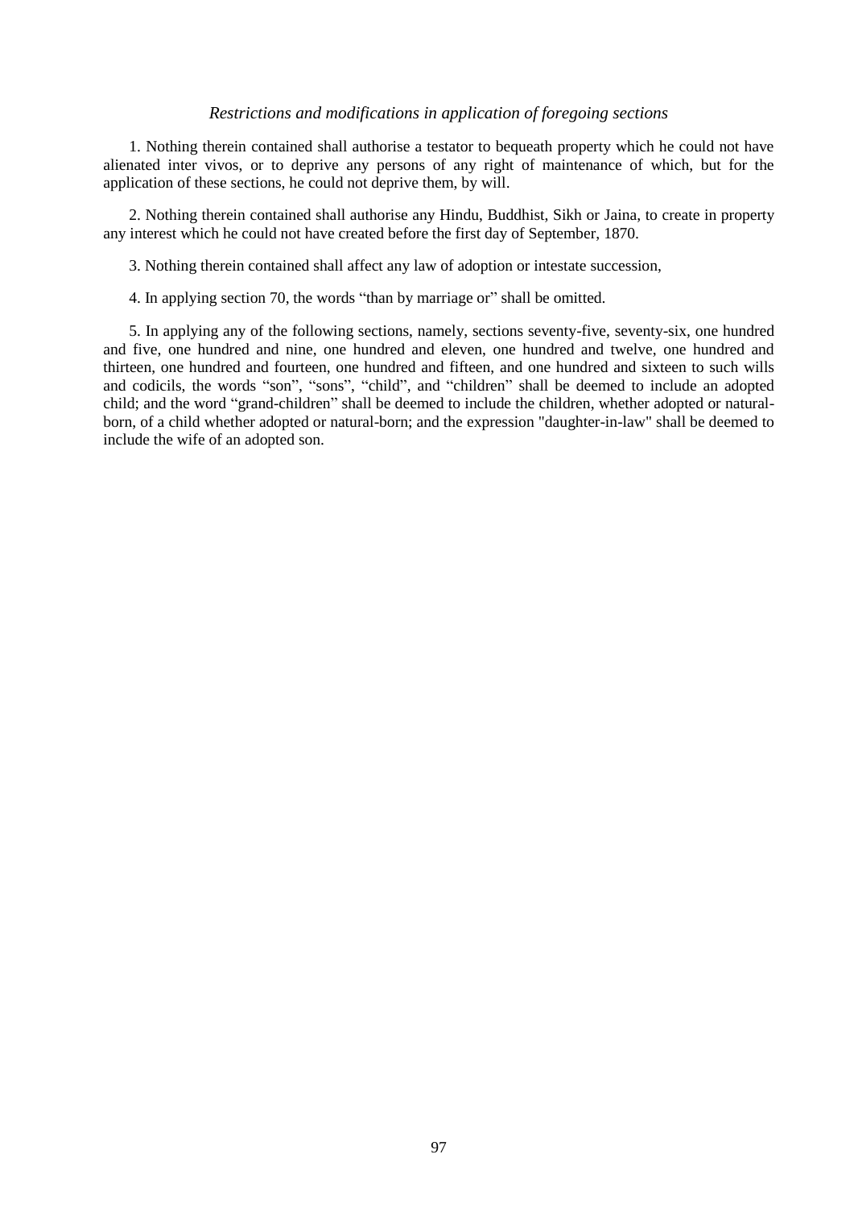*Restrictions and modifications in application of foregoing sections*

1. Nothing therein contained shall authorise a testator to bequeath property which he could not have alienated inter vivos, or to deprive any persons of any right of maintenance of which, but for the application of these sections, he could not deprive them, by will.

2. Nothing therein contained shall authorise any Hindu, Buddhist, Sikh or Jaina, to create in property any interest which he could not have created before the first day of September, 1870.

3. Nothing therein contained shall affect any law of adoption or intestate succession,

4. In applying section 70, the words "than by marriage or" shall be omitted.

5. In applying any of the following sections, namely, sections seventy-five, seventy-six, one hundred and five, one hundred and nine, one hundred and eleven, one hundred and twelve, one hundred and thirteen, one hundred and fourteen, one hundred and fifteen, and one hundred and sixteen to such wills and codicils, the words "son", "sons", "child", and "children" shall be deemed to include an adopted child; and the word "grand-children" shall be deemed to include the children, whether adopted or natural-born, of a child whether adopted or natural-born; and the expression "daughter-in-law" shall be deemed to include the wife of an adopted son.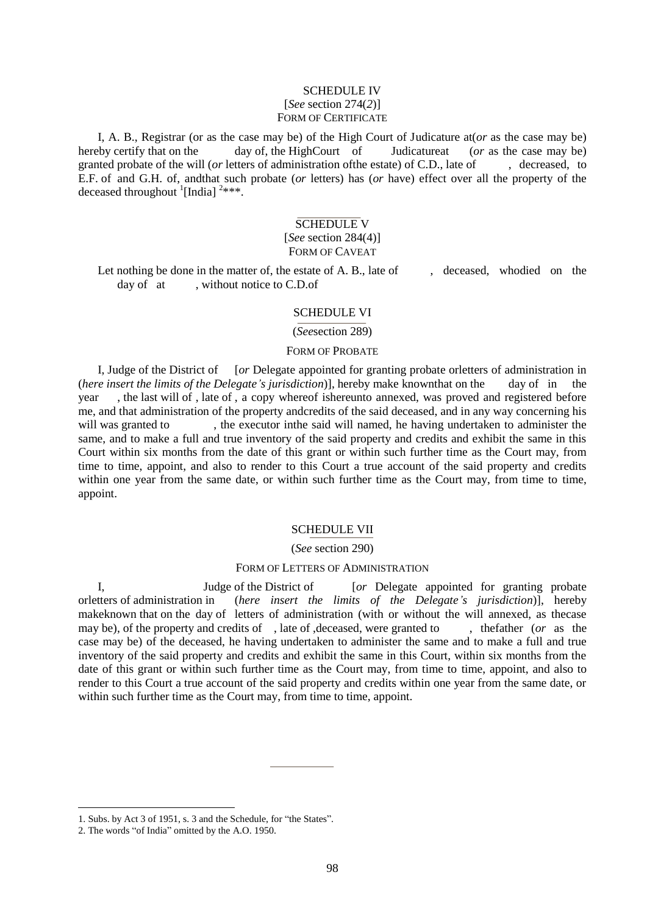## SCHEDULE IV

[*See* section 274(*2*)]

FORM OF CERTIFICATE

I, A. B., Registrar (or as the case may be) of the High Court of Judicature at(*or* as the case may be) hereby certify that on the day of, the HighCourt of Judicatureat (*or* as the case may be) granted probate of the will (*or* letters of administration ofthe estate) of C.D., late of , decreased, to E.F. of and G.H. of, andthat such probate (*or* letters) has (*or* have) effect over all the property of the deceased throughout [1][India] [2]***.

## SCHEDULE V

[*See* section 284(4)]

FORM OF CAVEAT

Let nothing be done in the matter of, the estate of A. B., late of , deceased, whodied on the day of at , without notice to C.D.of

## SCHEDULE VI

(*See*section 289)

FORM OF PROBATE

I, Judge of the District of [*or* Delegate appointed for granting probate orletters of administration in (*here insert the limits of the Delegate's jurisdiction*)], hereby make knownthat on the day of in the year , the last will of , late of , a copy whereof ishereunto annexed, was proved and registered before me, and that administration of the property andcredits of the said deceased, and in any way concerning his will was granted to , the executor inthe said will named, he having undertaken to administer the same, and to make a full and true inventory of the said property and credits and exhibit the same in this Court within six months from the date of this grant or within such further time as the Court may, from time to time, appoint, and also to render to this Court a true account of the said property and credits within one year from the same date, or within such further time as the Court may, from time to time, appoint.

## SCHEDULE VII

(*See* section 290)

FORM OF LETTERS OF ADMINISTRATION

I, Judge of the District of [*or* Delegate appointed for granting probate orletters of administration in (*here insert the limits of the Delegate's jurisdiction*)], hereby makeknown that on the day of letters of administration (with or without the will annexed, as thecase may be), of the property and credits of , late of ,deceased, were granted to , thefather (*or* as the case may be) of the deceased, he having undertaken to administer the same and to make a full and true inventory of the said property and credits and exhibit the same in this Court, within six months from the date of this grant or within such further time as the Court may, from time to time, appoint, and also to render to this Court a true account of the said property and credits within one year from the same date, or within such further time as the Court may, from time to time, appoint.

---

1. Subs. by Act 3 of 1951, s. 3 and the Schedule, for "the States".
2. The words "of India" omitted by the A.O. 1950.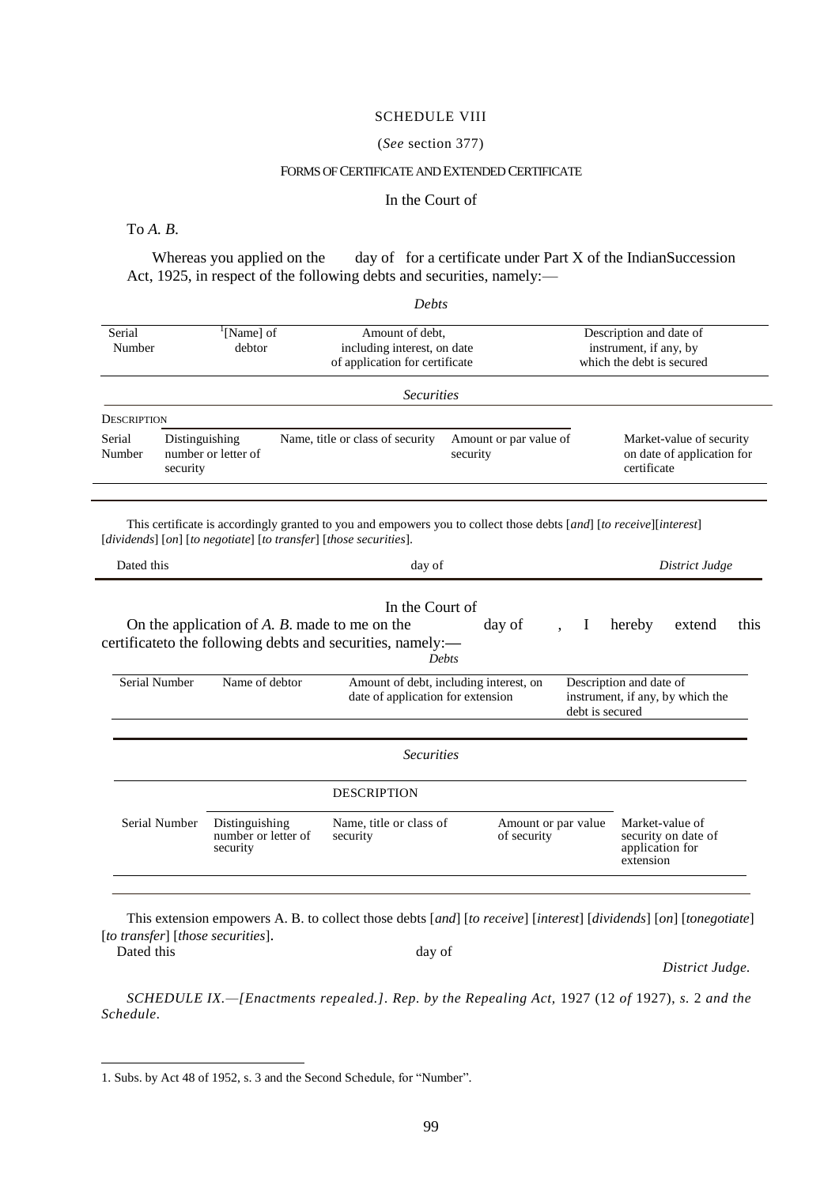# SCHEDULE VIII

(*See* section 377)

FORMS OF CERTIFICATE AND EXTENDED CERTIFICATE

In the Court of

To *A. B.*

Whereas you applied on the day of for a certificate under Part X of the IndianSuccession Act, 1925, in respect of the following debts and securities, namely:—

*Debts*

| Serial Number | [1][Name] of debtor | Amount of debt, including interest, on date of application for certificate | Description and date of instrument, if any, by which the debt is secured |
|---|---|---|---|
| | | | |

*Securities*

| DESCRIPTION | | | | |
|---|---|---|---|---|
| Serial Number | Distinguishing number or letter of security | Name, title or class of security | Amount or par value of security | Market-value of security on date of application for certificate |
| | | | | |

This certificate is accordingly granted to you and empowers you to collect those debts [*and*] [*to receive*][*interest*] [*dividends*] [*on*] [*to negotiate*] [*to transfer*] [*those securities*].

Dated this day of *District Judge*

In the Court of

On the application of *A. B.* made to me on the day of , I hereby extend this certificateto the following debts and securities, namely:—

*Debts*

| Serial Number | Name of debtor | Amount of debt, including interest, on date of application for extension | Description and date of instrument, if any, by which the debt is secured |
|---|---|---|---|
| | | | |

*Securities*

| DESCRIPTION | | | | |
|---|---|---|---|---|
| Serial Number | Distinguishing number or letter of security | Name, title or class of security | Amount or par value of security | Market-value of security on date of application for extension |
| | | | | |

This extension empowers A. B. to collect those debts [*and*] [*to receive*] [*interest*] [*dividends*] [*on*] [*tonegotiate*] [*to transfer*] [*those securities*].

Dated this day of

*District Judge.*

*SCHEDULE IX.—[Enactments repealed.]. Rep. by the Repealing Act,* 1927 (12 *of* 1927), *s.* 2 *and the Schedule.*

---

1. Subs. by Act 48 of 1952, s. 3 and the Second Schedule, for "Number".